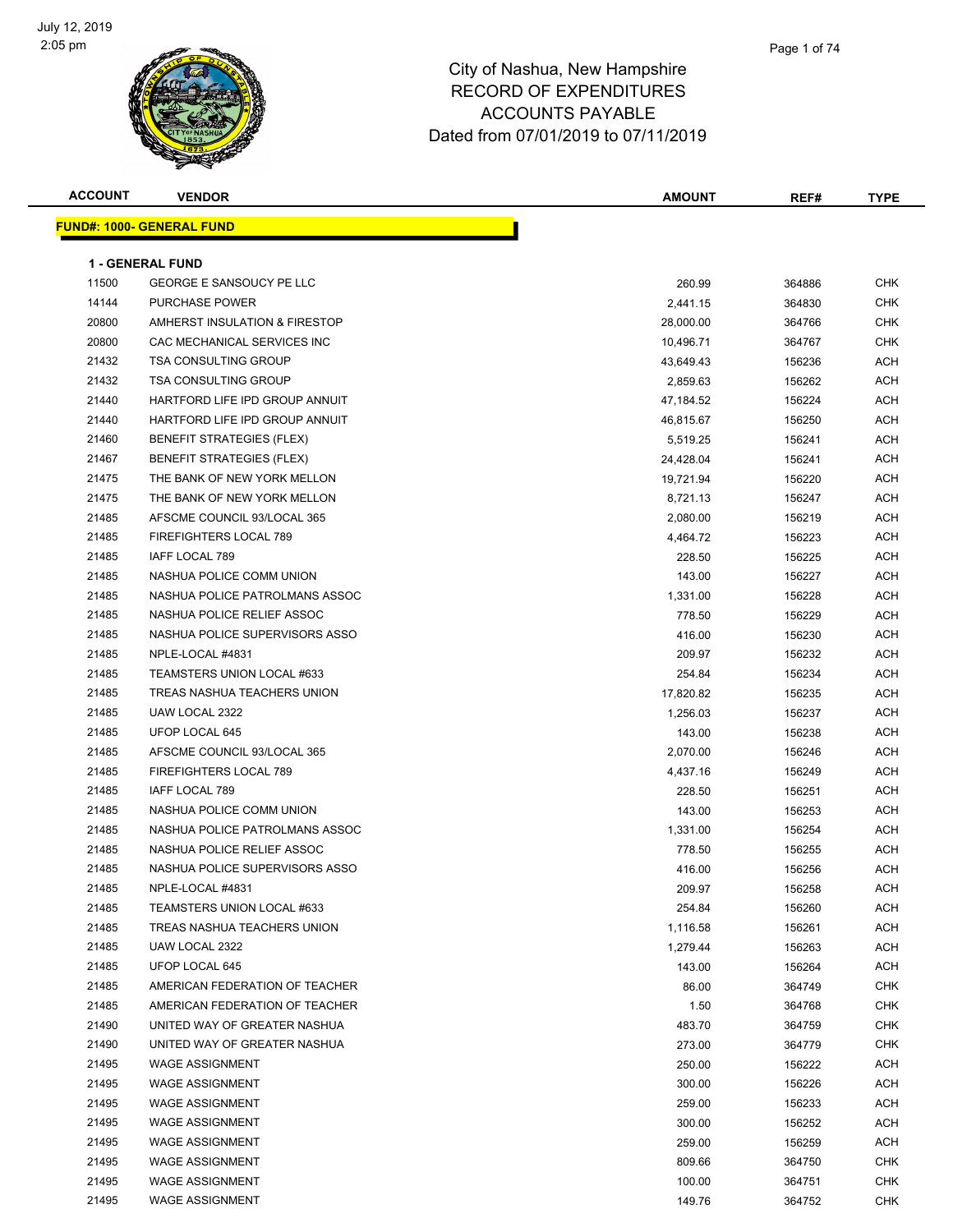# City of Nashua, New Hampshire
## RECORD OF EXPENDITURES
## ACCOUNTS PAYABLE
## Dated from 07/01/2019 to 07/11/2019

July 12, 2019
2:05 pm

**FUND#: 1000- GENERAL FUND**

**1 - GENERAL FUND**

| ACCOUNT | VENDOR | AMOUNT | REF# | TYPE |
|---|---|---|---|---|
| 11500 | GEORGE E SANSOUCY PE LLC | 260.99 | 364886 | CHK |
| 14144 | PURCHASE POWER | 2,441.15 | 364830 | CHK |
| 20800 | AMHERST INSULATION & FIRESTOP | 28,000.00 | 364766 | CHK |
| 20800 | CAC MECHANICAL SERVICES INC | 10,496.71 | 364767 | CHK |
| 21432 | TSA CONSULTING GROUP | 43,649.43 | 156236 | ACH |
| 21432 | TSA CONSULTING GROUP | 2,859.63 | 156262 | ACH |
| 21440 | HARTFORD LIFE IPD GROUP ANNUIT | 47,184.52 | 156224 | ACH |
| 21440 | HARTFORD LIFE IPD GROUP ANNUIT | 46,815.67 | 156250 | ACH |
| 21460 | BENEFIT STRATEGIES (FLEX) | 5,519.25 | 156241 | ACH |
| 21467 | BENEFIT STRATEGIES (FLEX) | 24,428.04 | 156241 | ACH |
| 21475 | THE BANK OF NEW YORK MELLON | 19,721.94 | 156220 | ACH |
| 21475 | THE BANK OF NEW YORK MELLON | 8,721.13 | 156247 | ACH |
| 21485 | AFSCME COUNCIL 93/LOCAL 365 | 2,080.00 | 156219 | ACH |
| 21485 | FIREFIGHTERS LOCAL 789 | 4,464.72 | 156223 | ACH |
| 21485 | IAFF LOCAL 789 | 228.50 | 156225 | ACH |
| 21485 | NASHUA POLICE COMM UNION | 143.00 | 156227 | ACH |
| 21485 | NASHUA POLICE PATROLMANS ASSOC | 1,331.00 | 156228 | ACH |
| 21485 | NASHUA POLICE RELIEF ASSOC | 778.50 | 156229 | ACH |
| 21485 | NASHUA POLICE SUPERVISORS ASSO | 416.00 | 156230 | ACH |
| 21485 | NPLE-LOCAL #4831 | 209.97 | 156232 | ACH |
| 21485 | TEAMSTERS UNION LOCAL #633 | 254.84 | 156234 | ACH |
| 21485 | TREAS NASHUA TEACHERS UNION | 17,820.82 | 156235 | ACH |
| 21485 | UAW LOCAL 2322 | 1,256.03 | 156237 | ACH |
| 21485 | UFOP LOCAL 645 | 143.00 | 156238 | ACH |
| 21485 | AFSCME COUNCIL 93/LOCAL 365 | 2,070.00 | 156246 | ACH |
| 21485 | FIREFIGHTERS LOCAL 789 | 4,437.16 | 156249 | ACH |
| 21485 | IAFF LOCAL 789 | 228.50 | 156251 | ACH |
| 21485 | NASHUA POLICE COMM UNION | 143.00 | 156253 | ACH |
| 21485 | NASHUA POLICE PATROLMANS ASSOC | 1,331.00 | 156254 | ACH |
| 21485 | NASHUA POLICE RELIEF ASSOC | 778.50 | 156255 | ACH |
| 21485 | NASHUA POLICE SUPERVISORS ASSO | 416.00 | 156256 | ACH |
| 21485 | NPLE-LOCAL #4831 | 209.97 | 156258 | ACH |
| 21485 | TEAMSTERS UNION LOCAL #633 | 254.84 | 156260 | ACH |
| 21485 | TREAS NASHUA TEACHERS UNION | 1,116.58 | 156261 | ACH |
| 21485 | UAW LOCAL 2322 | 1,279.44 | 156263 | ACH |
| 21485 | UFOP LOCAL 645 | 143.00 | 156264 | ACH |
| 21485 | AMERICAN FEDERATION OF TEACHER | 86.00 | 364749 | CHK |
| 21485 | AMERICAN FEDERATION OF TEACHER | 1.50 | 364768 | CHK |
| 21490 | UNITED WAY OF GREATER NASHUA | 483.70 | 364759 | CHK |
| 21490 | UNITED WAY OF GREATER NASHUA | 273.00 | 364779 | CHK |
| 21495 | WAGE ASSIGNMENT | 250.00 | 156222 | ACH |
| 21495 | WAGE ASSIGNMENT | 300.00 | 156226 | ACH |
| 21495 | WAGE ASSIGNMENT | 259.00 | 156233 | ACH |
| 21495 | WAGE ASSIGNMENT | 300.00 | 156252 | ACH |
| 21495 | WAGE ASSIGNMENT | 259.00 | 156259 | ACH |
| 21495 | WAGE ASSIGNMENT | 809.66 | 364750 | CHK |
| 21495 | WAGE ASSIGNMENT | 100.00 | 364751 | CHK |
| 21495 | WAGE ASSIGNMENT | 149.76 | 364752 | CHK |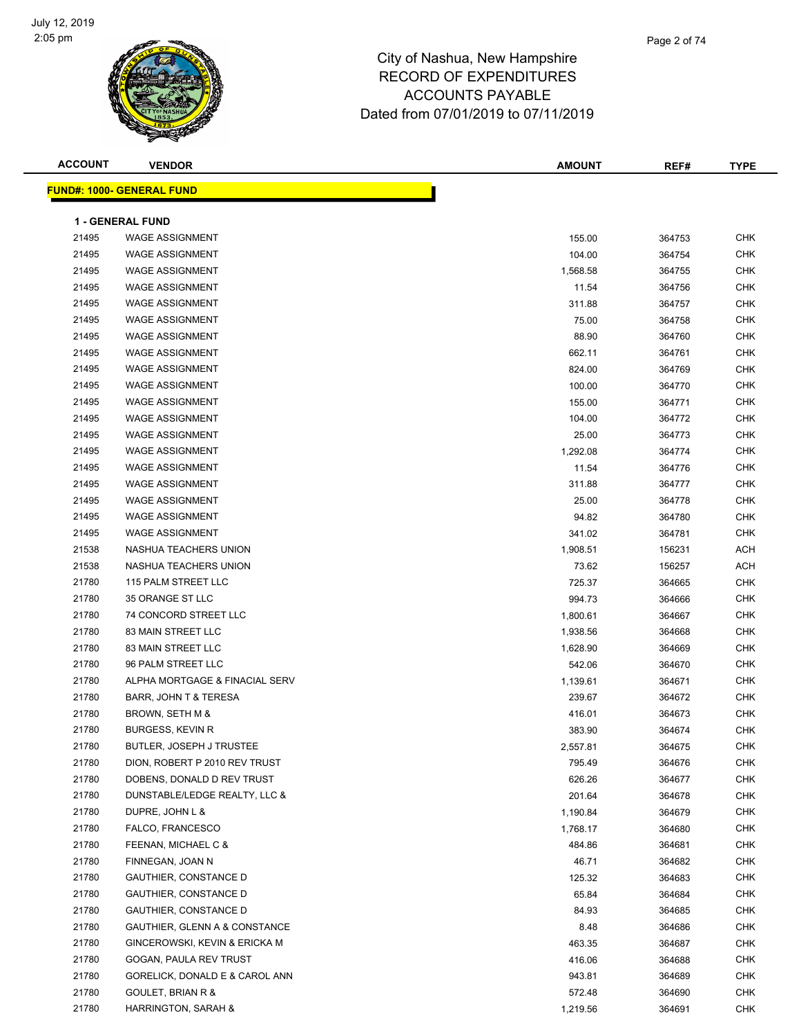# City of Nashua, New Hampshire
## RECORD OF EXPENDITURES
## ACCOUNTS PAYABLE
## Dated from 07/01/2019 to 07/11/2019

| ACCOUNT | VENDOR | AMOUNT | REF# | TYPE |
|---|---|---|---|---|
| **FUND#: 1000- GENERAL FUND** | | | | |
| **1 - GENERAL FUND** | | | | |
| 21495 | WAGE ASSIGNMENT | 155.00 | 364753 | CHK |
| 21495 | WAGE ASSIGNMENT | 104.00 | 364754 | CHK |
| 21495 | WAGE ASSIGNMENT | 1,568.58 | 364755 | CHK |
| 21495 | WAGE ASSIGNMENT | 11.54 | 364756 | CHK |
| 21495 | WAGE ASSIGNMENT | 311.88 | 364757 | CHK |
| 21495 | WAGE ASSIGNMENT | 75.00 | 364758 | CHK |
| 21495 | WAGE ASSIGNMENT | 88.90 | 364760 | CHK |
| 21495 | WAGE ASSIGNMENT | 662.11 | 364761 | CHK |
| 21495 | WAGE ASSIGNMENT | 824.00 | 364769 | CHK |
| 21495 | WAGE ASSIGNMENT | 100.00 | 364770 | CHK |
| 21495 | WAGE ASSIGNMENT | 155.00 | 364771 | CHK |
| 21495 | WAGE ASSIGNMENT | 104.00 | 364772 | CHK |
| 21495 | WAGE ASSIGNMENT | 25.00 | 364773 | CHK |
| 21495 | WAGE ASSIGNMENT | 1,292.08 | 364774 | CHK |
| 21495 | WAGE ASSIGNMENT | 11.54 | 364776 | CHK |
| 21495 | WAGE ASSIGNMENT | 311.88 | 364777 | CHK |
| 21495 | WAGE ASSIGNMENT | 25.00 | 364778 | CHK |
| 21495 | WAGE ASSIGNMENT | 94.82 | 364780 | CHK |
| 21495 | WAGE ASSIGNMENT | 341.02 | 364781 | CHK |
| 21538 | NASHUA TEACHERS UNION | 1,908.51 | 156231 | ACH |
| 21538 | NASHUA TEACHERS UNION | 73.62 | 156257 | ACH |
| 21780 | 115 PALM STREET LLC | 725.37 | 364665 | CHK |
| 21780 | 35 ORANGE ST LLC | 994.73 | 364666 | CHK |
| 21780 | 74 CONCORD STREET LLC | 1,800.61 | 364667 | CHK |
| 21780 | 83 MAIN STREET LLC | 1,938.56 | 364668 | CHK |
| 21780 | 83 MAIN STREET LLC | 1,628.90 | 364669 | CHK |
| 21780 | 96 PALM STREET LLC | 542.06 | 364670 | CHK |
| 21780 | ALPHA MORTGAGE & FINACIAL SERV | 1,139.61 | 364671 | CHK |
| 21780 | BARR, JOHN T & TERESA | 239.67 | 364672 | CHK |
| 21780 | BROWN, SETH M & | 416.01 | 364673 | CHK |
| 21780 | BURGESS, KEVIN R | 383.90 | 364674 | CHK |
| 21780 | BUTLER, JOSEPH J TRUSTEE | 2,557.81 | 364675 | CHK |
| 21780 | DION, ROBERT P 2010 REV TRUST | 795.49 | 364676 | CHK |
| 21780 | DOBENS, DONALD D REV TRUST | 626.26 | 364677 | CHK |
| 21780 | DUNSTABLE/LEDGE REALTY, LLC & | 201.64 | 364678 | CHK |
| 21780 | DUPRE, JOHN L & | 1,190.84 | 364679 | CHK |
| 21780 | FALCO, FRANCESCO | 1,768.17 | 364680 | CHK |
| 21780 | FEENAN, MICHAEL C & | 484.86 | 364681 | CHK |
| 21780 | FINNEGAN, JOAN N | 46.71 | 364682 | CHK |
| 21780 | GAUTHIER, CONSTANCE D | 125.32 | 364683 | CHK |
| 21780 | GAUTHIER, CONSTANCE D | 65.84 | 364684 | CHK |
| 21780 | GAUTHIER, CONSTANCE D | 84.93 | 364685 | CHK |
| 21780 | GAUTHIER, GLENN A & CONSTANCE | 8.48 | 364686 | CHK |
| 21780 | GINCEROWSKI, KEVIN & ERICKA M | 463.35 | 364687 | CHK |
| 21780 | GOGAN, PAULA REV TRUST | 416.06 | 364688 | CHK |
| 21780 | GORELICK, DONALD E & CAROL ANN | 943.81 | 364689 | CHK |
| 21780 | GOULET, BRIAN R & | 572.48 | 364690 | CHK |
| 21780 | HARRINGTON, SARAH & | 1,219.56 | 364691 | CHK |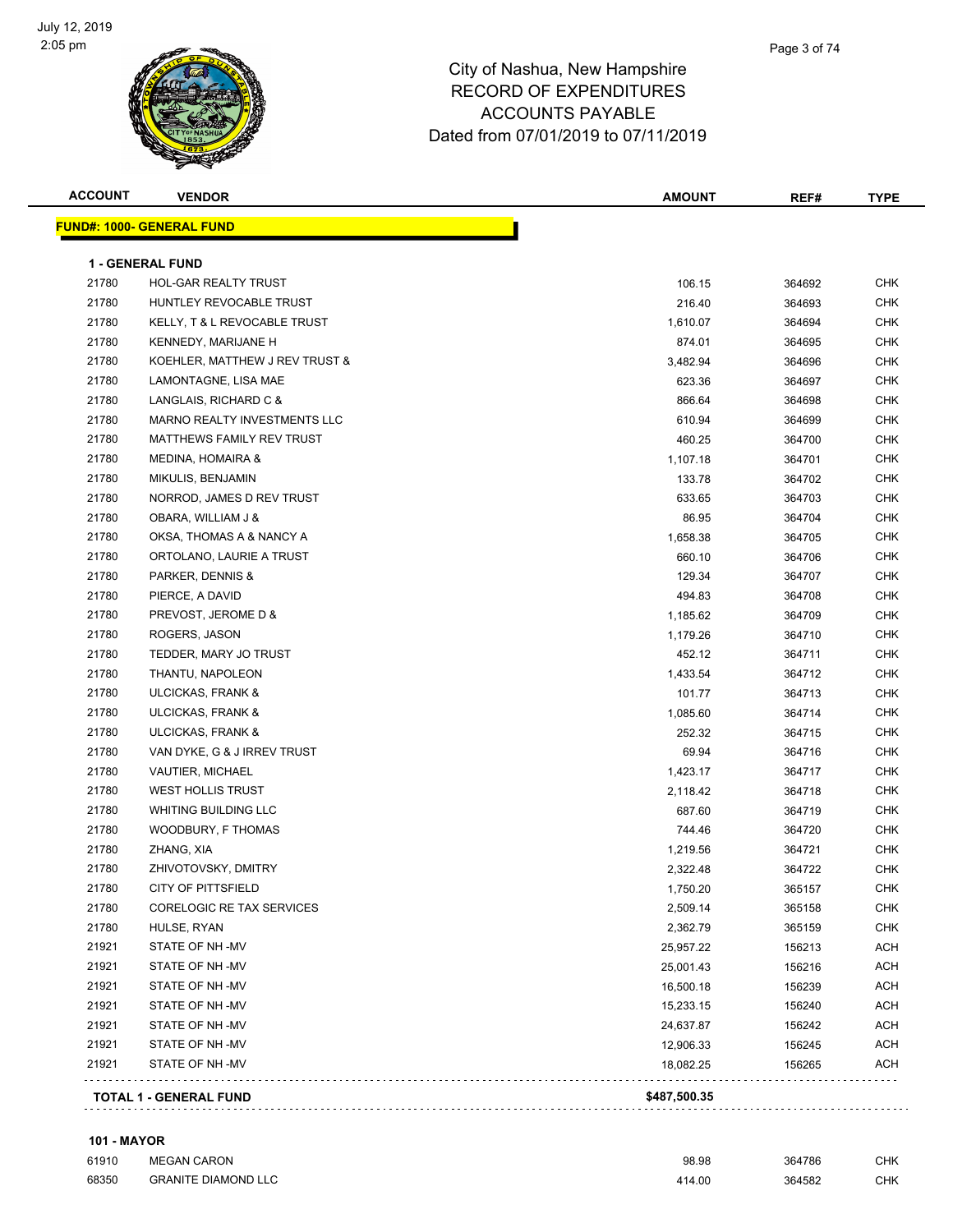City of Nashua, New Hampshire
RECORD OF EXPENDITURES
ACCOUNTS PAYABLE
Dated from 07/01/2019 to 07/11/2019

July 12, 2019
2:05 pm

**FUND#: 1000- GENERAL FUND**

**1 - GENERAL FUND**

| ACCOUNT | VENDOR | AMOUNT | REF# | TYPE |
|---|---|---|---|---|
| 21780 | HOL-GAR REALTY TRUST | 106.15 | 364692 | CHK |
| 21780 | HUNTLEY REVOCABLE TRUST | 216.40 | 364693 | CHK |
| 21780 | KELLY, T & L REVOCABLE TRUST | 1,610.07 | 364694 | CHK |
| 21780 | KENNEDY, MARIJANE H | 874.01 | 364695 | CHK |
| 21780 | KOEHLER, MATTHEW J REV TRUST & | 3,482.94 | 364696 | CHK |
| 21780 | LAMONTAGNE, LISA MAE | 623.36 | 364697 | CHK |
| 21780 | LANGLAIS, RICHARD C & | 866.64 | 364698 | CHK |
| 21780 | MARNO REALTY INVESTMENTS LLC | 610.94 | 364699 | CHK |
| 21780 | MATTHEWS FAMILY REV TRUST | 460.25 | 364700 | CHK |
| 21780 | MEDINA, HOMAIRA & | 1,107.18 | 364701 | CHK |
| 21780 | MIKULIS, BENJAMIN | 133.78 | 364702 | CHK |
| 21780 | NORROD, JAMES D REV TRUST | 633.65 | 364703 | CHK |
| 21780 | OBARA, WILLIAM J & | 86.95 | 364704 | CHK |
| 21780 | OKSA, THOMAS A & NANCY A | 1,658.38 | 364705 | CHK |
| 21780 | ORTOLANO, LAURIE A TRUST | 660.10 | 364706 | CHK |
| 21780 | PARKER, DENNIS & | 129.34 | 364707 | CHK |
| 21780 | PIERCE, A DAVID | 494.83 | 364708 | CHK |
| 21780 | PREVOST, JEROME D & | 1,185.62 | 364709 | CHK |
| 21780 | ROGERS, JASON | 1,179.26 | 364710 | CHK |
| 21780 | TEDDER, MARY JO TRUST | 452.12 | 364711 | CHK |
| 21780 | THANTU, NAPOLEON | 1,433.54 | 364712 | CHK |
| 21780 | ULCICKAS, FRANK & | 101.77 | 364713 | CHK |
| 21780 | ULCICKAS, FRANK & | 1,085.60 | 364714 | CHK |
| 21780 | ULCICKAS, FRANK & | 252.32 | 364715 | CHK |
| 21780 | VAN DYKE, G & J IRREV TRUST | 69.94 | 364716 | CHK |
| 21780 | VAUTIER, MICHAEL | 1,423.17 | 364717 | CHK |
| 21780 | WEST HOLLIS TRUST | 2,118.42 | 364718 | CHK |
| 21780 | WHITING BUILDING LLC | 687.60 | 364719 | CHK |
| 21780 | WOODBURY, F THOMAS | 744.46 | 364720 | CHK |
| 21780 | ZHANG, XIA | 1,219.56 | 364721 | CHK |
| 21780 | ZHIVOTOVSKY, DMITRY | 2,322.48 | 364722 | CHK |
| 21780 | CITY OF PITTSFIELD | 1,750.20 | 365157 | CHK |
| 21780 | CORELOGIC RE TAX SERVICES | 2,509.14 | 365158 | CHK |
| 21780 | HULSE, RYAN | 2,362.79 | 365159 | CHK |
| 21921 | STATE OF NH -MV | 25,957.22 | 156213 | ACH |
| 21921 | STATE OF NH -MV | 25,001.43 | 156216 | ACH |
| 21921 | STATE OF NH -MV | 16,500.18 | 156239 | ACH |
| 21921 | STATE OF NH -MV | 15,233.15 | 156240 | ACH |
| 21921 | STATE OF NH -MV | 24,637.87 | 156242 | ACH |
| 21921 | STATE OF NH -MV | 12,906.33 | 156245 | ACH |
| 21921 | STATE OF NH -MV | 18,082.25 | 156265 | ACH |
| | **TOTAL 1 - GENERAL FUND** | **$487,500.35** | | |

**101 - MAYOR**

| ACCOUNT | VENDOR | AMOUNT | REF# | TYPE |
|---|---|---|---|---|
| 61910 | MEGAN CARON | 98.98 | 364786 | CHK |
| 68350 | GRANITE DIAMOND LLC | 414.00 | 364582 | CHK |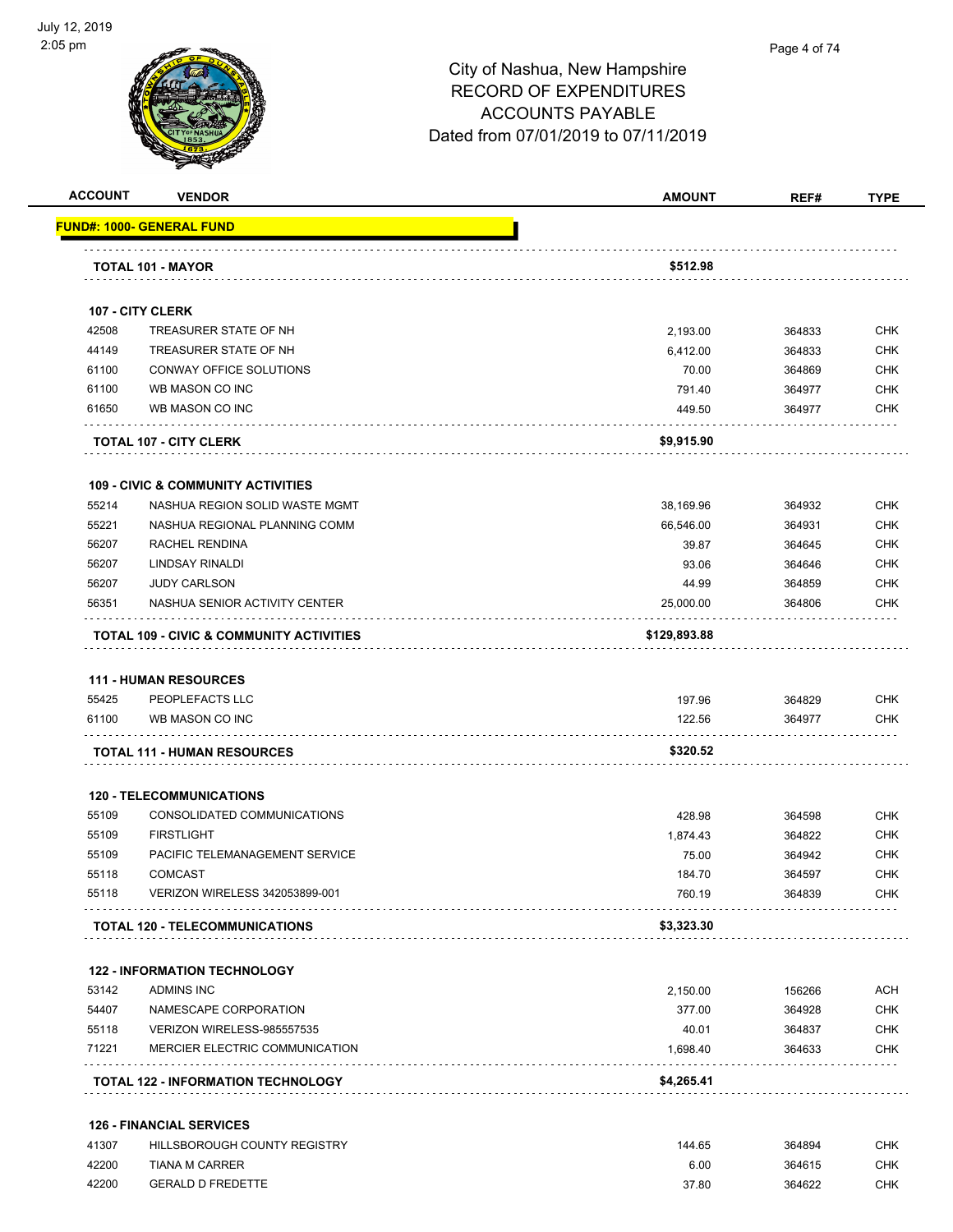City of Nashua, New Hampshire
RECORD OF EXPENDITURES
ACCOUNTS PAYABLE
Dated from 07/01/2019 to 07/11/2019

| ACCOUNT | VENDOR | AMOUNT | REF# | TYPE |
|---|---|---|---|---|
| **FUND#: 1000- GENERAL FUND** | | | | |
| | **TOTAL 101 - MAYOR** | **$512.98** | | |
| **107 - CITY CLERK** | | | | |
| 42508 | TREASURER STATE OF NH | 2,193.00 | 364833 | CHK |
| 44149 | TREASURER STATE OF NH | 6,412.00 | 364833 | CHK |
| 61100 | CONWAY OFFICE SOLUTIONS | 70.00 | 364869 | CHK |
| 61100 | WB MASON CO INC | 791.40 | 364977 | CHK |
| 61650 | WB MASON CO INC | 449.50 | 364977 | CHK |
| | **TOTAL 107 - CITY CLERK** | **$9,915.90** | | |
| **109 - CIVIC & COMMUNITY ACTIVITIES** | | | | |
| 55214 | NASHUA REGION SOLID WASTE MGMT | 38,169.96 | 364932 | CHK |
| 55221 | NASHUA REGIONAL PLANNING COMM | 66,546.00 | 364931 | CHK |
| 56207 | RACHEL RENDINA | 39.87 | 364645 | CHK |
| 56207 | LINDSAY RINALDI | 93.06 | 364646 | CHK |
| 56207 | JUDY CARLSON | 44.99 | 364859 | CHK |
| 56351 | NASHUA SENIOR ACTIVITY CENTER | 25,000.00 | 364806 | CHK |
| | **TOTAL 109 - CIVIC & COMMUNITY ACTIVITIES** | **$129,893.88** | | |
| **111 - HUMAN RESOURCES** | | | | |
| 55425 | PEOPLEFACTS LLC | 197.96 | 364829 | CHK |
| 61100 | WB MASON CO INC | 122.56 | 364977 | CHK |
| | **TOTAL 111 - HUMAN RESOURCES** | **$320.52** | | |
| **120 - TELECOMMUNICATIONS** | | | | |
| 55109 | CONSOLIDATED COMMUNICATIONS | 428.98 | 364598 | CHK |
| 55109 | FIRSTLIGHT | 1,874.43 | 364822 | CHK |
| 55109 | PACIFIC TELEMANAGEMENT SERVICE | 75.00 | 364942 | CHK |
| 55118 | COMCAST | 184.70 | 364597 | CHK |
| 55118 | VERIZON WIRELESS 342053899-001 | 760.19 | 364839 | CHK |
| | **TOTAL 120 - TELECOMMUNICATIONS** | **$3,323.30** | | |
| **122 - INFORMATION TECHNOLOGY** | | | | |
| 53142 | ADMINS INC | 2,150.00 | 156266 | ACH |
| 54407 | NAMESCAPE CORPORATION | 377.00 | 364928 | CHK |
| 55118 | VERIZON WIRELESS-985557535 | 40.01 | 364837 | CHK |
| 71221 | MERCIER ELECTRIC COMMUNICATION | 1,698.40 | 364633 | CHK |
| | **TOTAL 122 - INFORMATION TECHNOLOGY** | **$4,265.41** | | |
| **126 - FINANCIAL SERVICES** | | | | |
| 41307 | HILLSBOROUGH COUNTY REGISTRY | 144.65 | 364894 | CHK |
| 42200 | TIANA M CARRER | 6.00 | 364615 | CHK |
| 42200 | GERALD D FREDETTE | 37.80 | 364622 | CHK |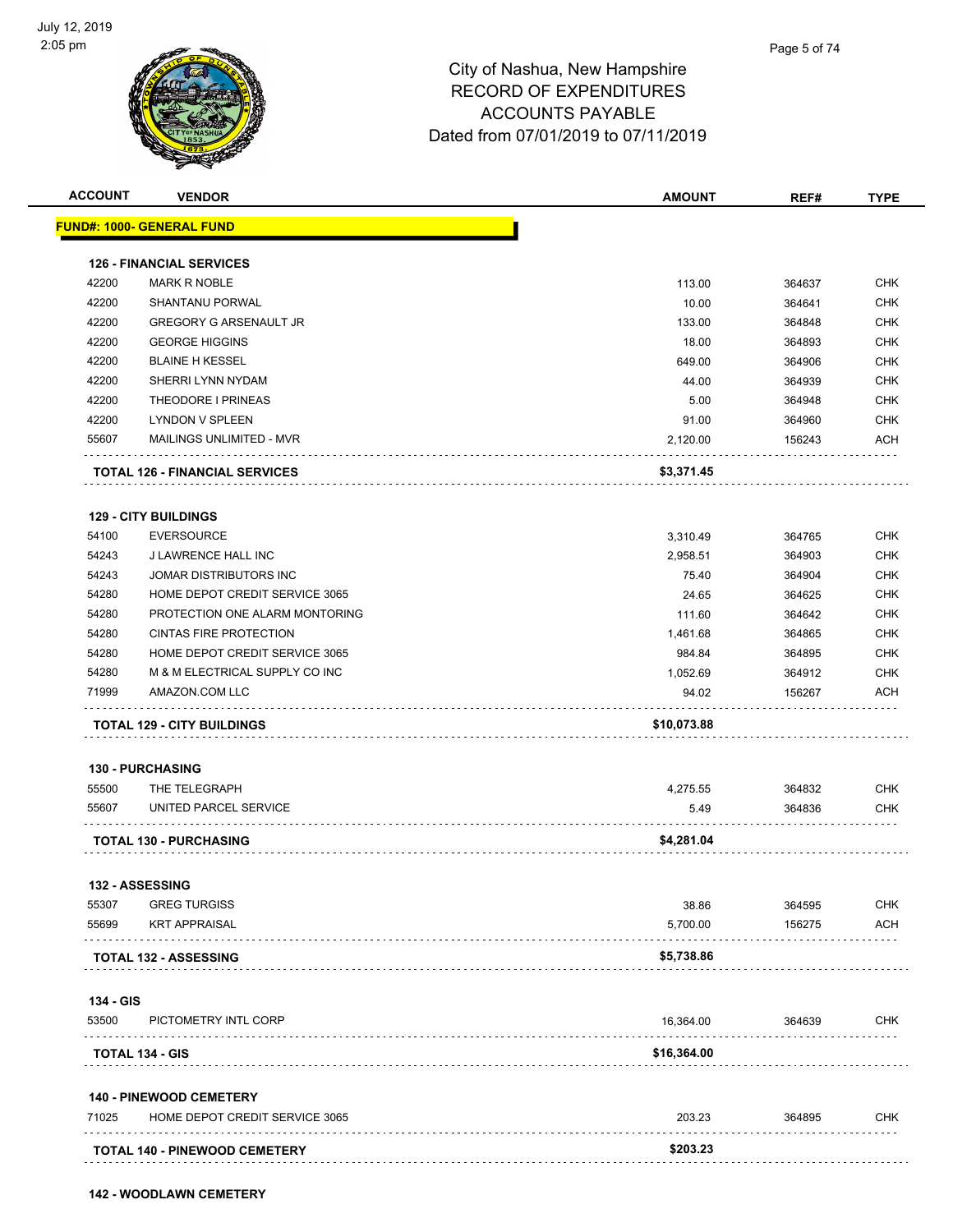# City of Nashua, New Hampshire
## RECORD OF EXPENDITURES
## ACCOUNTS PAYABLE
## Dated from 07/01/2019 to 07/11/2019

| ACCOUNT | VENDOR | AMOUNT | REF# | TYPE |
|---|---|---|---|---|
| **FUND#: 1000- GENERAL FUND** | | | | |
| **126 - FINANCIAL SERVICES** | | | | |
| 42200 | MARK R NOBLE | 113.00 | 364637 | CHK |
| 42200 | SHANTANU PORWAL | 10.00 | 364641 | CHK |
| 42200 | GREGORY G ARSENAULT JR | 133.00 | 364848 | CHK |
| 42200 | GEORGE HIGGINS | 18.00 | 364893 | CHK |
| 42200 | BLAINE H KESSEL | 649.00 | 364906 | CHK |
| 42200 | SHERRI LYNN NYDAM | 44.00 | 364939 | CHK |
| 42200 | THEODORE I PRINEAS | 5.00 | 364948 | CHK |
| 42200 | LYNDON V SPLEEN | 91.00 | 364960 | CHK |
| 55607 | MAILINGS UNLIMITED - MVR | 2,120.00 | 156243 | ACH |
| | **TOTAL 126 - FINANCIAL SERVICES** | **$3,371.45** | | |
| **129 - CITY BUILDINGS** | | | | |
| 54100 | EVERSOURCE | 3,310.49 | 364765 | CHK |
| 54243 | J LAWRENCE HALL INC | 2,958.51 | 364903 | CHK |
| 54243 | JOMAR DISTRIBUTORS INC | 75.40 | 364904 | CHK |
| 54280 | HOME DEPOT CREDIT SERVICE 3065 | 24.65 | 364625 | CHK |
| 54280 | PROTECTION ONE ALARM MONTORING | 111.60 | 364642 | CHK |
| 54280 | CINTAS FIRE PROTECTION | 1,461.68 | 364865 | CHK |
| 54280 | HOME DEPOT CREDIT SERVICE 3065 | 984.84 | 364895 | CHK |
| 54280 | M & M ELECTRICAL SUPPLY CO INC | 1,052.69 | 364912 | CHK |
| 71999 | AMAZON.COM LLC | 94.02 | 156267 | ACH |
| | **TOTAL 129 - CITY BUILDINGS** | **$10,073.88** | | |
| **130 - PURCHASING** | | | | |
| 55500 | THE TELEGRAPH | 4,275.55 | 364832 | CHK |
| 55607 | UNITED PARCEL SERVICE | 5.49 | 364836 | CHK |
| | **TOTAL 130 - PURCHASING** | **$4,281.04** | | |
| **132 - ASSESSING** | | | | |
| 55307 | GREG TURGISS | 38.86 | 364595 | CHK |
| 55699 | KRT APPRAISAL | 5,700.00 | 156275 | ACH |
| | **TOTAL 132 - ASSESSING** | **$5,738.86** | | |
| **134 - GIS** | | | | |
| 53500 | PICTOMETRY INTL CORP | 16,364.00 | 364639 | CHK |
| | **TOTAL 134 - GIS** | **$16,364.00** | | |
| **140 - PINEWOOD CEMETERY** | | | | |
| 71025 | HOME DEPOT CREDIT SERVICE 3065 | 203.23 | 364895 | CHK |
| | **TOTAL 140 - PINEWOOD CEMETERY** | **$203.23** | | |

**142 - WOODLAWN CEMETERY**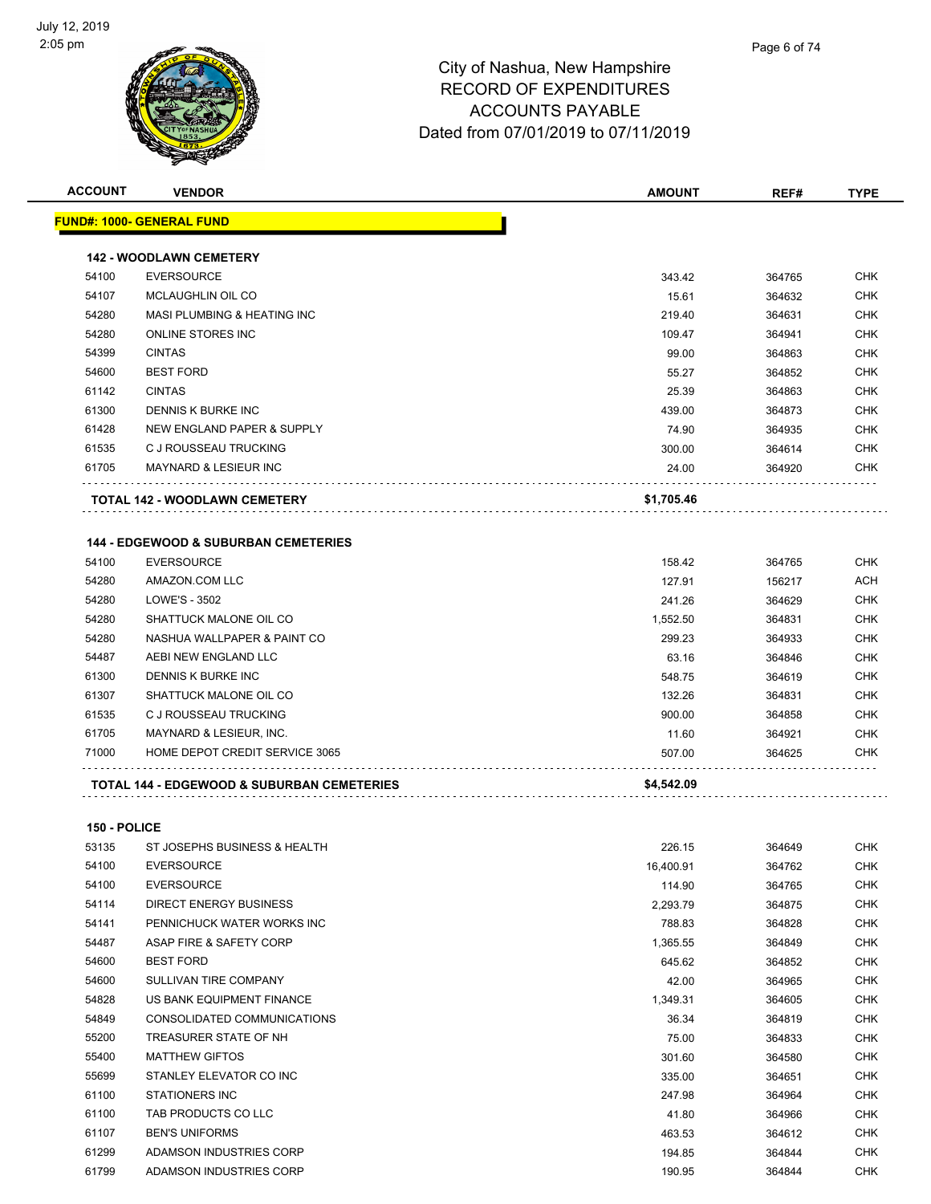City of Nashua, New Hampshire
RECORD OF EXPENDITURES
ACCOUNTS PAYABLE
Dated from 07/01/2019 to 07/11/2019

| ACCOUNT | VENDOR | AMOUNT | REF# | TYPE |
|---|---|---|---|---|
| **FUND#: 1000- GENERAL FUND** | | | | |
| **142 - WOODLAWN CEMETERY** | | | | |
| 54100 | EVERSOURCE | 343.42 | 364765 | CHK |
| 54107 | MCLAUGHLIN OIL CO | 15.61 | 364632 | CHK |
| 54280 | MASI PLUMBING & HEATING INC | 219.40 | 364631 | CHK |
| 54280 | ONLINE STORES INC | 109.47 | 364941 | CHK |
| 54399 | CINTAS | 99.00 | 364863 | CHK |
| 54600 | BEST FORD | 55.27 | 364852 | CHK |
| 61142 | CINTAS | 25.39 | 364863 | CHK |
| 61300 | DENNIS K BURKE INC | 439.00 | 364873 | CHK |
| 61428 | NEW ENGLAND PAPER & SUPPLY | 74.90 | 364935 | CHK |
| 61535 | C J ROUSSEAU TRUCKING | 300.00 | 364614 | CHK |
| 61705 | MAYNARD & LESIEUR INC | 24.00 | 364920 | CHK |
| **TOTAL 142 - WOODLAWN CEMETERY** | | **$1,705.46** | | |
| **144 - EDGEWOOD & SUBURBAN CEMETERIES** | | | | |
| 54100 | EVERSOURCE | 158.42 | 364765 | CHK |
| 54280 | AMAZON.COM LLC | 127.91 | 156217 | ACH |
| 54280 | LOWE'S - 3502 | 241.26 | 364629 | CHK |
| 54280 | SHATTUCK MALONE OIL CO | 1,552.50 | 364831 | CHK |
| 54280 | NASHUA WALLPAPER & PAINT CO | 299.23 | 364933 | CHK |
| 54487 | AEBI NEW ENGLAND LLC | 63.16 | 364846 | CHK |
| 61300 | DENNIS K BURKE INC | 548.75 | 364619 | CHK |
| 61307 | SHATTUCK MALONE OIL CO | 132.26 | 364831 | CHK |
| 61535 | C J ROUSSEAU TRUCKING | 900.00 | 364858 | CHK |
| 61705 | MAYNARD & LESIEUR, INC. | 11.60 | 364921 | CHK |
| 71000 | HOME DEPOT CREDIT SERVICE 3065 | 507.00 | 364625 | CHK |
| **TOTAL 144 - EDGEWOOD & SUBURBAN CEMETERIES** | | **$4,542.09** | | |
| **150 - POLICE** | | | | |
| 53135 | ST JOSEPHS BUSINESS & HEALTH | 226.15 | 364649 | CHK |
| 54100 | EVERSOURCE | 16,400.91 | 364762 | CHK |
| 54100 | EVERSOURCE | 114.90 | 364765 | CHK |
| 54114 | DIRECT ENERGY BUSINESS | 2,293.79 | 364875 | CHK |
| 54141 | PENNICHUCK WATER WORKS INC | 788.83 | 364828 | CHK |
| 54487 | ASAP FIRE & SAFETY CORP | 1,365.55 | 364849 | CHK |
| 54600 | BEST FORD | 645.62 | 364852 | CHK |
| 54600 | SULLIVAN TIRE COMPANY | 42.00 | 364965 | CHK |
| 54828 | US BANK EQUIPMENT FINANCE | 1,349.31 | 364605 | CHK |
| 54849 | CONSOLIDATED COMMUNICATIONS | 36.34 | 364819 | CHK |
| 55200 | TREASURER STATE OF NH | 75.00 | 364833 | CHK |
| 55400 | MATTHEW GIFTOS | 301.60 | 364580 | CHK |
| 55699 | STANLEY ELEVATOR CO INC | 335.00 | 364651 | CHK |
| 61100 | STATIONERS INC | 247.98 | 364964 | CHK |
| 61100 | TAB PRODUCTS CO LLC | 41.80 | 364966 | CHK |
| 61107 | BEN'S UNIFORMS | 463.53 | 364612 | CHK |
| 61299 | ADAMSON INDUSTRIES CORP | 194.85 | 364844 | CHK |
| 61799 | ADAMSON INDUSTRIES CORP | 190.95 | 364844 | CHK |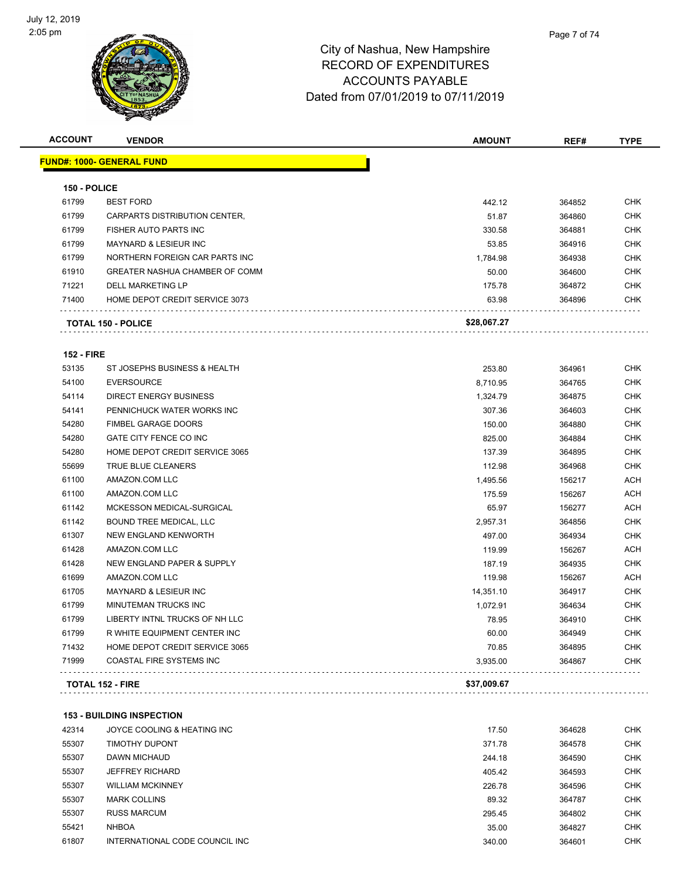# City of Nashua, New Hampshire
## RECORD OF EXPENDITURES
## ACCOUNTS PAYABLE
## Dated from 07/01/2019 to 07/11/2019

**FUND#: 1000- GENERAL FUND**

**150 - POLICE**

| ACCOUNT | VENDOR | AMOUNT | REF# | TYPE |
|---|---|---|---|---|
| 61799 | BEST FORD | 442.12 | 364852 | CHK |
| 61799 | CARPARTS DISTRIBUTION CENTER, | 51.87 | 364860 | CHK |
| 61799 | FISHER AUTO PARTS INC | 330.58 | 364881 | CHK |
| 61799 | MAYNARD & LESIEUR INC | 53.85 | 364916 | CHK |
| 61799 | NORTHERN FOREIGN CAR PARTS INC | 1,784.98 | 364938 | CHK |
| 61910 | GREATER NASHUA CHAMBER OF COMM | 50.00 | 364600 | CHK |
| 71221 | DELL MARKETING LP | 175.78 | 364872 | CHK |
| 71400 | HOME DEPOT CREDIT SERVICE 3073 | 63.98 | 364896 | CHK |
| | **TOTAL 150 - POLICE** | **$28,067.27** | | |

**152 - FIRE**

| ACCOUNT | VENDOR | AMOUNT | REF# | TYPE |
|---|---|---|---|---|
| 53135 | ST JOSEPHS BUSINESS & HEALTH | 253.80 | 364961 | CHK |
| 54100 | EVERSOURCE | 8,710.95 | 364765 | CHK |
| 54114 | DIRECT ENERGY BUSINESS | 1,324.79 | 364875 | CHK |
| 54141 | PENNICHUCK WATER WORKS INC | 307.36 | 364603 | CHK |
| 54280 | FIMBEL GARAGE DOORS | 150.00 | 364880 | CHK |
| 54280 | GATE CITY FENCE CO INC | 825.00 | 364884 | CHK |
| 54280 | HOME DEPOT CREDIT SERVICE 3065 | 137.39 | 364895 | CHK |
| 55699 | TRUE BLUE CLEANERS | 112.98 | 364968 | CHK |
| 61100 | AMAZON.COM LLC | 1,495.56 | 156217 | ACH |
| 61100 | AMAZON.COM LLC | 175.59 | 156267 | ACH |
| 61142 | MCKESSON MEDICAL-SURGICAL | 65.97 | 156277 | ACH |
| 61142 | BOUND TREE MEDICAL, LLC | 2,957.31 | 364856 | CHK |
| 61307 | NEW ENGLAND KENWORTH | 497.00 | 364934 | CHK |
| 61428 | AMAZON.COM LLC | 119.99 | 156267 | ACH |
| 61428 | NEW ENGLAND PAPER & SUPPLY | 187.19 | 364935 | CHK |
| 61699 | AMAZON.COM LLC | 119.98 | 156267 | ACH |
| 61705 | MAYNARD & LESIEUR INC | 14,351.10 | 364917 | CHK |
| 61799 | MINUTEMAN TRUCKS INC | 1,072.91 | 364634 | CHK |
| 61799 | LIBERTY INTNL TRUCKS OF NH LLC | 78.95 | 364910 | CHK |
| 61799 | R WHITE EQUIPMENT CENTER INC | 60.00 | 364949 | CHK |
| 71432 | HOME DEPOT CREDIT SERVICE 3065 | 70.85 | 364895 | CHK |
| 71999 | COASTAL FIRE SYSTEMS INC | 3,935.00 | 364867 | CHK |
| | **TOTAL 152 - FIRE** | **$37,009.67** | | |

**153 - BUILDING INSPECTION**

| ACCOUNT | VENDOR | AMOUNT | REF# | TYPE |
|---|---|---|---|---|
| 42314 | JOYCE COOLING & HEATING INC | 17.50 | 364628 | CHK |
| 55307 | TIMOTHY DUPONT | 371.78 | 364578 | CHK |
| 55307 | DAWN MICHAUD | 244.18 | 364590 | CHK |
| 55307 | JEFFREY RICHARD | 405.42 | 364593 | CHK |
| 55307 | WILLIAM MCKINNEY | 226.78 | 364596 | CHK |
| 55307 | MARK COLLINS | 89.32 | 364787 | CHK |
| 55307 | RUSS MARCUM | 295.45 | 364802 | CHK |
| 55421 | NHBOA | 35.00 | 364827 | CHK |
| 61807 | INTERNATIONAL CODE COUNCIL INC | 340.00 | 364601 | CHK |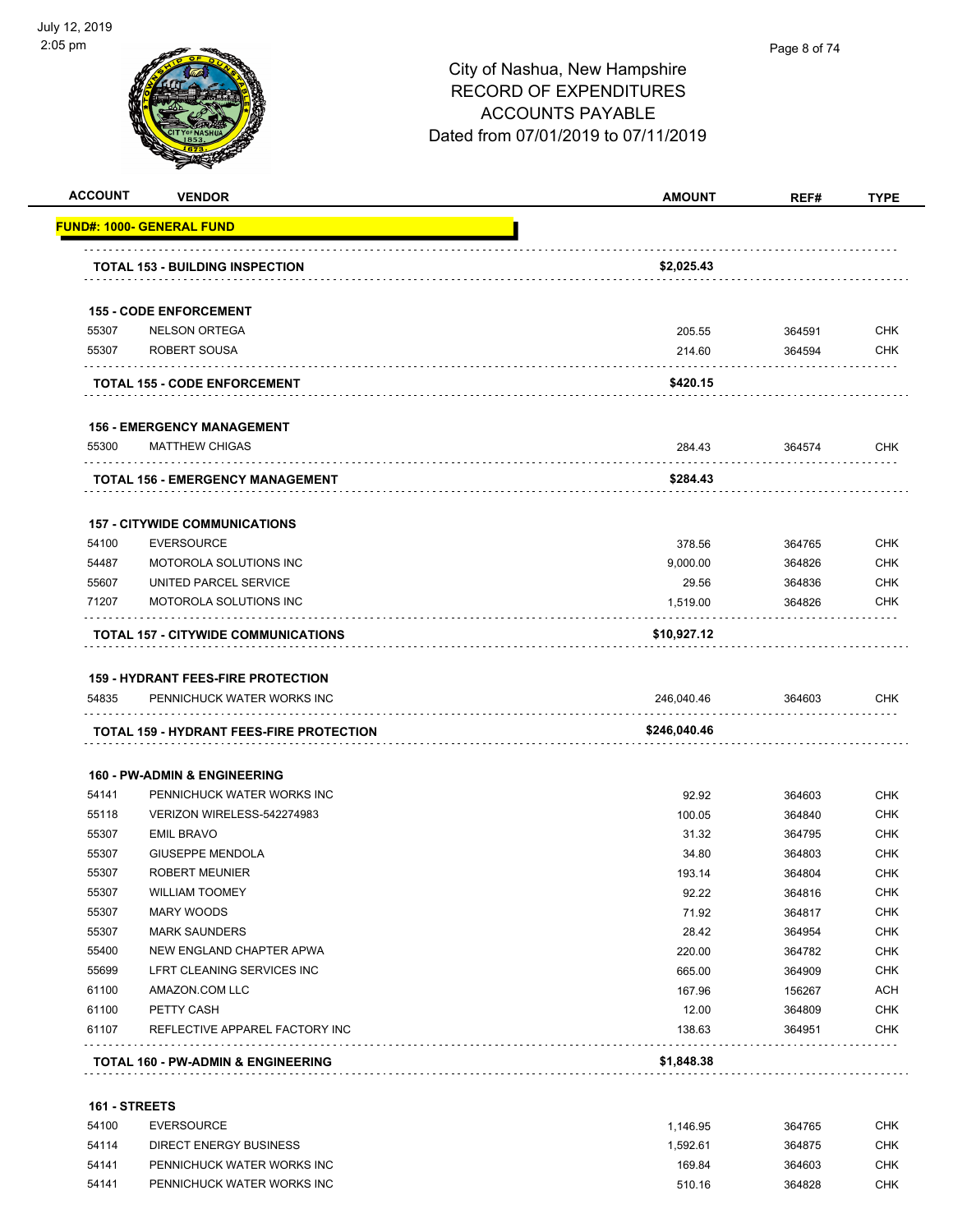City of Nashua, New Hampshire
RECORD OF EXPENDITURES
ACCOUNTS PAYABLE
Dated from 07/01/2019 to 07/11/2019

| ACCOUNT | VENDOR | AMOUNT | REF# | TYPE |
|---|---|---|---|---|
| **FUND#: 1000- GENERAL FUND** | | | | |
| | **TOTAL 153 - BUILDING INSPECTION** | **$2,025.43** | | |
| | **155 - CODE ENFORCEMENT** | | | |
| 55307 | NELSON ORTEGA | 205.55 | 364591 | CHK |
| 55307 | ROBERT SOUSA | 214.60 | 364594 | CHK |
| | **TOTAL 155 - CODE ENFORCEMENT** | **$420.15** | | |
| | **156 - EMERGENCY MANAGEMENT** | | | |
| 55300 | MATTHEW CHIGAS | 284.43 | 364574 | CHK |
| | **TOTAL 156 - EMERGENCY MANAGEMENT** | **$284.43** | | |
| | **157 - CITYWIDE COMMUNICATIONS** | | | |
| 54100 | EVERSOURCE | 378.56 | 364765 | CHK |
| 54487 | MOTOROLA SOLUTIONS INC | 9,000.00 | 364826 | CHK |
| 55607 | UNITED PARCEL SERVICE | 29.56 | 364836 | CHK |
| 71207 | MOTOROLA SOLUTIONS INC | 1,519.00 | 364826 | CHK |
| | **TOTAL 157 - CITYWIDE COMMUNICATIONS** | **$10,927.12** | | |
| | **159 - HYDRANT FEES-FIRE PROTECTION** | | | |
| 54835 | PENNICHUCK WATER WORKS INC | 246,040.46 | 364603 | CHK |
| | **TOTAL 159 - HYDRANT FEES-FIRE PROTECTION** | **$246,040.46** | | |
| | **160 - PW-ADMIN & ENGINEERING** | | | |
| 54141 | PENNICHUCK WATER WORKS INC | 92.92 | 364603 | CHK |
| 55118 | VERIZON WIRELESS-542274983 | 100.05 | 364840 | CHK |
| 55307 | EMIL BRAVO | 31.32 | 364795 | CHK |
| 55307 | GIUSEPPE MENDOLA | 34.80 | 364803 | CHK |
| 55307 | ROBERT MEUNIER | 193.14 | 364804 | CHK |
| 55307 | WILLIAM TOOMEY | 92.22 | 364816 | CHK |
| 55307 | MARY WOODS | 71.92 | 364817 | CHK |
| 55307 | MARK SAUNDERS | 28.42 | 364954 | CHK |
| 55400 | NEW ENGLAND CHAPTER APWA | 220.00 | 364782 | CHK |
| 55699 | LFRT CLEANING SERVICES INC | 665.00 | 364909 | CHK |
| 61100 | AMAZON.COM LLC | 167.96 | 156267 | ACH |
| 61100 | PETTY CASH | 12.00 | 364809 | CHK |
| 61107 | REFLECTIVE APPAREL FACTORY INC | 138.63 | 364951 | CHK |
| | **TOTAL 160 - PW-ADMIN & ENGINEERING** | **$1,848.38** | | |
| | **161 - STREETS** | | | |
| 54100 | EVERSOURCE | 1,146.95 | 364765 | CHK |
| 54114 | DIRECT ENERGY BUSINESS | 1,592.61 | 364875 | CHK |
| 54141 | PENNICHUCK WATER WORKS INC | 169.84 | 364603 | CHK |
| 54141 | PENNICHUCK WATER WORKS INC | 510.16 | 364828 | CHK |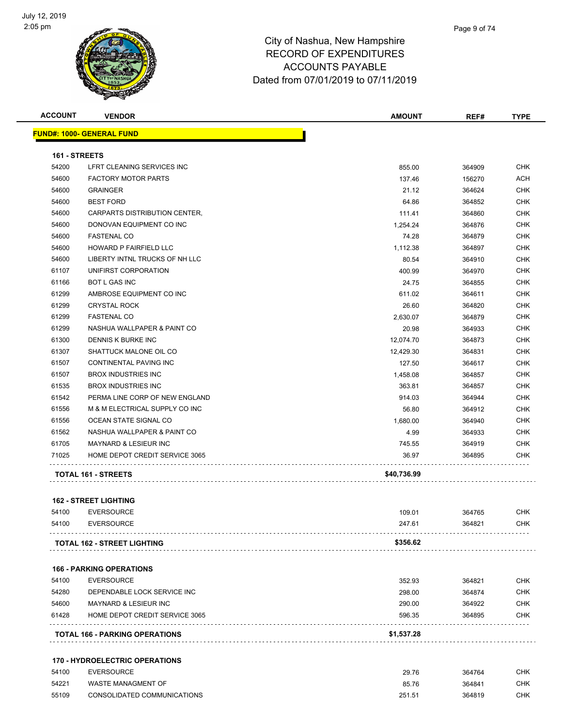# City of Nashua, New Hampshire
## RECORD OF EXPENDITURES
## ACCOUNTS PAYABLE
## Dated from 07/01/2019 to 07/11/2019

| ACCOUNT | VENDOR | AMOUNT | REF# | TYPE |
|---|---|---|---|---|
| **FUND#: 1000- GENERAL FUND** | | | | |
| **161 - STREETS** | | | | |
| 54200 | LFRT CLEANING SERVICES INC | 855.00 | 364909 | CHK |
| 54600 | FACTORY MOTOR PARTS | 137.46 | 156270 | ACH |
| 54600 | GRAINGER | 21.12 | 364624 | CHK |
| 54600 | BEST FORD | 64.86 | 364852 | CHK |
| 54600 | CARPARTS DISTRIBUTION CENTER, | 111.41 | 364860 | CHK |
| 54600 | DONOVAN EQUIPMENT CO INC | 1,254.24 | 364876 | CHK |
| 54600 | FASTENAL CO | 74.28 | 364879 | CHK |
| 54600 | HOWARD P FAIRFIELD LLC | 1,112.38 | 364897 | CHK |
| 54600 | LIBERTY INTNL TRUCKS OF NH LLC | 80.54 | 364910 | CHK |
| 61107 | UNIFIRST CORPORATION | 400.99 | 364970 | CHK |
| 61166 | BOT L GAS INC | 24.75 | 364855 | CHK |
| 61299 | AMBROSE EQUIPMENT CO INC | 611.02 | 364611 | CHK |
| 61299 | CRYSTAL ROCK | 26.60 | 364820 | CHK |
| 61299 | FASTENAL CO | 2,630.07 | 364879 | CHK |
| 61299 | NASHUA WALLPAPER & PAINT CO | 20.98 | 364933 | CHK |
| 61300 | DENNIS K BURKE INC | 12,074.70 | 364873 | CHK |
| 61307 | SHATTUCK MALONE OIL CO | 12,429.30 | 364831 | CHK |
| 61507 | CONTINENTAL PAVING INC | 127.50 | 364617 | CHK |
| 61507 | BROX INDUSTRIES INC | 1,458.08 | 364857 | CHK |
| 61535 | BROX INDUSTRIES INC | 363.81 | 364857 | CHK |
| 61542 | PERMA LINE CORP OF NEW ENGLAND | 914.03 | 364944 | CHK |
| 61556 | M & M ELECTRICAL SUPPLY CO INC | 56.80 | 364912 | CHK |
| 61556 | OCEAN STATE SIGNAL CO | 1,680.00 | 364940 | CHK |
| 61562 | NASHUA WALLPAPER & PAINT CO | 4.99 | 364933 | CHK |
| 61705 | MAYNARD & LESIEUR INC | 745.55 | 364919 | CHK |
| 71025 | HOME DEPOT CREDIT SERVICE 3065 | 36.97 | 364895 | CHK |
| **TOTAL 161 - STREETS** | | **$40,736.99** | | |
| **162 - STREET LIGHTING** | | | | |
| 54100 | EVERSOURCE | 109.01 | 364765 | CHK |
| 54100 | EVERSOURCE | 247.61 | 364821 | CHK |
| **TOTAL 162 - STREET LIGHTING** | | **$356.62** | | |
| **166 - PARKING OPERATIONS** | | | | |
| 54100 | EVERSOURCE | 352.93 | 364821 | CHK |
| 54280 | DEPENDABLE LOCK SERVICE INC | 298.00 | 364874 | CHK |
| 54600 | MAYNARD & LESIEUR INC | 290.00 | 364922 | CHK |
| 61428 | HOME DEPOT CREDIT SERVICE 3065 | 596.35 | 364895 | CHK |
| **TOTAL 166 - PARKING OPERATIONS** | | **$1,537.28** | | |
| **170 - HYDROELECTRIC OPERATIONS** | | | | |
| 54100 | EVERSOURCE | 29.76 | 364764 | CHK |
| 54221 | WASTE MANAGMENT OF | 85.76 | 364841 | CHK |
| 55109 | CONSOLIDATED COMMUNICATIONS | 251.51 | 364819 | CHK |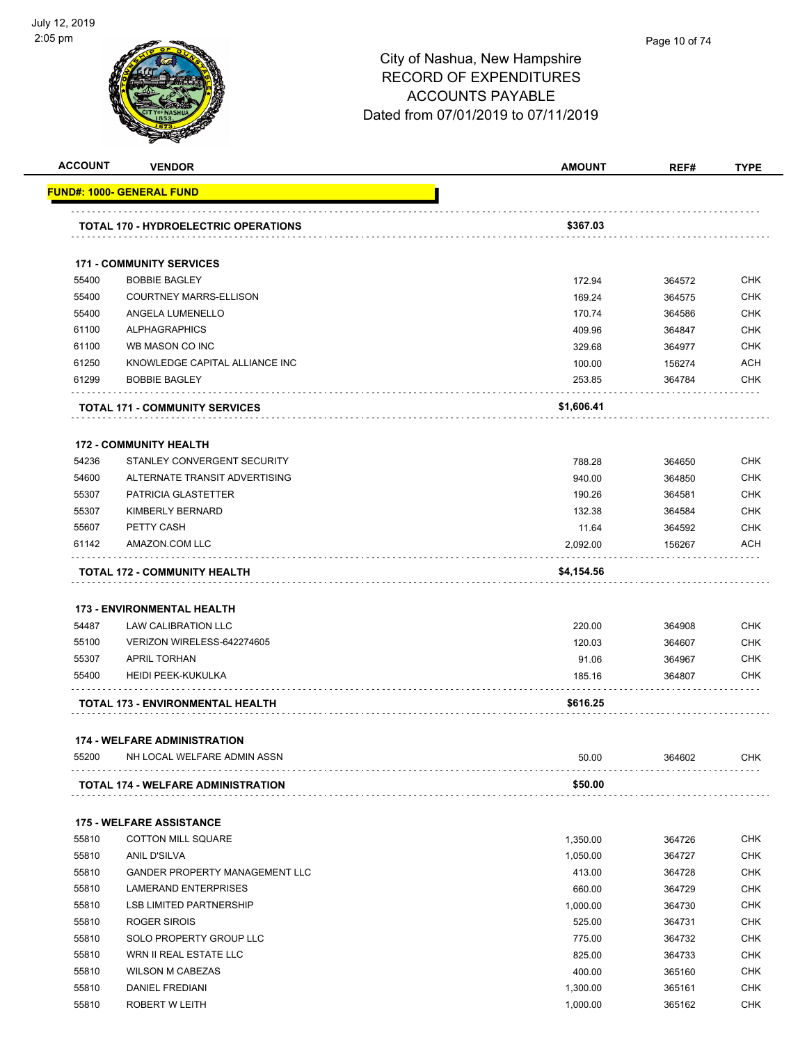# City of Nashua, New Hampshire
## RECORD OF EXPENDITURES
## ACCOUNTS PAYABLE
## Dated from 07/01/2019 to 07/11/2019

| ACCOUNT | VENDOR | AMOUNT | REF# | TYPE |
|---|---|---|---|---|
| **FUND#: 1000- GENERAL FUND** | | | | |
| | **TOTAL 170 - HYDROELECTRIC OPERATIONS** | **$367.03** | | |
| | **171 - COMMUNITY SERVICES** | | | |
| 55400 | BOBBIE BAGLEY | 172.94 | 364572 | CHK |
| 55400 | COURTNEY MARRS-ELLISON | 169.24 | 364575 | CHK |
| 55400 | ANGELA LUMENELLO | 170.74 | 364586 | CHK |
| 61100 | ALPHAGRAPHICS | 409.96 | 364847 | CHK |
| 61100 | WB MASON CO INC | 329.68 | 364977 | CHK |
| 61250 | KNOWLEDGE CAPITAL ALLIANCE INC | 100.00 | 156274 | ACH |
| 61299 | BOBBIE BAGLEY | 253.85 | 364784 | CHK |
| | **TOTAL 171 - COMMUNITY SERVICES** | **$1,606.41** | | |
| | **172 - COMMUNITY HEALTH** | | | |
| 54236 | STANLEY CONVERGENT SECURITY | 788.28 | 364650 | CHK |
| 54600 | ALTERNATE TRANSIT ADVERTISING | 940.00 | 364850 | CHK |
| 55307 | PATRICIA GLASTETTER | 190.26 | 364581 | CHK |
| 55307 | KIMBERLY BERNARD | 132.38 | 364584 | CHK |
| 55607 | PETTY CASH | 11.64 | 364592 | CHK |
| 61142 | AMAZON.COM LLC | 2,092.00 | 156267 | ACH |
| | **TOTAL 172 - COMMUNITY HEALTH** | **$4,154.56** | | |
| | **173 - ENVIRONMENTAL HEALTH** | | | |
| 54487 | LAW CALIBRATION LLC | 220.00 | 364908 | CHK |
| 55100 | VERIZON WIRELESS-642274605 | 120.03 | 364607 | CHK |
| 55307 | APRIL TORHAN | 91.06 | 364967 | CHK |
| 55400 | HEIDI PEEK-KUKULKA | 185.16 | 364807 | CHK |
| | **TOTAL 173 - ENVIRONMENTAL HEALTH** | **$616.25** | | |
| | **174 - WELFARE ADMINISTRATION** | | | |
| 55200 | NH LOCAL WELFARE ADMIN ASSN | 50.00 | 364602 | CHK |
| | **TOTAL 174 - WELFARE ADMINISTRATION** | **$50.00** | | |
| | **175 - WELFARE ASSISTANCE** | | | |
| 55810 | COTTON MILL SQUARE | 1,350.00 | 364726 | CHK |
| 55810 | ANIL D'SILVA | 1,050.00 | 364727 | CHK |
| 55810 | GANDER PROPERTY MANAGEMENT LLC | 413.00 | 364728 | CHK |
| 55810 | LAMERAND ENTERPRISES | 660.00 | 364729 | CHK |
| 55810 | LSB LIMITED PARTNERSHIP | 1,000.00 | 364730 | CHK |
| 55810 | ROGER SIROIS | 525.00 | 364731 | CHK |
| 55810 | SOLO PROPERTY GROUP LLC | 775.00 | 364732 | CHK |
| 55810 | WRN II REAL ESTATE LLC | 825.00 | 364733 | CHK |
| 55810 | WILSON M CABEZAS | 400.00 | 365160 | CHK |
| 55810 | DANIEL FREDIANI | 1,300.00 | 365161 | CHK |
| 55810 | ROBERT W LEITH | 1,000.00 | 365162 | CHK |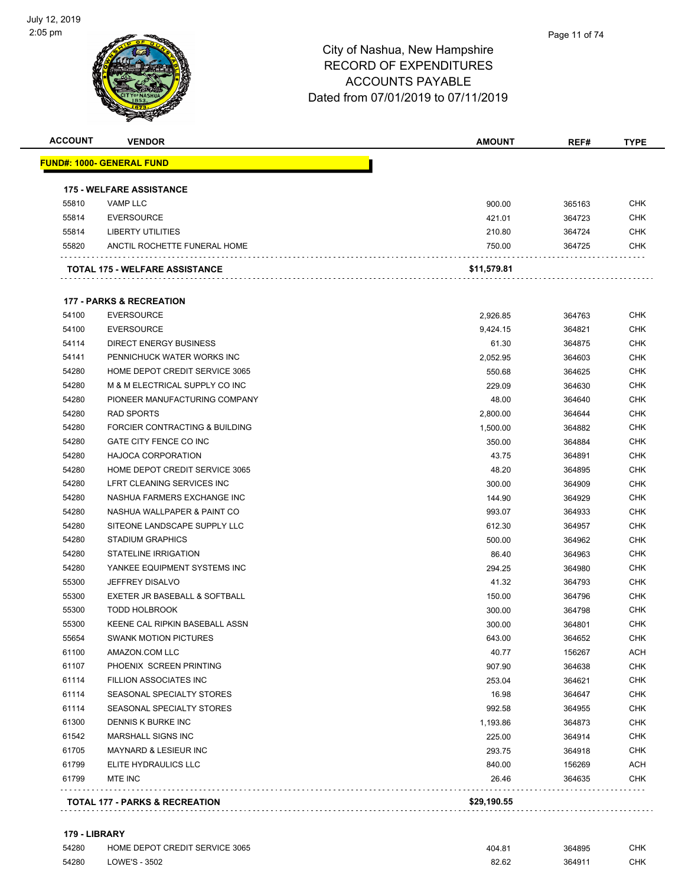# City of Nashua, New Hampshire
## RECORD OF EXPENDITURES
## ACCOUNTS PAYABLE
## Dated from 07/01/2019 to 07/11/2019

| ACCOUNT | VENDOR | AMOUNT | REF# | TYPE |
|---|---|---|---|---|
| **FUND#: 1000- GENERAL FUND** | | | | |
| **175 - WELFARE ASSISTANCE** | | | | |
| 55810 | VAMP LLC | 900.00 | 365163 | CHK |
| 55814 | EVERSOURCE | 421.01 | 364723 | CHK |
| 55814 | LIBERTY UTILITIES | 210.80 | 364724 | CHK |
| 55820 | ANCTIL ROCHETTE FUNERAL HOME | 750.00 | 364725 | CHK |
| **TOTAL 175 - WELFARE ASSISTANCE** | | **$11,579.81** | | |
| **177 - PARKS & RECREATION** | | | | |
| 54100 | EVERSOURCE | 2,926.85 | 364763 | CHK |
| 54100 | EVERSOURCE | 9,424.15 | 364821 | CHK |
| 54114 | DIRECT ENERGY BUSINESS | 61.30 | 364875 | CHK |
| 54141 | PENNICHUCK WATER WORKS INC | 2,052.95 | 364603 | CHK |
| 54280 | HOME DEPOT CREDIT SERVICE 3065 | 550.68 | 364625 | CHK |
| 54280 | M & M ELECTRICAL SUPPLY CO INC | 229.09 | 364630 | CHK |
| 54280 | PIONEER MANUFACTURING COMPANY | 48.00 | 364640 | CHK |
| 54280 | RAD SPORTS | 2,800.00 | 364644 | CHK |
| 54280 | FORCIER CONTRACTING & BUILDING | 1,500.00 | 364882 | CHK |
| 54280 | GATE CITY FENCE CO INC | 350.00 | 364884 | CHK |
| 54280 | HAJOCA CORPORATION | 43.75 | 364891 | CHK |
| 54280 | HOME DEPOT CREDIT SERVICE 3065 | 48.20 | 364895 | CHK |
| 54280 | LFRT CLEANING SERVICES INC | 300.00 | 364909 | CHK |
| 54280 | NASHUA FARMERS EXCHANGE INC | 144.90 | 364929 | CHK |
| 54280 | NASHUA WALLPAPER & PAINT CO | 993.07 | 364933 | CHK |
| 54280 | SITEONE LANDSCAPE SUPPLY LLC | 612.30 | 364957 | CHK |
| 54280 | STADIUM GRAPHICS | 500.00 | 364962 | CHK |
| 54280 | STATELINE IRRIGATION | 86.40 | 364963 | CHK |
| 54280 | YANKEE EQUIPMENT SYSTEMS INC | 294.25 | 364980 | CHK |
| 55300 | JEFFREY DISALVO | 41.32 | 364793 | CHK |
| 55300 | EXETER JR BASEBALL & SOFTBALL | 150.00 | 364796 | CHK |
| 55300 | TODD HOLBROOK | 300.00 | 364798 | CHK |
| 55300 | KEENE CAL RIPKIN BASEBALL ASSN | 300.00 | 364801 | CHK |
| 55654 | SWANK MOTION PICTURES | 643.00 | 364652 | CHK |
| 61100 | AMAZON.COM LLC | 40.77 | 156267 | ACH |
| 61107 | PHOENIX SCREEN PRINTING | 907.90 | 364638 | CHK |
| 61114 | FILLION ASSOCIATES INC | 253.04 | 364621 | CHK |
| 61114 | SEASONAL SPECIALTY STORES | 16.98 | 364647 | CHK |
| 61114 | SEASONAL SPECIALTY STORES | 992.58 | 364955 | CHK |
| 61300 | DENNIS K BURKE INC | 1,193.86 | 364873 | CHK |
| 61542 | MARSHALL SIGNS INC | 225.00 | 364914 | CHK |
| 61705 | MAYNARD & LESIEUR INC | 293.75 | 364918 | CHK |
| 61799 | ELITE HYDRAULICS LLC | 840.00 | 156269 | ACH |
| 61799 | MTE INC | 26.46 | 364635 | CHK |
| **TOTAL 177 - PARKS & RECREATION** | | **$29,190.55** | | |
| **179 - LIBRARY** | | | | |
| 54280 | HOME DEPOT CREDIT SERVICE 3065 | 404.81 | 364895 | CHK |
| 54280 | LOWE'S - 3502 | 82.62 | 364911 | CHK |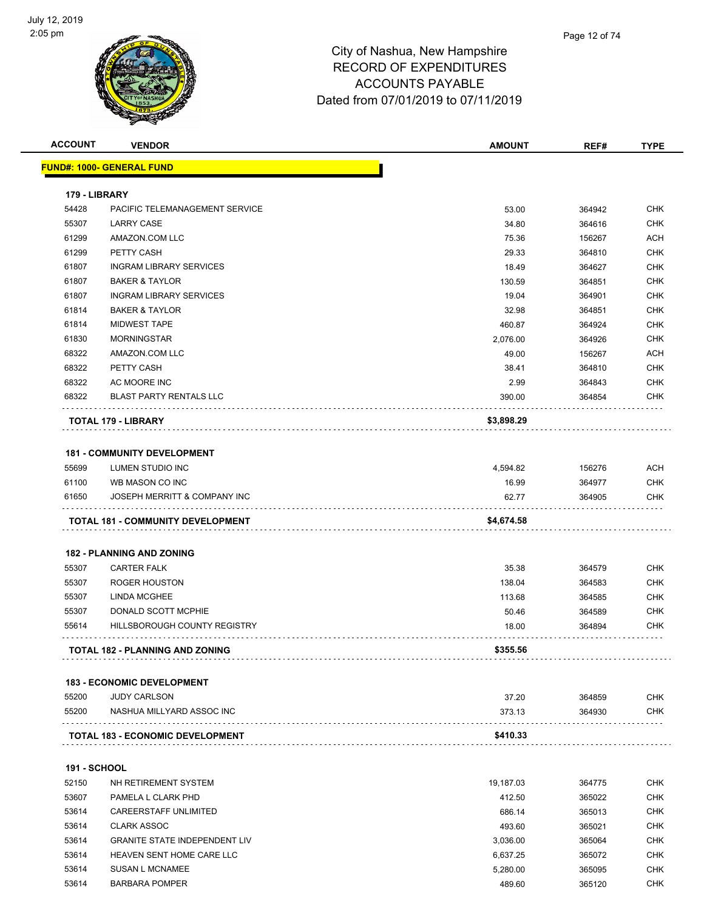# City of Nashua, New Hampshire
# RECORD OF EXPENDITURES
# ACCOUNTS PAYABLE
# Dated from 07/01/2019 to 07/11/2019

| ACCOUNT | VENDOR | AMOUNT | REF# | TYPE |
|---|---|---|---|---|
| **FUND#: 1000- GENERAL FUND** | | | | |
| **179 - LIBRARY** | | | | |
| 54428 | PACIFIC TELEMANAGEMENT SERVICE | 53.00 | 364942 | CHK |
| 55307 | LARRY CASE | 34.80 | 364616 | CHK |
| 61299 | AMAZON.COM LLC | 75.36 | 156267 | ACH |
| 61299 | PETTY CASH | 29.33 | 364810 | CHK |
| 61807 | INGRAM LIBRARY SERVICES | 18.49 | 364627 | CHK |
| 61807 | BAKER & TAYLOR | 130.59 | 364851 | CHK |
| 61807 | INGRAM LIBRARY SERVICES | 19.04 | 364901 | CHK |
| 61814 | BAKER & TAYLOR | 32.98 | 364851 | CHK |
| 61814 | MIDWEST TAPE | 460.87 | 364924 | CHK |
| 61830 | MORNINGSTAR | 2,076.00 | 364926 | CHK |
| 68322 | AMAZON.COM LLC | 49.00 | 156267 | ACH |
| 68322 | PETTY CASH | 38.41 | 364810 | CHK |
| 68322 | AC MOORE INC | 2.99 | 364843 | CHK |
| 68322 | BLAST PARTY RENTALS LLC | 390.00 | 364854 | CHK |
| **TOTAL 179 - LIBRARY** | | **$3,898.29** | | |
| **181 - COMMUNITY DEVELOPMENT** | | | | |
| 55699 | LUMEN STUDIO INC | 4,594.82 | 156276 | ACH |
| 61100 | WB MASON CO INC | 16.99 | 364977 | CHK |
| 61650 | JOSEPH MERRITT & COMPANY INC | 62.77 | 364905 | CHK |
| **TOTAL 181 - COMMUNITY DEVELOPMENT** | | **$4,674.58** | | |
| **182 - PLANNING AND ZONING** | | | | |
| 55307 | CARTER FALK | 35.38 | 364579 | CHK |
| 55307 | ROGER HOUSTON | 138.04 | 364583 | CHK |
| 55307 | LINDA MCGHEE | 113.68 | 364585 | CHK |
| 55307 | DONALD SCOTT MCPHIE | 50.46 | 364589 | CHK |
| 55614 | HILLSBOROUGH COUNTY REGISTRY | 18.00 | 364894 | CHK |
| **TOTAL 182 - PLANNING AND ZONING** | | **$355.56** | | |
| **183 - ECONOMIC DEVELOPMENT** | | | | |
| 55200 | JUDY CARLSON | 37.20 | 364859 | CHK |
| 55200 | NASHUA MILLYARD ASSOC INC | 373.13 | 364930 | CHK |
| **TOTAL 183 - ECONOMIC DEVELOPMENT** | | **$410.33** | | |
| **191 - SCHOOL** | | | | |
| 52150 | NH RETIREMENT SYSTEM | 19,187.03 | 364775 | CHK |
| 53607 | PAMELA L CLARK PHD | 412.50 | 365022 | CHK |
| 53614 | CAREERSTAFF UNLIMITED | 686.14 | 365013 | CHK |
| 53614 | CLARK ASSOC | 493.60 | 365021 | CHK |
| 53614 | GRANITE STATE INDEPENDENT LIV | 3,036.00 | 365064 | CHK |
| 53614 | HEAVEN SENT HOME CARE LLC | 6,637.25 | 365072 | CHK |
| 53614 | SUSAN L MCNAMEE | 5,280.00 | 365095 | CHK |
| 53614 | BARBARA POMPER | 489.60 | 365120 | CHK |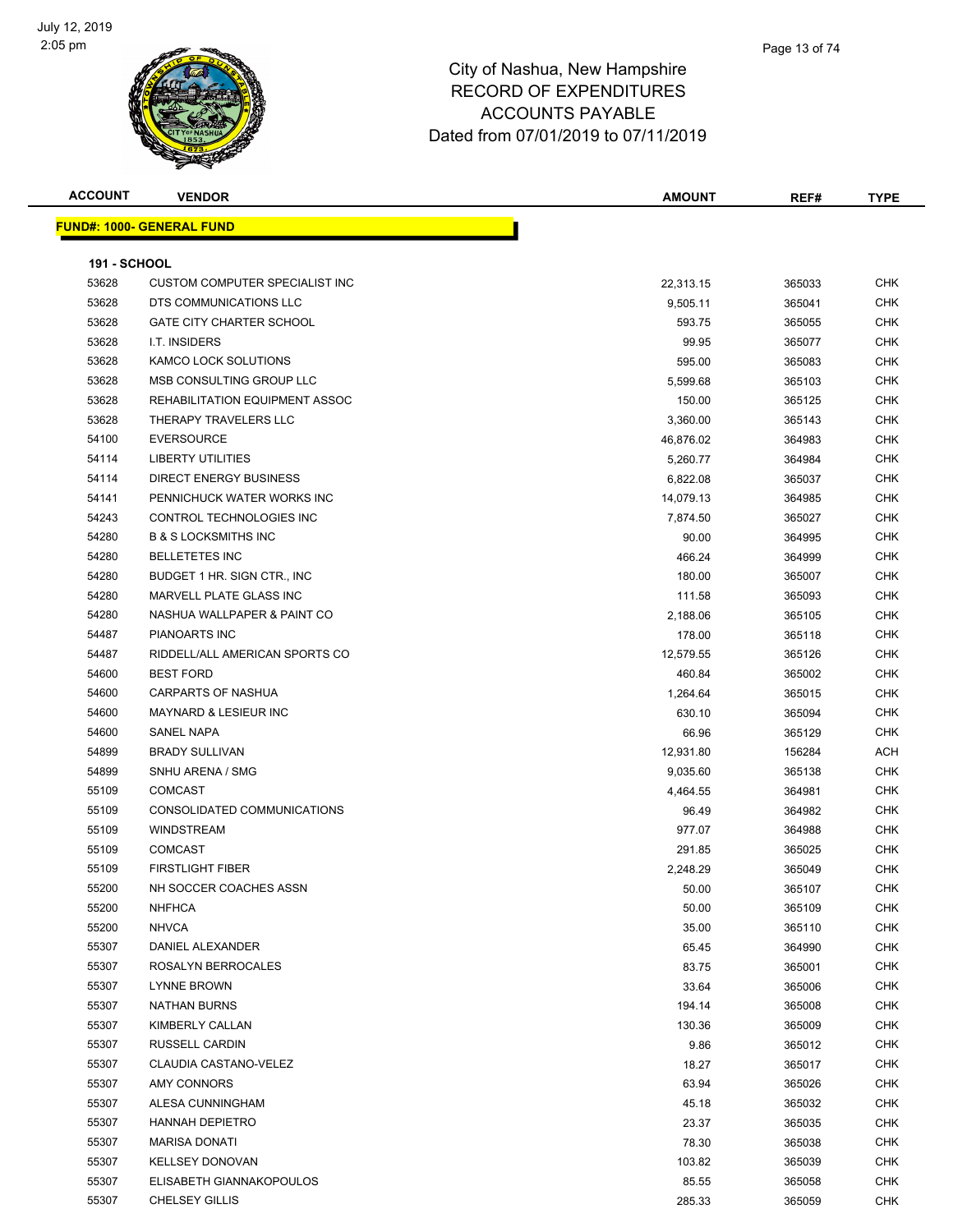# City of Nashua, New Hampshire
# RECORD OF EXPENDITURES
# ACCOUNTS PAYABLE
# Dated from 07/01/2019 to 07/11/2019

| ACCOUNT | VENDOR | AMOUNT | REF# | TYPE |
|---|---|---|---|---|
| **FUND#: 1000- GENERAL FUND** | | | | |
| **191 - SCHOOL** | | | | |
| 53628 | CUSTOM COMPUTER SPECIALIST INC | 22,313.15 | 365033 | CHK |
| 53628 | DTS COMMUNICATIONS LLC | 9,505.11 | 365041 | CHK |
| 53628 | GATE CITY CHARTER SCHOOL | 593.75 | 365055 | CHK |
| 53628 | I.T. INSIDERS | 99.95 | 365077 | CHK |
| 53628 | KAMCO LOCK SOLUTIONS | 595.00 | 365083 | CHK |
| 53628 | MSB CONSULTING GROUP LLC | 5,599.68 | 365103 | CHK |
| 53628 | REHABILITATION EQUIPMENT ASSOC | 150.00 | 365125 | CHK |
| 53628 | THERAPY TRAVELERS LLC | 3,360.00 | 365143 | CHK |
| 54100 | EVERSOURCE | 46,876.02 | 364983 | CHK |
| 54114 | LIBERTY UTILITIES | 5,260.77 | 364984 | CHK |
| 54114 | DIRECT ENERGY BUSINESS | 6,822.08 | 365037 | CHK |
| 54141 | PENNICHUCK WATER WORKS INC | 14,079.13 | 364985 | CHK |
| 54243 | CONTROL TECHNOLOGIES INC | 7,874.50 | 365027 | CHK |
| 54280 | B & S LOCKSMITHS INC | 90.00 | 364995 | CHK |
| 54280 | BELLETETES INC | 466.24 | 364999 | CHK |
| 54280 | BUDGET 1 HR. SIGN CTR., INC | 180.00 | 365007 | CHK |
| 54280 | MARVELL PLATE GLASS INC | 111.58 | 365093 | CHK |
| 54280 | NASHUA WALLPAPER & PAINT CO | 2,188.06 | 365105 | CHK |
| 54487 | PIANOARTS INC | 178.00 | 365118 | CHK |
| 54487 | RIDDELL/ALL AMERICAN SPORTS CO | 12,579.55 | 365126 | CHK |
| 54600 | BEST FORD | 460.84 | 365002 | CHK |
| 54600 | CARPARTS OF NASHUA | 1,264.64 | 365015 | CHK |
| 54600 | MAYNARD & LESIEUR INC | 630.10 | 365094 | CHK |
| 54600 | SANEL NAPA | 66.96 | 365129 | CHK |
| 54899 | BRADY SULLIVAN | 12,931.80 | 156284 | ACH |
| 54899 | SNHU ARENA / SMG | 9,035.60 | 365138 | CHK |
| 55109 | COMCAST | 4,464.55 | 364981 | CHK |
| 55109 | CONSOLIDATED COMMUNICATIONS | 96.49 | 364982 | CHK |
| 55109 | WINDSTREAM | 977.07 | 364988 | CHK |
| 55109 | COMCAST | 291.85 | 365025 | CHK |
| 55109 | FIRSTLIGHT FIBER | 2,248.29 | 365049 | CHK |
| 55200 | NH SOCCER COACHES ASSN | 50.00 | 365107 | CHK |
| 55200 | NHFHCA | 50.00 | 365109 | CHK |
| 55200 | NHVCA | 35.00 | 365110 | CHK |
| 55307 | DANIEL ALEXANDER | 65.45 | 364990 | CHK |
| 55307 | ROSALYN BERROCALES | 83.75 | 365001 | CHK |
| 55307 | LYNNE BROWN | 33.64 | 365006 | CHK |
| 55307 | NATHAN BURNS | 194.14 | 365008 | CHK |
| 55307 | KIMBERLY CALLAN | 130.36 | 365009 | CHK |
| 55307 | RUSSELL CARDIN | 9.86 | 365012 | CHK |
| 55307 | CLAUDIA CASTANO-VELEZ | 18.27 | 365017 | CHK |
| 55307 | AMY CONNORS | 63.94 | 365026 | CHK |
| 55307 | ALESA CUNNINGHAM | 45.18 | 365032 | CHK |
| 55307 | HANNAH DEPIETRO | 23.37 | 365035 | CHK |
| 55307 | MARISA DONATI | 78.30 | 365038 | CHK |
| 55307 | KELLSEY DONOVAN | 103.82 | 365039 | CHK |
| 55307 | ELISABETH GIANNAKOPOULOS | 85.55 | 365058 | CHK |
| 55307 | CHELSEY GILLIS | 285.33 | 365059 | CHK |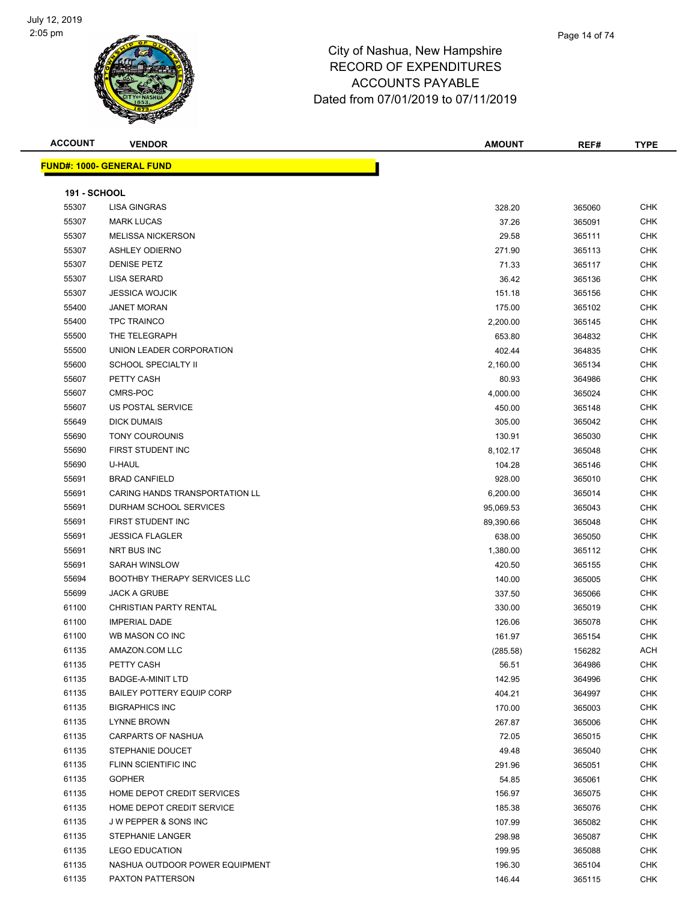# City of Nashua, New Hampshire
# RECORD OF EXPENDITURES
# ACCOUNTS PAYABLE
# Dated from 07/01/2019 to 07/11/2019

| ACCOUNT | VENDOR | AMOUNT | REF# | TYPE |
|---|---|---|---|---|

**FUND#: 1000- GENERAL FUND**

**191 - SCHOOL**

| ACCOUNT | VENDOR | AMOUNT | REF# | TYPE |
|---|---|---|---|---|
| 55307 | LISA GINGRAS | 328.20 | 365060 | CHK |
| 55307 | MARK LUCAS | 37.26 | 365091 | CHK |
| 55307 | MELISSA NICKERSON | 29.58 | 365111 | CHK |
| 55307 | ASHLEY ODIERNO | 271.90 | 365113 | CHK |
| 55307 | DENISE PETZ | 71.33 | 365117 | CHK |
| 55307 | LISA SERARD | 36.42 | 365136 | CHK |
| 55307 | JESSICA WOJCIK | 151.18 | 365156 | CHK |
| 55400 | JANET MORAN | 175.00 | 365102 | CHK |
| 55400 | TPC TRAINCO | 2,200.00 | 365145 | CHK |
| 55500 | THE TELEGRAPH | 653.80 | 364832 | CHK |
| 55500 | UNION LEADER CORPORATION | 402.44 | 364835 | CHK |
| 55600 | SCHOOL SPECIALTY II | 2,160.00 | 365134 | CHK |
| 55607 | PETTY CASH | 80.93 | 364986 | CHK |
| 55607 | CMRS-POC | 4,000.00 | 365024 | CHK |
| 55607 | US POSTAL SERVICE | 450.00 | 365148 | CHK |
| 55649 | DICK DUMAIS | 305.00 | 365042 | CHK |
| 55690 | TONY COUROUNIS | 130.91 | 365030 | CHK |
| 55690 | FIRST STUDENT INC | 8,102.17 | 365048 | CHK |
| 55690 | U-HAUL | 104.28 | 365146 | CHK |
| 55691 | BRAD CANFIELD | 928.00 | 365010 | CHK |
| 55691 | CARING HANDS TRANSPORTATION LL | 6,200.00 | 365014 | CHK |
| 55691 | DURHAM SCHOOL SERVICES | 95,069.53 | 365043 | CHK |
| 55691 | FIRST STUDENT INC | 89,390.66 | 365048 | CHK |
| 55691 | JESSICA FLAGLER | 638.00 | 365050 | CHK |
| 55691 | NRT BUS INC | 1,380.00 | 365112 | CHK |
| 55691 | SARAH WINSLOW | 420.50 | 365155 | CHK |
| 55694 | BOOTHBY THERAPY SERVICES LLC | 140.00 | 365005 | CHK |
| 55699 | JACK A GRUBE | 337.50 | 365066 | CHK |
| 61100 | CHRISTIAN PARTY RENTAL | 330.00 | 365019 | CHK |
| 61100 | IMPERIAL DADE | 126.06 | 365078 | CHK |
| 61100 | WB MASON CO INC | 161.97 | 365154 | CHK |
| 61135 | AMAZON.COM LLC | (285.58) | 156282 | ACH |
| 61135 | PETTY CASH | 56.51 | 364986 | CHK |
| 61135 | BADGE-A-MINIT LTD | 142.95 | 364996 | CHK |
| 61135 | BAILEY POTTERY EQUIP CORP | 404.21 | 364997 | CHK |
| 61135 | BIGRAPHICS INC | 170.00 | 365003 | CHK |
| 61135 | LYNNE BROWN | 267.87 | 365006 | CHK |
| 61135 | CARPARTS OF NASHUA | 72.05 | 365015 | CHK |
| 61135 | STEPHANIE DOUCET | 49.48 | 365040 | CHK |
| 61135 | FLINN SCIENTIFIC INC | 291.96 | 365051 | CHK |
| 61135 | GOPHER | 54.85 | 365061 | CHK |
| 61135 | HOME DEPOT CREDIT SERVICES | 156.97 | 365075 | CHK |
| 61135 | HOME DEPOT CREDIT SERVICE | 185.38 | 365076 | CHK |
| 61135 | J W PEPPER & SONS INC | 107.99 | 365082 | CHK |
| 61135 | STEPHANIE LANGER | 298.98 | 365087 | CHK |
| 61135 | LEGO EDUCATION | 199.95 | 365088 | CHK |
| 61135 | NASHUA OUTDOOR POWER EQUIPMENT | 196.30 | 365104 | CHK |
| 61135 | PAXTON PATTERSON | 146.44 | 365115 | CHK |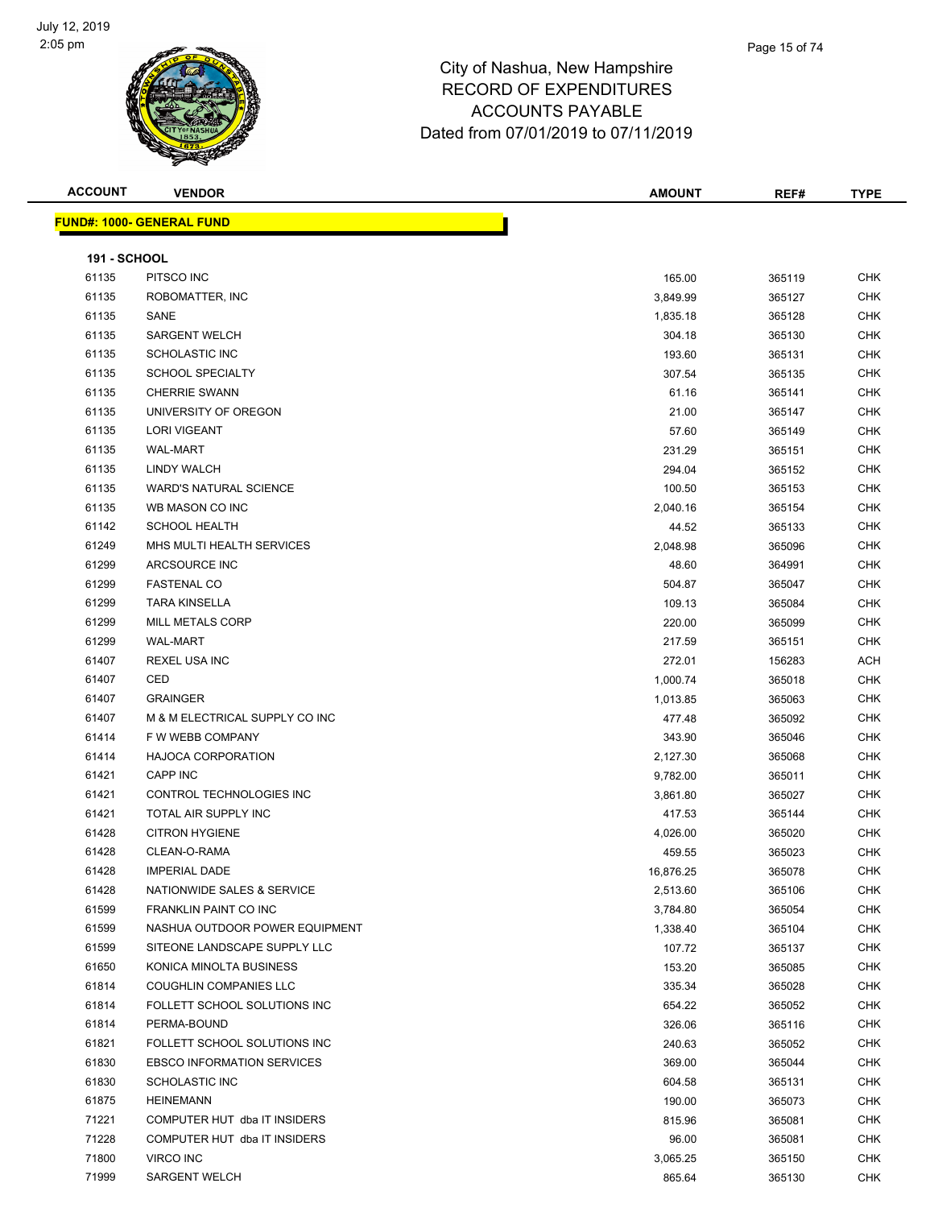# City of Nashua, New Hampshire
# RECORD OF EXPENDITURES
# ACCOUNTS PAYABLE
# Dated from 07/01/2019 to 07/11/2019

| ACCOUNT | VENDOR | AMOUNT | REF# | TYPE |
|---|---|---|---|---|

**FUND#: 1000- GENERAL FUND**

**191 - SCHOOL**

| ACCOUNT | VENDOR | AMOUNT | REF# | TYPE |
|---|---|---|---|---|
| 61135 | PITSCO INC | 165.00 | 365119 | CHK |
| 61135 | ROBOMATTER, INC | 3,849.99 | 365127 | CHK |
| 61135 | SANE | 1,835.18 | 365128 | CHK |
| 61135 | SARGENT WELCH | 304.18 | 365130 | CHK |
| 61135 | SCHOLASTIC INC | 193.60 | 365131 | CHK |
| 61135 | SCHOOL SPECIALTY | 307.54 | 365135 | CHK |
| 61135 | CHERRIE SWANN | 61.16 | 365141 | CHK |
| 61135 | UNIVERSITY OF OREGON | 21.00 | 365147 | CHK |
| 61135 | LORI VIGEANT | 57.60 | 365149 | CHK |
| 61135 | WAL-MART | 231.29 | 365151 | CHK |
| 61135 | LINDY WALCH | 294.04 | 365152 | CHK |
| 61135 | WARD'S NATURAL SCIENCE | 100.50 | 365153 | CHK |
| 61135 | WB MASON CO INC | 2,040.16 | 365154 | CHK |
| 61142 | SCHOOL HEALTH | 44.52 | 365133 | CHK |
| 61249 | MHS MULTI HEALTH SERVICES | 2,048.98 | 365096 | CHK |
| 61299 | ARCSOURCE INC | 48.60 | 364991 | CHK |
| 61299 | FASTENAL CO | 504.87 | 365047 | CHK |
| 61299 | TARA KINSELLA | 109.13 | 365084 | CHK |
| 61299 | MILL METALS CORP | 220.00 | 365099 | CHK |
| 61299 | WAL-MART | 217.59 | 365151 | CHK |
| 61407 | REXEL USA INC | 272.01 | 156283 | ACH |
| 61407 | CED | 1,000.74 | 365018 | CHK |
| 61407 | GRAINGER | 1,013.85 | 365063 | CHK |
| 61407 | M & M ELECTRICAL SUPPLY CO INC | 477.48 | 365092 | CHK |
| 61414 | F W WEBB COMPANY | 343.90 | 365046 | CHK |
| 61414 | HAJOCA CORPORATION | 2,127.30 | 365068 | CHK |
| 61421 | CAPP INC | 9,782.00 | 365011 | CHK |
| 61421 | CONTROL TECHNOLOGIES INC | 3,861.80 | 365027 | CHK |
| 61421 | TOTAL AIR SUPPLY INC | 417.53 | 365144 | CHK |
| 61428 | CITRON HYGIENE | 4,026.00 | 365020 | CHK |
| 61428 | CLEAN-O-RAMA | 459.55 | 365023 | CHK |
| 61428 | IMPERIAL DADE | 16,876.25 | 365078 | CHK |
| 61428 | NATIONWIDE SALES & SERVICE | 2,513.60 | 365106 | CHK |
| 61599 | FRANKLIN PAINT CO INC | 3,784.80 | 365054 | CHK |
| 61599 | NASHUA OUTDOOR POWER EQUIPMENT | 1,338.40 | 365104 | CHK |
| 61599 | SITEONE LANDSCAPE SUPPLY LLC | 107.72 | 365137 | CHK |
| 61650 | KONICA MINOLTA BUSINESS | 153.20 | 365085 | CHK |
| 61814 | COUGHLIN COMPANIES LLC | 335.34 | 365028 | CHK |
| 61814 | FOLLETT SCHOOL SOLUTIONS INC | 654.22 | 365052 | CHK |
| 61814 | PERMA-BOUND | 326.06 | 365116 | CHK |
| 61821 | FOLLETT SCHOOL SOLUTIONS INC | 240.63 | 365052 | CHK |
| 61830 | EBSCO INFORMATION SERVICES | 369.00 | 365044 | CHK |
| 61830 | SCHOLASTIC INC | 604.58 | 365131 | CHK |
| 61875 | HEINEMANN | 190.00 | 365073 | CHK |
| 71221 | COMPUTER HUT dba IT INSIDERS | 815.96 | 365081 | CHK |
| 71228 | COMPUTER HUT dba IT INSIDERS | 96.00 | 365081 | CHK |
| 71800 | VIRCO INC | 3,065.25 | 365150 | CHK |
| 71999 | SARGENT WELCH | 865.64 | 365130 | CHK |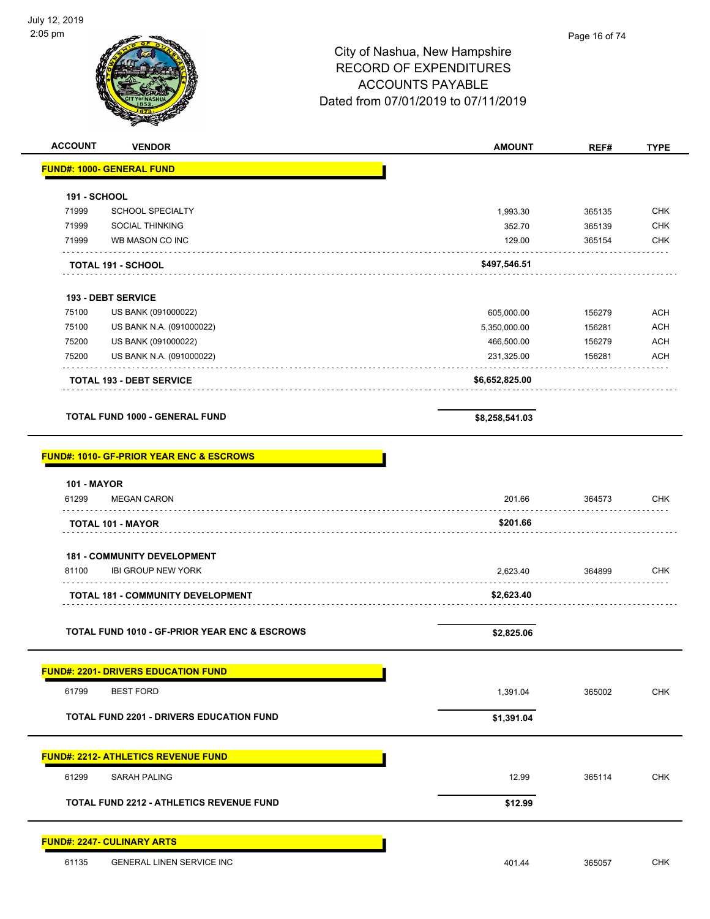City of Nashua, New Hampshire
RECORD OF EXPENDITURES
ACCOUNTS PAYABLE
Dated from 07/01/2019 to 07/11/2019

| ACCOUNT | VENDOR | AMOUNT | REF# | TYPE |
|---|---|---|---|---|
| **FUND#: 1000- GENERAL FUND** | | | | |
| **191 - SCHOOL** | | | | |
| 71999 | SCHOOL SPECIALTY | 1,993.30 | 365135 | CHK |
| 71999 | SOCIAL THINKING | 352.70 | 365139 | CHK |
| 71999 | WB MASON CO INC | 129.00 | 365154 | CHK |
| **TOTAL 191 - SCHOOL** | | **$497,546.51** | | |
| **193 - DEBT SERVICE** | | | | |
| 75100 | US BANK (091000022) | 605,000.00 | 156279 | ACH |
| 75100 | US BANK N.A. (091000022) | 5,350,000.00 | 156281 | ACH |
| 75200 | US BANK (091000022) | 466,500.00 | 156279 | ACH |
| 75200 | US BANK N.A. (091000022) | 231,325.00 | 156281 | ACH |
| **TOTAL 193 - DEBT SERVICE** | | **$6,652,825.00** | | |
| **TOTAL FUND 1000 - GENERAL FUND** | | **$8,258,541.03** | | |
| **FUND#: 1010- GF-PRIOR YEAR ENC & ESCROWS** | | | | |
| **101 - MAYOR** | | | | |
| 61299 | MEGAN CARON | 201.66 | 364573 | CHK |
| **TOTAL 101 - MAYOR** | | **$201.66** | | |
| **181 - COMMUNITY DEVELOPMENT** | | | | |
| 81100 | IBI GROUP NEW YORK | 2,623.40 | 364899 | CHK |
| **TOTAL 181 - COMMUNITY DEVELOPMENT** | | **$2,623.40** | | |
| **TOTAL FUND 1010 - GF-PRIOR YEAR ENC & ESCROWS** | | **$2,825.06** | | |
| **FUND#: 2201- DRIVERS EDUCATION FUND** | | | | |
| 61799 | BEST FORD | 1,391.04 | 365002 | CHK |
| **TOTAL FUND 2201 - DRIVERS EDUCATION FUND** | | **$1,391.04** | | |
| **FUND#: 2212- ATHLETICS REVENUE FUND** | | | | |
| 61299 | SARAH PALING | 12.99 | 365114 | CHK |
| **TOTAL FUND 2212 - ATHLETICS REVENUE FUND** | | **$12.99** | | |
| **FUND#: 2247- CULINARY ARTS** | | | | |
| 61135 | GENERAL LINEN SERVICE INC | 401.44 | 365057 | CHK |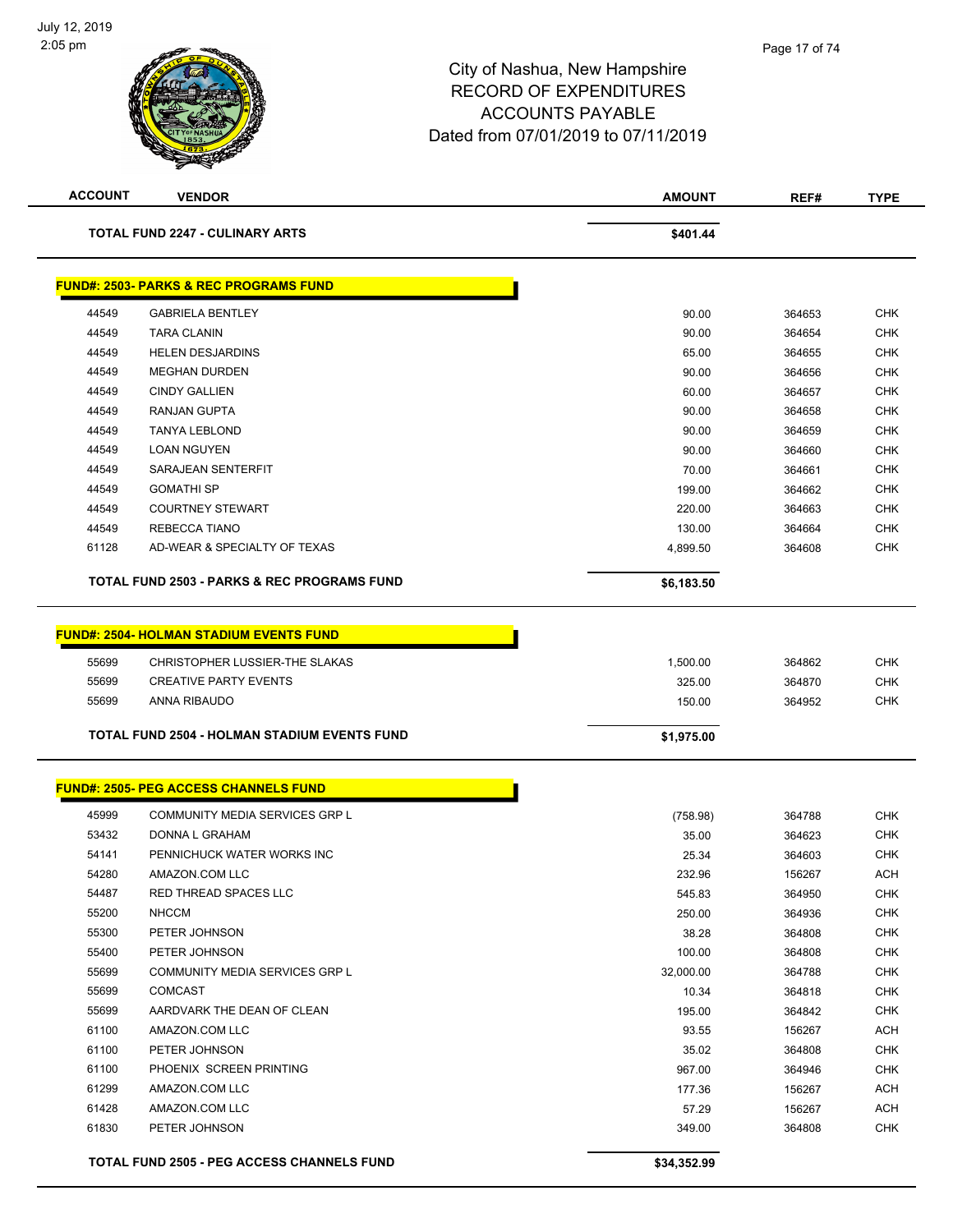City of Nashua, New Hampshire
RECORD OF EXPENDITURES
ACCOUNTS PAYABLE
Dated from 07/01/2019 to 07/11/2019

| ACCOUNT | VENDOR | AMOUNT | REF# | TYPE |
|---|---|---|---|---|
| | **TOTAL FUND 2247 - CULINARY ARTS** | **$401.44** | | |

**FUND#: 2503- PARKS & REC PROGRAMS FUND**

| ACCOUNT | VENDOR | AMOUNT | REF# | TYPE |
|---|---|---|---|---|
| 44549 | GABRIELA BENTLEY | 90.00 | 364653 | CHK |
| 44549 | TARA CLANIN | 90.00 | 364654 | CHK |
| 44549 | HELEN DESJARDINS | 65.00 | 364655 | CHK |
| 44549 | MEGHAN DURDEN | 90.00 | 364656 | CHK |
| 44549 | CINDY GALLIEN | 60.00 | 364657 | CHK |
| 44549 | RANJAN GUPTA | 90.00 | 364658 | CHK |
| 44549 | TANYA LEBLOND | 90.00 | 364659 | CHK |
| 44549 | LOAN NGUYEN | 90.00 | 364660 | CHK |
| 44549 | SARAJEAN SENTERFIT | 70.00 | 364661 | CHK |
| 44549 | GOMATHI SP | 199.00 | 364662 | CHK |
| 44549 | COURTNEY STEWART | 220.00 | 364663 | CHK |
| 44549 | REBECCA TIANO | 130.00 | 364664 | CHK |
| 61128 | AD-WEAR & SPECIALTY OF TEXAS | 4,899.50 | 364608 | CHK |
| | **TOTAL FUND 2503 - PARKS & REC PROGRAMS FUND** | **$6,183.50** | | |

**FUND#: 2504- HOLMAN STADIUM EVENTS FUND**

| ACCOUNT | VENDOR | AMOUNT | REF# | TYPE |
|---|---|---|---|---|
| 55699 | CHRISTOPHER LUSSIER-THE SLAKAS | 1,500.00 | 364862 | CHK |
| 55699 | CREATIVE PARTY EVENTS | 325.00 | 364870 | CHK |
| 55699 | ANNA RIBAUDO | 150.00 | 364952 | CHK |
| | **TOTAL FUND 2504 - HOLMAN STADIUM EVENTS FUND** | **$1,975.00** | | |

**FUND#: 2505- PEG ACCESS CHANNELS FUND**

| ACCOUNT | VENDOR | AMOUNT | REF# | TYPE |
|---|---|---|---|---|
| 45999 | COMMUNITY MEDIA SERVICES GRP L | (758.98) | 364788 | CHK |
| 53432 | DONNA L GRAHAM | 35.00 | 364623 | CHK |
| 54141 | PENNICHUCK WATER WORKS INC | 25.34 | 364603 | CHK |
| 54280 | AMAZON.COM LLC | 232.96 | 156267 | ACH |
| 54487 | RED THREAD SPACES LLC | 545.83 | 364950 | CHK |
| 55200 | NHCCM | 250.00 | 364936 | CHK |
| 55300 | PETER JOHNSON | 38.28 | 364808 | CHK |
| 55400 | PETER JOHNSON | 100.00 | 364808 | CHK |
| 55699 | COMMUNITY MEDIA SERVICES GRP L | 32,000.00 | 364788 | CHK |
| 55699 | COMCAST | 10.34 | 364818 | CHK |
| 55699 | AARDVARK THE DEAN OF CLEAN | 195.00 | 364842 | CHK |
| 61100 | AMAZON.COM LLC | 93.55 | 156267 | ACH |
| 61100 | PETER JOHNSON | 35.02 | 364808 | CHK |
| 61100 | PHOENIX SCREEN PRINTING | 967.00 | 364946 | CHK |
| 61299 | AMAZON.COM LLC | 177.36 | 156267 | ACH |
| 61428 | AMAZON.COM LLC | 57.29 | 156267 | ACH |
| 61830 | PETER JOHNSON | 349.00 | 364808 | CHK |
| | **TOTAL FUND 2505 - PEG ACCESS CHANNELS FUND** | **$34,352.99** | | |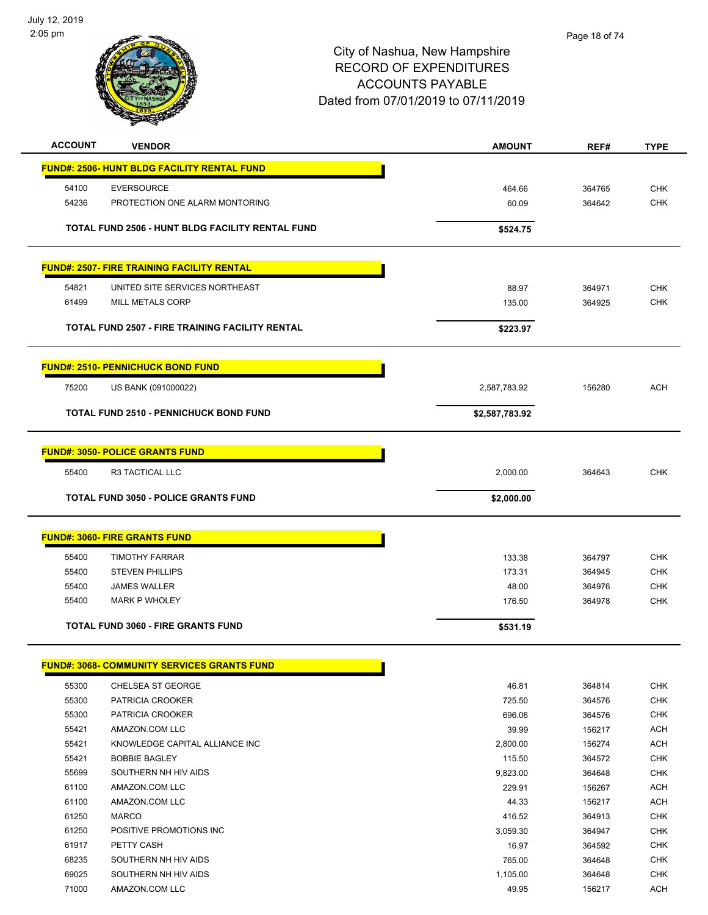City of Nashua, New Hampshire
RECORD OF EXPENDITURES
ACCOUNTS PAYABLE
Dated from 07/01/2019 to 07/11/2019

| ACCOUNT | VENDOR | AMOUNT | REF# | TYPE |
|---|---|---|---|---|
| **FUND#: 2506- HUNT BLDG FACILITY RENTAL FUND** | | | | |
| 54100 | EVERSOURCE | 464.66 | 364765 | CHK |
| 54236 | PROTECTION ONE ALARM MONTORING | 60.09 | 364642 | CHK |
| | **TOTAL FUND 2506 - HUNT BLDG FACILITY RENTAL FUND** | **$524.75** | | |
| **FUND#: 2507- FIRE TRAINING FACILITY RENTAL** | | | | |
| 54821 | UNITED SITE SERVICES NORTHEAST | 88.97 | 364971 | CHK |
| 61499 | MILL METALS CORP | 135.00 | 364925 | CHK |
| | **TOTAL FUND 2507 - FIRE TRAINING FACILITY RENTAL** | **$223.97** | | |
| **FUND#: 2510- PENNICHUCK BOND FUND** | | | | |
| 75200 | US BANK (091000022) | 2,587,783.92 | 156280 | ACH |
| | **TOTAL FUND 2510 - PENNICHUCK BOND FUND** | **$2,587,783.92** | | |
| **FUND#: 3050- POLICE GRANTS FUND** | | | | |
| 55400 | R3 TACTICAL LLC | 2,000.00 | 364643 | CHK |
| | **TOTAL FUND 3050 - POLICE GRANTS FUND** | **$2,000.00** | | |
| **FUND#: 3060- FIRE GRANTS FUND** | | | | |
| 55400 | TIMOTHY FARRAR | 133.38 | 364797 | CHK |
| 55400 | STEVEN PHILLIPS | 173.31 | 364945 | CHK |
| 55400 | JAMES WALLER | 48.00 | 364976 | CHK |
| 55400 | MARK P WHOLEY | 176.50 | 364978 | CHK |
| | **TOTAL FUND 3060 - FIRE GRANTS FUND** | **$531.19** | | |
| **FUND#: 3068- COMMUNITY SERVICES GRANTS FUND** | | | | |
| 55300 | CHELSEA ST GEORGE | 46.81 | 364814 | CHK |
| 55300 | PATRICIA CROOKER | 725.50 | 364576 | CHK |
| 55300 | PATRICIA CROOKER | 696.06 | 364576 | CHK |
| 55421 | AMAZON.COM LLC | 39.99 | 156217 | ACH |
| 55421 | KNOWLEDGE CAPITAL ALLIANCE INC | 2,800.00 | 156274 | ACH |
| 55421 | BOBBIE BAGLEY | 115.50 | 364572 | CHK |
| 55699 | SOUTHERN NH HIV AIDS | 9,823.00 | 364648 | CHK |
| 61100 | AMAZON.COM LLC | 229.91 | 156267 | ACH |
| 61100 | AMAZON.COM LLC | 44.33 | 156217 | ACH |
| 61250 | MARCO | 416.52 | 364913 | CHK |
| 61250 | POSITIVE PROMOTIONS INC | 3,059.30 | 364947 | CHK |
| 61917 | PETTY CASH | 16.97 | 364592 | CHK |
| 68235 | SOUTHERN NH HIV AIDS | 765.00 | 364648 | CHK |
| 69025 | SOUTHERN NH HIV AIDS | 1,105.00 | 364648 | CHK |
| 71000 | AMAZON.COM LLC | 49.95 | 156217 | ACH |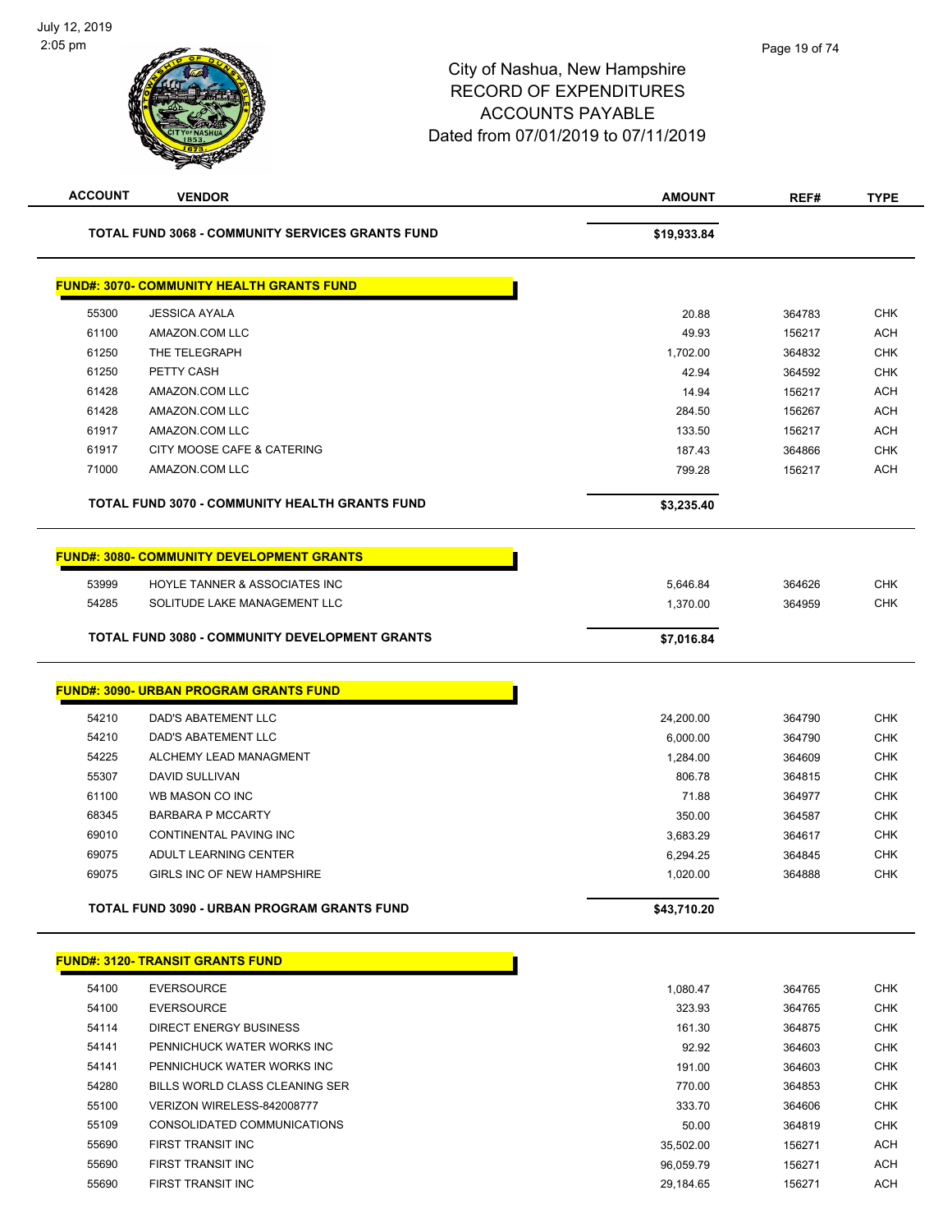# City of Nashua, New Hampshire
## RECORD OF EXPENDITURES
## ACCOUNTS PAYABLE
## Dated from 07/01/2019 to 07/11/2019

| ACCOUNT | VENDOR | AMOUNT | REF# | TYPE |
|---|---|---|---|---|
| | **TOTAL FUND 3068 - COMMUNITY SERVICES GRANTS FUND** | **$19,933.84** | | |

**FUND#: 3070- COMMUNITY HEALTH GRANTS FUND**

| ACCOUNT | VENDOR | AMOUNT | REF# | TYPE |
|---|---|---|---|---|
| 55300 | JESSICA AYALA | 20.88 | 364783 | CHK |
| 61100 | AMAZON.COM LLC | 49.93 | 156217 | ACH |
| 61250 | THE TELEGRAPH | 1,702.00 | 364832 | CHK |
| 61250 | PETTY CASH | 42.94 | 364592 | CHK |
| 61428 | AMAZON.COM LLC | 14.94 | 156217 | ACH |
| 61428 | AMAZON.COM LLC | 284.50 | 156267 | ACH |
| 61917 | AMAZON.COM LLC | 133.50 | 156217 | ACH |
| 61917 | CITY MOOSE CAFE & CATERING | 187.43 | 364866 | CHK |
| 71000 | AMAZON.COM LLC | 799.28 | 156217 | ACH |
| | **TOTAL FUND 3070 - COMMUNITY HEALTH GRANTS FUND** | **$3,235.40** | | |

**FUND#: 3080- COMMUNITY DEVELOPMENT GRANTS**

| ACCOUNT | VENDOR | AMOUNT | REF# | TYPE |
|---|---|---|---|---|
| 53999 | HOYLE TANNER & ASSOCIATES INC | 5,646.84 | 364626 | CHK |
| 54285 | SOLITUDE LAKE MANAGEMENT LLC | 1,370.00 | 364959 | CHK |
| | **TOTAL FUND 3080 - COMMUNITY DEVELOPMENT GRANTS** | **$7,016.84** | | |

**FUND#: 3090- URBAN PROGRAM GRANTS FUND**

| ACCOUNT | VENDOR | AMOUNT | REF# | TYPE |
|---|---|---|---|---|
| 54210 | DAD'S ABATEMENT LLC | 24,200.00 | 364790 | CHK |
| 54210 | DAD'S ABATEMENT LLC | 6,000.00 | 364790 | CHK |
| 54225 | ALCHEMY LEAD MANAGMENT | 1,284.00 | 364609 | CHK |
| 55307 | DAVID SULLIVAN | 806.78 | 364815 | CHK |
| 61100 | WB MASON CO INC | 71.88 | 364977 | CHK |
| 68345 | BARBARA P MCCARTY | 350.00 | 364587 | CHK |
| 69010 | CONTINENTAL PAVING INC | 3,683.29 | 364617 | CHK |
| 69075 | ADULT LEARNING CENTER | 6,294.25 | 364845 | CHK |
| 69075 | GIRLS INC OF NEW HAMPSHIRE | 1,020.00 | 364888 | CHK |
| | **TOTAL FUND 3090 - URBAN PROGRAM GRANTS FUND** | **$43,710.20** | | |

**FUND#: 3120- TRANSIT GRANTS FUND**

| ACCOUNT | VENDOR | AMOUNT | REF# | TYPE |
|---|---|---|---|---|
| 54100 | EVERSOURCE | 1,080.47 | 364765 | CHK |
| 54100 | EVERSOURCE | 323.93 | 364765 | CHK |
| 54114 | DIRECT ENERGY BUSINESS | 161.30 | 364875 | CHK |
| 54141 | PENNICHUCK WATER WORKS INC | 92.92 | 364603 | CHK |
| 54141 | PENNICHUCK WATER WORKS INC | 191.00 | 364603 | CHK |
| 54280 | BILLS WORLD CLASS CLEANING SER | 770.00 | 364853 | CHK |
| 55100 | VERIZON WIRELESS-842008777 | 333.70 | 364606 | CHK |
| 55109 | CONSOLIDATED COMMUNICATIONS | 50.00 | 364819 | CHK |
| 55690 | FIRST TRANSIT INC | 35,502.00 | 156271 | ACH |
| 55690 | FIRST TRANSIT INC | 96,059.79 | 156271 | ACH |
| 55690 | FIRST TRANSIT INC | 29,184.65 | 156271 | ACH |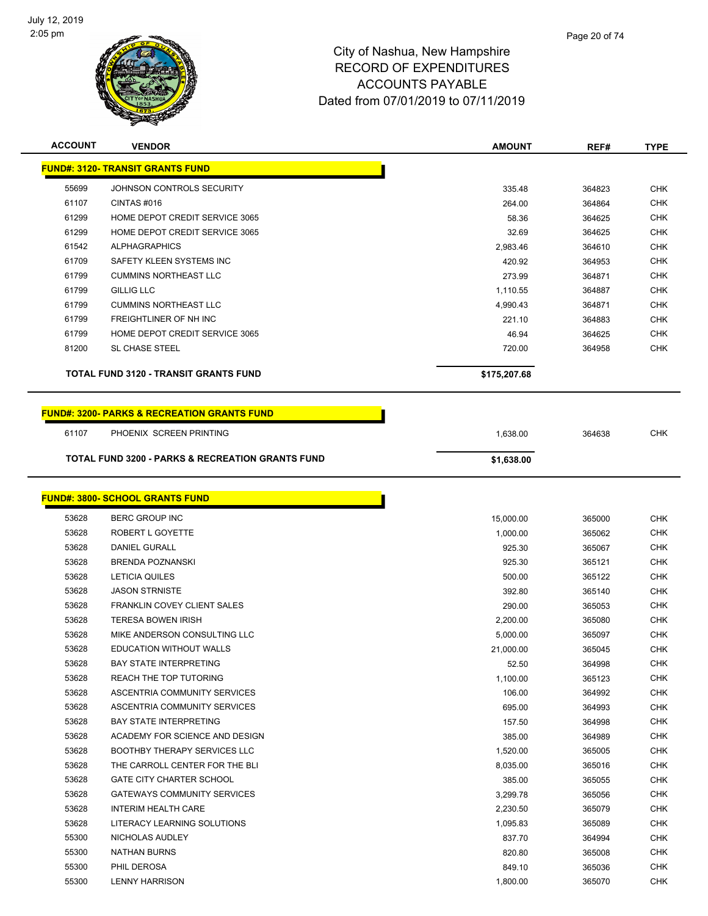# City of Nashua, New Hampshire
## RECORD OF EXPENDITURES
## ACCOUNTS PAYABLE
## Dated from 07/01/2019 to 07/11/2019

| ACCOUNT | VENDOR | AMOUNT | REF# | TYPE |
|---|---|---|---|---|
| **FUND#: 3120- TRANSIT GRANTS FUND** | | | | |
| 55699 | JOHNSON CONTROLS SECURITY | 335.48 | 364823 | CHK |
| 61107 | CINTAS #016 | 264.00 | 364864 | CHK |
| 61299 | HOME DEPOT CREDIT SERVICE 3065 | 58.36 | 364625 | CHK |
| 61299 | HOME DEPOT CREDIT SERVICE 3065 | 32.69 | 364625 | CHK |
| 61542 | ALPHAGRAPHICS | 2,983.46 | 364610 | CHK |
| 61709 | SAFETY KLEEN SYSTEMS INC | 420.92 | 364953 | CHK |
| 61799 | CUMMINS NORTHEAST LLC | 273.99 | 364871 | CHK |
| 61799 | GILLIG LLC | 1,110.55 | 364887 | CHK |
| 61799 | CUMMINS NORTHEAST LLC | 4,990.43 | 364871 | CHK |
| 61799 | FREIGHTLINER OF NH INC | 221.10 | 364883 | CHK |
| 61799 | HOME DEPOT CREDIT SERVICE 3065 | 46.94 | 364625 | CHK |
| 81200 | SL CHASE STEEL | 720.00 | 364958 | CHK |
| | **TOTAL FUND 3120 - TRANSIT GRANTS FUND** | **$175,207.68** | | |

| ACCOUNT | VENDOR | AMOUNT | REF# | TYPE |
|---|---|---|---|---|
| **FUND#: 3200- PARKS & RECREATION GRANTS FUND** | | | | |
| 61107 | PHOENIX SCREEN PRINTING | 1,638.00 | 364638 | CHK |
| | **TOTAL FUND 3200 - PARKS & RECREATION GRANTS FUND** | **$1,638.00** | | |

| ACCOUNT | VENDOR | AMOUNT | REF# | TYPE |
|---|---|---|---|---|
| **FUND#: 3800- SCHOOL GRANTS FUND** | | | | |
| 53628 | BERC GROUP INC | 15,000.00 | 365000 | CHK |
| 53628 | ROBERT L GOYETTE | 1,000.00 | 365062 | CHK |
| 53628 | DANIEL GURALL | 925.30 | 365067 | CHK |
| 53628 | BRENDA POZNANSKI | 925.30 | 365121 | CHK |
| 53628 | LETICIA QUILES | 500.00 | 365122 | CHK |
| 53628 | JASON STRNISTE | 392.80 | 365140 | CHK |
| 53628 | FRANKLIN COVEY CLIENT SALES | 290.00 | 365053 | CHK |
| 53628 | TERESA BOWEN IRISH | 2,200.00 | 365080 | CHK |
| 53628 | MIKE ANDERSON CONSULTING LLC | 5,000.00 | 365097 | CHK |
| 53628 | EDUCATION WITHOUT WALLS | 21,000.00 | 365045 | CHK |
| 53628 | BAY STATE INTERPRETING | 52.50 | 364998 | CHK |
| 53628 | REACH THE TOP TUTORING | 1,100.00 | 365123 | CHK |
| 53628 | ASCENTRIA COMMUNITY SERVICES | 106.00 | 364992 | CHK |
| 53628 | ASCENTRIA COMMUNITY SERVICES | 695.00 | 364993 | CHK |
| 53628 | BAY STATE INTERPRETING | 157.50 | 364998 | CHK |
| 53628 | ACADEMY FOR SCIENCE AND DESIGN | 385.00 | 364989 | CHK |
| 53628 | BOOTHBY THERAPY SERVICES LLC | 1,520.00 | 365005 | CHK |
| 53628 | THE CARROLL CENTER FOR THE BLI | 8,035.00 | 365016 | CHK |
| 53628 | GATE CITY CHARTER SCHOOL | 385.00 | 365055 | CHK |
| 53628 | GATEWAYS COMMUNITY SERVICES | 3,299.78 | 365056 | CHK |
| 53628 | INTERIM HEALTH CARE | 2,230.50 | 365079 | CHK |
| 53628 | LITERACY LEARNING SOLUTIONS | 1,095.83 | 365089 | CHK |
| 55300 | NICHOLAS AUDLEY | 837.70 | 364994 | CHK |
| 55300 | NATHAN BURNS | 820.80 | 365008 | CHK |
| 55300 | PHIL DEROSA | 849.10 | 365036 | CHK |
| 55300 | LENNY HARRISON | 1,800.00 | 365070 | CHK |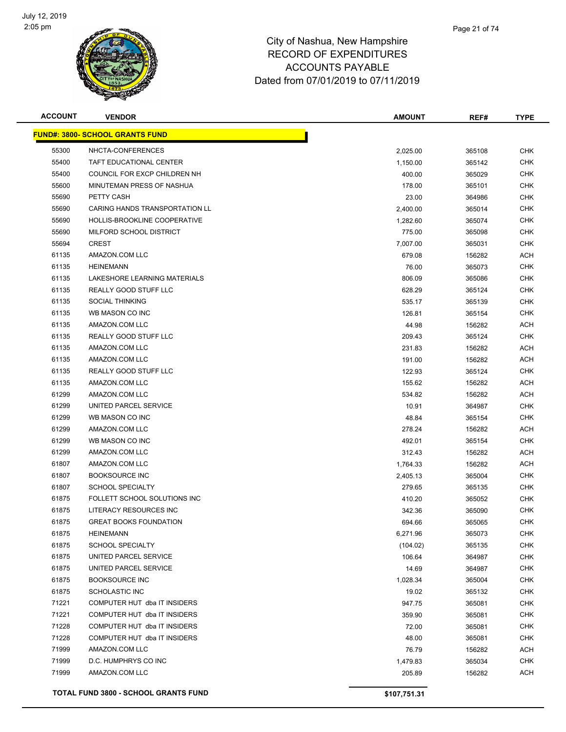# City of Nashua, New Hampshire
## RECORD OF EXPENDITURES
## ACCOUNTS PAYABLE
## Dated from 07/01/2019 to 07/11/2019

| ACCOUNT | VENDOR | AMOUNT | REF# | TYPE |
|---|---|---|---|---|
| **FUND#: 3800- SCHOOL GRANTS FUND** | | | | |
| 55300 | NHCTA-CONFERENCES | 2,025.00 | 365108 | CHK |
| 55400 | TAFT EDUCATIONAL CENTER | 1,150.00 | 365142 | CHK |
| 55400 | COUNCIL FOR EXCP CHILDREN NH | 400.00 | 365029 | CHK |
| 55600 | MINUTEMAN PRESS OF NASHUA | 178.00 | 365101 | CHK |
| 55690 | PETTY CASH | 23.00 | 364986 | CHK |
| 55690 | CARING HANDS TRANSPORTATION LL | 2,400.00 | 365014 | CHK |
| 55690 | HOLLIS-BROOKLINE COOPERATIVE | 1,282.60 | 365074 | CHK |
| 55690 | MILFORD SCHOOL DISTRICT | 775.00 | 365098 | CHK |
| 55694 | CREST | 7,007.00 | 365031 | CHK |
| 61135 | AMAZON.COM LLC | 679.08 | 156282 | ACH |
| 61135 | HEINEMANN | 76.00 | 365073 | CHK |
| 61135 | LAKESHORE LEARNING MATERIALS | 806.09 | 365086 | CHK |
| 61135 | REALLY GOOD STUFF LLC | 628.29 | 365124 | CHK |
| 61135 | SOCIAL THINKING | 535.17 | 365139 | CHK |
| 61135 | WB MASON CO INC | 126.81 | 365154 | CHK |
| 61135 | AMAZON.COM LLC | 44.98 | 156282 | ACH |
| 61135 | REALLY GOOD STUFF LLC | 209.43 | 365124 | CHK |
| 61135 | AMAZON.COM LLC | 231.83 | 156282 | ACH |
| 61135 | AMAZON.COM LLC | 191.00 | 156282 | ACH |
| 61135 | REALLY GOOD STUFF LLC | 122.93 | 365124 | CHK |
| 61135 | AMAZON.COM LLC | 155.62 | 156282 | ACH |
| 61299 | AMAZON.COM LLC | 534.82 | 156282 | ACH |
| 61299 | UNITED PARCEL SERVICE | 10.91 | 364987 | CHK |
| 61299 | WB MASON CO INC | 48.84 | 365154 | CHK |
| 61299 | AMAZON.COM LLC | 278.24 | 156282 | ACH |
| 61299 | WB MASON CO INC | 492.01 | 365154 | CHK |
| 61299 | AMAZON.COM LLC | 312.43 | 156282 | ACH |
| 61807 | AMAZON.COM LLC | 1,764.33 | 156282 | ACH |
| 61807 | BOOKSOURCE INC | 2,405.13 | 365004 | CHK |
| 61807 | SCHOOL SPECIALTY | 279.65 | 365135 | CHK |
| 61875 | FOLLETT SCHOOL SOLUTIONS INC | 410.20 | 365052 | CHK |
| 61875 | LITERACY RESOURCES INC | 342.36 | 365090 | CHK |
| 61875 | GREAT BOOKS FOUNDATION | 694.66 | 365065 | CHK |
| 61875 | HEINEMANN | 6,271.96 | 365073 | CHK |
| 61875 | SCHOOL SPECIALTY | (104.02) | 365135 | CHK |
| 61875 | UNITED PARCEL SERVICE | 106.64 | 364987 | CHK |
| 61875 | UNITED PARCEL SERVICE | 14.69 | 364987 | CHK |
| 61875 | BOOKSOURCE INC | 1,028.34 | 365004 | CHK |
| 61875 | SCHOLASTIC INC | 19.02 | 365132 | CHK |
| 71221 | COMPUTER HUT dba IT INSIDERS | 947.75 | 365081 | CHK |
| 71221 | COMPUTER HUT dba IT INSIDERS | 359.90 | 365081 | CHK |
| 71228 | COMPUTER HUT dba IT INSIDERS | 72.00 | 365081 | CHK |
| 71228 | COMPUTER HUT dba IT INSIDERS | 48.00 | 365081 | CHK |
| 71999 | AMAZON.COM LLC | 76.79 | 156282 | ACH |
| 71999 | D.C. HUMPHRYS CO INC | 1,479.83 | 365034 | CHK |
| 71999 | AMAZON.COM LLC | 205.89 | 156282 | ACH |
| **TOTAL FUND 3800 - SCHOOL GRANTS FUND** | | **$107,751.31** | | |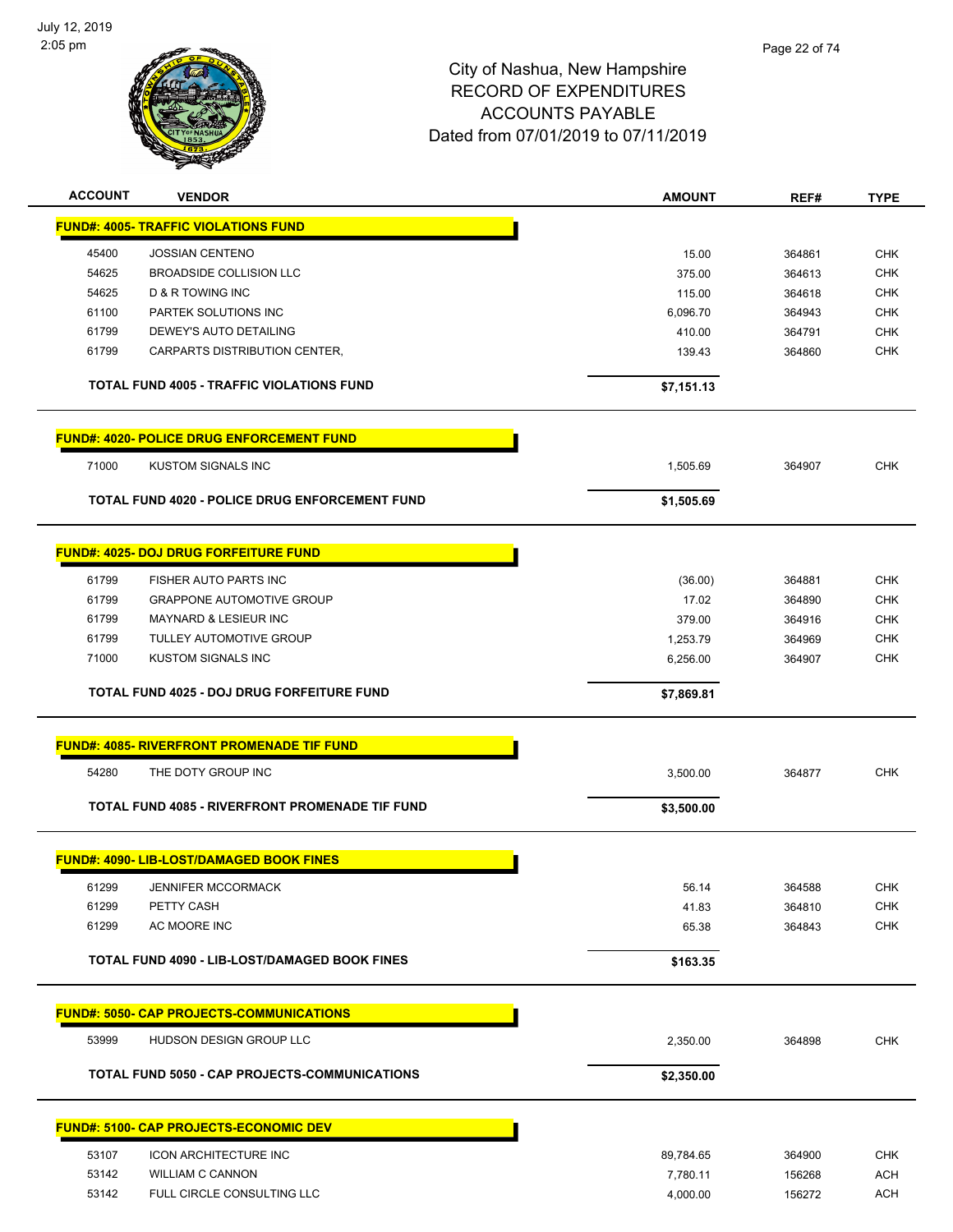City of Nashua, New Hampshire
RECORD OF EXPENDITURES
ACCOUNTS PAYABLE
Dated from 07/01/2019 to 07/11/2019

| ACCOUNT | VENDOR | AMOUNT | REF# | TYPE |
|---|---|---|---|---|
| **FUND#: 4005- TRAFFIC VIOLATIONS FUND** | | | | |
| 45400 | JOSSIAN CENTENO | 15.00 | 364861 | CHK |
| 54625 | BROADSIDE COLLISION LLC | 375.00 | 364613 | CHK |
| 54625 | D & R TOWING INC | 115.00 | 364618 | CHK |
| 61100 | PARTEK SOLUTIONS INC | 6,096.70 | 364943 | CHK |
| 61799 | DEWEY'S AUTO DETAILING | 410.00 | 364791 | CHK |
| 61799 | CARPARTS DISTRIBUTION CENTER, | 139.43 | 364860 | CHK |
| | **TOTAL FUND 4005 - TRAFFIC VIOLATIONS FUND** | **$7,151.13** | | |
| **FUND#: 4020- POLICE DRUG ENFORCEMENT FUND** | | | | |
| 71000 | KUSTOM SIGNALS INC | 1,505.69 | 364907 | CHK |
| | **TOTAL FUND 4020 - POLICE DRUG ENFORCEMENT FUND** | **$1,505.69** | | |
| **FUND#: 4025- DOJ DRUG FORFEITURE FUND** | | | | |
| 61799 | FISHER AUTO PARTS INC | (36.00) | 364881 | CHK |
| 61799 | GRAPPONE AUTOMOTIVE GROUP | 17.02 | 364890 | CHK |
| 61799 | MAYNARD & LESIEUR INC | 379.00 | 364916 | CHK |
| 61799 | TULLEY AUTOMOTIVE GROUP | 1,253.79 | 364969 | CHK |
| 71000 | KUSTOM SIGNALS INC | 6,256.00 | 364907 | CHK |
| | **TOTAL FUND 4025 - DOJ DRUG FORFEITURE FUND** | **$7,869.81** | | |
| **FUND#: 4085- RIVERFRONT PROMENADE TIF FUND** | | | | |
| 54280 | THE DOTY GROUP INC | 3,500.00 | 364877 | CHK |
| | **TOTAL FUND 4085 - RIVERFRONT PROMENADE TIF FUND** | **$3,500.00** | | |
| **FUND#: 4090- LIB-LOST/DAMAGED BOOK FINES** | | | | |
| 61299 | JENNIFER MCCORMACK | 56.14 | 364588 | CHK |
| 61299 | PETTY CASH | 41.83 | 364810 | CHK |
| 61299 | AC MOORE INC | 65.38 | 364843 | CHK |
| | **TOTAL FUND 4090 - LIB-LOST/DAMAGED BOOK FINES** | **$163.35** | | |
| **FUND#: 5050- CAP PROJECTS-COMMUNICATIONS** | | | | |
| 53999 | HUDSON DESIGN GROUP LLC | 2,350.00 | 364898 | CHK |
| | **TOTAL FUND 5050 - CAP PROJECTS-COMMUNICATIONS** | **$2,350.00** | | |
| **FUND#: 5100- CAP PROJECTS-ECONOMIC DEV** | | | | |
| 53107 | ICON ARCHITECTURE INC | 89,784.65 | 364900 | CHK |
| 53142 | WILLIAM C CANNON | 7,780.11 | 156268 | ACH |
| 53142 | FULL CIRCLE CONSULTING LLC | 4,000.00 | 156272 | ACH |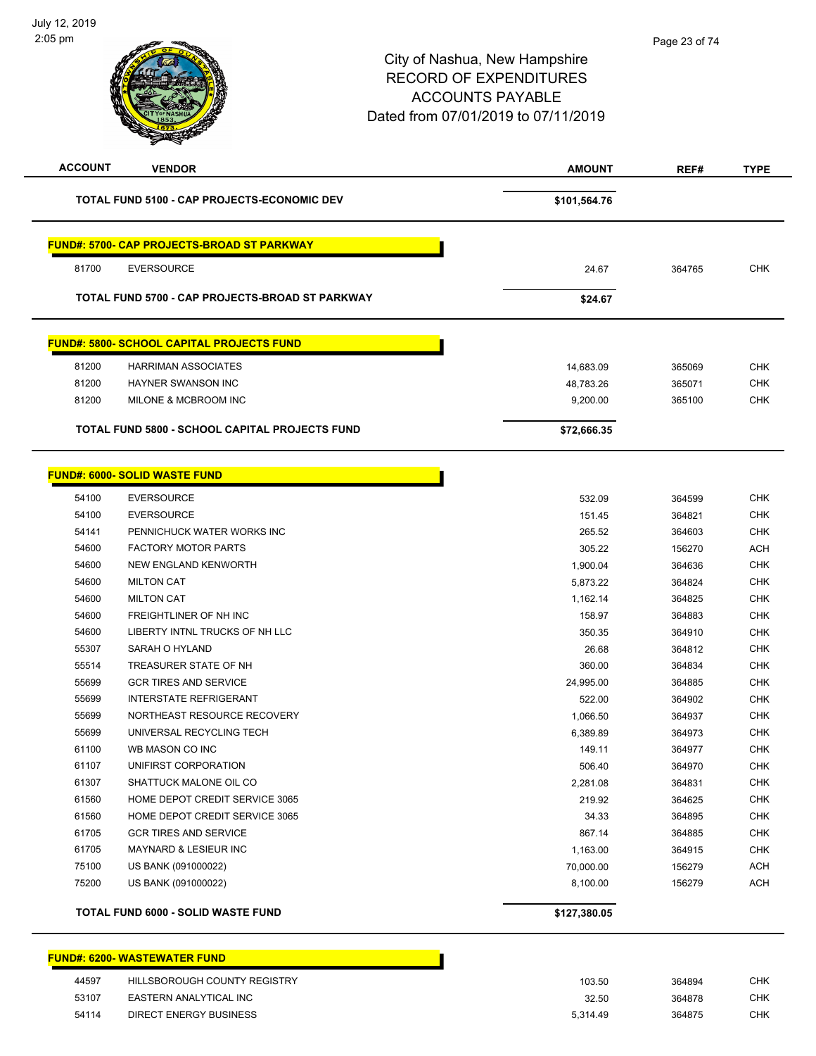City of Nashua, New Hampshire
RECORD OF EXPENDITURES
ACCOUNTS PAYABLE
Dated from 07/01/2019 to 07/11/2019

| ACCOUNT | VENDOR | AMOUNT | REF# | TYPE |
|---|---|---|---|---|
| | **TOTAL FUND 5100 - CAP PROJECTS-ECONOMIC DEV** | **$101,564.76** | | |
| | **FUND#: 5700- CAP PROJECTS-BROAD ST PARKWAY** | | | |
| 81700 | EVERSOURCE | 24.67 | 364765 | CHK |
| | **TOTAL FUND 5700 - CAP PROJECTS-BROAD ST PARKWAY** | **$24.67** | | |
| | **FUND#: 5800- SCHOOL CAPITAL PROJECTS FUND** | | | |
| 81200 | HARRIMAN ASSOCIATES | 14,683.09 | 365069 | CHK |
| 81200 | HAYNER SWANSON INC | 48,783.26 | 365071 | CHK |
| 81200 | MILONE & MCBROOM INC | 9,200.00 | 365100 | CHK |
| | **TOTAL FUND 5800 - SCHOOL CAPITAL PROJECTS FUND** | **$72,666.35** | | |
| | **FUND#: 6000- SOLID WASTE FUND** | | | |
| 54100 | EVERSOURCE | 532.09 | 364599 | CHK |
| 54100 | EVERSOURCE | 151.45 | 364821 | CHK |
| 54141 | PENNICHUCK WATER WORKS INC | 265.52 | 364603 | CHK |
| 54600 | FACTORY MOTOR PARTS | 305.22 | 156270 | ACH |
| 54600 | NEW ENGLAND KENWORTH | 1,900.04 | 364636 | CHK |
| 54600 | MILTON CAT | 5,873.22 | 364824 | CHK |
| 54600 | MILTON CAT | 1,162.14 | 364825 | CHK |
| 54600 | FREIGHTLINER OF NH INC | 158.97 | 364883 | CHK |
| 54600 | LIBERTY INTNL TRUCKS OF NH LLC | 350.35 | 364910 | CHK |
| 55307 | SARAH O HYLAND | 26.68 | 364812 | CHK |
| 55514 | TREASURER STATE OF NH | 360.00 | 364834 | CHK |
| 55699 | GCR TIRES AND SERVICE | 24,995.00 | 364885 | CHK |
| 55699 | INTERSTATE REFRIGERANT | 522.00 | 364902 | CHK |
| 55699 | NORTHEAST RESOURCE RECOVERY | 1,066.50 | 364937 | CHK |
| 55699 | UNIVERSAL RECYCLING TECH | 6,389.89 | 364973 | CHK |
| 61100 | WB MASON CO INC | 149.11 | 364977 | CHK |
| 61107 | UNIFIRST CORPORATION | 506.40 | 364970 | CHK |
| 61307 | SHATTUCK MALONE OIL CO | 2,281.08 | 364831 | CHK |
| 61560 | HOME DEPOT CREDIT SERVICE 3065 | 219.92 | 364625 | CHK |
| 61560 | HOME DEPOT CREDIT SERVICE 3065 | 34.33 | 364895 | CHK |
| 61705 | GCR TIRES AND SERVICE | 867.14 | 364885 | CHK |
| 61705 | MAYNARD & LESIEUR INC | 1,163.00 | 364915 | CHK |
| 75100 | US BANK (091000022) | 70,000.00 | 156279 | ACH |
| 75200 | US BANK (091000022) | 8,100.00 | 156279 | ACH |
| | **TOTAL FUND 6000 - SOLID WASTE FUND** | **$127,380.05** | | |
| | **FUND#: 6200- WASTEWATER FUND** | | | |
| 44597 | HILLSBOROUGH COUNTY REGISTRY | 103.50 | 364894 | CHK |
| 53107 | EASTERN ANALYTICAL INC | 32.50 | 364878 | CHK |
| 54114 | DIRECT ENERGY BUSINESS | 5,314.49 | 364875 | CHK |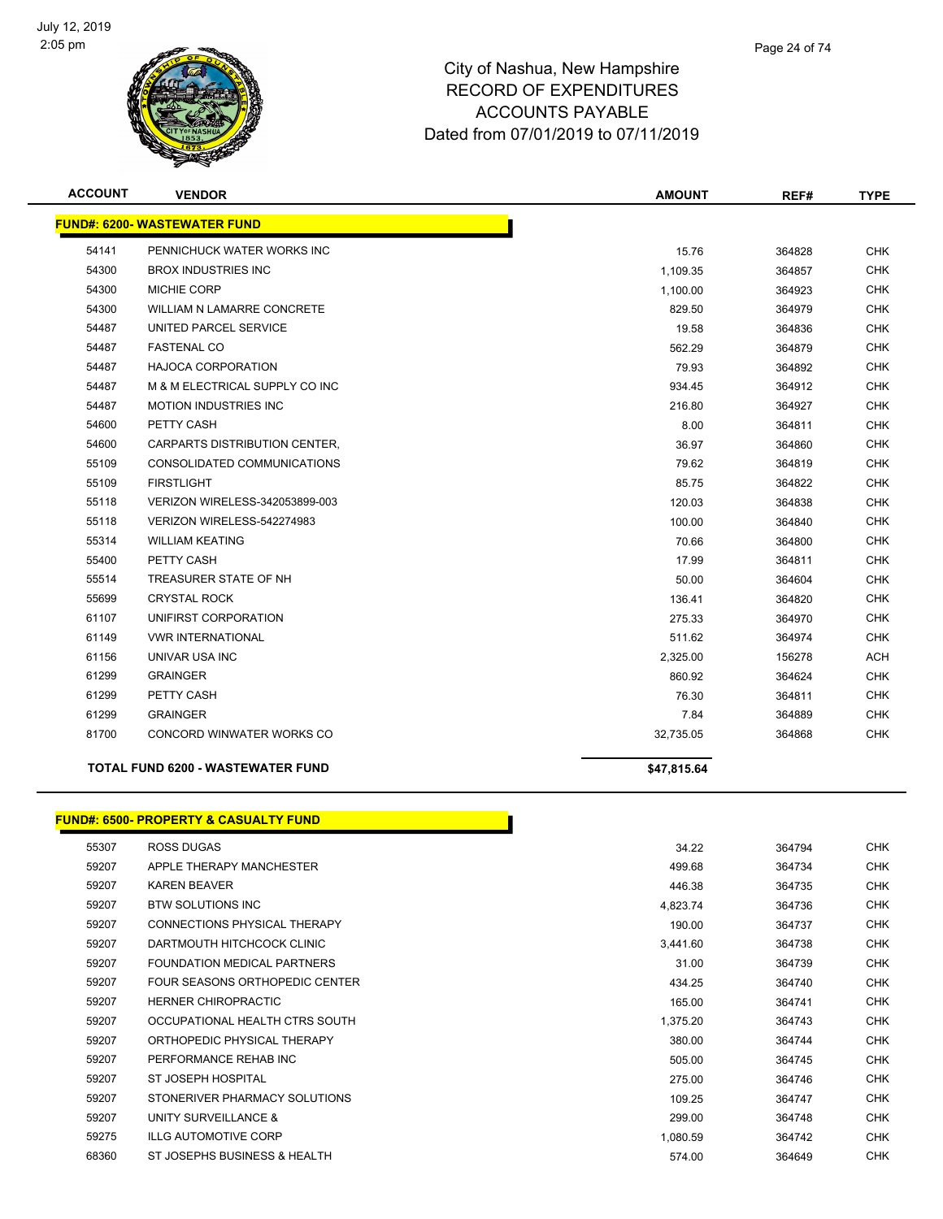# City of Nashua, New Hampshire
# RECORD OF EXPENDITURES
# ACCOUNTS PAYABLE
# Dated from 07/01/2019 to 07/11/2019

| ACCOUNT | VENDOR | AMOUNT | REF# | TYPE |
|---|---|---|---|---|
| **FUND#: 6200- WASTEWATER FUND** | | | | |
| 54141 | PENNICHUCK WATER WORKS INC | 15.76 | 364828 | CHK |
| 54300 | BROX INDUSTRIES INC | 1,109.35 | 364857 | CHK |
| 54300 | MICHIE CORP | 1,100.00 | 364923 | CHK |
| 54300 | WILLIAM N LAMARRE CONCRETE | 829.50 | 364979 | CHK |
| 54487 | UNITED PARCEL SERVICE | 19.58 | 364836 | CHK |
| 54487 | FASTENAL CO | 562.29 | 364879 | CHK |
| 54487 | HAJOCA CORPORATION | 79.93 | 364892 | CHK |
| 54487 | M & M ELECTRICAL SUPPLY CO INC | 934.45 | 364912 | CHK |
| 54487 | MOTION INDUSTRIES INC | 216.80 | 364927 | CHK |
| 54600 | PETTY CASH | 8.00 | 364811 | CHK |
| 54600 | CARPARTS DISTRIBUTION CENTER, | 36.97 | 364860 | CHK |
| 55109 | CONSOLIDATED COMMUNICATIONS | 79.62 | 364819 | CHK |
| 55109 | FIRSTLIGHT | 85.75 | 364822 | CHK |
| 55118 | VERIZON WIRELESS-342053899-003 | 120.03 | 364838 | CHK |
| 55118 | VERIZON WIRELESS-542274983 | 100.00 | 364840 | CHK |
| 55314 | WILLIAM KEATING | 70.66 | 364800 | CHK |
| 55400 | PETTY CASH | 17.99 | 364811 | CHK |
| 55514 | TREASURER STATE OF NH | 50.00 | 364604 | CHK |
| 55699 | CRYSTAL ROCK | 136.41 | 364820 | CHK |
| 61107 | UNIFIRST CORPORATION | 275.33 | 364970 | CHK |
| 61149 | VWR INTERNATIONAL | 511.62 | 364974 | CHK |
| 61156 | UNIVAR USA INC | 2,325.00 | 156278 | ACH |
| 61299 | GRAINGER | 860.92 | 364624 | CHK |
| 61299 | PETTY CASH | 76.30 | 364811 | CHK |
| 61299 | GRAINGER | 7.84 | 364889 | CHK |
| 81700 | CONCORD WINWATER WORKS CO | 32,735.05 | 364868 | CHK |
| | **TOTAL FUND 6200 - WASTEWATER FUND** | **$47,815.64** | | |

| ACCOUNT | VENDOR | AMOUNT | REF# | TYPE |
|---|---|---|---|---|
| **FUND#: 6500- PROPERTY & CASUALTY FUND** | | | | |
| 55307 | ROSS DUGAS | 34.22 | 364794 | CHK |
| 59207 | APPLE THERAPY MANCHESTER | 499.68 | 364734 | CHK |
| 59207 | KAREN BEAVER | 446.38 | 364735 | CHK |
| 59207 | BTW SOLUTIONS INC | 4,823.74 | 364736 | CHK |
| 59207 | CONNECTIONS PHYSICAL THERAPY | 190.00 | 364737 | CHK |
| 59207 | DARTMOUTH HITCHCOCK CLINIC | 3,441.60 | 364738 | CHK |
| 59207 | FOUNDATION MEDICAL PARTNERS | 31.00 | 364739 | CHK |
| 59207 | FOUR SEASONS ORTHOPEDIC CENTER | 434.25 | 364740 | CHK |
| 59207 | HERNER CHIROPRACTIC | 165.00 | 364741 | CHK |
| 59207 | OCCUPATIONAL HEALTH CTRS SOUTH | 1,375.20 | 364743 | CHK |
| 59207 | ORTHOPEDIC PHYSICAL THERAPY | 380.00 | 364744 | CHK |
| 59207 | PERFORMANCE REHAB INC | 505.00 | 364745 | CHK |
| 59207 | ST JOSEPH HOSPITAL | 275.00 | 364746 | CHK |
| 59207 | STONERIVER PHARMACY SOLUTIONS | 109.25 | 364747 | CHK |
| 59207 | UNITY SURVEILLANCE & | 299.00 | 364748 | CHK |
| 59275 | ILLG AUTOMOTIVE CORP | 1,080.59 | 364742 | CHK |
| 68360 | ST JOSEPHS BUSINESS & HEALTH | 574.00 | 364649 | CHK |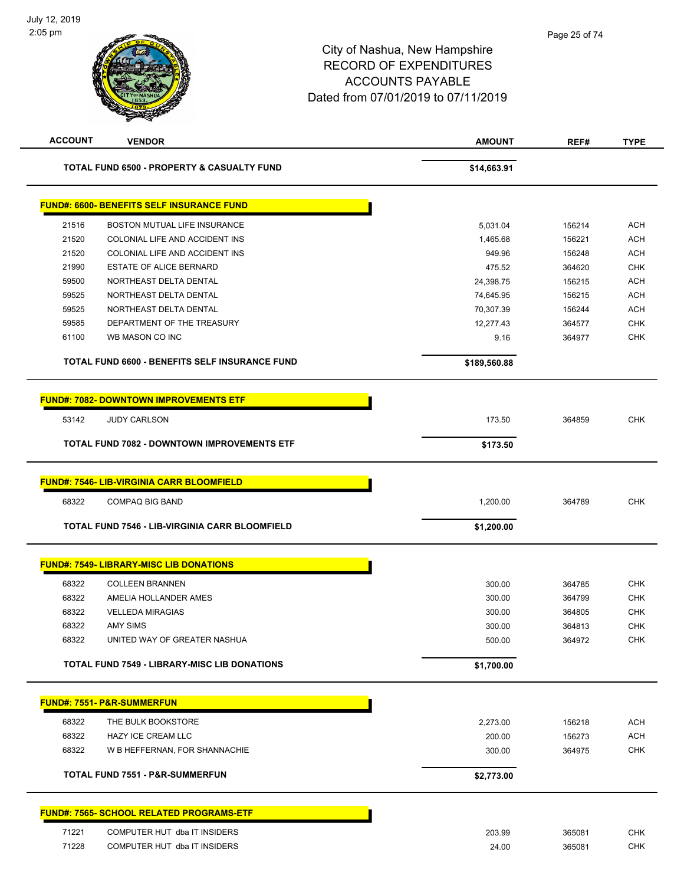# City of Nashua, New Hampshire
## RECORD OF EXPENDITURES
## ACCOUNTS PAYABLE
## Dated from 07/01/2019 to 07/11/2019

| ACCOUNT | VENDOR | AMOUNT | REF# | TYPE |
|---|---|---|---|---|
| | **TOTAL FUND 6500 - PROPERTY & CASUALTY FUND** | **$14,663.91** | | |
| | **FUND#: 6600- BENEFITS SELF INSURANCE FUND** | | | |
| 21516 | BOSTON MUTUAL LIFE INSURANCE | 5,031.04 | 156214 | ACH |
| 21520 | COLONIAL LIFE AND ACCIDENT INS | 1,465.68 | 156221 | ACH |
| 21520 | COLONIAL LIFE AND ACCIDENT INS | 949.96 | 156248 | ACH |
| 21990 | ESTATE OF ALICE BERNARD | 475.52 | 364620 | CHK |
| 59500 | NORTHEAST DELTA DENTAL | 24,398.75 | 156215 | ACH |
| 59525 | NORTHEAST DELTA DENTAL | 74,645.95 | 156215 | ACH |
| 59525 | NORTHEAST DELTA DENTAL | 70,307.39 | 156244 | ACH |
| 59585 | DEPARTMENT OF THE TREASURY | 12,277.43 | 364577 | CHK |
| 61100 | WB MASON CO INC | 9.16 | 364977 | CHK |
| | **TOTAL FUND 6600 - BENEFITS SELF INSURANCE FUND** | **$189,560.88** | | |
| | **FUND#: 7082- DOWNTOWN IMPROVEMENTS ETF** | | | |
| 53142 | JUDY CARLSON | 173.50 | 364859 | CHK |
| | **TOTAL FUND 7082 - DOWNTOWN IMPROVEMENTS ETF** | **$173.50** | | |
| | **FUND#: 7546- LIB-VIRGINIA CARR BLOOMFIELD** | | | |
| 68322 | COMPAQ BIG BAND | 1,200.00 | 364789 | CHK |
| | **TOTAL FUND 7546 - LIB-VIRGINIA CARR BLOOMFIELD** | **$1,200.00** | | |
| | **FUND#: 7549- LIBRARY-MISC LIB DONATIONS** | | | |
| 68322 | COLLEEN BRANNEN | 300.00 | 364785 | CHK |
| 68322 | AMELIA HOLLANDER AMES | 300.00 | 364799 | CHK |
| 68322 | VELLEDA MIRAGIAS | 300.00 | 364805 | CHK |
| 68322 | AMY SIMS | 300.00 | 364813 | CHK |
| 68322 | UNITED WAY OF GREATER NASHUA | 500.00 | 364972 | CHK |
| | **TOTAL FUND 7549 - LIBRARY-MISC LIB DONATIONS** | **$1,700.00** | | |
| | **FUND#: 7551- P&R-SUMMERFUN** | | | |
| 68322 | THE BULK BOOKSTORE | 2,273.00 | 156218 | ACH |
| 68322 | HAZY ICE CREAM LLC | 200.00 | 156273 | ACH |
| 68322 | W B HEFFERNAN, FOR SHANNACHIE | 300.00 | 364975 | CHK |
| | **TOTAL FUND 7551 - P&R-SUMMERFUN** | **$2,773.00** | | |
| | **FUND#: 7565- SCHOOL RELATED PROGRAMS-ETF** | | | |
| 71221 | COMPUTER HUT dba IT INSIDERS | 203.99 | 365081 | CHK |
| 71228 | COMPUTER HUT dba IT INSIDERS | 24.00 | 365081 | CHK |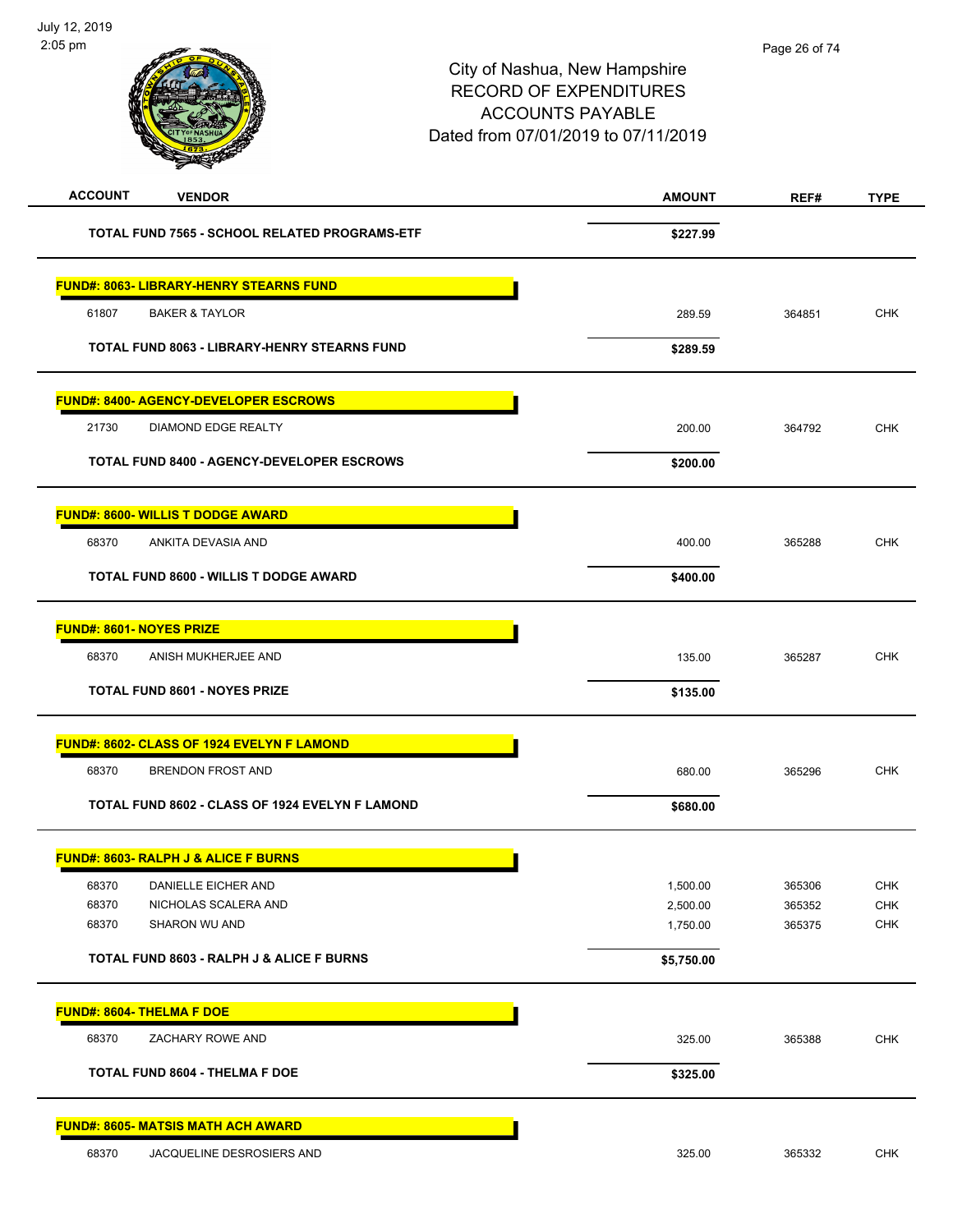City of Nashua, New Hampshire
RECORD OF EXPENDITURES
ACCOUNTS PAYABLE
Dated from 07/01/2019 to 07/11/2019

| ACCOUNT | VENDOR | AMOUNT | REF# | TYPE |
|---|---|---|---|---|
| | **TOTAL FUND 7565 - SCHOOL RELATED PROGRAMS-ETF** | **$227.99** | | |
| **FUND#: 8063- LIBRARY-HENRY STEARNS FUND** | | | | |
| 61807 | BAKER & TAYLOR | 289.59 | 364851 | CHK |
| | **TOTAL FUND 8063 - LIBRARY-HENRY STEARNS FUND** | **$289.59** | | |
| **FUND#: 8400- AGENCY-DEVELOPER ESCROWS** | | | | |
| 21730 | DIAMOND EDGE REALTY | 200.00 | 364792 | CHK |
| | **TOTAL FUND 8400 - AGENCY-DEVELOPER ESCROWS** | **$200.00** | | |
| **FUND#: 8600- WILLIS T DODGE AWARD** | | | | |
| 68370 | ANKITA DEVASIA AND | 400.00 | 365288 | CHK |
| | **TOTAL FUND 8600 - WILLIS T DODGE AWARD** | **$400.00** | | |
| **FUND#: 8601- NOYES PRIZE** | | | | |
| 68370 | ANISH MUKHERJEE AND | 135.00 | 365287 | CHK |
| | **TOTAL FUND 8601 - NOYES PRIZE** | **$135.00** | | |
| **FUND#: 8602- CLASS OF 1924 EVELYN F LAMOND** | | | | |
| 68370 | BRENDON FROST AND | 680.00 | 365296 | CHK |
| | **TOTAL FUND 8602 - CLASS OF 1924 EVELYN F LAMOND** | **$680.00** | | |
| **FUND#: 8603- RALPH J & ALICE F BURNS** | | | | |
| 68370 | DANIELLE EICHER AND | 1,500.00 | 365306 | CHK |
| 68370 | NICHOLAS SCALERA AND | 2,500.00 | 365352 | CHK |
| 68370 | SHARON WU AND | 1,750.00 | 365375 | CHK |
| | **TOTAL FUND 8603 - RALPH J & ALICE F BURNS** | **$5,750.00** | | |
| **FUND#: 8604- THELMA F DOE** | | | | |
| 68370 | ZACHARY ROWE AND | 325.00 | 365388 | CHK |
| | **TOTAL FUND 8604 - THELMA F DOE** | **$325.00** | | |
| **FUND#: 8605- MATSIS MATH ACH AWARD** | | | | |
| 68370 | JACQUELINE DESROSIERS AND | 325.00 | 365332 | CHK |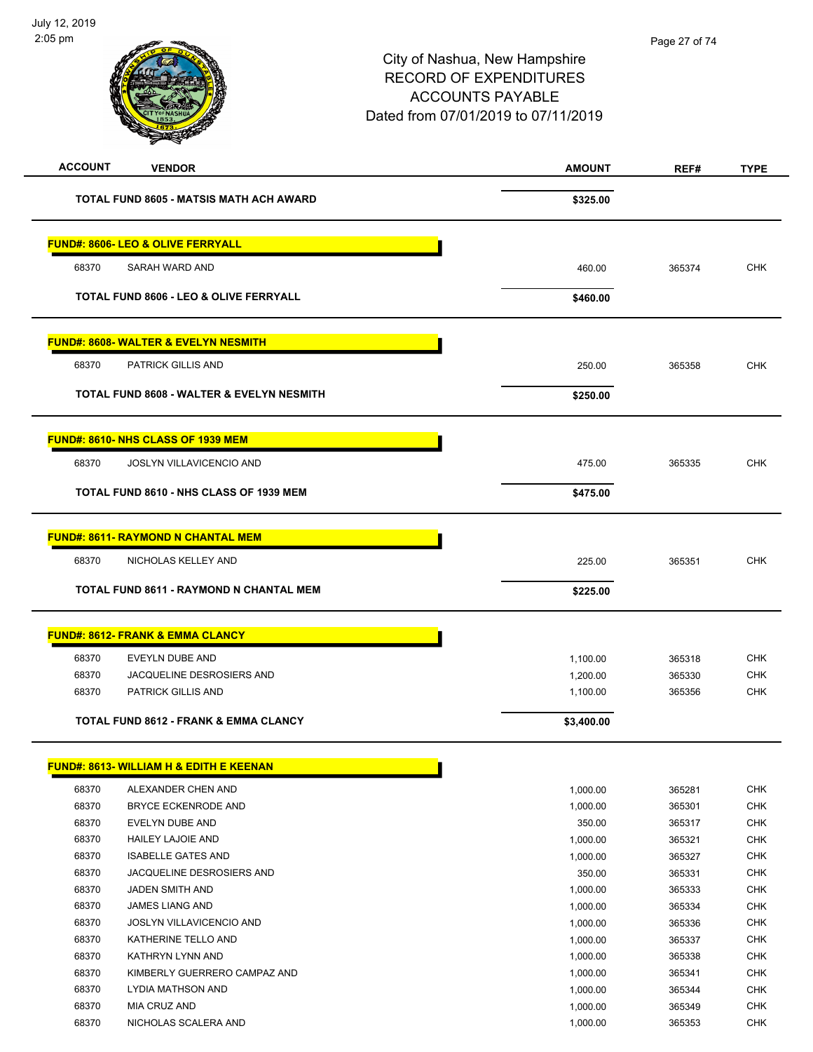# City of Nashua, New Hampshire
## RECORD OF EXPENDITURES
## ACCOUNTS PAYABLE
## Dated from 07/01/2019 to 07/11/2019

July 12, 2019
2:05 pm

| ACCOUNT | VENDOR | AMOUNT | REF# | TYPE |
|---|---|---|---|---|
| | **TOTAL FUND 8605 - MATSIS MATH ACH AWARD** | **$325.00** | | |
| **FUND#: 8606- LEO & OLIVE FERRYALL** | | | | |
| 68370 | SARAH WARD AND | 460.00 | 365374 | CHK |
| | **TOTAL FUND 8606 - LEO & OLIVE FERRYALL** | **$460.00** | | |
| **FUND#: 8608- WALTER & EVELYN NESMITH** | | | | |
| 68370 | PATRICK GILLIS AND | 250.00 | 365358 | CHK |
| | **TOTAL FUND 8608 - WALTER & EVELYN NESMITH** | **$250.00** | | |
| **FUND#: 8610- NHS CLASS OF 1939 MEM** | | | | |
| 68370 | JOSLYN VILLAVICENCIO AND | 475.00 | 365335 | CHK |
| | **TOTAL FUND 8610 - NHS CLASS OF 1939 MEM** | **$475.00** | | |
| **FUND#: 8611- RAYMOND N CHANTAL MEM** | | | | |
| 68370 | NICHOLAS KELLEY AND | 225.00 | 365351 | CHK |
| | **TOTAL FUND 8611 - RAYMOND N CHANTAL MEM** | **$225.00** | | |
| **FUND#: 8612- FRANK & EMMA CLANCY** | | | | |
| 68370 | EVEYLN DUBE AND | 1,100.00 | 365318 | CHK |
| 68370 | JACQUELINE DESROSIERS AND | 1,200.00 | 365330 | CHK |
| 68370 | PATRICK GILLIS AND | 1,100.00 | 365356 | CHK |
| | **TOTAL FUND 8612 - FRANK & EMMA CLANCY** | **$3,400.00** | | |
| **FUND#: 8613- WILLIAM H & EDITH E KEENAN** | | | | |
| 68370 | ALEXANDER CHEN AND | 1,000.00 | 365281 | CHK |
| 68370 | BRYCE ECKENRODE AND | 1,000.00 | 365301 | CHK |
| 68370 | EVELYN DUBE AND | 350.00 | 365317 | CHK |
| 68370 | HAILEY LAJOIE AND | 1,000.00 | 365321 | CHK |
| 68370 | ISABELLE GATES AND | 1,000.00 | 365327 | CHK |
| 68370 | JACQUELINE DESROSIERS AND | 350.00 | 365331 | CHK |
| 68370 | JADEN SMITH AND | 1,000.00 | 365333 | CHK |
| 68370 | JAMES LIANG AND | 1,000.00 | 365334 | CHK |
| 68370 | JOSLYN VILLAVICENCIO AND | 1,000.00 | 365336 | CHK |
| 68370 | KATHERINE TELLO AND | 1,000.00 | 365337 | CHK |
| 68370 | KATHRYN LYNN AND | 1,000.00 | 365338 | CHK |
| 68370 | KIMBERLY GUERRERO CAMPAZ AND | 1,000.00 | 365341 | CHK |
| 68370 | LYDIA MATHSON AND | 1,000.00 | 365344 | CHK |
| 68370 | MIA CRUZ AND | 1,000.00 | 365349 | CHK |
| 68370 | NICHOLAS SCALERA AND | 1,000.00 | 365353 | CHK |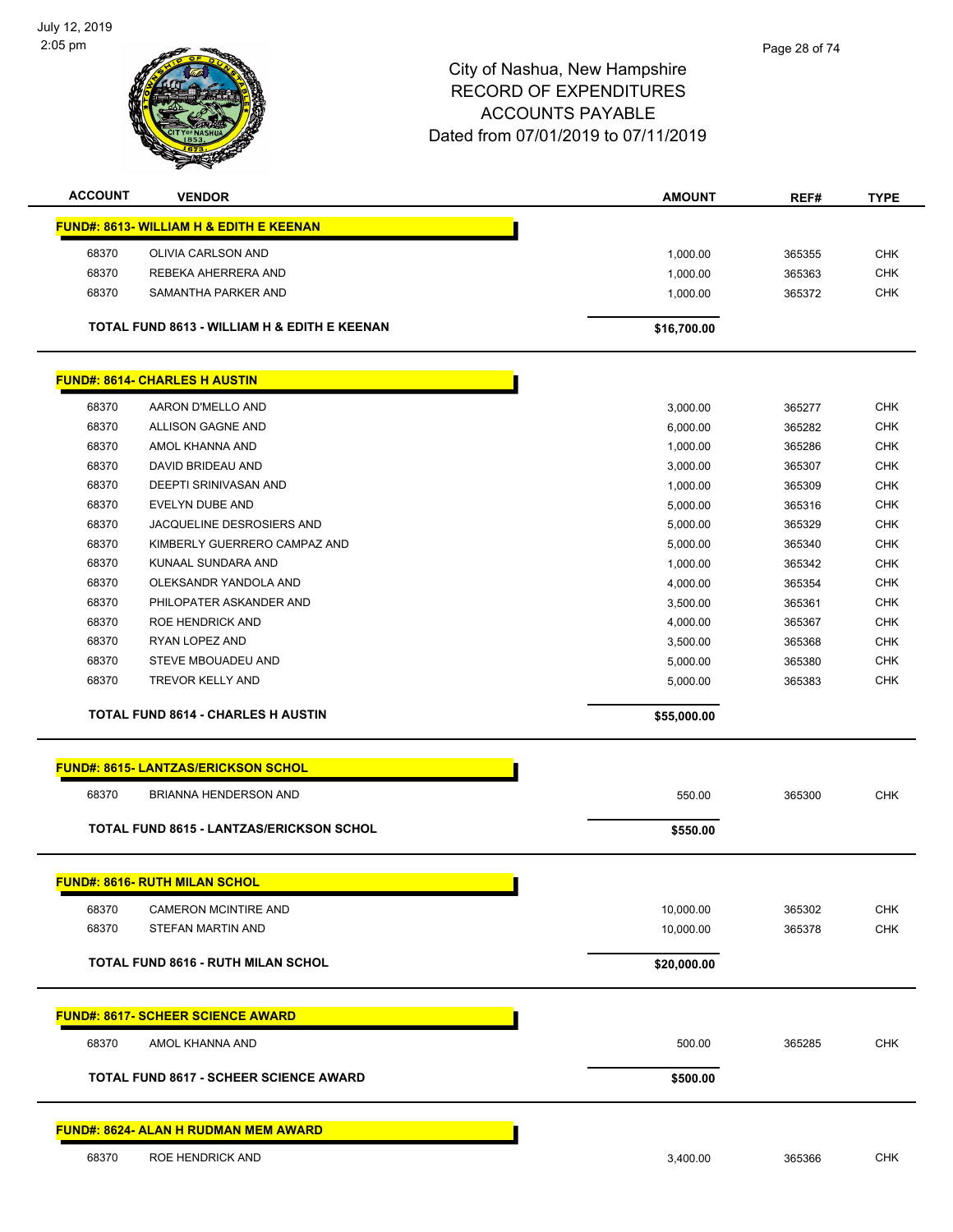# City of Nashua, New Hampshire
## RECORD OF EXPENDITURES
## ACCOUNTS PAYABLE
## Dated from 07/01/2019 to 07/11/2019

| ACCOUNT | VENDOR | AMOUNT | REF# | TYPE |
|---|---|---|---|---|
| **FUND#: 8613- WILLIAM H & EDITH E KEENAN** | | | | |
| 68370 | OLIVIA CARLSON AND | 1,000.00 | 365355 | CHK |
| 68370 | REBEKA AHERRERA AND | 1,000.00 | 365363 | CHK |
| 68370 | SAMANTHA PARKER AND | 1,000.00 | 365372 | CHK |
| | **TOTAL FUND 8613 - WILLIAM H & EDITH E KEENAN** | **$16,700.00** | | |
| **FUND#: 8614- CHARLES H AUSTIN** | | | | |
| 68370 | AARON D'MELLO AND | 3,000.00 | 365277 | CHK |
| 68370 | ALLISON GAGNE AND | 6,000.00 | 365282 | CHK |
| 68370 | AMOL KHANNA AND | 1,000.00 | 365286 | CHK |
| 68370 | DAVID BRIDEAU AND | 3,000.00 | 365307 | CHK |
| 68370 | DEEPTI SRINIVASAN AND | 1,000.00 | 365309 | CHK |
| 68370 | EVELYN DUBE AND | 5,000.00 | 365316 | CHK |
| 68370 | JACQUELINE DESROSIERS AND | 5,000.00 | 365329 | CHK |
| 68370 | KIMBERLY GUERRERO CAMPAZ AND | 5,000.00 | 365340 | CHK |
| 68370 | KUNAAL SUNDARA AND | 1,000.00 | 365342 | CHK |
| 68370 | OLEKSANDR YANDOLA AND | 4,000.00 | 365354 | CHK |
| 68370 | PHILOPATER ASKANDER AND | 3,500.00 | 365361 | CHK |
| 68370 | ROE HENDRICK AND | 4,000.00 | 365367 | CHK |
| 68370 | RYAN LOPEZ AND | 3,500.00 | 365368 | CHK |
| 68370 | STEVE MBOUADEU AND | 5,000.00 | 365380 | CHK |
| 68370 | TREVOR KELLY AND | 5,000.00 | 365383 | CHK |
| | **TOTAL FUND 8614 - CHARLES H AUSTIN** | **$55,000.00** | | |
| **FUND#: 8615- LANTZAS/ERICKSON SCHOL** | | | | |
| 68370 | BRIANNA HENDERSON AND | 550.00 | 365300 | CHK |
| | **TOTAL FUND 8615 - LANTZAS/ERICKSON SCHOL** | **$550.00** | | |
| **FUND#: 8616- RUTH MILAN SCHOL** | | | | |
| 68370 | CAMERON MCINTIRE AND | 10,000.00 | 365302 | CHK |
| 68370 | STEFAN MARTIN AND | 10,000.00 | 365378 | CHK |
| | **TOTAL FUND 8616 - RUTH MILAN SCHOL** | **$20,000.00** | | |
| **FUND#: 8617- SCHEER SCIENCE AWARD** | | | | |
| 68370 | AMOL KHANNA AND | 500.00 | 365285 | CHK |
| | **TOTAL FUND 8617 - SCHEER SCIENCE AWARD** | **$500.00** | | |
| **FUND#: 8624- ALAN H RUDMAN MEM AWARD** | | | | |
| 68370 | ROE HENDRICK AND | 3,400.00 | 365366 | CHK |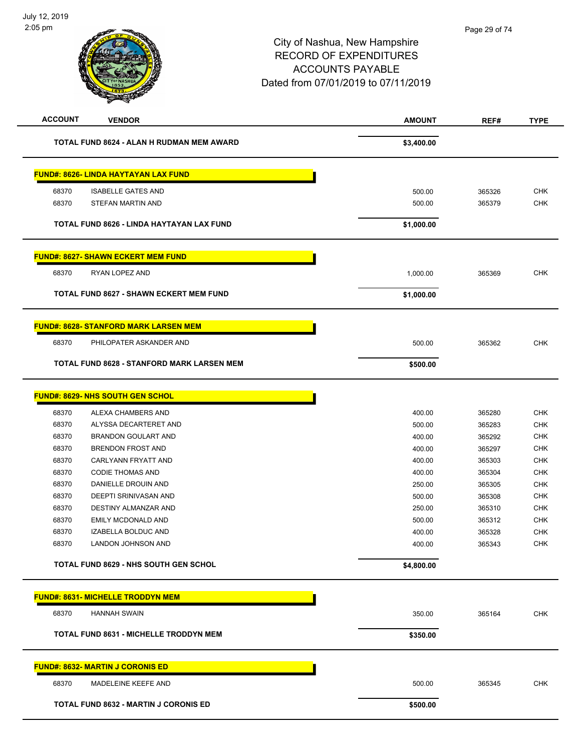# City of Nashua, New Hampshire
## RECORD OF EXPENDITURES
## ACCOUNTS PAYABLE
## Dated from 07/01/2019 to 07/11/2019

| ACCOUNT | VENDOR | AMOUNT | REF# | TYPE |
|---|---|---|---|---|
| | **TOTAL FUND 8624 - ALAN H RUDMAN MEM AWARD** | **$3,400.00** | | |
| | **FUND#: 8626- LINDA HAYTAYAN LAX FUND** | | | |
| 68370 | ISABELLE GATES AND | 500.00 | 365326 | CHK |
| 68370 | STEFAN MARTIN AND | 500.00 | 365379 | CHK |
| | **TOTAL FUND 8626 - LINDA HAYTAYAN LAX FUND** | **$1,000.00** | | |
| | **FUND#: 8627- SHAWN ECKERT MEM FUND** | | | |
| 68370 | RYAN LOPEZ AND | 1,000.00 | 365369 | CHK |
| | **TOTAL FUND 8627 - SHAWN ECKERT MEM FUND** | **$1,000.00** | | |
| | **FUND#: 8628- STANFORD MARK LARSEN MEM** | | | |
| 68370 | PHILOPATER ASKANDER AND | 500.00 | 365362 | CHK |
| | **TOTAL FUND 8628 - STANFORD MARK LARSEN MEM** | **$500.00** | | |
| | **FUND#: 8629- NHS SOUTH GEN SCHOL** | | | |
| 68370 | ALEXA CHAMBERS AND | 400.00 | 365280 | CHK |
| 68370 | ALYSSA DECARTERET AND | 500.00 | 365283 | CHK |
| 68370 | BRANDON GOULART AND | 400.00 | 365292 | CHK |
| 68370 | BRENDON FROST AND | 400.00 | 365297 | CHK |
| 68370 | CARLYANN FRYATT AND | 400.00 | 365303 | CHK |
| 68370 | CODIE THOMAS AND | 400.00 | 365304 | CHK |
| 68370 | DANIELLE DROUIN AND | 250.00 | 365305 | CHK |
| 68370 | DEEPTI SRINIVASAN AND | 500.00 | 365308 | CHK |
| 68370 | DESTINY ALMANZAR AND | 250.00 | 365310 | CHK |
| 68370 | EMILY MCDONALD AND | 500.00 | 365312 | CHK |
| 68370 | IZABELLA BOLDUC AND | 400.00 | 365328 | CHK |
| 68370 | LANDON JOHNSON AND | 400.00 | 365343 | CHK |
| | **TOTAL FUND 8629 - NHS SOUTH GEN SCHOL** | **$4,800.00** | | |
| | **FUND#: 8631- MICHELLE TRODDYN MEM** | | | |
| 68370 | HANNAH SWAIN | 350.00 | 365164 | CHK |
| | **TOTAL FUND 8631 - MICHELLE TRODDYN MEM** | **$350.00** | | |
| | **FUND#: 8632- MARTIN J CORONIS ED** | | | |
| 68370 | MADELEINE KEEFE AND | 500.00 | 365345 | CHK |
| | **TOTAL FUND 8632 - MARTIN J CORONIS ED** | **$500.00** | | |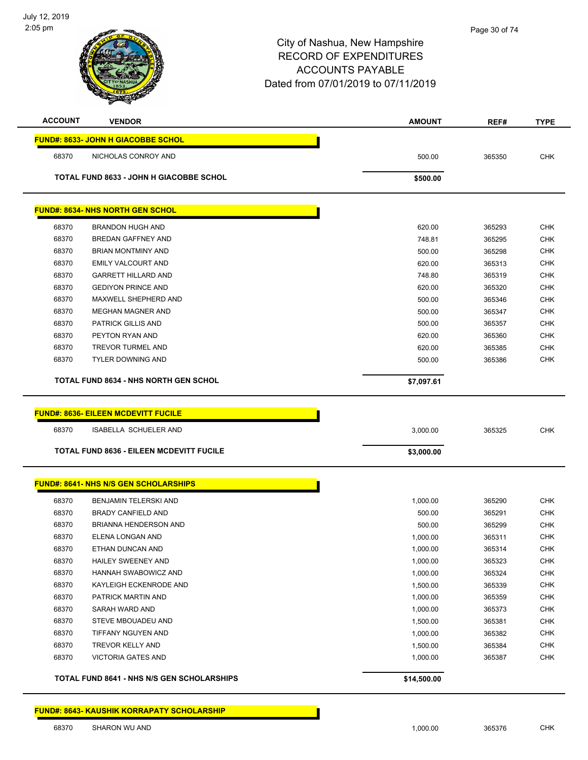City of Nashua, New Hampshire
RECORD OF EXPENDITURES
ACCOUNTS PAYABLE
Dated from 07/01/2019 to 07/11/2019

| ACCOUNT | VENDOR | AMOUNT | REF# | TYPE |
|---|---|---|---|---|
| **FUND#: 8633- JOHN H GIACOBBE SCHOL** | | | | |
| 68370 | NICHOLAS CONROY AND | 500.00 | 365350 | CHK |
| **TOTAL FUND 8633 - JOHN H GIACOBBE SCHOL** | | **$500.00** | | |
| **FUND#: 8634- NHS NORTH GEN SCHOL** | | | | |
| 68370 | BRANDON HUGH AND | 620.00 | 365293 | CHK |
| 68370 | BREDAN GAFFNEY AND | 748.81 | 365295 | CHK |
| 68370 | BRIAN MONTMINY AND | 500.00 | 365298 | CHK |
| 68370 | EMILY VALCOURT AND | 620.00 | 365313 | CHK |
| 68370 | GARRETT HILLARD AND | 748.80 | 365319 | CHK |
| 68370 | GEDIYON PRINCE AND | 620.00 | 365320 | CHK |
| 68370 | MAXWELL SHEPHERD AND | 500.00 | 365346 | CHK |
| 68370 | MEGHAN MAGNER AND | 500.00 | 365347 | CHK |
| 68370 | PATRICK GILLIS AND | 500.00 | 365357 | CHK |
| 68370 | PEYTON RYAN AND | 620.00 | 365360 | CHK |
| 68370 | TREVOR TURMEL AND | 620.00 | 365385 | CHK |
| 68370 | TYLER DOWNING AND | 500.00 | 365386 | CHK |
| **TOTAL FUND 8634 - NHS NORTH GEN SCHOL** | | **$7,097.61** | | |
| **FUND#: 8636- EILEEN MCDEVITT FUCILE** | | | | |
| 68370 | ISABELLA SCHUELER AND | 3,000.00 | 365325 | CHK |
| **TOTAL FUND 8636 - EILEEN MCDEVITT FUCILE** | | **$3,000.00** | | |
| **FUND#: 8641- NHS N/S GEN SCHOLARSHIPS** | | | | |
| 68370 | BENJAMIN TELERSKI AND | 1,000.00 | 365290 | CHK |
| 68370 | BRADY CANFIELD AND | 500.00 | 365291 | CHK |
| 68370 | BRIANNA HENDERSON AND | 500.00 | 365299 | CHK |
| 68370 | ELENA LONGAN AND | 1,000.00 | 365311 | CHK |
| 68370 | ETHAN DUNCAN AND | 1,000.00 | 365314 | CHK |
| 68370 | HAILEY SWEENEY AND | 1,000.00 | 365323 | CHK |
| 68370 | HANNAH SWABOWICZ AND | 1,000.00 | 365324 | CHK |
| 68370 | KAYLEIGH ECKENRODE AND | 1,500.00 | 365339 | CHK |
| 68370 | PATRICK MARTIN AND | 1,000.00 | 365359 | CHK |
| 68370 | SARAH WARD AND | 1,000.00 | 365373 | CHK |
| 68370 | STEVE MBOUADEU AND | 1,500.00 | 365381 | CHK |
| 68370 | TIFFANY NGUYEN AND | 1,000.00 | 365382 | CHK |
| 68370 | TREVOR KELLY AND | 1,500.00 | 365384 | CHK |
| 68370 | VICTORIA GATES AND | 1,000.00 | 365387 | CHK |
| **TOTAL FUND 8641 - NHS N/S GEN SCHOLARSHIPS** | | **$14,500.00** | | |
| **FUND#: 8643- KAUSHIK KORRAPATY SCHOLARSHIP** | | | | |
| 68370 | SHARON WU AND | 1,000.00 | 365376 | CHK |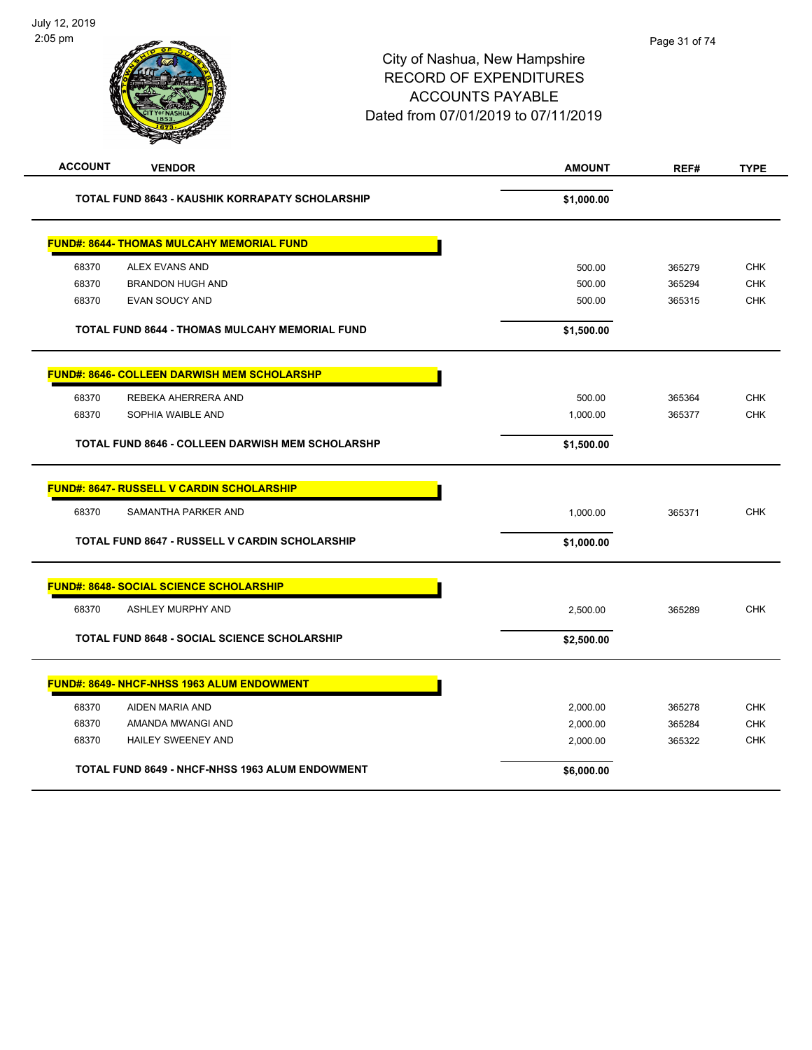City of Nashua, New Hampshire
RECORD OF EXPENDITURES
ACCOUNTS PAYABLE
Dated from 07/01/2019 to 07/11/2019

| ACCOUNT | VENDOR | AMOUNT | REF# | TYPE |
|---|---|---|---|---|
| | **TOTAL FUND 8643 - KAUSHIK KORRAPATY SCHOLARSHIP** | **$1,000.00** | | |
| | **FUND#: 8644- THOMAS MULCAHY MEMORIAL FUND** | | | |
| 68370 | ALEX EVANS AND | 500.00 | 365279 | CHK |
| 68370 | BRANDON HUGH AND | 500.00 | 365294 | CHK |
| 68370 | EVAN SOUCY AND | 500.00 | 365315 | CHK |
| | **TOTAL FUND 8644 - THOMAS MULCAHY MEMORIAL FUND** | **$1,500.00** | | |
| | **FUND#: 8646- COLLEEN DARWISH MEM SCHOLARSHP** | | | |
| 68370 | REBEKA AHERRERA AND | 500.00 | 365364 | CHK |
| 68370 | SOPHIA WAIBLE AND | 1,000.00 | 365377 | CHK |
| | **TOTAL FUND 8646 - COLLEEN DARWISH MEM SCHOLARSHP** | **$1,500.00** | | |
| | **FUND#: 8647- RUSSELL V CARDIN SCHOLARSHIP** | | | |
| 68370 | SAMANTHA PARKER AND | 1,000.00 | 365371 | CHK |
| | **TOTAL FUND 8647 - RUSSELL V CARDIN SCHOLARSHIP** | **$1,000.00** | | |
| | **FUND#: 8648- SOCIAL SCIENCE SCHOLARSHIP** | | | |
| 68370 | ASHLEY MURPHY AND | 2,500.00 | 365289 | CHK |
| | **TOTAL FUND 8648 - SOCIAL SCIENCE SCHOLARSHIP** | **$2,500.00** | | |
| | **FUND#: 8649- NHCF-NHSS 1963 ALUM ENDOWMENT** | | | |
| 68370 | AIDEN MARIA AND | 2,000.00 | 365278 | CHK |
| 68370 | AMANDA MWANGI AND | 2,000.00 | 365284 | CHK |
| 68370 | HAILEY SWEENEY AND | 2,000.00 | 365322 | CHK |
| | **TOTAL FUND 8649 - NHCF-NHSS 1963 ALUM ENDOWMENT** | **$6,000.00** | | |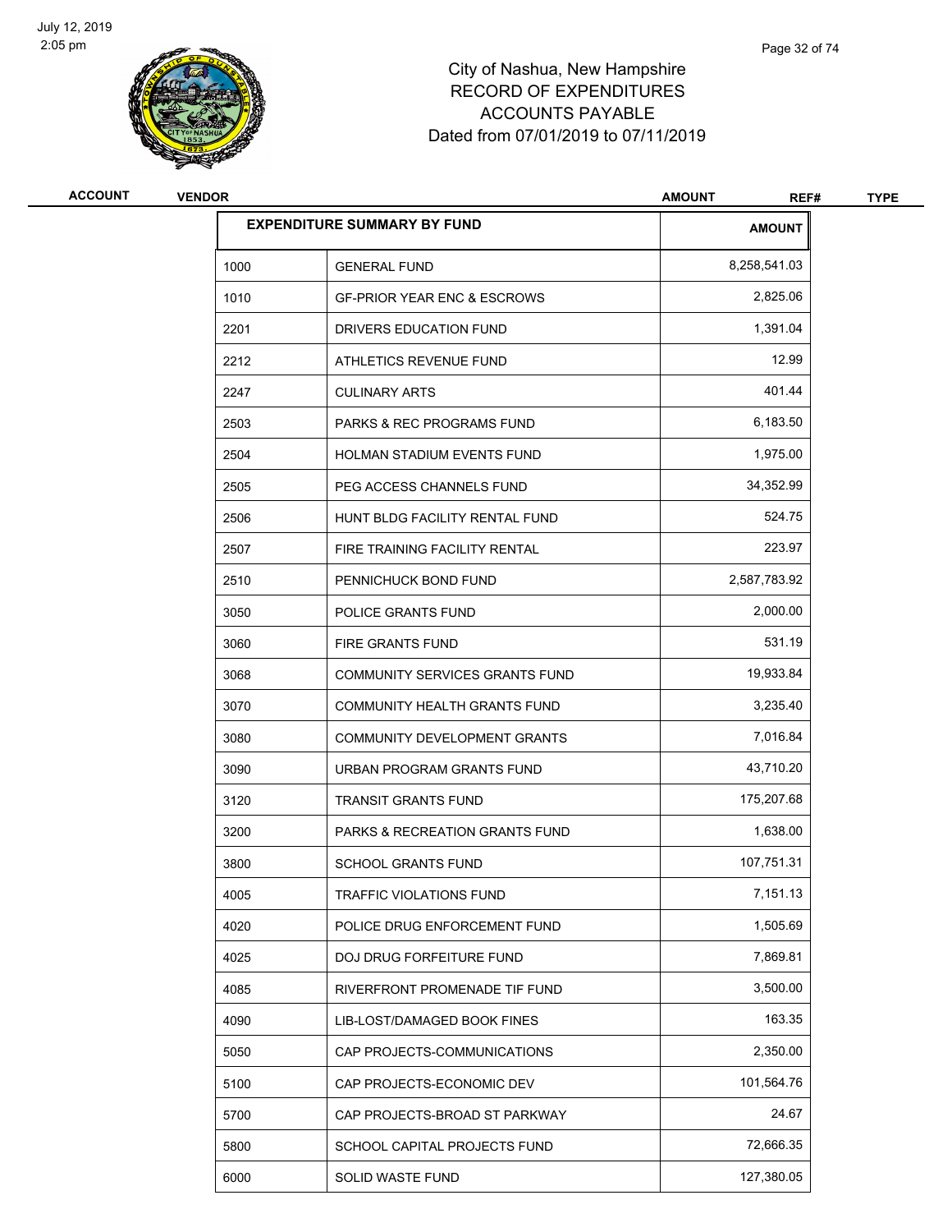July 12, 2019
2:05 pm

# City of Nashua, New Hampshire
## RECORD OF EXPENDITURES
## ACCOUNTS PAYABLE
## Dated from 07/01/2019 to 07/11/2019

| ACCOUNT | VENDOR | AMOUNT | REF# | TYPE |
|---|---|---|---|---|

| EXPENDITURE SUMMARY BY FUND | | AMOUNT |
|---|---|---|
| 1000 | GENERAL FUND | 8,258,541.03 |
| 1010 | GF-PRIOR YEAR ENC & ESCROWS | 2,825.06 |
| 2201 | DRIVERS EDUCATION FUND | 1,391.04 |
| 2212 | ATHLETICS REVENUE FUND | 12.99 |
| 2247 | CULINARY ARTS | 401.44 |
| 2503 | PARKS & REC PROGRAMS FUND | 6,183.50 |
| 2504 | HOLMAN STADIUM EVENTS FUND | 1,975.00 |
| 2505 | PEG ACCESS CHANNELS FUND | 34,352.99 |
| 2506 | HUNT BLDG FACILITY RENTAL FUND | 524.75 |
| 2507 | FIRE TRAINING FACILITY RENTAL | 223.97 |
| 2510 | PENNICHUCK BOND FUND | 2,587,783.92 |
| 3050 | POLICE GRANTS FUND | 2,000.00 |
| 3060 | FIRE GRANTS FUND | 531.19 |
| 3068 | COMMUNITY SERVICES GRANTS FUND | 19,933.84 |
| 3070 | COMMUNITY HEALTH GRANTS FUND | 3,235.40 |
| 3080 | COMMUNITY DEVELOPMENT GRANTS | 7,016.84 |
| 3090 | URBAN PROGRAM GRANTS FUND | 43,710.20 |
| 3120 | TRANSIT GRANTS FUND | 175,207.68 |
| 3200 | PARKS & RECREATION GRANTS FUND | 1,638.00 |
| 3800 | SCHOOL GRANTS FUND | 107,751.31 |
| 4005 | TRAFFIC VIOLATIONS FUND | 7,151.13 |
| 4020 | POLICE DRUG ENFORCEMENT FUND | 1,505.69 |
| 4025 | DOJ DRUG FORFEITURE FUND | 7,869.81 |
| 4085 | RIVERFRONT PROMENADE TIF FUND | 3,500.00 |
| 4090 | LIB-LOST/DAMAGED BOOK FINES | 163.35 |
| 5050 | CAP PROJECTS-COMMUNICATIONS | 2,350.00 |
| 5100 | CAP PROJECTS-ECONOMIC DEV | 101,564.76 |
| 5700 | CAP PROJECTS-BROAD ST PARKWAY | 24.67 |
| 5800 | SCHOOL CAPITAL PROJECTS FUND | 72,666.35 |
| 6000 | SOLID WASTE FUND | 127,380.05 |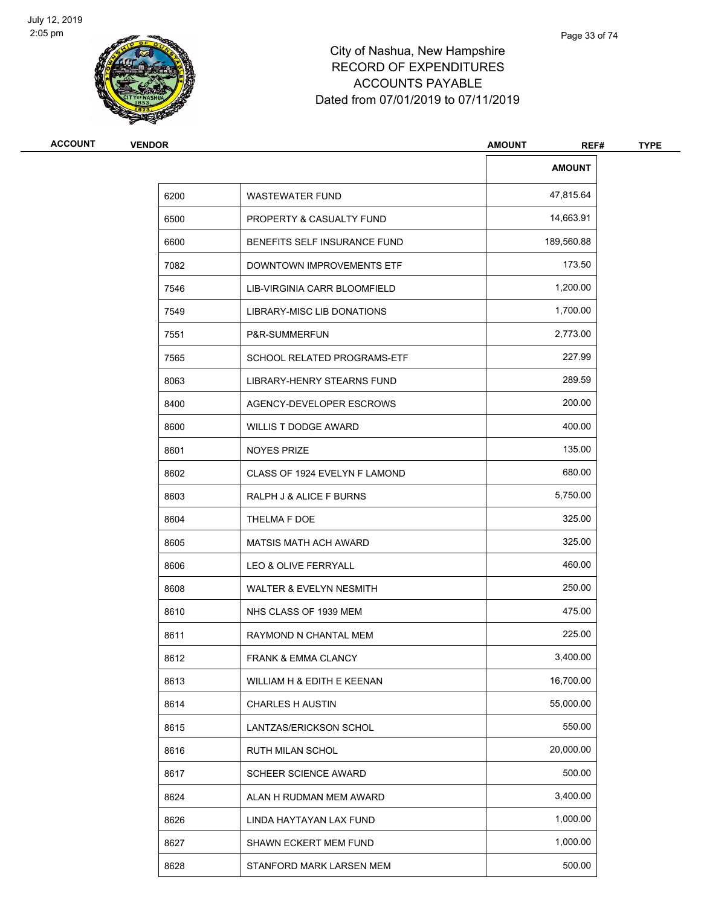City of Nashua, New Hampshire
RECORD OF EXPENDITURES
ACCOUNTS PAYABLE
Dated from 07/01/2019 to 07/11/2019

| ACCOUNT | VENDOR | AMOUNT |
|---|---|---|
| 6200 | WASTEWATER FUND | 47,815.64 |
| 6500 | PROPERTY & CASUALTY FUND | 14,663.91 |
| 6600 | BENEFITS SELF INSURANCE FUND | 189,560.88 |
| 7082 | DOWNTOWN IMPROVEMENTS ETF | 173.50 |
| 7546 | LIB-VIRGINIA CARR BLOOMFIELD | 1,200.00 |
| 7549 | LIBRARY-MISC LIB DONATIONS | 1,700.00 |
| 7551 | P&R-SUMMERFUN | 2,773.00 |
| 7565 | SCHOOL RELATED PROGRAMS-ETF | 227.99 |
| 8063 | LIBRARY-HENRY STEARNS FUND | 289.59 |
| 8400 | AGENCY-DEVELOPER ESCROWS | 200.00 |
| 8600 | WILLIS T DODGE AWARD | 400.00 |
| 8601 | NOYES PRIZE | 135.00 |
| 8602 | CLASS OF 1924 EVELYN F LAMOND | 680.00 |
| 8603 | RALPH J & ALICE F BURNS | 5,750.00 |
| 8604 | THELMA F DOE | 325.00 |
| 8605 | MATSIS MATH ACH AWARD | 325.00 |
| 8606 | LEO & OLIVE FERRYALL | 460.00 |
| 8608 | WALTER & EVELYN NESMITH | 250.00 |
| 8610 | NHS CLASS OF 1939 MEM | 475.00 |
| 8611 | RAYMOND N CHANTAL MEM | 225.00 |
| 8612 | FRANK & EMMA CLANCY | 3,400.00 |
| 8613 | WILLIAM H & EDITH E KEENAN | 16,700.00 |
| 8614 | CHARLES H AUSTIN | 55,000.00 |
| 8615 | LANTZAS/ERICKSON SCHOL | 550.00 |
| 8616 | RUTH MILAN SCHOL | 20,000.00 |
| 8617 | SCHEER SCIENCE AWARD | 500.00 |
| 8624 | ALAN H RUDMAN MEM AWARD | 3,400.00 |
| 8626 | LINDA HAYTAYAN LAX FUND | 1,000.00 |
| 8627 | SHAWN ECKERT MEM FUND | 1,000.00 |
| 8628 | STANFORD MARK LARSEN MEM | 500.00 |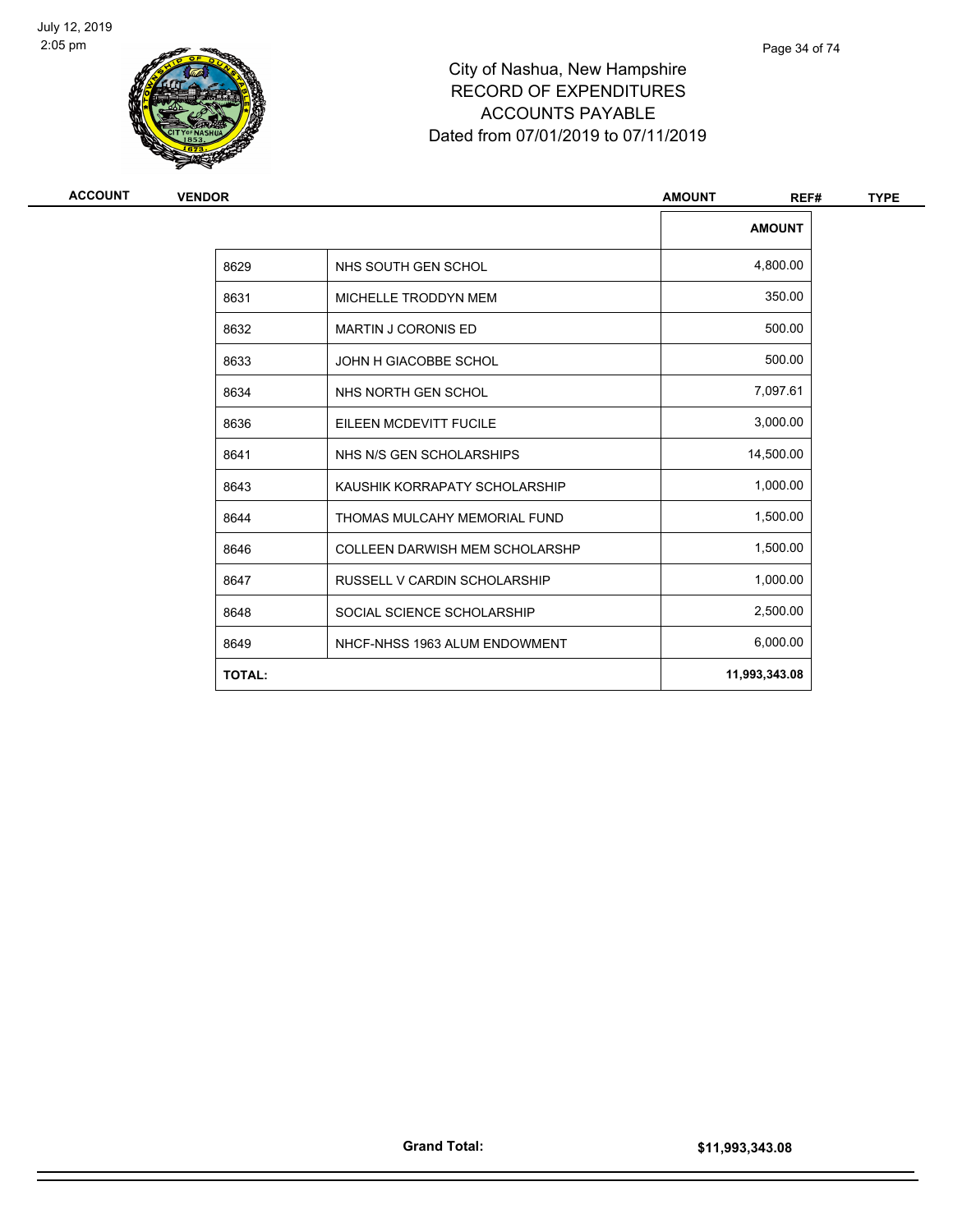City of Nashua, New Hampshire
RECORD OF EXPENDITURES
ACCOUNTS PAYABLE
Dated from 07/01/2019 to 07/11/2019

| ACCOUNT | VENDOR | AMOUNT | REF# | TYPE |
|---|---|---|---|---|

| | | AMOUNT |
|---|---|---|
| 8629 | NHS SOUTH GEN SCHOL | 4,800.00 |
| 8631 | MICHELLE TRODDYN MEM | 350.00 |
| 8632 | MARTIN J CORONIS ED | 500.00 |
| 8633 | JOHN H GIACOBBE SCHOL | 500.00 |
| 8634 | NHS NORTH GEN SCHOL | 7,097.61 |
| 8636 | EILEEN MCDEVITT FUCILE | 3,000.00 |
| 8641 | NHS N/S GEN SCHOLARSHIPS | 14,500.00 |
| 8643 | KAUSHIK KORRAPATY SCHOLARSHIP | 1,000.00 |
| 8644 | THOMAS MULCAHY MEMORIAL FUND | 1,500.00 |
| 8646 | COLLEEN DARWISH MEM SCHOLARSHP | 1,500.00 |
| 8647 | RUSSELL V CARDIN SCHOLARSHIP | 1,000.00 |
| 8648 | SOCIAL SCIENCE SCHOLARSHIP | 2,500.00 |
| 8649 | NHCF-NHSS 1963 ALUM ENDOWMENT | 6,000.00 |
| **TOTAL:** | | **11,993,343.08** |

**Grand Total:** **$11,993,343.08**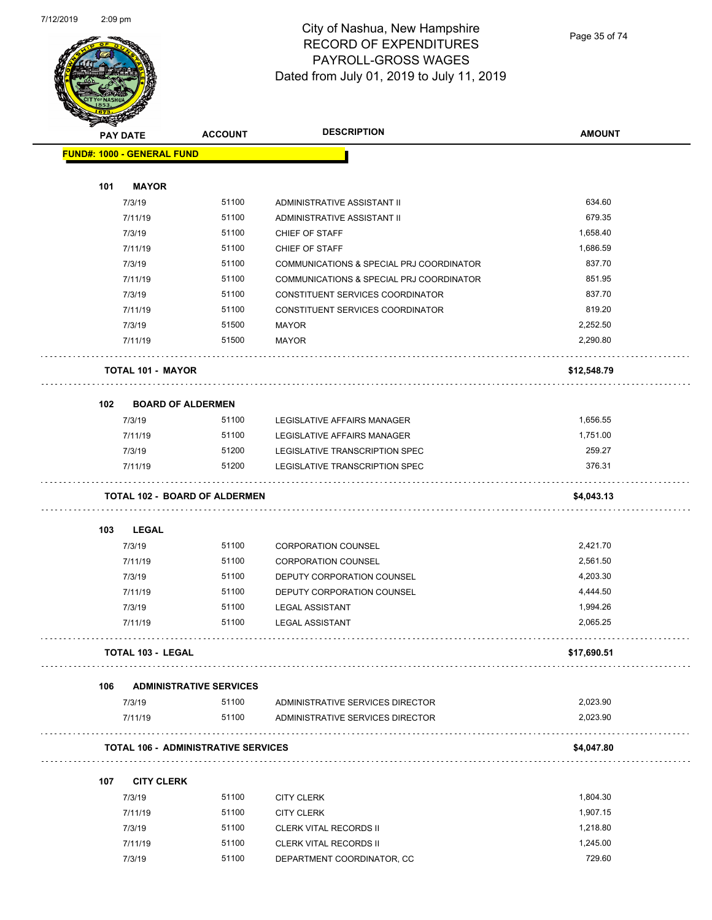# City of Nashua, New Hampshire
## RECORD OF EXPENDITURES
## PAYROLL-GROSS WAGES
### Dated from July 01, 2019 to July 11, 2019

| PAY DATE | ACCOUNT | DESCRIPTION | AMOUNT |
|---|---|---|---|
| **FUND#: 1000 - GENERAL FUND** | | | |
| **101 MAYOR** | | | |
| 7/3/19 | 51100 | ADMINISTRATIVE ASSISTANT II | 634.60 |
| 7/11/19 | 51100 | ADMINISTRATIVE ASSISTANT II | 679.35 |
| 7/3/19 | 51100 | CHIEF OF STAFF | 1,658.40 |
| 7/11/19 | 51100 | CHIEF OF STAFF | 1,686.59 |
| 7/3/19 | 51100 | COMMUNICATIONS & SPECIAL PRJ COORDINATOR | 837.70 |
| 7/11/19 | 51100 | COMMUNICATIONS & SPECIAL PRJ COORDINATOR | 851.95 |
| 7/3/19 | 51100 | CONSTITUENT SERVICES COORDINATOR | 837.70 |
| 7/11/19 | 51100 | CONSTITUENT SERVICES COORDINATOR | 819.20 |
| 7/3/19 | 51500 | MAYOR | 2,252.50 |
| 7/11/19 | 51500 | MAYOR | 2,290.80 |
| **TOTAL 101 - MAYOR** | | | **$12,548.79** |
| **102 BOARD OF ALDERMEN** | | | |
| 7/3/19 | 51100 | LEGISLATIVE AFFAIRS MANAGER | 1,656.55 |
| 7/11/19 | 51100 | LEGISLATIVE AFFAIRS MANAGER | 1,751.00 |
| 7/3/19 | 51200 | LEGISLATIVE TRANSCRIPTION SPEC | 259.27 |
| 7/11/19 | 51200 | LEGISLATIVE TRANSCRIPTION SPEC | 376.31 |
| **TOTAL 102 - BOARD OF ALDERMEN** | | | **$4,043.13** |
| **103 LEGAL** | | | |
| 7/3/19 | 51100 | CORPORATION COUNSEL | 2,421.70 |
| 7/11/19 | 51100 | CORPORATION COUNSEL | 2,561.50 |
| 7/3/19 | 51100 | DEPUTY CORPORATION COUNSEL | 4,203.30 |
| 7/11/19 | 51100 | DEPUTY CORPORATION COUNSEL | 4,444.50 |
| 7/3/19 | 51100 | LEGAL ASSISTANT | 1,994.26 |
| 7/11/19 | 51100 | LEGAL ASSISTANT | 2,065.25 |
| **TOTAL 103 - LEGAL** | | | **$17,690.51** |
| **106 ADMINISTRATIVE SERVICES** | | | |
| 7/3/19 | 51100 | ADMINISTRATIVE SERVICES DIRECTOR | 2,023.90 |
| 7/11/19 | 51100 | ADMINISTRATIVE SERVICES DIRECTOR | 2,023.90 |
| **TOTAL 106 - ADMINISTRATIVE SERVICES** | | | **$4,047.80** |
| **107 CITY CLERK** | | | |
| 7/3/19 | 51100 | CITY CLERK | 1,804.30 |
| 7/11/19 | 51100 | CITY CLERK | 1,907.15 |
| 7/3/19 | 51100 | CLERK VITAL RECORDS II | 1,218.80 |
| 7/11/19 | 51100 | CLERK VITAL RECORDS II | 1,245.00 |
| 7/3/19 | 51100 | DEPARTMENT COORDINATOR, CC | 729.60 |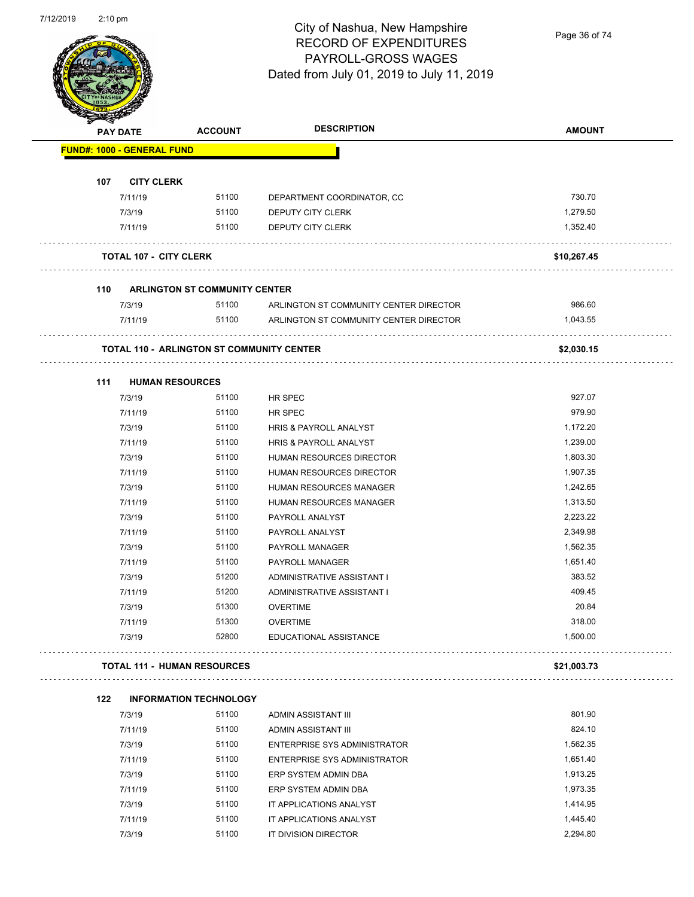# City of Nashua, New Hampshire
# RECORD OF EXPENDITURES
# PAYROLL-GROSS WAGES
Dated from July 01, 2019 to July 11, 2019

| PAY DATE | ACCOUNT | DESCRIPTION | AMOUNT |
|---|---|---|---|
| **FUND#: 1000 - GENERAL FUND** | | | |
| **107 CITY CLERK** | | | |
| 7/11/19 | 51100 | DEPARTMENT COORDINATOR, CC | 730.70 |
| 7/3/19 | 51100 | DEPUTY CITY CLERK | 1,279.50 |
| 7/11/19 | 51100 | DEPUTY CITY CLERK | 1,352.40 |
| **TOTAL 107 - CITY CLERK** | | | **$10,267.45** |
| **110 ARLINGTON ST COMMUNITY CENTER** | | | |
| 7/3/19 | 51100 | ARLINGTON ST COMMUNITY CENTER DIRECTOR | 986.60 |
| 7/11/19 | 51100 | ARLINGTON ST COMMUNITY CENTER DIRECTOR | 1,043.55 |
| **TOTAL 110 - ARLINGTON ST COMMUNITY CENTER** | | | **$2,030.15** |
| **111 HUMAN RESOURCES** | | | |
| 7/3/19 | 51100 | HR SPEC | 927.07 |
| 7/11/19 | 51100 | HR SPEC | 979.90 |
| 7/3/19 | 51100 | HRIS & PAYROLL ANALYST | 1,172.20 |
| 7/11/19 | 51100 | HRIS & PAYROLL ANALYST | 1,239.00 |
| 7/3/19 | 51100 | HUMAN RESOURCES DIRECTOR | 1,803.30 |
| 7/11/19 | 51100 | HUMAN RESOURCES DIRECTOR | 1,907.35 |
| 7/3/19 | 51100 | HUMAN RESOURCES MANAGER | 1,242.65 |
| 7/11/19 | 51100 | HUMAN RESOURCES MANAGER | 1,313.50 |
| 7/3/19 | 51100 | PAYROLL ANALYST | 2,223.22 |
| 7/11/19 | 51100 | PAYROLL ANALYST | 2,349.98 |
| 7/3/19 | 51100 | PAYROLL MANAGER | 1,562.35 |
| 7/11/19 | 51100 | PAYROLL MANAGER | 1,651.40 |
| 7/3/19 | 51200 | ADMINISTRATIVE ASSISTANT I | 383.52 |
| 7/11/19 | 51200 | ADMINISTRATIVE ASSISTANT I | 409.45 |
| 7/3/19 | 51300 | OVERTIME | 20.84 |
| 7/11/19 | 51300 | OVERTIME | 318.00 |
| 7/3/19 | 52800 | EDUCATIONAL ASSISTANCE | 1,500.00 |
| **TOTAL 111 - HUMAN RESOURCES** | | | **$21,003.73** |
| **122 INFORMATION TECHNOLOGY** | | | |
| 7/3/19 | 51100 | ADMIN ASSISTANT III | 801.90 |
| 7/11/19 | 51100 | ADMIN ASSISTANT III | 824.10 |
| 7/3/19 | 51100 | ENTERPRISE SYS ADMINISTRATOR | 1,562.35 |
| 7/11/19 | 51100 | ENTERPRISE SYS ADMINISTRATOR | 1,651.40 |
| 7/3/19 | 51100 | ERP SYSTEM ADMIN DBA | 1,913.25 |
| 7/11/19 | 51100 | ERP SYSTEM ADMIN DBA | 1,973.35 |
| 7/3/19 | 51100 | IT APPLICATIONS ANALYST | 1,414.95 |
| 7/11/19 | 51100 | IT APPLICATIONS ANALYST | 1,445.40 |
| 7/3/19 | 51100 | IT DIVISION DIRECTOR | 2,294.80 |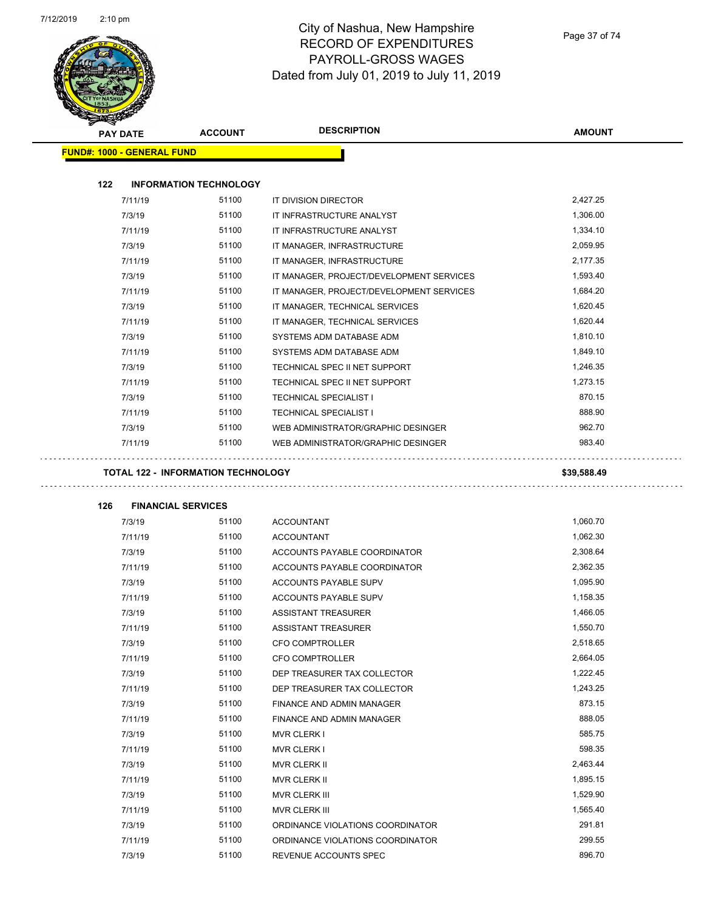# City of Nashua, New Hampshire
## RECORD OF EXPENDITURES
## PAYROLL-GROSS WAGES
## Dated from July 01, 2019 to July 11, 2019

**FUND#: 1000 - GENERAL FUND**

### 122 INFORMATION TECHNOLOGY

| PAY DATE | ACCOUNT | DESCRIPTION | AMOUNT |
|---|---|---|---|
| 7/11/19 | 51100 | IT DIVISION DIRECTOR | 2,427.25 |
| 7/3/19 | 51100 | IT INFRASTRUCTURE ANALYST | 1,306.00 |
| 7/11/19 | 51100 | IT INFRASTRUCTURE ANALYST | 1,334.10 |
| 7/3/19 | 51100 | IT MANAGER, INFRASTRUCTURE | 2,059.95 |
| 7/11/19 | 51100 | IT MANAGER, INFRASTRUCTURE | 2,177.35 |
| 7/3/19 | 51100 | IT MANAGER, PROJECT/DEVELOPMENT SERVICES | 1,593.40 |
| 7/11/19 | 51100 | IT MANAGER, PROJECT/DEVELOPMENT SERVICES | 1,684.20 |
| 7/3/19 | 51100 | IT MANAGER, TECHNICAL SERVICES | 1,620.45 |
| 7/11/19 | 51100 | IT MANAGER, TECHNICAL SERVICES | 1,620.44 |
| 7/3/19 | 51100 | SYSTEMS ADM DATABASE ADM | 1,810.10 |
| 7/11/19 | 51100 | SYSTEMS ADM DATABASE ADM | 1,849.10 |
| 7/3/19 | 51100 | TECHNICAL SPEC II NET SUPPORT | 1,246.35 |
| 7/11/19 | 51100 | TECHNICAL SPEC II NET SUPPORT | 1,273.15 |
| 7/3/19 | 51100 | TECHNICAL SPECIALIST I | 870.15 |
| 7/11/19 | 51100 | TECHNICAL SPECIALIST I | 888.90 |
| 7/3/19 | 51100 | WEB ADMINISTRATOR/GRAPHIC DESINGER | 962.70 |
| 7/11/19 | 51100 | WEB ADMINISTRATOR/GRAPHIC DESINGER | 983.40 |

**TOTAL 122 - INFORMATION TECHNOLOGY** **$39,588.49**

### 126 FINANCIAL SERVICES

| PAY DATE | ACCOUNT | DESCRIPTION | AMOUNT |
|---|---|---|---|
| 7/3/19 | 51100 | ACCOUNTANT | 1,060.70 |
| 7/11/19 | 51100 | ACCOUNTANT | 1,062.30 |
| 7/3/19 | 51100 | ACCOUNTS PAYABLE COORDINATOR | 2,308.64 |
| 7/11/19 | 51100 | ACCOUNTS PAYABLE COORDINATOR | 2,362.35 |
| 7/3/19 | 51100 | ACCOUNTS PAYABLE SUPV | 1,095.90 |
| 7/11/19 | 51100 | ACCOUNTS PAYABLE SUPV | 1,158.35 |
| 7/3/19 | 51100 | ASSISTANT TREASURER | 1,466.05 |
| 7/11/19 | 51100 | ASSISTANT TREASURER | 1,550.70 |
| 7/3/19 | 51100 | CFO COMPTROLLER | 2,518.65 |
| 7/11/19 | 51100 | CFO COMPTROLLER | 2,664.05 |
| 7/3/19 | 51100 | DEP TREASURER TAX COLLECTOR | 1,222.45 |
| 7/11/19 | 51100 | DEP TREASURER TAX COLLECTOR | 1,243.25 |
| 7/3/19 | 51100 | FINANCE AND ADMIN MANAGER | 873.15 |
| 7/11/19 | 51100 | FINANCE AND ADMIN MANAGER | 888.05 |
| 7/3/19 | 51100 | MVR CLERK I | 585.75 |
| 7/11/19 | 51100 | MVR CLERK I | 598.35 |
| 7/3/19 | 51100 | MVR CLERK II | 2,463.44 |
| 7/11/19 | 51100 | MVR CLERK II | 1,895.15 |
| 7/3/19 | 51100 | MVR CLERK III | 1,529.90 |
| 7/11/19 | 51100 | MVR CLERK III | 1,565.40 |
| 7/3/19 | 51100 | ORDINANCE VIOLATIONS COORDINATOR | 291.81 |
| 7/11/19 | 51100 | ORDINANCE VIOLATIONS COORDINATOR | 299.55 |
| 7/3/19 | 51100 | REVENUE ACCOUNTS SPEC | 896.70 |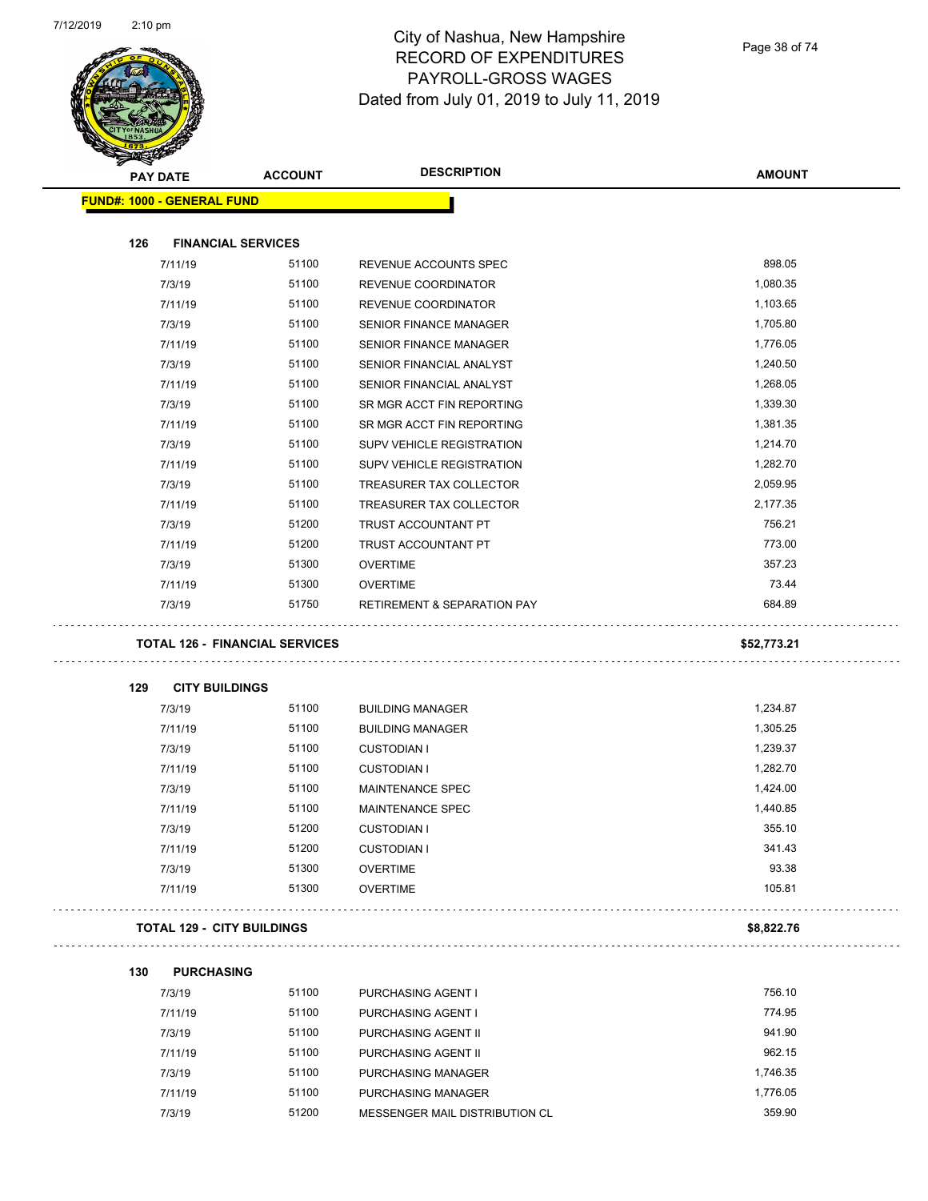# City of Nashua, New Hampshire
## RECORD OF EXPENDITURES
## PAYROLL-GROSS WAGES
## Dated from July 01, 2019 to July 11, 2019

| PAY DATE | ACCOUNT | DESCRIPTION | AMOUNT |
|---|---|---|---|
| **FUND#: 1000 - GENERAL FUND** | | | |
| **126 FINANCIAL SERVICES** | | | |
| 7/11/19 | 51100 | REVENUE ACCOUNTS SPEC | 898.05 |
| 7/3/19 | 51100 | REVENUE COORDINATOR | 1,080.35 |
| 7/11/19 | 51100 | REVENUE COORDINATOR | 1,103.65 |
| 7/3/19 | 51100 | SENIOR FINANCE MANAGER | 1,705.80 |
| 7/11/19 | 51100 | SENIOR FINANCE MANAGER | 1,776.05 |
| 7/3/19 | 51100 | SENIOR FINANCIAL ANALYST | 1,240.50 |
| 7/11/19 | 51100 | SENIOR FINANCIAL ANALYST | 1,268.05 |
| 7/3/19 | 51100 | SR MGR ACCT FIN REPORTING | 1,339.30 |
| 7/11/19 | 51100 | SR MGR ACCT FIN REPORTING | 1,381.35 |
| 7/3/19 | 51100 | SUPV VEHICLE REGISTRATION | 1,214.70 |
| 7/11/19 | 51100 | SUPV VEHICLE REGISTRATION | 1,282.70 |
| 7/3/19 | 51100 | TREASURER TAX COLLECTOR | 2,059.95 |
| 7/11/19 | 51100 | TREASURER TAX COLLECTOR | 2,177.35 |
| 7/3/19 | 51200 | TRUST ACCOUNTANT PT | 756.21 |
| 7/11/19 | 51200 | TRUST ACCOUNTANT PT | 773.00 |
| 7/3/19 | 51300 | OVERTIME | 357.23 |
| 7/11/19 | 51300 | OVERTIME | 73.44 |
| 7/3/19 | 51750 | RETIREMENT & SEPARATION PAY | 684.89 |
| **TOTAL 126 - FINANCIAL SERVICES** | | | **$52,773.21** |
| **129 CITY BUILDINGS** | | | |
| 7/3/19 | 51100 | BUILDING MANAGER | 1,234.87 |
| 7/11/19 | 51100 | BUILDING MANAGER | 1,305.25 |
| 7/3/19 | 51100 | CUSTODIAN I | 1,239.37 |
| 7/11/19 | 51100 | CUSTODIAN I | 1,282.70 |
| 7/3/19 | 51100 | MAINTENANCE SPEC | 1,424.00 |
| 7/11/19 | 51100 | MAINTENANCE SPEC | 1,440.85 |
| 7/3/19 | 51200 | CUSTODIAN I | 355.10 |
| 7/11/19 | 51200 | CUSTODIAN I | 341.43 |
| 7/3/19 | 51300 | OVERTIME | 93.38 |
| 7/11/19 | 51300 | OVERTIME | 105.81 |
| **TOTAL 129 - CITY BUILDINGS** | | | **$8,822.76** |
| **130 PURCHASING** | | | |
| 7/3/19 | 51100 | PURCHASING AGENT I | 756.10 |
| 7/11/19 | 51100 | PURCHASING AGENT I | 774.95 |
| 7/3/19 | 51100 | PURCHASING AGENT II | 941.90 |
| 7/11/19 | 51100 | PURCHASING AGENT II | 962.15 |
| 7/3/19 | 51100 | PURCHASING MANAGER | 1,746.35 |
| 7/11/19 | 51100 | PURCHASING MANAGER | 1,776.05 |
| 7/3/19 | 51200 | MESSENGER MAIL DISTRIBUTION CL | 359.90 |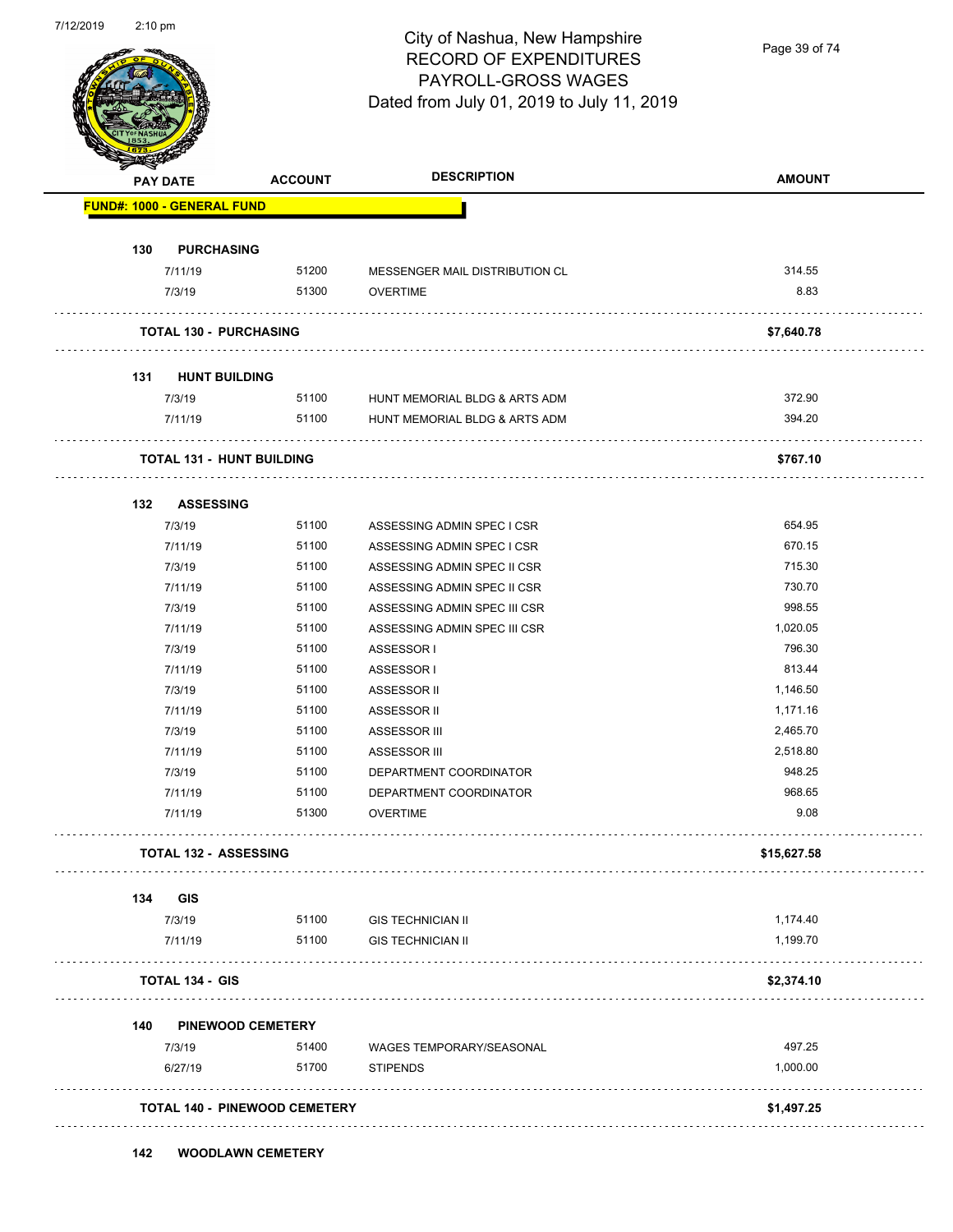# City of Nashua, New Hampshire
## RECORD OF EXPENDITURES
## PAYROLL-GROSS WAGES
## Dated from July 01, 2019 to July 11, 2019

| PAY DATE | ACCOUNT | DESCRIPTION | AMOUNT |
|---|---|---|---|
| **FUND#: 1000 - GENERAL FUND** | | | |
| **130 PURCHASING** | | | |
| 7/11/19 | 51200 | MESSENGER MAIL DISTRIBUTION CL | 314.55 |
| 7/3/19 | 51300 | OVERTIME | 8.83 |
| **TOTAL 130 - PURCHASING** | | | **$7,640.78** |
| **131 HUNT BUILDING** | | | |
| 7/3/19 | 51100 | HUNT MEMORIAL BLDG & ARTS ADM | 372.90 |
| 7/11/19 | 51100 | HUNT MEMORIAL BLDG & ARTS ADM | 394.20 |
| **TOTAL 131 - HUNT BUILDING** | | | **$767.10** |
| **132 ASSESSING** | | | |
| 7/3/19 | 51100 | ASSESSING ADMIN SPEC I CSR | 654.95 |
| 7/11/19 | 51100 | ASSESSING ADMIN SPEC I CSR | 670.15 |
| 7/3/19 | 51100 | ASSESSING ADMIN SPEC II CSR | 715.30 |
| 7/11/19 | 51100 | ASSESSING ADMIN SPEC II CSR | 730.70 |
| 7/3/19 | 51100 | ASSESSING ADMIN SPEC III CSR | 998.55 |
| 7/11/19 | 51100 | ASSESSING ADMIN SPEC III CSR | 1,020.05 |
| 7/3/19 | 51100 | ASSESSOR I | 796.30 |
| 7/11/19 | 51100 | ASSESSOR I | 813.44 |
| 7/3/19 | 51100 | ASSESSOR II | 1,146.50 |
| 7/11/19 | 51100 | ASSESSOR II | 1,171.16 |
| 7/3/19 | 51100 | ASSESSOR III | 2,465.70 |
| 7/11/19 | 51100 | ASSESSOR III | 2,518.80 |
| 7/3/19 | 51100 | DEPARTMENT COORDINATOR | 948.25 |
| 7/11/19 | 51100 | DEPARTMENT COORDINATOR | 968.65 |
| 7/11/19 | 51300 | OVERTIME | 9.08 |
| **TOTAL 132 - ASSESSING** | | | **$15,627.58** |
| **134 GIS** | | | |
| 7/3/19 | 51100 | GIS TECHNICIAN II | 1,174.40 |
| 7/11/19 | 51100 | GIS TECHNICIAN II | 1,199.70 |
| **TOTAL 134 - GIS** | | | **$2,374.10** |
| **140 PINEWOOD CEMETERY** | | | |
| 7/3/19 | 51400 | WAGES TEMPORARY/SEASONAL | 497.25 |
| 6/27/19 | 51700 | STIPENDS | 1,000.00 |
| **TOTAL 140 - PINEWOOD CEMETERY** | | | **$1,497.25** |
| **142 WOODLAWN CEMETERY** | | | |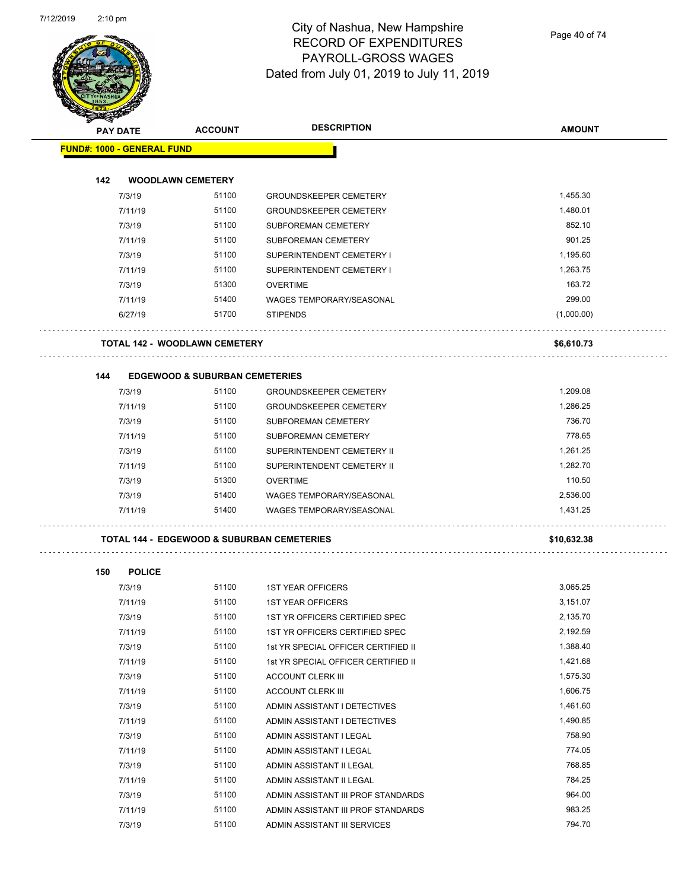# City of Nashua, New Hampshire
## RECORD OF EXPENDITURES
## PAYROLL-GROSS WAGES
## Dated from July 01, 2019 to July 11, 2019

| PAY DATE | ACCOUNT | DESCRIPTION | AMOUNT |
|---|---|---|---|
| **FUND#: 1000 - GENERAL FUND** | | | |
| **142 WOODLAWN CEMETERY** | | | |
| 7/3/19 | 51100 | GROUNDSKEEPER CEMETERY | 1,455.30 |
| 7/11/19 | 51100 | GROUNDSKEEPER CEMETERY | 1,480.01 |
| 7/3/19 | 51100 | SUBFOREMAN CEMETERY | 852.10 |
| 7/11/19 | 51100 | SUBFOREMAN CEMETERY | 901.25 |
| 7/3/19 | 51100 | SUPERINTENDENT CEMETERY I | 1,195.60 |
| 7/11/19 | 51100 | SUPERINTENDENT CEMETERY I | 1,263.75 |
| 7/3/19 | 51300 | OVERTIME | 163.72 |
| 7/11/19 | 51400 | WAGES TEMPORARY/SEASONAL | 299.00 |
| 6/27/19 | 51700 | STIPENDS | (1,000.00) |
| **TOTAL 142 - WOODLAWN CEMETERY** | | | **$6,610.73** |
| **144 EDGEWOOD & SUBURBAN CEMETERIES** | | | |
| 7/3/19 | 51100 | GROUNDSKEEPER CEMETERY | 1,209.08 |
| 7/11/19 | 51100 | GROUNDSKEEPER CEMETERY | 1,286.25 |
| 7/3/19 | 51100 | SUBFOREMAN CEMETERY | 736.70 |
| 7/11/19 | 51100 | SUBFOREMAN CEMETERY | 778.65 |
| 7/3/19 | 51100 | SUPERINTENDENT CEMETERY II | 1,261.25 |
| 7/11/19 | 51100 | SUPERINTENDENT CEMETERY II | 1,282.70 |
| 7/3/19 | 51300 | OVERTIME | 110.50 |
| 7/3/19 | 51400 | WAGES TEMPORARY/SEASONAL | 2,536.00 |
| 7/11/19 | 51400 | WAGES TEMPORARY/SEASONAL | 1,431.25 |
| **TOTAL 144 - EDGEWOOD & SUBURBAN CEMETERIES** | | | **$10,632.38** |
| **150 POLICE** | | | |
| 7/3/19 | 51100 | 1ST YEAR OFFICERS | 3,065.25 |
| 7/11/19 | 51100 | 1ST YEAR OFFICERS | 3,151.07 |
| 7/3/19 | 51100 | 1ST YR OFFICERS CERTIFIED SPEC | 2,135.70 |
| 7/11/19 | 51100 | 1ST YR OFFICERS CERTIFIED SPEC | 2,192.59 |
| 7/3/19 | 51100 | 1st YR SPECIAL OFFICER CERTIFIED II | 1,388.40 |
| 7/11/19 | 51100 | 1st YR SPECIAL OFFICER CERTIFIED II | 1,421.68 |
| 7/3/19 | 51100 | ACCOUNT CLERK III | 1,575.30 |
| 7/11/19 | 51100 | ACCOUNT CLERK III | 1,606.75 |
| 7/3/19 | 51100 | ADMIN ASSISTANT I DETECTIVES | 1,461.60 |
| 7/11/19 | 51100 | ADMIN ASSISTANT I DETECTIVES | 1,490.85 |
| 7/3/19 | 51100 | ADMIN ASSISTANT I LEGAL | 758.90 |
| 7/11/19 | 51100 | ADMIN ASSISTANT I LEGAL | 774.05 |
| 7/3/19 | 51100 | ADMIN ASSISTANT II LEGAL | 768.85 |
| 7/11/19 | 51100 | ADMIN ASSISTANT II LEGAL | 784.25 |
| 7/3/19 | 51100 | ADMIN ASSISTANT III PROF STANDARDS | 964.00 |
| 7/11/19 | 51100 | ADMIN ASSISTANT III PROF STANDARDS | 983.25 |
| 7/3/19 | 51100 | ADMIN ASSISTANT III SERVICES | 794.70 |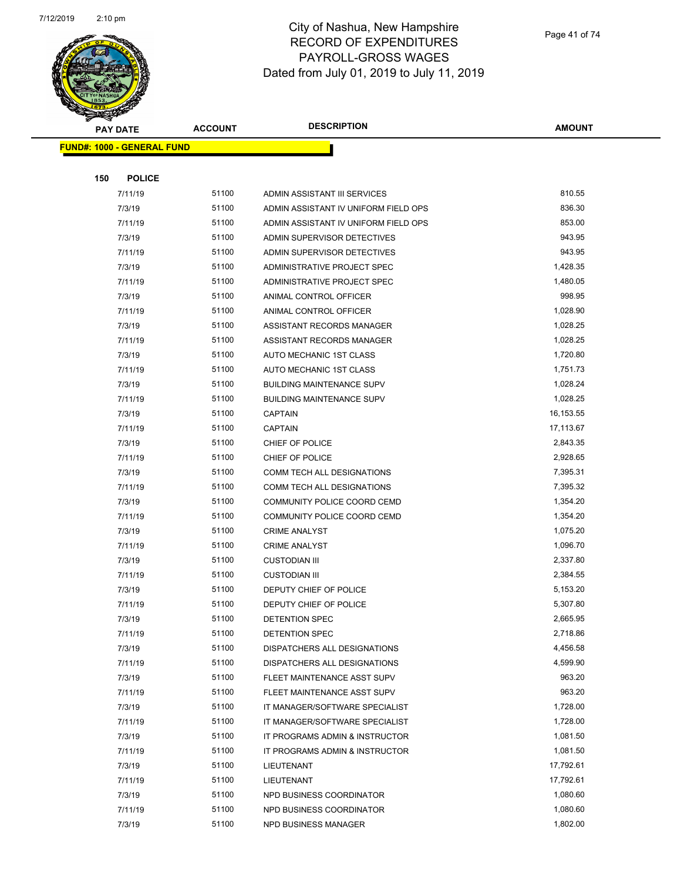# City of Nashua, New Hampshire
## RECORD OF EXPENDITURES
## PAYROLL-GROSS WAGES
## Dated from July 01, 2019 to July 11, 2019

| PAY DATE | ACCOUNT | DESCRIPTION | AMOUNT |
|---|---|---|---|

**FUND#: 1000 - GENERAL FUND**

**150 POLICE**

| PAY DATE | ACCOUNT | DESCRIPTION | AMOUNT |
|---|---|---|---|
| 7/11/19 | 51100 | ADMIN ASSISTANT III SERVICES | 810.55 |
| 7/3/19 | 51100 | ADMIN ASSISTANT IV UNIFORM FIELD OPS | 836.30 |
| 7/11/19 | 51100 | ADMIN ASSISTANT IV UNIFORM FIELD OPS | 853.00 |
| 7/3/19 | 51100 | ADMIN SUPERVISOR DETECTIVES | 943.95 |
| 7/11/19 | 51100 | ADMIN SUPERVISOR DETECTIVES | 943.95 |
| 7/3/19 | 51100 | ADMINISTRATIVE PROJECT SPEC | 1,428.35 |
| 7/11/19 | 51100 | ADMINISTRATIVE PROJECT SPEC | 1,480.05 |
| 7/3/19 | 51100 | ANIMAL CONTROL OFFICER | 998.95 |
| 7/11/19 | 51100 | ANIMAL CONTROL OFFICER | 1,028.90 |
| 7/3/19 | 51100 | ASSISTANT RECORDS MANAGER | 1,028.25 |
| 7/11/19 | 51100 | ASSISTANT RECORDS MANAGER | 1,028.25 |
| 7/3/19 | 51100 | AUTO MECHANIC 1ST CLASS | 1,720.80 |
| 7/11/19 | 51100 | AUTO MECHANIC 1ST CLASS | 1,751.73 |
| 7/3/19 | 51100 | BUILDING MAINTENANCE SUPV | 1,028.24 |
| 7/11/19 | 51100 | BUILDING MAINTENANCE SUPV | 1,028.25 |
| 7/3/19 | 51100 | CAPTAIN | 16,153.55 |
| 7/11/19 | 51100 | CAPTAIN | 17,113.67 |
| 7/3/19 | 51100 | CHIEF OF POLICE | 2,843.35 |
| 7/11/19 | 51100 | CHIEF OF POLICE | 2,928.65 |
| 7/3/19 | 51100 | COMM TECH ALL DESIGNATIONS | 7,395.31 |
| 7/11/19 | 51100 | COMM TECH ALL DESIGNATIONS | 7,395.32 |
| 7/3/19 | 51100 | COMMUNITY POLICE COORD CEMD | 1,354.20 |
| 7/11/19 | 51100 | COMMUNITY POLICE COORD CEMD | 1,354.20 |
| 7/3/19 | 51100 | CRIME ANALYST | 1,075.20 |
| 7/11/19 | 51100 | CRIME ANALYST | 1,096.70 |
| 7/3/19 | 51100 | CUSTODIAN III | 2,337.80 |
| 7/11/19 | 51100 | CUSTODIAN III | 2,384.55 |
| 7/3/19 | 51100 | DEPUTY CHIEF OF POLICE | 5,153.20 |
| 7/11/19 | 51100 | DEPUTY CHIEF OF POLICE | 5,307.80 |
| 7/3/19 | 51100 | DETENTION SPEC | 2,665.95 |
| 7/11/19 | 51100 | DETENTION SPEC | 2,718.86 |
| 7/3/19 | 51100 | DISPATCHERS ALL DESIGNATIONS | 4,456.58 |
| 7/11/19 | 51100 | DISPATCHERS ALL DESIGNATIONS | 4,599.90 |
| 7/3/19 | 51100 | FLEET MAINTENANCE ASST SUPV | 963.20 |
| 7/11/19 | 51100 | FLEET MAINTENANCE ASST SUPV | 963.20 |
| 7/3/19 | 51100 | IT MANAGER/SOFTWARE SPECIALIST | 1,728.00 |
| 7/11/19 | 51100 | IT MANAGER/SOFTWARE SPECIALIST | 1,728.00 |
| 7/3/19 | 51100 | IT PROGRAMS ADMIN & INSTRUCTOR | 1,081.50 |
| 7/11/19 | 51100 | IT PROGRAMS ADMIN & INSTRUCTOR | 1,081.50 |
| 7/3/19 | 51100 | LIEUTENANT | 17,792.61 |
| 7/11/19 | 51100 | LIEUTENANT | 17,792.61 |
| 7/3/19 | 51100 | NPD BUSINESS COORDINATOR | 1,080.60 |
| 7/11/19 | 51100 | NPD BUSINESS COORDINATOR | 1,080.60 |
| 7/3/19 | 51100 | NPD BUSINESS MANAGER | 1,802.00 |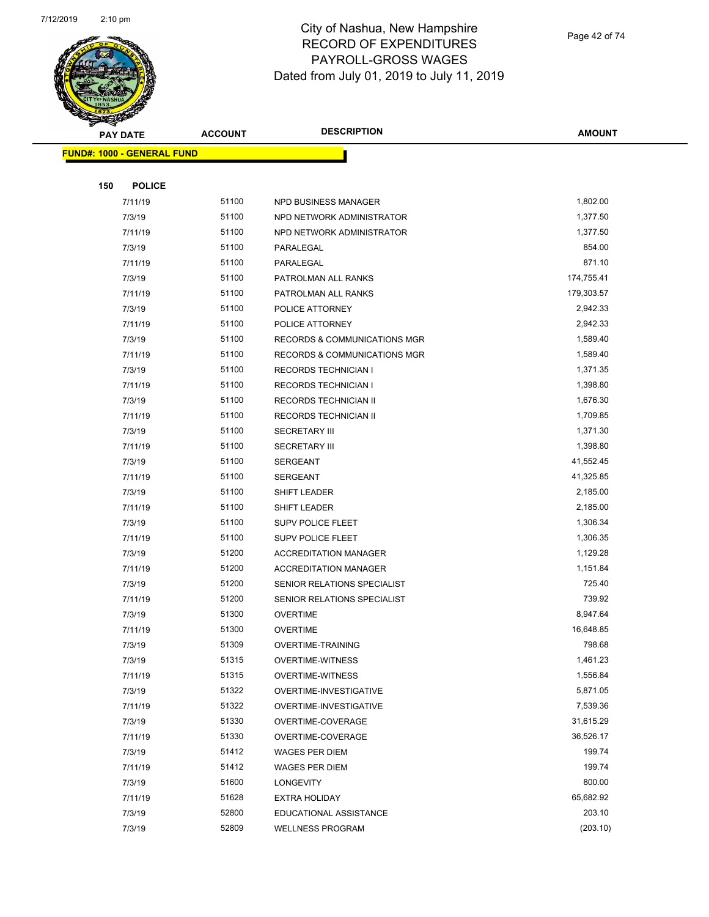# City of Nashua, New Hampshire
## RECORD OF EXPENDITURES
## PAYROLL-GROSS WAGES
## Dated from July 01, 2019 to July 11, 2019

| PAY DATE | ACCOUNT | DESCRIPTION | AMOUNT |
|---|---|---|---|

**FUND#: 1000 - GENERAL FUND**

**150 POLICE**

| PAY DATE | ACCOUNT | DESCRIPTION | AMOUNT |
|---|---|---|---|
| 7/11/19 | 51100 | NPD BUSINESS MANAGER | 1,802.00 |
| 7/3/19 | 51100 | NPD NETWORK ADMINISTRATOR | 1,377.50 |
| 7/11/19 | 51100 | NPD NETWORK ADMINISTRATOR | 1,377.50 |
| 7/3/19 | 51100 | PARALEGAL | 854.00 |
| 7/11/19 | 51100 | PARALEGAL | 871.10 |
| 7/3/19 | 51100 | PATROLMAN ALL RANKS | 174,755.41 |
| 7/11/19 | 51100 | PATROLMAN ALL RANKS | 179,303.57 |
| 7/3/19 | 51100 | POLICE ATTORNEY | 2,942.33 |
| 7/11/19 | 51100 | POLICE ATTORNEY | 2,942.33 |
| 7/3/19 | 51100 | RECORDS & COMMUNICATIONS MGR | 1,589.40 |
| 7/11/19 | 51100 | RECORDS & COMMUNICATIONS MGR | 1,589.40 |
| 7/3/19 | 51100 | RECORDS TECHNICIAN I | 1,371.35 |
| 7/11/19 | 51100 | RECORDS TECHNICIAN I | 1,398.80 |
| 7/3/19 | 51100 | RECORDS TECHNICIAN II | 1,676.30 |
| 7/11/19 | 51100 | RECORDS TECHNICIAN II | 1,709.85 |
| 7/3/19 | 51100 | SECRETARY III | 1,371.30 |
| 7/11/19 | 51100 | SECRETARY III | 1,398.80 |
| 7/3/19 | 51100 | SERGEANT | 41,552.45 |
| 7/11/19 | 51100 | SERGEANT | 41,325.85 |
| 7/3/19 | 51100 | SHIFT LEADER | 2,185.00 |
| 7/11/19 | 51100 | SHIFT LEADER | 2,185.00 |
| 7/3/19 | 51100 | SUPV POLICE FLEET | 1,306.34 |
| 7/11/19 | 51100 | SUPV POLICE FLEET | 1,306.35 |
| 7/3/19 | 51200 | ACCREDITATION MANAGER | 1,129.28 |
| 7/11/19 | 51200 | ACCREDITATION MANAGER | 1,151.84 |
| 7/3/19 | 51200 | SENIOR RELATIONS SPECIALIST | 725.40 |
| 7/11/19 | 51200 | SENIOR RELATIONS SPECIALIST | 739.92 |
| 7/3/19 | 51300 | OVERTIME | 8,947.64 |
| 7/11/19 | 51300 | OVERTIME | 16,648.85 |
| 7/3/19 | 51309 | OVERTIME-TRAINING | 798.68 |
| 7/3/19 | 51315 | OVERTIME-WITNESS | 1,461.23 |
| 7/11/19 | 51315 | OVERTIME-WITNESS | 1,556.84 |
| 7/3/19 | 51322 | OVERTIME-INVESTIGATIVE | 5,871.05 |
| 7/11/19 | 51322 | OVERTIME-INVESTIGATIVE | 7,539.36 |
| 7/3/19 | 51330 | OVERTIME-COVERAGE | 31,615.29 |
| 7/11/19 | 51330 | OVERTIME-COVERAGE | 36,526.17 |
| 7/3/19 | 51412 | WAGES PER DIEM | 199.74 |
| 7/11/19 | 51412 | WAGES PER DIEM | 199.74 |
| 7/3/19 | 51600 | LONGEVITY | 800.00 |
| 7/11/19 | 51628 | EXTRA HOLIDAY | 65,682.92 |
| 7/3/19 | 52800 | EDUCATIONAL ASSISTANCE | 203.10 |
| 7/3/19 | 52809 | WELLNESS PROGRAM | (203.10) |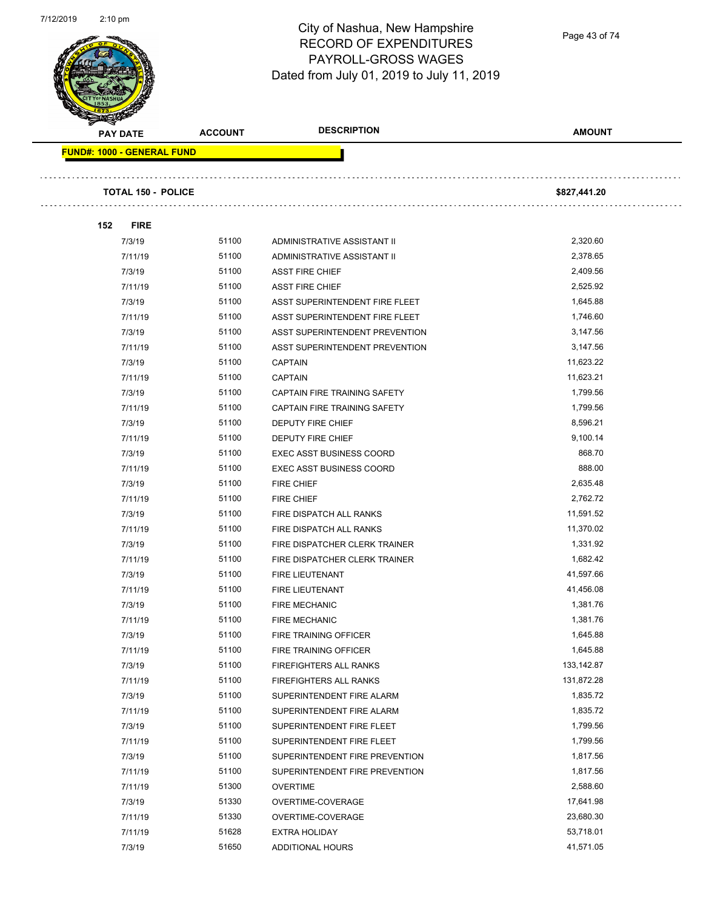# City of Nashua, New Hampshire
## RECORD OF EXPENDITURES
## PAYROLL-GROSS WAGES
### Dated from July 01, 2019 to July 11, 2019

| PAY DATE | ACCOUNT | DESCRIPTION | AMOUNT |
|---|---|---|---|
| **FUND#: 1000 - GENERAL FUND** | | | |
| **TOTAL 150 - POLICE** | | | **$827,441.20** |
| **152 FIRE** | | | |
| 7/3/19 | 51100 | ADMINISTRATIVE ASSISTANT II | 2,320.60 |
| 7/11/19 | 51100 | ADMINISTRATIVE ASSISTANT II | 2,378.65 |
| 7/3/19 | 51100 | ASST FIRE CHIEF | 2,409.56 |
| 7/11/19 | 51100 | ASST FIRE CHIEF | 2,525.92 |
| 7/3/19 | 51100 | ASST SUPERINTENDENT FIRE FLEET | 1,645.88 |
| 7/11/19 | 51100 | ASST SUPERINTENDENT FIRE FLEET | 1,746.60 |
| 7/3/19 | 51100 | ASST SUPERINTENDENT PREVENTION | 3,147.56 |
| 7/11/19 | 51100 | ASST SUPERINTENDENT PREVENTION | 3,147.56 |
| 7/3/19 | 51100 | CAPTAIN | 11,623.22 |
| 7/11/19 | 51100 | CAPTAIN | 11,623.21 |
| 7/3/19 | 51100 | CAPTAIN FIRE TRAINING SAFETY | 1,799.56 |
| 7/11/19 | 51100 | CAPTAIN FIRE TRAINING SAFETY | 1,799.56 |
| 7/3/19 | 51100 | DEPUTY FIRE CHIEF | 8,596.21 |
| 7/11/19 | 51100 | DEPUTY FIRE CHIEF | 9,100.14 |
| 7/3/19 | 51100 | EXEC ASST BUSINESS COORD | 868.70 |
| 7/11/19 | 51100 | EXEC ASST BUSINESS COORD | 888.00 |
| 7/3/19 | 51100 | FIRE CHIEF | 2,635.48 |
| 7/11/19 | 51100 | FIRE CHIEF | 2,762.72 |
| 7/3/19 | 51100 | FIRE DISPATCH ALL RANKS | 11,591.52 |
| 7/11/19 | 51100 | FIRE DISPATCH ALL RANKS | 11,370.02 |
| 7/3/19 | 51100 | FIRE DISPATCHER CLERK TRAINER | 1,331.92 |
| 7/11/19 | 51100 | FIRE DISPATCHER CLERK TRAINER | 1,682.42 |
| 7/3/19 | 51100 | FIRE LIEUTENANT | 41,597.66 |
| 7/11/19 | 51100 | FIRE LIEUTENANT | 41,456.08 |
| 7/3/19 | 51100 | FIRE MECHANIC | 1,381.76 |
| 7/11/19 | 51100 | FIRE MECHANIC | 1,381.76 |
| 7/3/19 | 51100 | FIRE TRAINING OFFICER | 1,645.88 |
| 7/11/19 | 51100 | FIRE TRAINING OFFICER | 1,645.88 |
| 7/3/19 | 51100 | FIREFIGHTERS ALL RANKS | 133,142.87 |
| 7/11/19 | 51100 | FIREFIGHTERS ALL RANKS | 131,872.28 |
| 7/3/19 | 51100 | SUPERINTENDENT FIRE ALARM | 1,835.72 |
| 7/11/19 | 51100 | SUPERINTENDENT FIRE ALARM | 1,835.72 |
| 7/3/19 | 51100 | SUPERINTENDENT FIRE FLEET | 1,799.56 |
| 7/11/19 | 51100 | SUPERINTENDENT FIRE FLEET | 1,799.56 |
| 7/3/19 | 51100 | SUPERINTENDENT FIRE PREVENTION | 1,817.56 |
| 7/11/19 | 51100 | SUPERINTENDENT FIRE PREVENTION | 1,817.56 |
| 7/11/19 | 51300 | OVERTIME | 2,588.60 |
| 7/3/19 | 51330 | OVERTIME-COVERAGE | 17,641.98 |
| 7/11/19 | 51330 | OVERTIME-COVERAGE | 23,680.30 |
| 7/11/19 | 51628 | EXTRA HOLIDAY | 53,718.01 |
| 7/3/19 | 51650 | ADDITIONAL HOURS | 41,571.05 |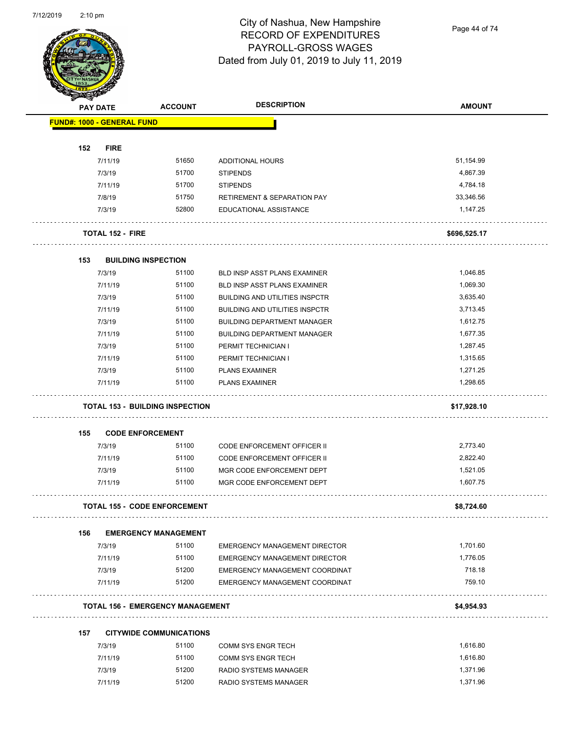# City of Nashua, New Hampshire
## RECORD OF EXPENDITURES
## PAYROLL-GROSS WAGES
## Dated from July 01, 2019 to July 11, 2019

| PAY DATE | ACCOUNT | DESCRIPTION | AMOUNT |
|---|---|---|---|
| **FUND#: 1000 - GENERAL FUND** | | | |
| **152 FIRE** | | | |
| 7/11/19 | 51650 | ADDITIONAL HOURS | 51,154.99 |
| 7/3/19 | 51700 | STIPENDS | 4,867.39 |
| 7/11/19 | 51700 | STIPENDS | 4,784.18 |
| 7/8/19 | 51750 | RETIREMENT & SEPARATION PAY | 33,346.56 |
| 7/3/19 | 52800 | EDUCATIONAL ASSISTANCE | 1,147.25 |
| **TOTAL 152 - FIRE** | | | **$696,525.17** |
| **153 BUILDING INSPECTION** | | | |
| 7/3/19 | 51100 | BLD INSP ASST PLANS EXAMINER | 1,046.85 |
| 7/11/19 | 51100 | BLD INSP ASST PLANS EXAMINER | 1,069.30 |
| 7/3/19 | 51100 | BUILDING AND UTILITIES INSPCTR | 3,635.40 |
| 7/11/19 | 51100 | BUILDING AND UTILITIES INSPCTR | 3,713.45 |
| 7/3/19 | 51100 | BUILDING DEPARTMENT MANAGER | 1,612.75 |
| 7/11/19 | 51100 | BUILDING DEPARTMENT MANAGER | 1,677.35 |
| 7/3/19 | 51100 | PERMIT TECHNICIAN I | 1,287.45 |
| 7/11/19 | 51100 | PERMIT TECHNICIAN I | 1,315.65 |
| 7/3/19 | 51100 | PLANS EXAMINER | 1,271.25 |
| 7/11/19 | 51100 | PLANS EXAMINER | 1,298.65 |
| **TOTAL 153 - BUILDING INSPECTION** | | | **$17,928.10** |
| **155 CODE ENFORCEMENT** | | | |
| 7/3/19 | 51100 | CODE ENFORCEMENT OFFICER II | 2,773.40 |
| 7/11/19 | 51100 | CODE ENFORCEMENT OFFICER II | 2,822.40 |
| 7/3/19 | 51100 | MGR CODE ENFORCEMENT DEPT | 1,521.05 |
| 7/11/19 | 51100 | MGR CODE ENFORCEMENT DEPT | 1,607.75 |
| **TOTAL 155 - CODE ENFORCEMENT** | | | **$8,724.60** |
| **156 EMERGENCY MANAGEMENT** | | | |
| 7/3/19 | 51100 | EMERGENCY MANAGEMENT DIRECTOR | 1,701.60 |
| 7/11/19 | 51100 | EMERGENCY MANAGEMENT DIRECTOR | 1,776.05 |
| 7/3/19 | 51200 | EMERGENCY MANAGEMENT COORDINAT | 718.18 |
| 7/11/19 | 51200 | EMERGENCY MANAGEMENT COORDINAT | 759.10 |
| **TOTAL 156 - EMERGENCY MANAGEMENT** | | | **$4,954.93** |
| **157 CITYWIDE COMMUNICATIONS** | | | |
| 7/3/19 | 51100 | COMM SYS ENGR TECH | 1,616.80 |
| 7/11/19 | 51100 | COMM SYS ENGR TECH | 1,616.80 |
| 7/3/19 | 51200 | RADIO SYSTEMS MANAGER | 1,371.96 |
| 7/11/19 | 51200 | RADIO SYSTEMS MANAGER | 1,371.96 |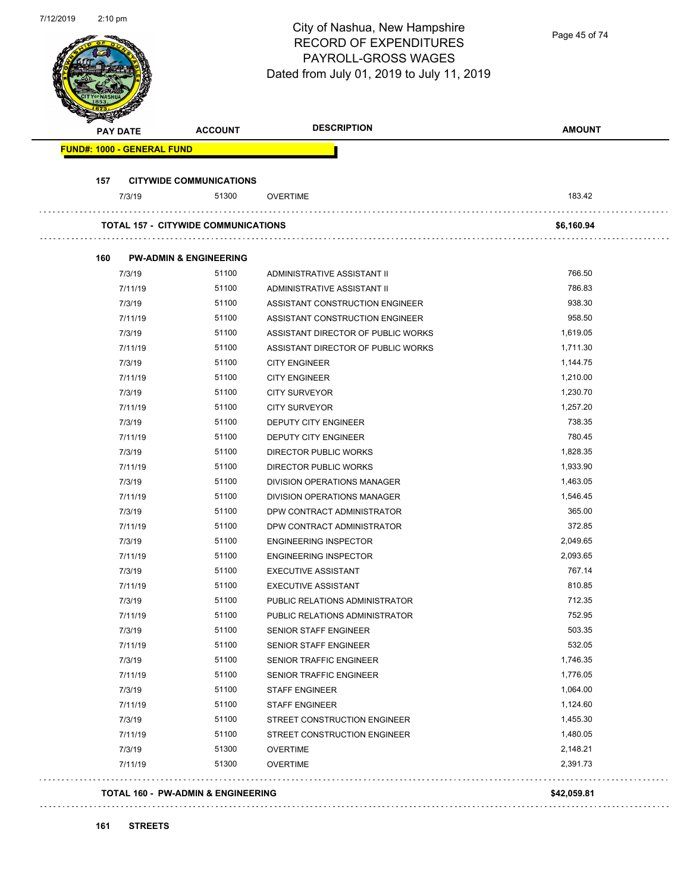# City of Nashua, New Hampshire
## RECORD OF EXPENDITURES
## PAYROLL-GROSS WAGES
## Dated from July 01, 2019 to July 11, 2019

| PAY DATE | ACCOUNT | DESCRIPTION | AMOUNT |
|---|---|---|---|
| **FUND#: 1000 - GENERAL FUND** | | | |
| **157 CITYWIDE COMMUNICATIONS** | | | |
| 7/3/19 | 51300 | OVERTIME | 183.42 |
| **TOTAL 157 - CITYWIDE COMMUNICATIONS** | | | **$6,160.94** |
| **160 PW-ADMIN & ENGINEERING** | | | |
| 7/3/19 | 51100 | ADMINISTRATIVE ASSISTANT II | 766.50 |
| 7/11/19 | 51100 | ADMINISTRATIVE ASSISTANT II | 786.83 |
| 7/3/19 | 51100 | ASSISTANT CONSTRUCTION ENGINEER | 938.30 |
| 7/11/19 | 51100 | ASSISTANT CONSTRUCTION ENGINEER | 958.50 |
| 7/3/19 | 51100 | ASSISTANT DIRECTOR OF PUBLIC WORKS | 1,619.05 |
| 7/11/19 | 51100 | ASSISTANT DIRECTOR OF PUBLIC WORKS | 1,711.30 |
| 7/3/19 | 51100 | CITY ENGINEER | 1,144.75 |
| 7/11/19 | 51100 | CITY ENGINEER | 1,210.00 |
| 7/3/19 | 51100 | CITY SURVEYOR | 1,230.70 |
| 7/11/19 | 51100 | CITY SURVEYOR | 1,257.20 |
| 7/3/19 | 51100 | DEPUTY CITY ENGINEER | 738.35 |
| 7/11/19 | 51100 | DEPUTY CITY ENGINEER | 780.45 |
| 7/3/19 | 51100 | DIRECTOR PUBLIC WORKS | 1,828.35 |
| 7/11/19 | 51100 | DIRECTOR PUBLIC WORKS | 1,933.90 |
| 7/3/19 | 51100 | DIVISION OPERATIONS MANAGER | 1,463.05 |
| 7/11/19 | 51100 | DIVISION OPERATIONS MANAGER | 1,546.45 |
| 7/3/19 | 51100 | DPW CONTRACT ADMINISTRATOR | 365.00 |
| 7/11/19 | 51100 | DPW CONTRACT ADMINISTRATOR | 372.85 |
| 7/3/19 | 51100 | ENGINEERING INSPECTOR | 2,049.65 |
| 7/11/19 | 51100 | ENGINEERING INSPECTOR | 2,093.65 |
| 7/3/19 | 51100 | EXECUTIVE ASSISTANT | 767.14 |
| 7/11/19 | 51100 | EXECUTIVE ASSISTANT | 810.85 |
| 7/3/19 | 51100 | PUBLIC RELATIONS ADMINISTRATOR | 712.35 |
| 7/11/19 | 51100 | PUBLIC RELATIONS ADMINISTRATOR | 752.95 |
| 7/3/19 | 51100 | SENIOR STAFF ENGINEER | 503.35 |
| 7/11/19 | 51100 | SENIOR STAFF ENGINEER | 532.05 |
| 7/3/19 | 51100 | SENIOR TRAFFIC ENGINEER | 1,746.35 |
| 7/11/19 | 51100 | SENIOR TRAFFIC ENGINEER | 1,776.05 |
| 7/3/19 | 51100 | STAFF ENGINEER | 1,064.00 |
| 7/11/19 | 51100 | STAFF ENGINEER | 1,124.60 |
| 7/3/19 | 51100 | STREET CONSTRUCTION ENGINEER | 1,455.30 |
| 7/11/19 | 51100 | STREET CONSTRUCTION ENGINEER | 1,480.05 |
| 7/3/19 | 51300 | OVERTIME | 2,148.21 |
| 7/11/19 | 51300 | OVERTIME | 2,391.73 |
| **TOTAL 160 - PW-ADMIN & ENGINEERING** | | | **$42,059.81** |
| **161 STREETS** | | | |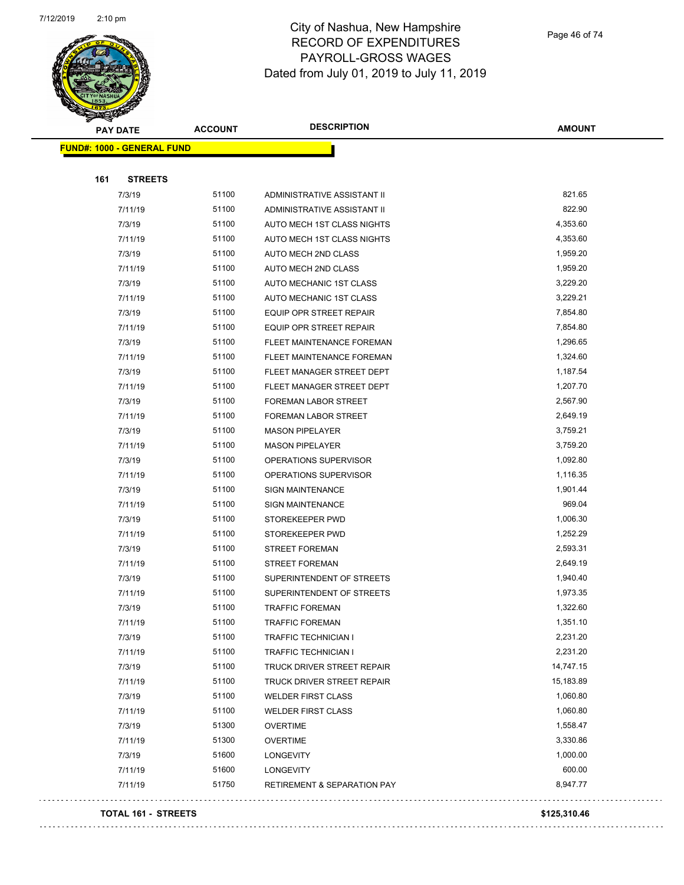# City of Nashua, New Hampshire
## RECORD OF EXPENDITURES
## PAYROLL-GROSS WAGES
## Dated from July 01, 2019 to July 11, 2019

| PAY DATE | ACCOUNT | DESCRIPTION | AMOUNT |
|---|---|---|---|
| **FUND#: 1000 - GENERAL FUND** | | | |
| **161 STREETS** | | | |
| 7/3/19 | 51100 | ADMINISTRATIVE ASSISTANT II | 821.65 |
| 7/11/19 | 51100 | ADMINISTRATIVE ASSISTANT II | 822.90 |
| 7/3/19 | 51100 | AUTO MECH 1ST CLASS NIGHTS | 4,353.60 |
| 7/11/19 | 51100 | AUTO MECH 1ST CLASS NIGHTS | 4,353.60 |
| 7/3/19 | 51100 | AUTO MECH 2ND CLASS | 1,959.20 |
| 7/11/19 | 51100 | AUTO MECH 2ND CLASS | 1,959.20 |
| 7/3/19 | 51100 | AUTO MECHANIC 1ST CLASS | 3,229.20 |
| 7/11/19 | 51100 | AUTO MECHANIC 1ST CLASS | 3,229.21 |
| 7/3/19 | 51100 | EQUIP OPR STREET REPAIR | 7,854.80 |
| 7/11/19 | 51100 | EQUIP OPR STREET REPAIR | 7,854.80 |
| 7/3/19 | 51100 | FLEET MAINTENANCE FOREMAN | 1,296.65 |
| 7/11/19 | 51100 | FLEET MAINTENANCE FOREMAN | 1,324.60 |
| 7/3/19 | 51100 | FLEET MANAGER STREET DEPT | 1,187.54 |
| 7/11/19 | 51100 | FLEET MANAGER STREET DEPT | 1,207.70 |
| 7/3/19 | 51100 | FOREMAN LABOR STREET | 2,567.90 |
| 7/11/19 | 51100 | FOREMAN LABOR STREET | 2,649.19 |
| 7/3/19 | 51100 | MASON PIPELAYER | 3,759.21 |
| 7/11/19 | 51100 | MASON PIPELAYER | 3,759.20 |
| 7/3/19 | 51100 | OPERATIONS SUPERVISOR | 1,092.80 |
| 7/11/19 | 51100 | OPERATIONS SUPERVISOR | 1,116.35 |
| 7/3/19 | 51100 | SIGN MAINTENANCE | 1,901.44 |
| 7/11/19 | 51100 | SIGN MAINTENANCE | 969.04 |
| 7/3/19 | 51100 | STOREKEEPER PWD | 1,006.30 |
| 7/11/19 | 51100 | STOREKEEPER PWD | 1,252.29 |
| 7/3/19 | 51100 | STREET FOREMAN | 2,593.31 |
| 7/11/19 | 51100 | STREET FOREMAN | 2,649.19 |
| 7/3/19 | 51100 | SUPERINTENDENT OF STREETS | 1,940.40 |
| 7/11/19 | 51100 | SUPERINTENDENT OF STREETS | 1,973.35 |
| 7/3/19 | 51100 | TRAFFIC FOREMAN | 1,322.60 |
| 7/11/19 | 51100 | TRAFFIC FOREMAN | 1,351.10 |
| 7/3/19 | 51100 | TRAFFIC TECHNICIAN I | 2,231.20 |
| 7/11/19 | 51100 | TRAFFIC TECHNICIAN I | 2,231.20 |
| 7/3/19 | 51100 | TRUCK DRIVER STREET REPAIR | 14,747.15 |
| 7/11/19 | 51100 | TRUCK DRIVER STREET REPAIR | 15,183.89 |
| 7/3/19 | 51100 | WELDER FIRST CLASS | 1,060.80 |
| 7/11/19 | 51100 | WELDER FIRST CLASS | 1,060.80 |
| 7/3/19 | 51300 | OVERTIME | 1,558.47 |
| 7/11/19 | 51300 | OVERTIME | 3,330.86 |
| 7/3/19 | 51600 | LONGEVITY | 1,000.00 |
| 7/11/19 | 51600 | LONGEVITY | 600.00 |
| 7/11/19 | 51750 | RETIREMENT & SEPARATION PAY | 8,947.77 |
| **TOTAL 161 - STREETS** | | | **$125,310.46** |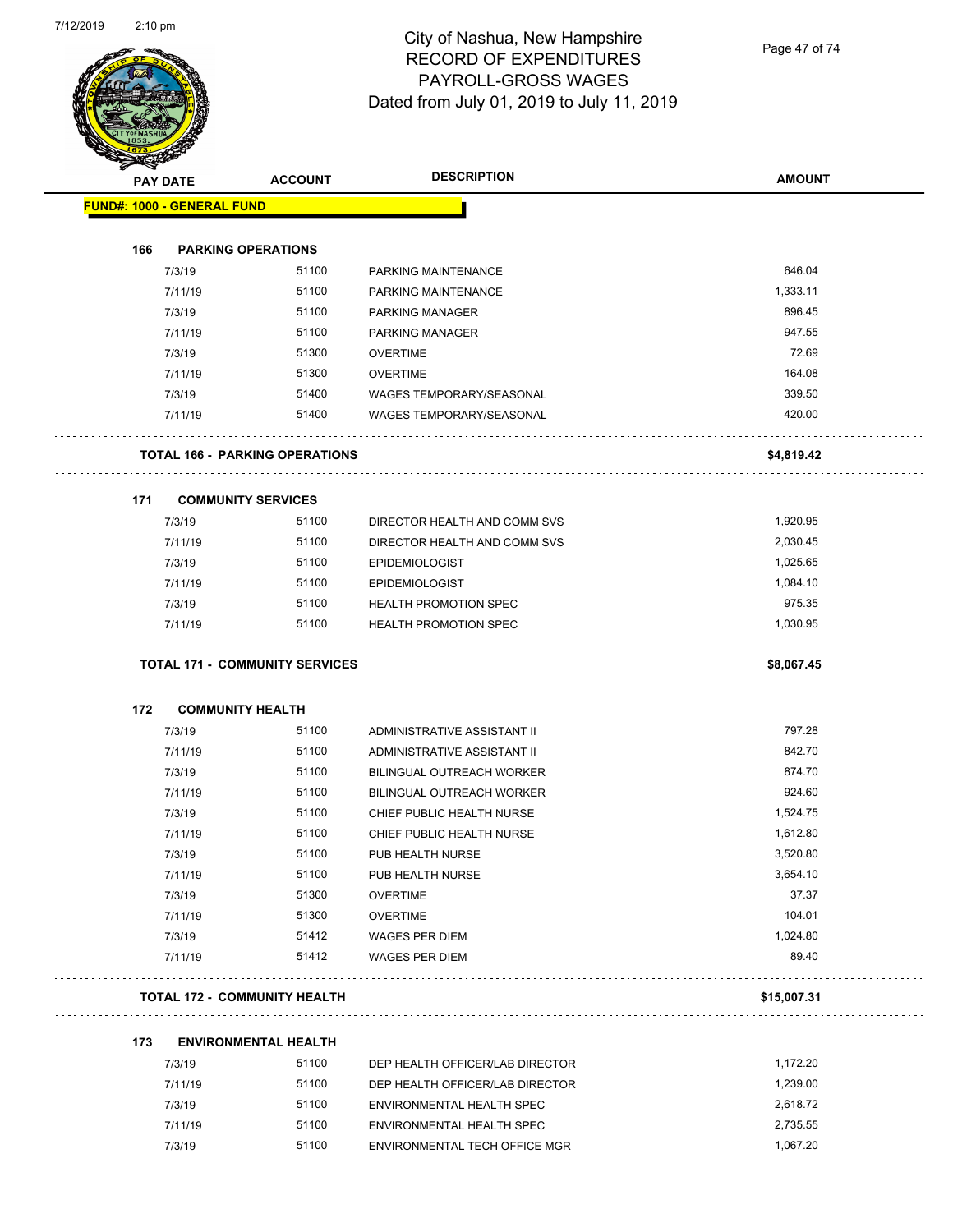City of Nashua, New Hampshire
RECORD OF EXPENDITURES
PAYROLL-GROSS WAGES
Dated from July 01, 2019 to July 11, 2019

| PAY DATE | ACCOUNT | DESCRIPTION | AMOUNT |
|---|---|---|---|
| **FUND#: 1000 - GENERAL FUND** | | | |
| **166 PARKING OPERATIONS** | | | |
| 7/3/19 | 51100 | PARKING MAINTENANCE | 646.04 |
| 7/11/19 | 51100 | PARKING MAINTENANCE | 1,333.11 |
| 7/3/19 | 51100 | PARKING MANAGER | 896.45 |
| 7/11/19 | 51100 | PARKING MANAGER | 947.55 |
| 7/3/19 | 51300 | OVERTIME | 72.69 |
| 7/11/19 | 51300 | OVERTIME | 164.08 |
| 7/3/19 | 51400 | WAGES TEMPORARY/SEASONAL | 339.50 |
| 7/11/19 | 51400 | WAGES TEMPORARY/SEASONAL | 420.00 |
| **TOTAL 166 - PARKING OPERATIONS** | | | **$4,819.42** |
| **171 COMMUNITY SERVICES** | | | |
| 7/3/19 | 51100 | DIRECTOR HEALTH AND COMM SVS | 1,920.95 |
| 7/11/19 | 51100 | DIRECTOR HEALTH AND COMM SVS | 2,030.45 |
| 7/3/19 | 51100 | EPIDEMIOLOGIST | 1,025.65 |
| 7/11/19 | 51100 | EPIDEMIOLOGIST | 1,084.10 |
| 7/3/19 | 51100 | HEALTH PROMOTION SPEC | 975.35 |
| 7/11/19 | 51100 | HEALTH PROMOTION SPEC | 1,030.95 |
| **TOTAL 171 - COMMUNITY SERVICES** | | | **$8,067.45** |
| **172 COMMUNITY HEALTH** | | | |
| 7/3/19 | 51100 | ADMINISTRATIVE ASSISTANT II | 797.28 |
| 7/11/19 | 51100 | ADMINISTRATIVE ASSISTANT II | 842.70 |
| 7/3/19 | 51100 | BILINGUAL OUTREACH WORKER | 874.70 |
| 7/11/19 | 51100 | BILINGUAL OUTREACH WORKER | 924.60 |
| 7/3/19 | 51100 | CHIEF PUBLIC HEALTH NURSE | 1,524.75 |
| 7/11/19 | 51100 | CHIEF PUBLIC HEALTH NURSE | 1,612.80 |
| 7/3/19 | 51100 | PUB HEALTH NURSE | 3,520.80 |
| 7/11/19 | 51100 | PUB HEALTH NURSE | 3,654.10 |
| 7/3/19 | 51300 | OVERTIME | 37.37 |
| 7/11/19 | 51300 | OVERTIME | 104.01 |
| 7/3/19 | 51412 | WAGES PER DIEM | 1,024.80 |
| 7/11/19 | 51412 | WAGES PER DIEM | 89.40 |
| **TOTAL 172 - COMMUNITY HEALTH** | | | **$15,007.31** |
| **173 ENVIRONMENTAL HEALTH** | | | |
| 7/3/19 | 51100 | DEP HEALTH OFFICER/LAB DIRECTOR | 1,172.20 |
| 7/11/19 | 51100 | DEP HEALTH OFFICER/LAB DIRECTOR | 1,239.00 |
| 7/3/19 | 51100 | ENVIRONMENTAL HEALTH SPEC | 2,618.72 |
| 7/11/19 | 51100 | ENVIRONMENTAL HEALTH SPEC | 2,735.55 |
| 7/3/19 | 51100 | ENVIRONMENTAL TECH OFFICE MGR | 1,067.20 |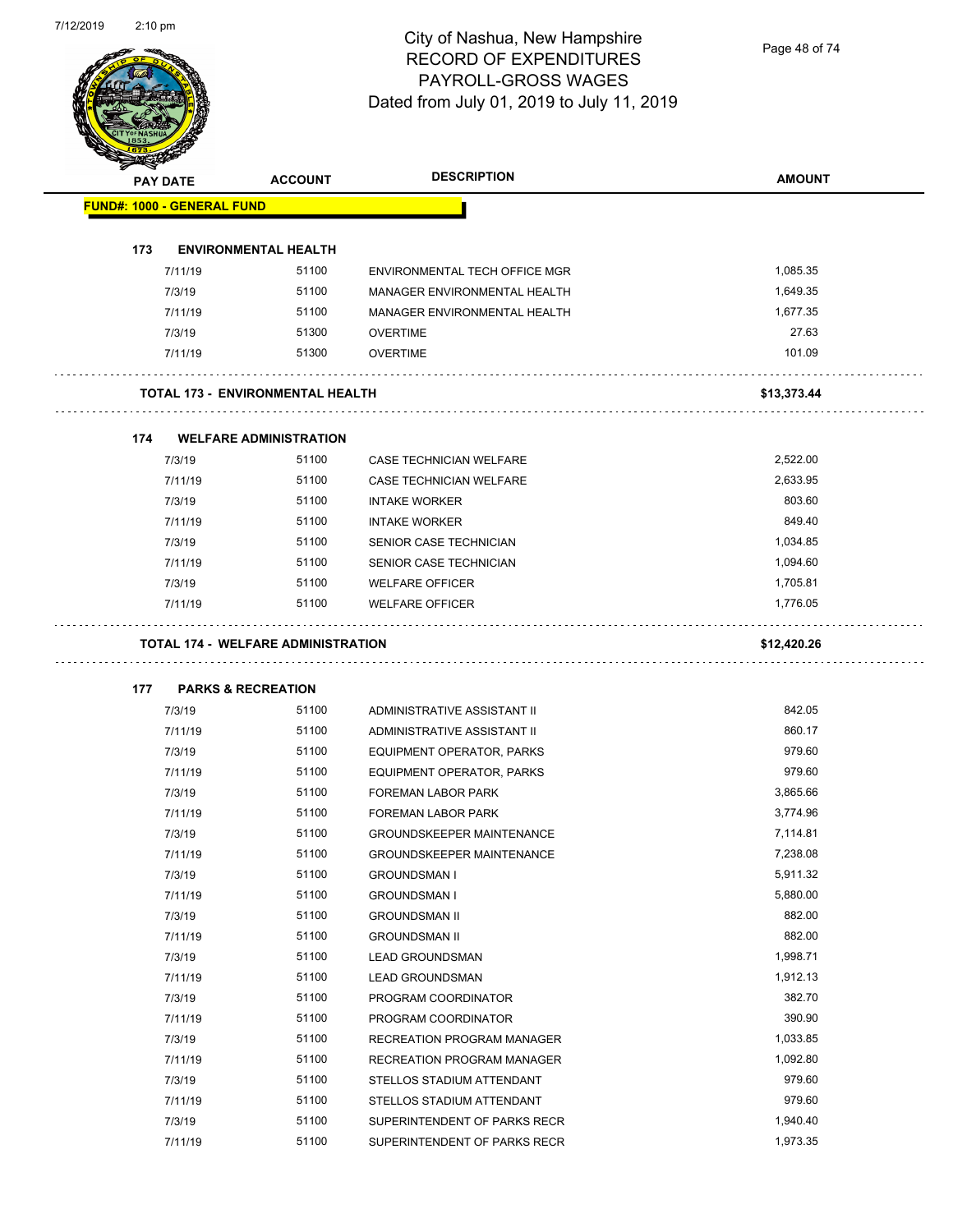# City of Nashua, New Hampshire
## RECORD OF EXPENDITURES
## PAYROLL-GROSS WAGES
## Dated from July 01, 2019 to July 11, 2019

| PAY DATE | ACCOUNT | DESCRIPTION | AMOUNT |
|---|---|---|---|
| **FUND#: 1000 - GENERAL FUND** | | | |
| **173 ENVIRONMENTAL HEALTH** | | | |
| 7/11/19 | 51100 | ENVIRONMENTAL TECH OFFICE MGR | 1,085.35 |
| 7/3/19 | 51100 | MANAGER ENVIRONMENTAL HEALTH | 1,649.35 |
| 7/11/19 | 51100 | MANAGER ENVIRONMENTAL HEALTH | 1,677.35 |
| 7/3/19 | 51300 | OVERTIME | 27.63 |
| 7/11/19 | 51300 | OVERTIME | 101.09 |
| **TOTAL 173 - ENVIRONMENTAL HEALTH** | | | **$13,373.44** |
| **174 WELFARE ADMINISTRATION** | | | |
| 7/3/19 | 51100 | CASE TECHNICIAN WELFARE | 2,522.00 |
| 7/11/19 | 51100 | CASE TECHNICIAN WELFARE | 2,633.95 |
| 7/3/19 | 51100 | INTAKE WORKER | 803.60 |
| 7/11/19 | 51100 | INTAKE WORKER | 849.40 |
| 7/3/19 | 51100 | SENIOR CASE TECHNICIAN | 1,034.85 |
| 7/11/19 | 51100 | SENIOR CASE TECHNICIAN | 1,094.60 |
| 7/3/19 | 51100 | WELFARE OFFICER | 1,705.81 |
| 7/11/19 | 51100 | WELFARE OFFICER | 1,776.05 |
| **TOTAL 174 - WELFARE ADMINISTRATION** | | | **$12,420.26** |
| **177 PARKS & RECREATION** | | | |
| 7/3/19 | 51100 | ADMINISTRATIVE ASSISTANT II | 842.05 |
| 7/11/19 | 51100 | ADMINISTRATIVE ASSISTANT II | 860.17 |
| 7/3/19 | 51100 | EQUIPMENT OPERATOR, PARKS | 979.60 |
| 7/11/19 | 51100 | EQUIPMENT OPERATOR, PARKS | 979.60 |
| 7/3/19 | 51100 | FOREMAN LABOR PARK | 3,865.66 |
| 7/11/19 | 51100 | FOREMAN LABOR PARK | 3,774.96 |
| 7/3/19 | 51100 | GROUNDSKEEPER MAINTENANCE | 7,114.81 |
| 7/11/19 | 51100 | GROUNDSKEEPER MAINTENANCE | 7,238.08 |
| 7/3/19 | 51100 | GROUNDSMAN I | 5,911.32 |
| 7/11/19 | 51100 | GROUNDSMAN I | 5,880.00 |
| 7/3/19 | 51100 | GROUNDSMAN II | 882.00 |
| 7/11/19 | 51100 | GROUNDSMAN II | 882.00 |
| 7/3/19 | 51100 | LEAD GROUNDSMAN | 1,998.71 |
| 7/11/19 | 51100 | LEAD GROUNDSMAN | 1,912.13 |
| 7/3/19 | 51100 | PROGRAM COORDINATOR | 382.70 |
| 7/11/19 | 51100 | PROGRAM COORDINATOR | 390.90 |
| 7/3/19 | 51100 | RECREATION PROGRAM MANAGER | 1,033.85 |
| 7/11/19 | 51100 | RECREATION PROGRAM MANAGER | 1,092.80 |
| 7/3/19 | 51100 | STELLOS STADIUM ATTENDANT | 979.60 |
| 7/11/19 | 51100 | STELLOS STADIUM ATTENDANT | 979.60 |
| 7/3/19 | 51100 | SUPERINTENDENT OF PARKS RECR | 1,940.40 |
| 7/11/19 | 51100 | SUPERINTENDENT OF PARKS RECR | 1,973.35 |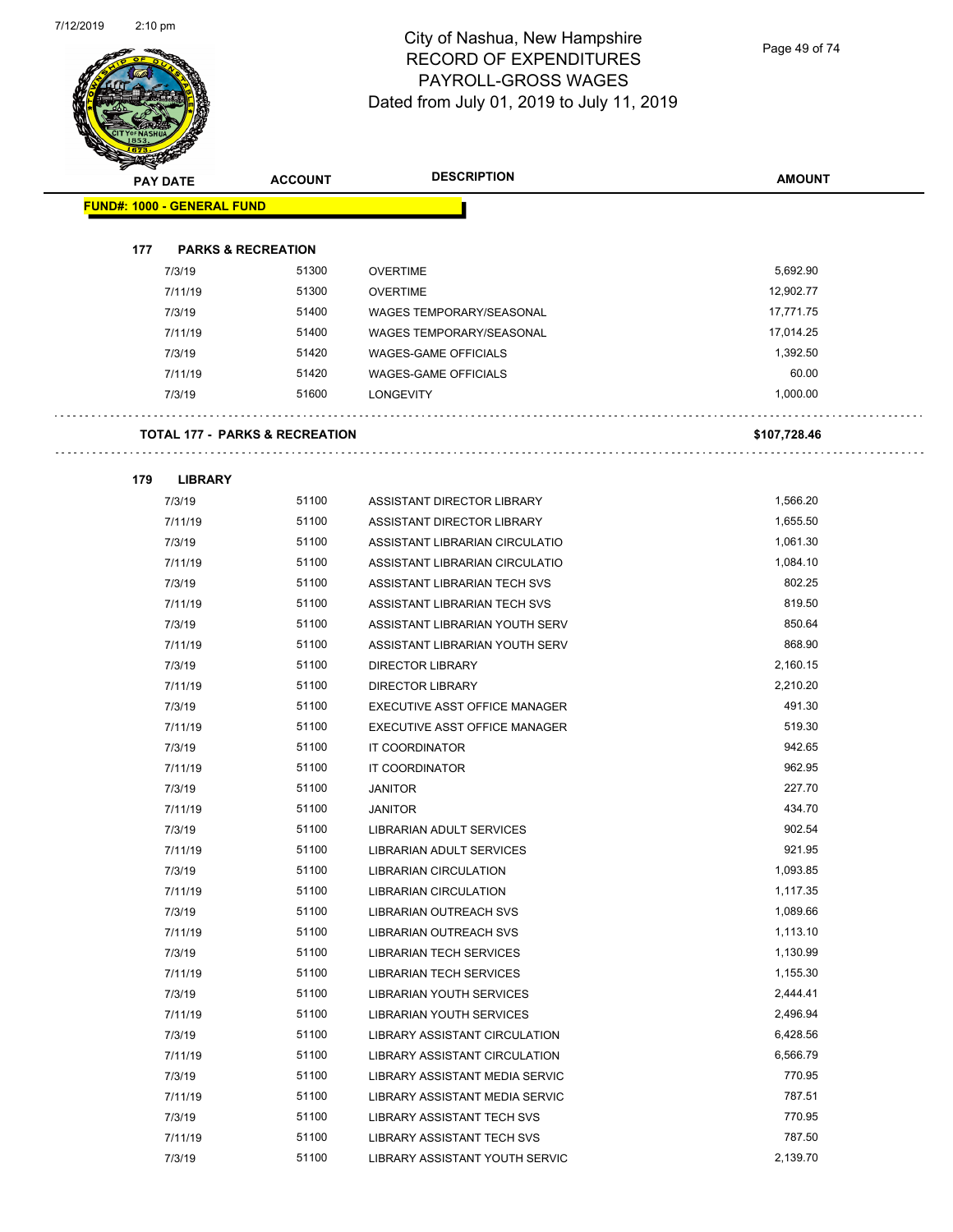# City of Nashua, New Hampshire
## RECORD OF EXPENDITURES
## PAYROLL-GROSS WAGES
## Dated from July 01, 2019 to July 11, 2019

| PAY DATE | ACCOUNT | DESCRIPTION | AMOUNT |
|---|---|---|---|
| **FUND#: 1000 - GENERAL FUND** | | | |
| **177 PARKS & RECREATION** | | | |
| 7/3/19 | 51300 | OVERTIME | 5,692.90 |
| 7/11/19 | 51300 | OVERTIME | 12,902.77 |
| 7/3/19 | 51400 | WAGES TEMPORARY/SEASONAL | 17,771.75 |
| 7/11/19 | 51400 | WAGES TEMPORARY/SEASONAL | 17,014.25 |
| 7/3/19 | 51420 | WAGES-GAME OFFICIALS | 1,392.50 |
| 7/11/19 | 51420 | WAGES-GAME OFFICIALS | 60.00 |
| 7/3/19 | 51600 | LONGEVITY | 1,000.00 |
| **TOTAL 177 - PARKS & RECREATION** | | | **$107,728.46** |
| **179 LIBRARY** | | | |
| 7/3/19 | 51100 | ASSISTANT DIRECTOR LIBRARY | 1,566.20 |
| 7/11/19 | 51100 | ASSISTANT DIRECTOR LIBRARY | 1,655.50 |
| 7/3/19 | 51100 | ASSISTANT LIBRARIAN CIRCULATIO | 1,061.30 |
| 7/11/19 | 51100 | ASSISTANT LIBRARIAN CIRCULATIO | 1,084.10 |
| 7/3/19 | 51100 | ASSISTANT LIBRARIAN TECH SVS | 802.25 |
| 7/11/19 | 51100 | ASSISTANT LIBRARIAN TECH SVS | 819.50 |
| 7/3/19 | 51100 | ASSISTANT LIBRARIAN YOUTH SERV | 850.64 |
| 7/11/19 | 51100 | ASSISTANT LIBRARIAN YOUTH SERV | 868.90 |
| 7/3/19 | 51100 | DIRECTOR LIBRARY | 2,160.15 |
| 7/11/19 | 51100 | DIRECTOR LIBRARY | 2,210.20 |
| 7/3/19 | 51100 | EXECUTIVE ASST OFFICE MANAGER | 491.30 |
| 7/11/19 | 51100 | EXECUTIVE ASST OFFICE MANAGER | 519.30 |
| 7/3/19 | 51100 | IT COORDINATOR | 942.65 |
| 7/11/19 | 51100 | IT COORDINATOR | 962.95 |
| 7/3/19 | 51100 | JANITOR | 227.70 |
| 7/11/19 | 51100 | JANITOR | 434.70 |
| 7/3/19 | 51100 | LIBRARIAN ADULT SERVICES | 902.54 |
| 7/11/19 | 51100 | LIBRARIAN ADULT SERVICES | 921.95 |
| 7/3/19 | 51100 | LIBRARIAN CIRCULATION | 1,093.85 |
| 7/11/19 | 51100 | LIBRARIAN CIRCULATION | 1,117.35 |
| 7/3/19 | 51100 | LIBRARIAN OUTREACH SVS | 1,089.66 |
| 7/11/19 | 51100 | LIBRARIAN OUTREACH SVS | 1,113.10 |
| 7/3/19 | 51100 | LIBRARIAN TECH SERVICES | 1,130.99 |
| 7/11/19 | 51100 | LIBRARIAN TECH SERVICES | 1,155.30 |
| 7/3/19 | 51100 | LIBRARIAN YOUTH SERVICES | 2,444.41 |
| 7/11/19 | 51100 | LIBRARIAN YOUTH SERVICES | 2,496.94 |
| 7/3/19 | 51100 | LIBRARY ASSISTANT CIRCULATION | 6,428.56 |
| 7/11/19 | 51100 | LIBRARY ASSISTANT CIRCULATION | 6,566.79 |
| 7/3/19 | 51100 | LIBRARY ASSISTANT MEDIA SERVIC | 770.95 |
| 7/11/19 | 51100 | LIBRARY ASSISTANT MEDIA SERVIC | 787.51 |
| 7/3/19 | 51100 | LIBRARY ASSISTANT TECH SVS | 770.95 |
| 7/11/19 | 51100 | LIBRARY ASSISTANT TECH SVS | 787.50 |
| 7/3/19 | 51100 | LIBRARY ASSISTANT YOUTH SERVIC | 2,139.70 |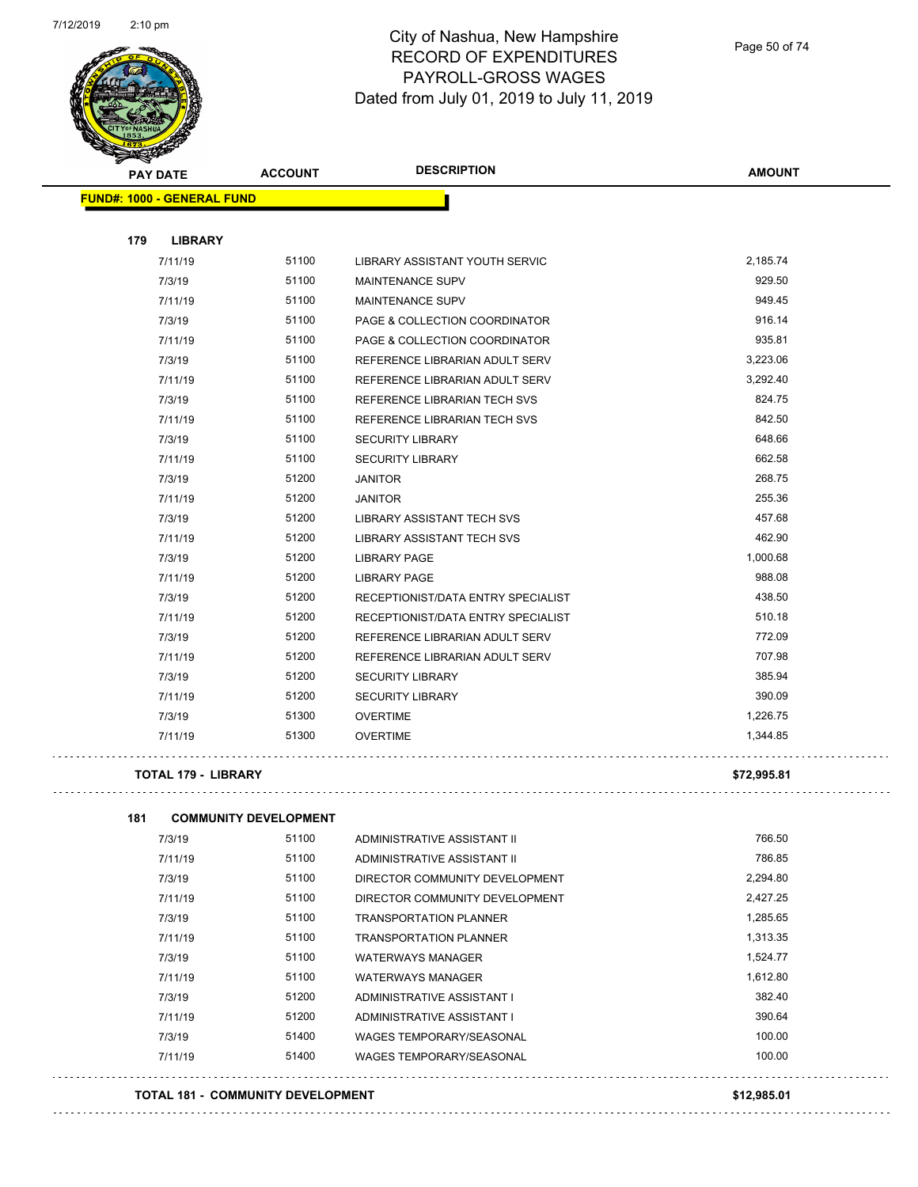# City of Nashua, New Hampshire
## RECORD OF EXPENDITURES
## PAYROLL-GROSS WAGES
## Dated from July 01, 2019 to July 11, 2019

| PAY DATE | ACCOUNT | DESCRIPTION | AMOUNT |
|---|---|---|---|
| **FUND#: 1000 - GENERAL FUND** | | | |
| **179 LIBRARY** | | | |
| 7/11/19 | 51100 | LIBRARY ASSISTANT YOUTH SERVIC | 2,185.74 |
| 7/3/19 | 51100 | MAINTENANCE SUPV | 929.50 |
| 7/11/19 | 51100 | MAINTENANCE SUPV | 949.45 |
| 7/3/19 | 51100 | PAGE & COLLECTION COORDINATOR | 916.14 |
| 7/11/19 | 51100 | PAGE & COLLECTION COORDINATOR | 935.81 |
| 7/3/19 | 51100 | REFERENCE LIBRARIAN ADULT SERV | 3,223.06 |
| 7/11/19 | 51100 | REFERENCE LIBRARIAN ADULT SERV | 3,292.40 |
| 7/3/19 | 51100 | REFERENCE LIBRARIAN TECH SVS | 824.75 |
| 7/11/19 | 51100 | REFERENCE LIBRARIAN TECH SVS | 842.50 |
| 7/3/19 | 51100 | SECURITY LIBRARY | 648.66 |
| 7/11/19 | 51100 | SECURITY LIBRARY | 662.58 |
| 7/3/19 | 51200 | JANITOR | 268.75 |
| 7/11/19 | 51200 | JANITOR | 255.36 |
| 7/3/19 | 51200 | LIBRARY ASSISTANT TECH SVS | 457.68 |
| 7/11/19 | 51200 | LIBRARY ASSISTANT TECH SVS | 462.90 |
| 7/3/19 | 51200 | LIBRARY PAGE | 1,000.68 |
| 7/11/19 | 51200 | LIBRARY PAGE | 988.08 |
| 7/3/19 | 51200 | RECEPTIONIST/DATA ENTRY SPECIALIST | 438.50 |
| 7/11/19 | 51200 | RECEPTIONIST/DATA ENTRY SPECIALIST | 510.18 |
| 7/3/19 | 51200 | REFERENCE LIBRARIAN ADULT SERV | 772.09 |
| 7/11/19 | 51200 | REFERENCE LIBRARIAN ADULT SERV | 707.98 |
| 7/3/19 | 51200 | SECURITY LIBRARY | 385.94 |
| 7/11/19 | 51200 | SECURITY LIBRARY | 390.09 |
| 7/3/19 | 51300 | OVERTIME | 1,226.75 |
| 7/11/19 | 51300 | OVERTIME | 1,344.85 |
| **TOTAL 179 - LIBRARY** | | | **$72,995.81** |
| **181 COMMUNITY DEVELOPMENT** | | | |
| 7/3/19 | 51100 | ADMINISTRATIVE ASSISTANT II | 766.50 |
| 7/11/19 | 51100 | ADMINISTRATIVE ASSISTANT II | 786.85 |
| 7/3/19 | 51100 | DIRECTOR COMMUNITY DEVELOPMENT | 2,294.80 |
| 7/11/19 | 51100 | DIRECTOR COMMUNITY DEVELOPMENT | 2,427.25 |
| 7/3/19 | 51100 | TRANSPORTATION PLANNER | 1,285.65 |
| 7/11/19 | 51100 | TRANSPORTATION PLANNER | 1,313.35 |
| 7/3/19 | 51100 | WATERWAYS MANAGER | 1,524.77 |
| 7/11/19 | 51100 | WATERWAYS MANAGER | 1,612.80 |
| 7/3/19 | 51200 | ADMINISTRATIVE ASSISTANT I | 382.40 |
| 7/11/19 | 51200 | ADMINISTRATIVE ASSISTANT I | 390.64 |
| 7/3/19 | 51400 | WAGES TEMPORARY/SEASONAL | 100.00 |
| 7/11/19 | 51400 | WAGES TEMPORARY/SEASONAL | 100.00 |
| **TOTAL 181 - COMMUNITY DEVELOPMENT** | | | **$12,985.01** |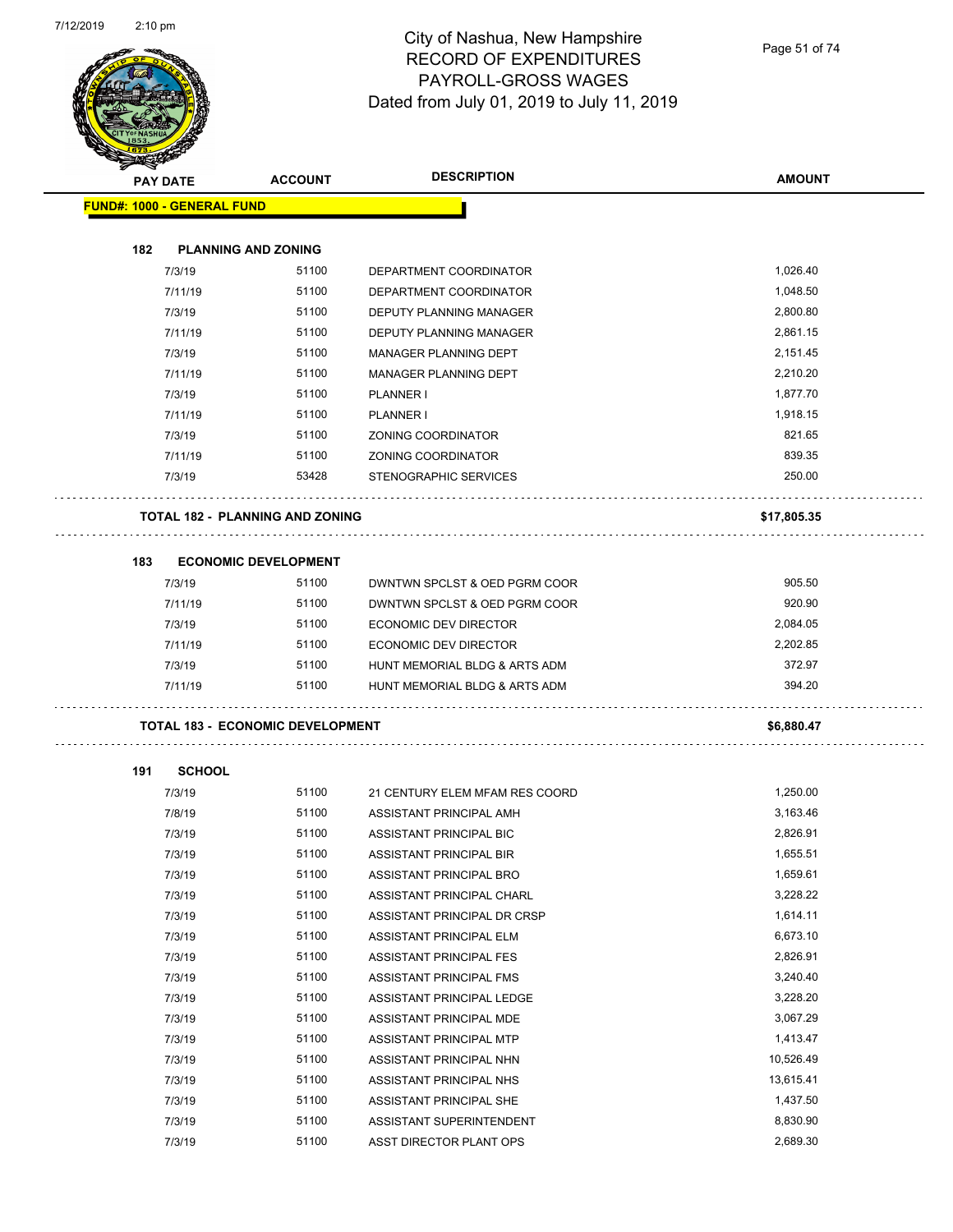# City of Nashua, New Hampshire
## RECORD OF EXPENDITURES
## PAYROLL-GROSS WAGES
## Dated from July 01, 2019 to July 11, 2019

| PAY DATE | ACCOUNT | DESCRIPTION | AMOUNT |
|---|---|---|---|
| **FUND#: 1000 - GENERAL FUND** | | | |
| **182 PLANNING AND ZONING** | | | |
| 7/3/19 | 51100 | DEPARTMENT COORDINATOR | 1,026.40 |
| 7/11/19 | 51100 | DEPARTMENT COORDINATOR | 1,048.50 |
| 7/3/19 | 51100 | DEPUTY PLANNING MANAGER | 2,800.80 |
| 7/11/19 | 51100 | DEPUTY PLANNING MANAGER | 2,861.15 |
| 7/3/19 | 51100 | MANAGER PLANNING DEPT | 2,151.45 |
| 7/11/19 | 51100 | MANAGER PLANNING DEPT | 2,210.20 |
| 7/3/19 | 51100 | PLANNER I | 1,877.70 |
| 7/11/19 | 51100 | PLANNER I | 1,918.15 |
| 7/3/19 | 51100 | ZONING COORDINATOR | 821.65 |
| 7/11/19 | 51100 | ZONING COORDINATOR | 839.35 |
| 7/3/19 | 53428 | STENOGRAPHIC SERVICES | 250.00 |
| **TOTAL 182 - PLANNING AND ZONING** | | | **$17,805.35** |
| **183 ECONOMIC DEVELOPMENT** | | | |
| 7/3/19 | 51100 | DWNTWN SPCLST & OED PGRM COOR | 905.50 |
| 7/11/19 | 51100 | DWNTWN SPCLST & OED PGRM COOR | 920.90 |
| 7/3/19 | 51100 | ECONOMIC DEV DIRECTOR | 2,084.05 |
| 7/11/19 | 51100 | ECONOMIC DEV DIRECTOR | 2,202.85 |
| 7/3/19 | 51100 | HUNT MEMORIAL BLDG & ARTS ADM | 372.97 |
| 7/11/19 | 51100 | HUNT MEMORIAL BLDG & ARTS ADM | 394.20 |
| **TOTAL 183 - ECONOMIC DEVELOPMENT** | | | **$6,880.47** |
| **191 SCHOOL** | | | |
| 7/3/19 | 51100 | 21 CENTURY ELEM MFAM RES COORD | 1,250.00 |
| 7/8/19 | 51100 | ASSISTANT PRINCIPAL AMH | 3,163.46 |
| 7/3/19 | 51100 | ASSISTANT PRINCIPAL BIC | 2,826.91 |
| 7/3/19 | 51100 | ASSISTANT PRINCIPAL BIR | 1,655.51 |
| 7/3/19 | 51100 | ASSISTANT PRINCIPAL BRO | 1,659.61 |
| 7/3/19 | 51100 | ASSISTANT PRINCIPAL CHARL | 3,228.22 |
| 7/3/19 | 51100 | ASSISTANT PRINCIPAL DR CRSP | 1,614.11 |
| 7/3/19 | 51100 | ASSISTANT PRINCIPAL ELM | 6,673.10 |
| 7/3/19 | 51100 | ASSISTANT PRINCIPAL FES | 2,826.91 |
| 7/3/19 | 51100 | ASSISTANT PRINCIPAL FMS | 3,240.40 |
| 7/3/19 | 51100 | ASSISTANT PRINCIPAL LEDGE | 3,228.20 |
| 7/3/19 | 51100 | ASSISTANT PRINCIPAL MDE | 3,067.29 |
| 7/3/19 | 51100 | ASSISTANT PRINCIPAL MTP | 1,413.47 |
| 7/3/19 | 51100 | ASSISTANT PRINCIPAL NHN | 10,526.49 |
| 7/3/19 | 51100 | ASSISTANT PRINCIPAL NHS | 13,615.41 |
| 7/3/19 | 51100 | ASSISTANT PRINCIPAL SHE | 1,437.50 |
| 7/3/19 | 51100 | ASSISTANT SUPERINTENDENT | 8,830.90 |
| 7/3/19 | 51100 | ASST DIRECTOR PLANT OPS | 2,689.30 |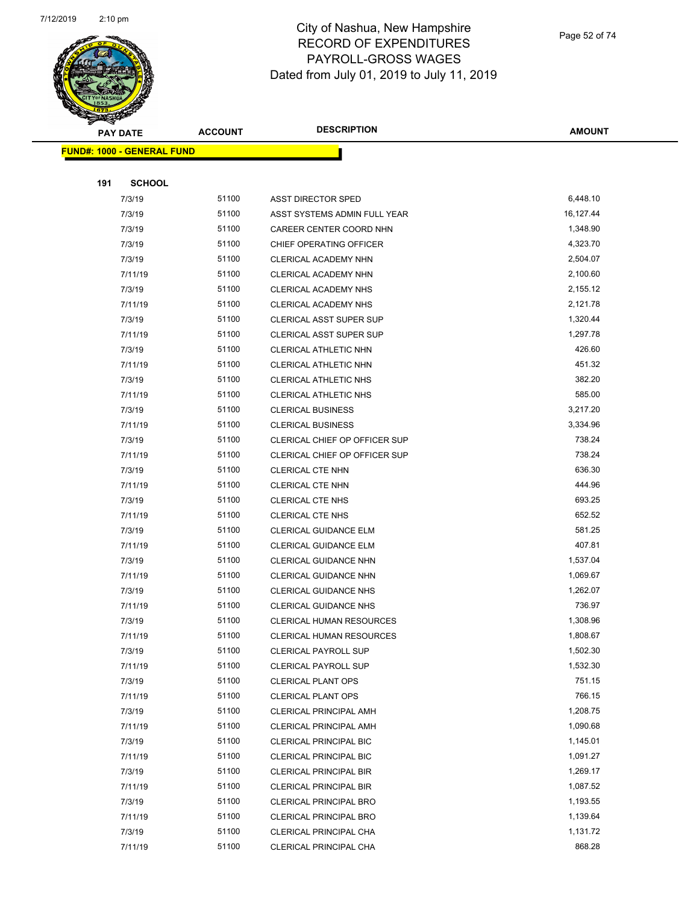# City of Nashua, New Hampshire
## RECORD OF EXPENDITURES
## PAYROLL-GROSS WAGES
### Dated from July 01, 2019 to July 11, 2019

| PAY DATE | ACCOUNT | DESCRIPTION | AMOUNT |
|---|---|---|---|

**FUND#: 1000 - GENERAL FUND**

**191 SCHOOL**

| PAY DATE | ACCOUNT | DESCRIPTION | AMOUNT |
|---|---|---|---|
| 7/3/19 | 51100 | ASST DIRECTOR SPED | 6,448.10 |
| 7/3/19 | 51100 | ASST SYSTEMS ADMIN FULL YEAR | 16,127.44 |
| 7/3/19 | 51100 | CAREER CENTER COORD NHN | 1,348.90 |
| 7/3/19 | 51100 | CHIEF OPERATING OFFICER | 4,323.70 |
| 7/3/19 | 51100 | CLERICAL ACADEMY NHN | 2,504.07 |
| 7/11/19 | 51100 | CLERICAL ACADEMY NHN | 2,100.60 |
| 7/3/19 | 51100 | CLERICAL ACADEMY NHS | 2,155.12 |
| 7/11/19 | 51100 | CLERICAL ACADEMY NHS | 2,121.78 |
| 7/3/19 | 51100 | CLERICAL ASST SUPER SUP | 1,320.44 |
| 7/11/19 | 51100 | CLERICAL ASST SUPER SUP | 1,297.78 |
| 7/3/19 | 51100 | CLERICAL ATHLETIC NHN | 426.60 |
| 7/11/19 | 51100 | CLERICAL ATHLETIC NHN | 451.32 |
| 7/3/19 | 51100 | CLERICAL ATHLETIC NHS | 382.20 |
| 7/11/19 | 51100 | CLERICAL ATHLETIC NHS | 585.00 |
| 7/3/19 | 51100 | CLERICAL BUSINESS | 3,217.20 |
| 7/11/19 | 51100 | CLERICAL BUSINESS | 3,334.96 |
| 7/3/19 | 51100 | CLERICAL CHIEF OP OFFICER SUP | 738.24 |
| 7/11/19 | 51100 | CLERICAL CHIEF OP OFFICER SUP | 738.24 |
| 7/3/19 | 51100 | CLERICAL CTE NHN | 636.30 |
| 7/11/19 | 51100 | CLERICAL CTE NHN | 444.96 |
| 7/3/19 | 51100 | CLERICAL CTE NHS | 693.25 |
| 7/11/19 | 51100 | CLERICAL CTE NHS | 652.52 |
| 7/3/19 | 51100 | CLERICAL GUIDANCE ELM | 581.25 |
| 7/11/19 | 51100 | CLERICAL GUIDANCE ELM | 407.81 |
| 7/3/19 | 51100 | CLERICAL GUIDANCE NHN | 1,537.04 |
| 7/11/19 | 51100 | CLERICAL GUIDANCE NHN | 1,069.67 |
| 7/3/19 | 51100 | CLERICAL GUIDANCE NHS | 1,262.07 |
| 7/11/19 | 51100 | CLERICAL GUIDANCE NHS | 736.97 |
| 7/3/19 | 51100 | CLERICAL HUMAN RESOURCES | 1,308.96 |
| 7/11/19 | 51100 | CLERICAL HUMAN RESOURCES | 1,808.67 |
| 7/3/19 | 51100 | CLERICAL PAYROLL SUP | 1,502.30 |
| 7/11/19 | 51100 | CLERICAL PAYROLL SUP | 1,532.30 |
| 7/3/19 | 51100 | CLERICAL PLANT OPS | 751.15 |
| 7/11/19 | 51100 | CLERICAL PLANT OPS | 766.15 |
| 7/3/19 | 51100 | CLERICAL PRINCIPAL AMH | 1,208.75 |
| 7/11/19 | 51100 | CLERICAL PRINCIPAL AMH | 1,090.68 |
| 7/3/19 | 51100 | CLERICAL PRINCIPAL BIC | 1,145.01 |
| 7/11/19 | 51100 | CLERICAL PRINCIPAL BIC | 1,091.27 |
| 7/3/19 | 51100 | CLERICAL PRINCIPAL BIR | 1,269.17 |
| 7/11/19 | 51100 | CLERICAL PRINCIPAL BIR | 1,087.52 |
| 7/3/19 | 51100 | CLERICAL PRINCIPAL BRO | 1,193.55 |
| 7/11/19 | 51100 | CLERICAL PRINCIPAL BRO | 1,139.64 |
| 7/3/19 | 51100 | CLERICAL PRINCIPAL CHA | 1,131.72 |
| 7/11/19 | 51100 | CLERICAL PRINCIPAL CHA | 868.28 |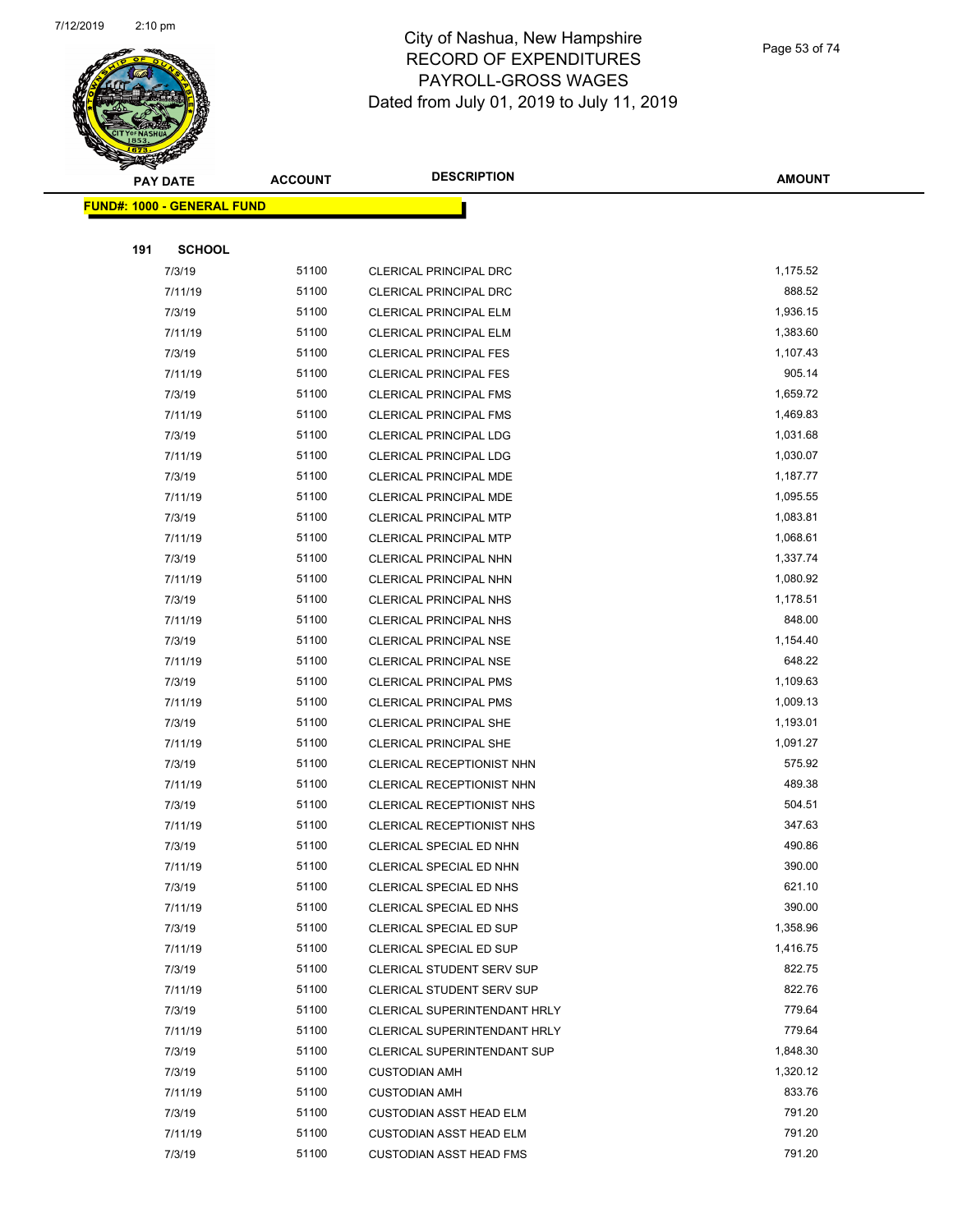# City of Nashua, New Hampshire
## RECORD OF EXPENDITURES
## PAYROLL-GROSS WAGES
## Dated from July 01, 2019 to July 11, 2019

| PAY DATE | ACCOUNT | DESCRIPTION | AMOUNT |
|---|---|---|---|
| **FUND#: 1000 - GENERAL FUND** | | | |
| **191 SCHOOL** | | | |
| 7/3/19 | 51100 | CLERICAL PRINCIPAL DRC | 1,175.52 |
| 7/11/19 | 51100 | CLERICAL PRINCIPAL DRC | 888.52 |
| 7/3/19 | 51100 | CLERICAL PRINCIPAL ELM | 1,936.15 |
| 7/11/19 | 51100 | CLERICAL PRINCIPAL ELM | 1,383.60 |
| 7/3/19 | 51100 | CLERICAL PRINCIPAL FES | 1,107.43 |
| 7/11/19 | 51100 | CLERICAL PRINCIPAL FES | 905.14 |
| 7/3/19 | 51100 | CLERICAL PRINCIPAL FMS | 1,659.72 |
| 7/11/19 | 51100 | CLERICAL PRINCIPAL FMS | 1,469.83 |
| 7/3/19 | 51100 | CLERICAL PRINCIPAL LDG | 1,031.68 |
| 7/11/19 | 51100 | CLERICAL PRINCIPAL LDG | 1,030.07 |
| 7/3/19 | 51100 | CLERICAL PRINCIPAL MDE | 1,187.77 |
| 7/11/19 | 51100 | CLERICAL PRINCIPAL MDE | 1,095.55 |
| 7/3/19 | 51100 | CLERICAL PRINCIPAL MTP | 1,083.81 |
| 7/11/19 | 51100 | CLERICAL PRINCIPAL MTP | 1,068.61 |
| 7/3/19 | 51100 | CLERICAL PRINCIPAL NHN | 1,337.74 |
| 7/11/19 | 51100 | CLERICAL PRINCIPAL NHN | 1,080.92 |
| 7/3/19 | 51100 | CLERICAL PRINCIPAL NHS | 1,178.51 |
| 7/11/19 | 51100 | CLERICAL PRINCIPAL NHS | 848.00 |
| 7/3/19 | 51100 | CLERICAL PRINCIPAL NSE | 1,154.40 |
| 7/11/19 | 51100 | CLERICAL PRINCIPAL NSE | 648.22 |
| 7/3/19 | 51100 | CLERICAL PRINCIPAL PMS | 1,109.63 |
| 7/11/19 | 51100 | CLERICAL PRINCIPAL PMS | 1,009.13 |
| 7/3/19 | 51100 | CLERICAL PRINCIPAL SHE | 1,193.01 |
| 7/11/19 | 51100 | CLERICAL PRINCIPAL SHE | 1,091.27 |
| 7/3/19 | 51100 | CLERICAL RECEPTIONIST NHN | 575.92 |
| 7/11/19 | 51100 | CLERICAL RECEPTIONIST NHN | 489.38 |
| 7/3/19 | 51100 | CLERICAL RECEPTIONIST NHS | 504.51 |
| 7/11/19 | 51100 | CLERICAL RECEPTIONIST NHS | 347.63 |
| 7/3/19 | 51100 | CLERICAL SPECIAL ED NHN | 490.86 |
| 7/11/19 | 51100 | CLERICAL SPECIAL ED NHN | 390.00 |
| 7/3/19 | 51100 | CLERICAL SPECIAL ED NHS | 621.10 |
| 7/11/19 | 51100 | CLERICAL SPECIAL ED NHS | 390.00 |
| 7/3/19 | 51100 | CLERICAL SPECIAL ED SUP | 1,358.96 |
| 7/11/19 | 51100 | CLERICAL SPECIAL ED SUP | 1,416.75 |
| 7/3/19 | 51100 | CLERICAL STUDENT SERV SUP | 822.75 |
| 7/11/19 | 51100 | CLERICAL STUDENT SERV SUP | 822.76 |
| 7/3/19 | 51100 | CLERICAL SUPERINTENDANT HRLY | 779.64 |
| 7/11/19 | 51100 | CLERICAL SUPERINTENDANT HRLY | 779.64 |
| 7/3/19 | 51100 | CLERICAL SUPERINTENDANT SUP | 1,848.30 |
| 7/3/19 | 51100 | CUSTODIAN AMH | 1,320.12 |
| 7/11/19 | 51100 | CUSTODIAN AMH | 833.76 |
| 7/3/19 | 51100 | CUSTODIAN ASST HEAD ELM | 791.20 |
| 7/11/19 | 51100 | CUSTODIAN ASST HEAD ELM | 791.20 |
| 7/3/19 | 51100 | CUSTODIAN ASST HEAD FMS | 791.20 |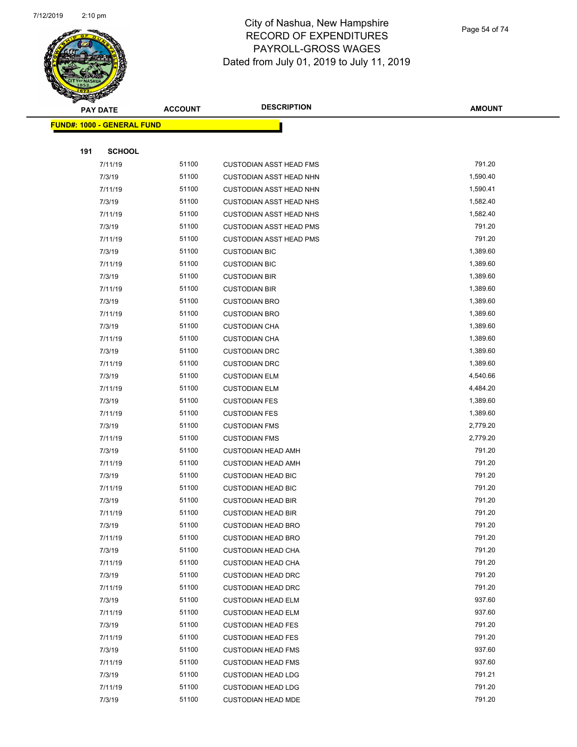# City of Nashua, New Hampshire
## RECORD OF EXPENDITURES
## PAYROLL-GROSS WAGES
## Dated from July 01, 2019 to July 11, 2019

| PAY DATE | ACCOUNT | DESCRIPTION | AMOUNT |
|---|---|---|---|
| **FUND#: 1000 - GENERAL FUND** | | | |
| **191 SCHOOL** | | | |
| 7/11/19 | 51100 | CUSTODIAN ASST HEAD FMS | 791.20 |
| 7/3/19 | 51100 | CUSTODIAN ASST HEAD NHN | 1,590.40 |
| 7/11/19 | 51100 | CUSTODIAN ASST HEAD NHN | 1,590.41 |
| 7/3/19 | 51100 | CUSTODIAN ASST HEAD NHS | 1,582.40 |
| 7/11/19 | 51100 | CUSTODIAN ASST HEAD NHS | 1,582.40 |
| 7/3/19 | 51100 | CUSTODIAN ASST HEAD PMS | 791.20 |
| 7/11/19 | 51100 | CUSTODIAN ASST HEAD PMS | 791.20 |
| 7/3/19 | 51100 | CUSTODIAN BIC | 1,389.60 |
| 7/11/19 | 51100 | CUSTODIAN BIC | 1,389.60 |
| 7/3/19 | 51100 | CUSTODIAN BIR | 1,389.60 |
| 7/11/19 | 51100 | CUSTODIAN BIR | 1,389.60 |
| 7/3/19 | 51100 | CUSTODIAN BRO | 1,389.60 |
| 7/11/19 | 51100 | CUSTODIAN BRO | 1,389.60 |
| 7/3/19 | 51100 | CUSTODIAN CHA | 1,389.60 |
| 7/11/19 | 51100 | CUSTODIAN CHA | 1,389.60 |
| 7/3/19 | 51100 | CUSTODIAN DRC | 1,389.60 |
| 7/11/19 | 51100 | CUSTODIAN DRC | 1,389.60 |
| 7/3/19 | 51100 | CUSTODIAN ELM | 4,540.66 |
| 7/11/19 | 51100 | CUSTODIAN ELM | 4,484.20 |
| 7/3/19 | 51100 | CUSTODIAN FES | 1,389.60 |
| 7/11/19 | 51100 | CUSTODIAN FES | 1,389.60 |
| 7/3/19 | 51100 | CUSTODIAN FMS | 2,779.20 |
| 7/11/19 | 51100 | CUSTODIAN FMS | 2,779.20 |
| 7/3/19 | 51100 | CUSTODIAN HEAD AMH | 791.20 |
| 7/11/19 | 51100 | CUSTODIAN HEAD AMH | 791.20 |
| 7/3/19 | 51100 | CUSTODIAN HEAD BIC | 791.20 |
| 7/11/19 | 51100 | CUSTODIAN HEAD BIC | 791.20 |
| 7/3/19 | 51100 | CUSTODIAN HEAD BIR | 791.20 |
| 7/11/19 | 51100 | CUSTODIAN HEAD BIR | 791.20 |
| 7/3/19 | 51100 | CUSTODIAN HEAD BRO | 791.20 |
| 7/11/19 | 51100 | CUSTODIAN HEAD BRO | 791.20 |
| 7/3/19 | 51100 | CUSTODIAN HEAD CHA | 791.20 |
| 7/11/19 | 51100 | CUSTODIAN HEAD CHA | 791.20 |
| 7/3/19 | 51100 | CUSTODIAN HEAD DRC | 791.20 |
| 7/11/19 | 51100 | CUSTODIAN HEAD DRC | 791.20 |
| 7/3/19 | 51100 | CUSTODIAN HEAD ELM | 937.60 |
| 7/11/19 | 51100 | CUSTODIAN HEAD ELM | 937.60 |
| 7/3/19 | 51100 | CUSTODIAN HEAD FES | 791.20 |
| 7/11/19 | 51100 | CUSTODIAN HEAD FES | 791.20 |
| 7/3/19 | 51100 | CUSTODIAN HEAD FMS | 937.60 |
| 7/11/19 | 51100 | CUSTODIAN HEAD FMS | 937.60 |
| 7/3/19 | 51100 | CUSTODIAN HEAD LDG | 791.21 |
| 7/11/19 | 51100 | CUSTODIAN HEAD LDG | 791.20 |
| 7/3/19 | 51100 | CUSTODIAN HEAD MDE | 791.20 |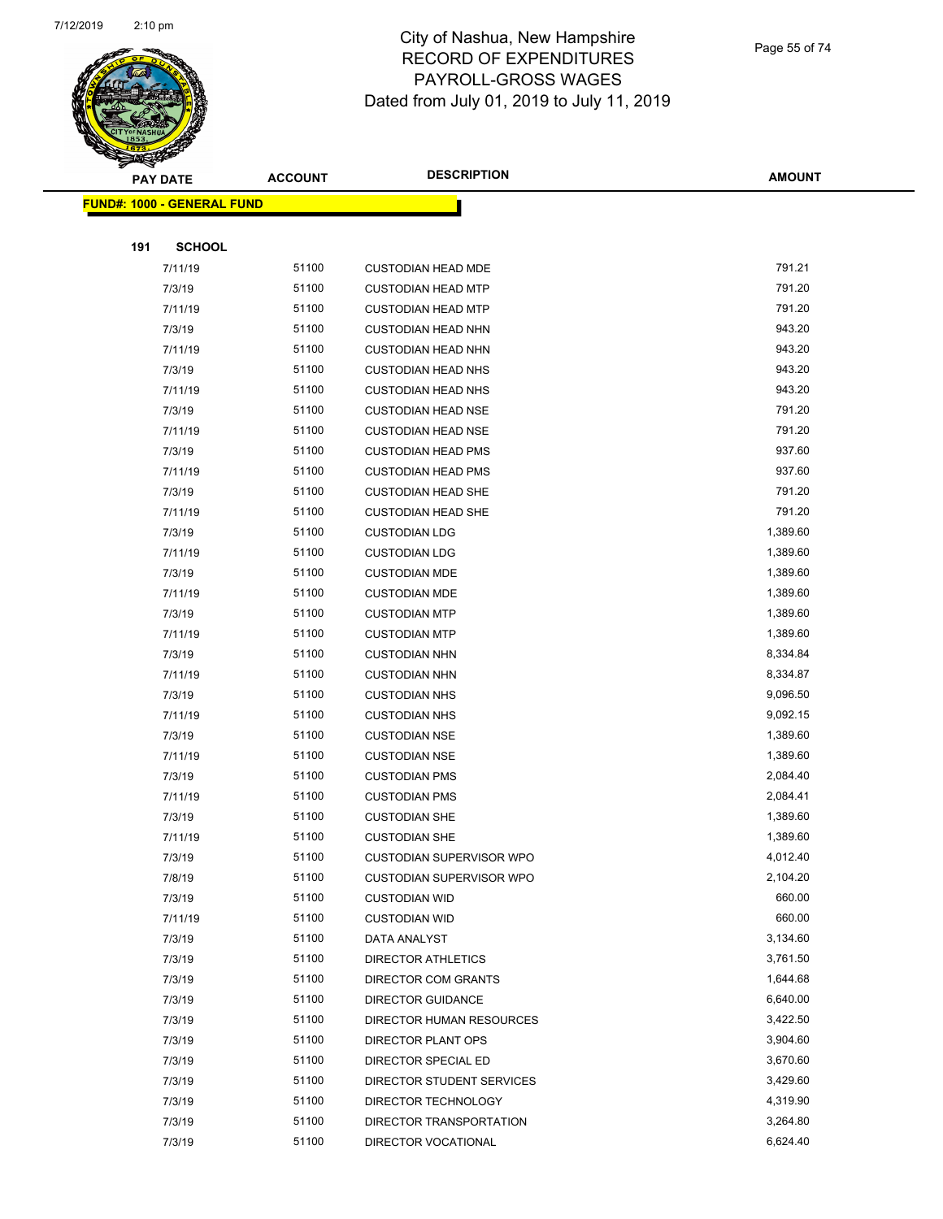# City of Nashua, New Hampshire
## RECORD OF EXPENDITURES
## PAYROLL-GROSS WAGES
## Dated from July 01, 2019 to July 11, 2019

| PAY DATE | ACCOUNT | DESCRIPTION | AMOUNT |
|---|---|---|---|
| **FUND#: 1000 - GENERAL FUND** | | | |
| **191 SCHOOL** | | | |
| 7/11/19 | 51100 | CUSTODIAN HEAD MDE | 791.21 |
| 7/3/19 | 51100 | CUSTODIAN HEAD MTP | 791.20 |
| 7/11/19 | 51100 | CUSTODIAN HEAD MTP | 791.20 |
| 7/3/19 | 51100 | CUSTODIAN HEAD NHN | 943.20 |
| 7/11/19 | 51100 | CUSTODIAN HEAD NHN | 943.20 |
| 7/3/19 | 51100 | CUSTODIAN HEAD NHS | 943.20 |
| 7/11/19 | 51100 | CUSTODIAN HEAD NHS | 943.20 |
| 7/3/19 | 51100 | CUSTODIAN HEAD NSE | 791.20 |
| 7/11/19 | 51100 | CUSTODIAN HEAD NSE | 791.20 |
| 7/3/19 | 51100 | CUSTODIAN HEAD PMS | 937.60 |
| 7/11/19 | 51100 | CUSTODIAN HEAD PMS | 937.60 |
| 7/3/19 | 51100 | CUSTODIAN HEAD SHE | 791.20 |
| 7/11/19 | 51100 | CUSTODIAN HEAD SHE | 791.20 |
| 7/3/19 | 51100 | CUSTODIAN LDG | 1,389.60 |
| 7/11/19 | 51100 | CUSTODIAN LDG | 1,389.60 |
| 7/3/19 | 51100 | CUSTODIAN MDE | 1,389.60 |
| 7/11/19 | 51100 | CUSTODIAN MDE | 1,389.60 |
| 7/3/19 | 51100 | CUSTODIAN MTP | 1,389.60 |
| 7/11/19 | 51100 | CUSTODIAN MTP | 1,389.60 |
| 7/3/19 | 51100 | CUSTODIAN NHN | 8,334.84 |
| 7/11/19 | 51100 | CUSTODIAN NHN | 8,334.87 |
| 7/3/19 | 51100 | CUSTODIAN NHS | 9,096.50 |
| 7/11/19 | 51100 | CUSTODIAN NHS | 9,092.15 |
| 7/3/19 | 51100 | CUSTODIAN NSE | 1,389.60 |
| 7/11/19 | 51100 | CUSTODIAN NSE | 1,389.60 |
| 7/3/19 | 51100 | CUSTODIAN PMS | 2,084.40 |
| 7/11/19 | 51100 | CUSTODIAN PMS | 2,084.41 |
| 7/3/19 | 51100 | CUSTODIAN SHE | 1,389.60 |
| 7/11/19 | 51100 | CUSTODIAN SHE | 1,389.60 |
| 7/3/19 | 51100 | CUSTODIAN SUPERVISOR WPO | 4,012.40 |
| 7/8/19 | 51100 | CUSTODIAN SUPERVISOR WPO | 2,104.20 |
| 7/3/19 | 51100 | CUSTODIAN WID | 660.00 |
| 7/11/19 | 51100 | CUSTODIAN WID | 660.00 |
| 7/3/19 | 51100 | DATA ANALYST | 3,134.60 |
| 7/3/19 | 51100 | DIRECTOR ATHLETICS | 3,761.50 |
| 7/3/19 | 51100 | DIRECTOR COM GRANTS | 1,644.68 |
| 7/3/19 | 51100 | DIRECTOR GUIDANCE | 6,640.00 |
| 7/3/19 | 51100 | DIRECTOR HUMAN RESOURCES | 3,422.50 |
| 7/3/19 | 51100 | DIRECTOR PLANT OPS | 3,904.60 |
| 7/3/19 | 51100 | DIRECTOR SPECIAL ED | 3,670.60 |
| 7/3/19 | 51100 | DIRECTOR STUDENT SERVICES | 3,429.60 |
| 7/3/19 | 51100 | DIRECTOR TECHNOLOGY | 4,319.90 |
| 7/3/19 | 51100 | DIRECTOR TRANSPORTATION | 3,264.80 |
| 7/3/19 | 51100 | DIRECTOR VOCATIONAL | 6,624.40 |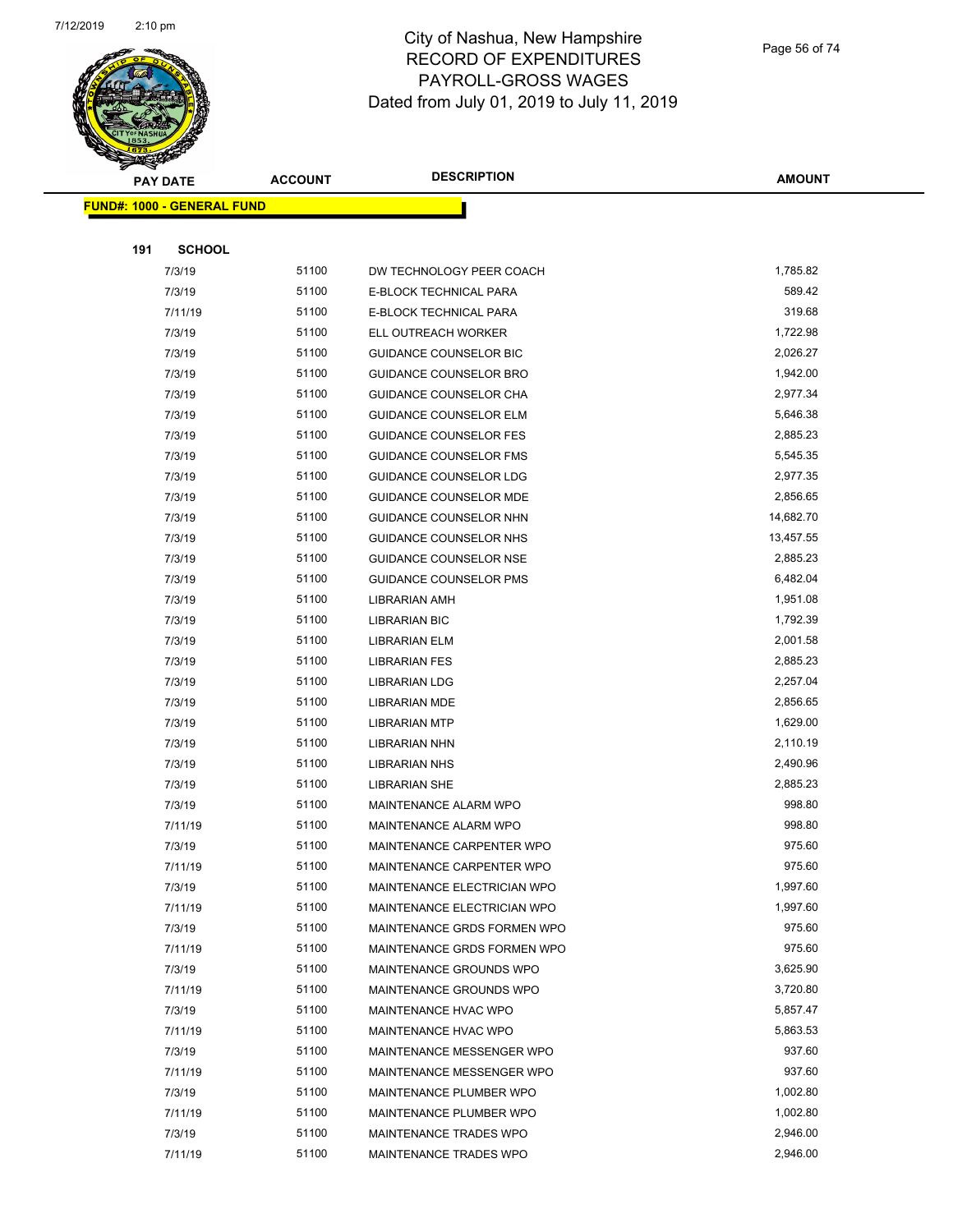# City of Nashua, New Hampshire
## RECORD OF EXPENDITURES
## PAYROLL-GROSS WAGES
## Dated from July 01, 2019 to July 11, 2019

| PAY DATE | ACCOUNT | DESCRIPTION | AMOUNT |
|---|---|---|---|

**FUND#: 1000 - GENERAL FUND**

**191 SCHOOL**

| PAY DATE | ACCOUNT | DESCRIPTION | AMOUNT |
|---|---|---|---|
| 7/3/19 | 51100 | DW TECHNOLOGY PEER COACH | 1,785.82 |
| 7/3/19 | 51100 | E-BLOCK TECHNICAL PARA | 589.42 |
| 7/11/19 | 51100 | E-BLOCK TECHNICAL PARA | 319.68 |
| 7/3/19 | 51100 | ELL OUTREACH WORKER | 1,722.98 |
| 7/3/19 | 51100 | GUIDANCE COUNSELOR BIC | 2,026.27 |
| 7/3/19 | 51100 | GUIDANCE COUNSELOR BRO | 1,942.00 |
| 7/3/19 | 51100 | GUIDANCE COUNSELOR CHA | 2,977.34 |
| 7/3/19 | 51100 | GUIDANCE COUNSELOR ELM | 5,646.38 |
| 7/3/19 | 51100 | GUIDANCE COUNSELOR FES | 2,885.23 |
| 7/3/19 | 51100 | GUIDANCE COUNSELOR FMS | 5,545.35 |
| 7/3/19 | 51100 | GUIDANCE COUNSELOR LDG | 2,977.35 |
| 7/3/19 | 51100 | GUIDANCE COUNSELOR MDE | 2,856.65 |
| 7/3/19 | 51100 | GUIDANCE COUNSELOR NHN | 14,682.70 |
| 7/3/19 | 51100 | GUIDANCE COUNSELOR NHS | 13,457.55 |
| 7/3/19 | 51100 | GUIDANCE COUNSELOR NSE | 2,885.23 |
| 7/3/19 | 51100 | GUIDANCE COUNSELOR PMS | 6,482.04 |
| 7/3/19 | 51100 | LIBRARIAN AMH | 1,951.08 |
| 7/3/19 | 51100 | LIBRARIAN BIC | 1,792.39 |
| 7/3/19 | 51100 | LIBRARIAN ELM | 2,001.58 |
| 7/3/19 | 51100 | LIBRARIAN FES | 2,885.23 |
| 7/3/19 | 51100 | LIBRARIAN LDG | 2,257.04 |
| 7/3/19 | 51100 | LIBRARIAN MDE | 2,856.65 |
| 7/3/19 | 51100 | LIBRARIAN MTP | 1,629.00 |
| 7/3/19 | 51100 | LIBRARIAN NHN | 2,110.19 |
| 7/3/19 | 51100 | LIBRARIAN NHS | 2,490.96 |
| 7/3/19 | 51100 | LIBRARIAN SHE | 2,885.23 |
| 7/3/19 | 51100 | MAINTENANCE ALARM WPO | 998.80 |
| 7/11/19 | 51100 | MAINTENANCE ALARM WPO | 998.80 |
| 7/3/19 | 51100 | MAINTENANCE CARPENTER WPO | 975.60 |
| 7/11/19 | 51100 | MAINTENANCE CARPENTER WPO | 975.60 |
| 7/3/19 | 51100 | MAINTENANCE ELECTRICIAN WPO | 1,997.60 |
| 7/11/19 | 51100 | MAINTENANCE ELECTRICIAN WPO | 1,997.60 |
| 7/3/19 | 51100 | MAINTENANCE GRDS FORMEN WPO | 975.60 |
| 7/11/19 | 51100 | MAINTENANCE GRDS FORMEN WPO | 975.60 |
| 7/3/19 | 51100 | MAINTENANCE GROUNDS WPO | 3,625.90 |
| 7/11/19 | 51100 | MAINTENANCE GROUNDS WPO | 3,720.80 |
| 7/3/19 | 51100 | MAINTENANCE HVAC WPO | 5,857.47 |
| 7/11/19 | 51100 | MAINTENANCE HVAC WPO | 5,863.53 |
| 7/3/19 | 51100 | MAINTENANCE MESSENGER WPO | 937.60 |
| 7/11/19 | 51100 | MAINTENANCE MESSENGER WPO | 937.60 |
| 7/3/19 | 51100 | MAINTENANCE PLUMBER WPO | 1,002.80 |
| 7/11/19 | 51100 | MAINTENANCE PLUMBER WPO | 1,002.80 |
| 7/3/19 | 51100 | MAINTENANCE TRADES WPO | 2,946.00 |
| 7/11/19 | 51100 | MAINTENANCE TRADES WPO | 2,946.00 |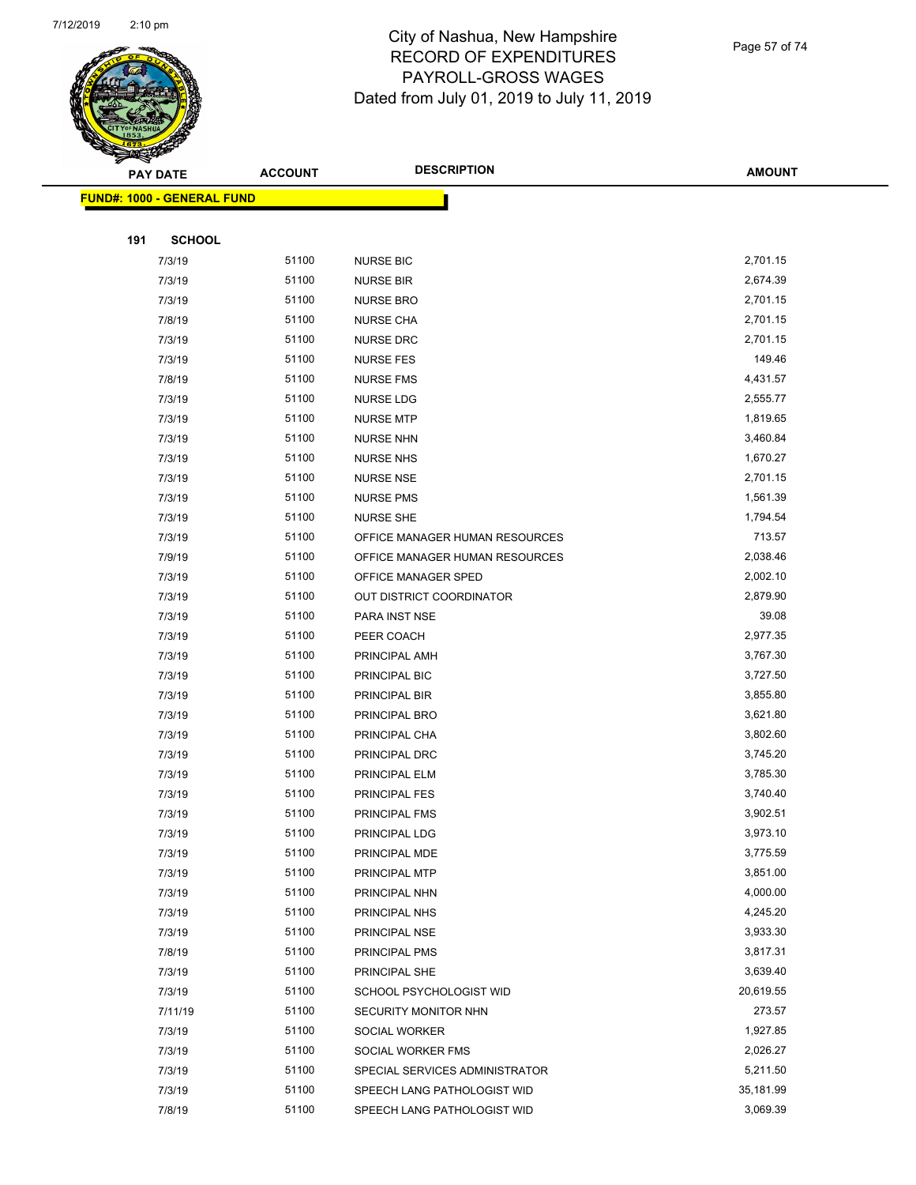# City of Nashua, New Hampshire
## RECORD OF EXPENDITURES
## PAYROLL-GROSS WAGES
### Dated from July 01, 2019 to July 11, 2019

**FUND#: 1000 - GENERAL FUND**

**191 SCHOOL**

| PAY DATE | ACCOUNT | DESCRIPTION | AMOUNT |
|---|---|---|---|
| 7/3/19 | 51100 | NURSE BIC | 2,701.15 |
| 7/3/19 | 51100 | NURSE BIR | 2,674.39 |
| 7/3/19 | 51100 | NURSE BRO | 2,701.15 |
| 7/8/19 | 51100 | NURSE CHA | 2,701.15 |
| 7/3/19 | 51100 | NURSE DRC | 2,701.15 |
| 7/3/19 | 51100 | NURSE FES | 149.46 |
| 7/8/19 | 51100 | NURSE FMS | 4,431.57 |
| 7/3/19 | 51100 | NURSE LDG | 2,555.77 |
| 7/3/19 | 51100 | NURSE MTP | 1,819.65 |
| 7/3/19 | 51100 | NURSE NHN | 3,460.84 |
| 7/3/19 | 51100 | NURSE NHS | 1,670.27 |
| 7/3/19 | 51100 | NURSE NSE | 2,701.15 |
| 7/3/19 | 51100 | NURSE PMS | 1,561.39 |
| 7/3/19 | 51100 | NURSE SHE | 1,794.54 |
| 7/3/19 | 51100 | OFFICE MANAGER HUMAN RESOURCES | 713.57 |
| 7/9/19 | 51100 | OFFICE MANAGER HUMAN RESOURCES | 2,038.46 |
| 7/3/19 | 51100 | OFFICE MANAGER SPED | 2,002.10 |
| 7/3/19 | 51100 | OUT DISTRICT COORDINATOR | 2,879.90 |
| 7/3/19 | 51100 | PARA INST NSE | 39.08 |
| 7/3/19 | 51100 | PEER COACH | 2,977.35 |
| 7/3/19 | 51100 | PRINCIPAL AMH | 3,767.30 |
| 7/3/19 | 51100 | PRINCIPAL BIC | 3,727.50 |
| 7/3/19 | 51100 | PRINCIPAL BIR | 3,855.80 |
| 7/3/19 | 51100 | PRINCIPAL BRO | 3,621.80 |
| 7/3/19 | 51100 | PRINCIPAL CHA | 3,802.60 |
| 7/3/19 | 51100 | PRINCIPAL DRC | 3,745.20 |
| 7/3/19 | 51100 | PRINCIPAL ELM | 3,785.30 |
| 7/3/19 | 51100 | PRINCIPAL FES | 3,740.40 |
| 7/3/19 | 51100 | PRINCIPAL FMS | 3,902.51 |
| 7/3/19 | 51100 | PRINCIPAL LDG | 3,973.10 |
| 7/3/19 | 51100 | PRINCIPAL MDE | 3,775.59 |
| 7/3/19 | 51100 | PRINCIPAL MTP | 3,851.00 |
| 7/3/19 | 51100 | PRINCIPAL NHN | 4,000.00 |
| 7/3/19 | 51100 | PRINCIPAL NHS | 4,245.20 |
| 7/3/19 | 51100 | PRINCIPAL NSE | 3,933.30 |
| 7/8/19 | 51100 | PRINCIPAL PMS | 3,817.31 |
| 7/3/19 | 51100 | PRINCIPAL SHE | 3,639.40 |
| 7/3/19 | 51100 | SCHOOL PSYCHOLOGIST WID | 20,619.55 |
| 7/11/19 | 51100 | SECURITY MONITOR NHN | 273.57 |
| 7/3/19 | 51100 | SOCIAL WORKER | 1,927.85 |
| 7/3/19 | 51100 | SOCIAL WORKER FMS | 2,026.27 |
| 7/3/19 | 51100 | SPECIAL SERVICES ADMINISTRATOR | 5,211.50 |
| 7/3/19 | 51100 | SPEECH LANG PATHOLOGIST WID | 35,181.99 |
| 7/8/19 | 51100 | SPEECH LANG PATHOLOGIST WID | 3,069.39 |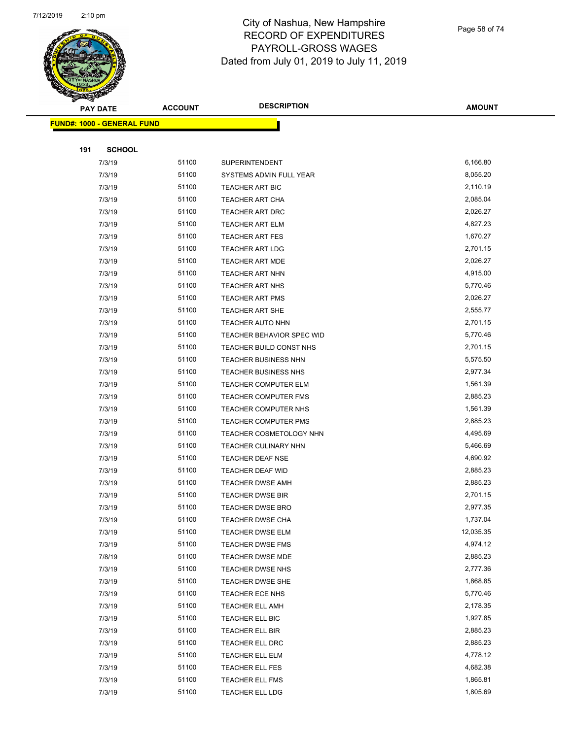# City of Nashua, New Hampshire
## RECORD OF EXPENDITURES
## PAYROLL-GROSS WAGES
## Dated from July 01, 2019 to July 11, 2019

| PAY DATE | ACCOUNT | DESCRIPTION | AMOUNT |
|---|---|---|---|

**FUND#: 1000 - GENERAL FUND**

**191 SCHOOL**

| PAY DATE | ACCOUNT | DESCRIPTION | AMOUNT |
|---|---|---|---|
| 7/3/19 | 51100 | SUPERINTENDENT | 6,166.80 |
| 7/3/19 | 51100 | SYSTEMS ADMIN FULL YEAR | 8,055.20 |
| 7/3/19 | 51100 | TEACHER ART BIC | 2,110.19 |
| 7/3/19 | 51100 | TEACHER ART CHA | 2,085.04 |
| 7/3/19 | 51100 | TEACHER ART DRC | 2,026.27 |
| 7/3/19 | 51100 | TEACHER ART ELM | 4,827.23 |
| 7/3/19 | 51100 | TEACHER ART FES | 1,670.27 |
| 7/3/19 | 51100 | TEACHER ART LDG | 2,701.15 |
| 7/3/19 | 51100 | TEACHER ART MDE | 2,026.27 |
| 7/3/19 | 51100 | TEACHER ART NHN | 4,915.00 |
| 7/3/19 | 51100 | TEACHER ART NHS | 5,770.46 |
| 7/3/19 | 51100 | TEACHER ART PMS | 2,026.27 |
| 7/3/19 | 51100 | TEACHER ART SHE | 2,555.77 |
| 7/3/19 | 51100 | TEACHER AUTO NHN | 2,701.15 |
| 7/3/19 | 51100 | TEACHER BEHAVIOR SPEC WID | 5,770.46 |
| 7/3/19 | 51100 | TEACHER BUILD CONST NHS | 2,701.15 |
| 7/3/19 | 51100 | TEACHER BUSINESS NHN | 5,575.50 |
| 7/3/19 | 51100 | TEACHER BUSINESS NHS | 2,977.34 |
| 7/3/19 | 51100 | TEACHER COMPUTER ELM | 1,561.39 |
| 7/3/19 | 51100 | TEACHER COMPUTER FMS | 2,885.23 |
| 7/3/19 | 51100 | TEACHER COMPUTER NHS | 1,561.39 |
| 7/3/19 | 51100 | TEACHER COMPUTER PMS | 2,885.23 |
| 7/3/19 | 51100 | TEACHER COSMETOLOGY NHN | 4,495.69 |
| 7/3/19 | 51100 | TEACHER CULINARY NHN | 5,466.69 |
| 7/3/19 | 51100 | TEACHER DEAF NSE | 4,690.92 |
| 7/3/19 | 51100 | TEACHER DEAF WID | 2,885.23 |
| 7/3/19 | 51100 | TEACHER DWSE AMH | 2,885.23 |
| 7/3/19 | 51100 | TEACHER DWSE BIR | 2,701.15 |
| 7/3/19 | 51100 | TEACHER DWSE BRO | 2,977.35 |
| 7/3/19 | 51100 | TEACHER DWSE CHA | 1,737.04 |
| 7/3/19 | 51100 | TEACHER DWSE ELM | 12,035.35 |
| 7/3/19 | 51100 | TEACHER DWSE FMS | 4,974.12 |
| 7/8/19 | 51100 | TEACHER DWSE MDE | 2,885.23 |
| 7/3/19 | 51100 | TEACHER DWSE NHS | 2,777.36 |
| 7/3/19 | 51100 | TEACHER DWSE SHE | 1,868.85 |
| 7/3/19 | 51100 | TEACHER ECE NHS | 5,770.46 |
| 7/3/19 | 51100 | TEACHER ELL AMH | 2,178.35 |
| 7/3/19 | 51100 | TEACHER ELL BIC | 1,927.85 |
| 7/3/19 | 51100 | TEACHER ELL BIR | 2,885.23 |
| 7/3/19 | 51100 | TEACHER ELL DRC | 2,885.23 |
| 7/3/19 | 51100 | TEACHER ELL ELM | 4,778.12 |
| 7/3/19 | 51100 | TEACHER ELL FES | 4,682.38 |
| 7/3/19 | 51100 | TEACHER ELL FMS | 1,865.81 |
| 7/3/19 | 51100 | TEACHER ELL LDG | 1,805.69 |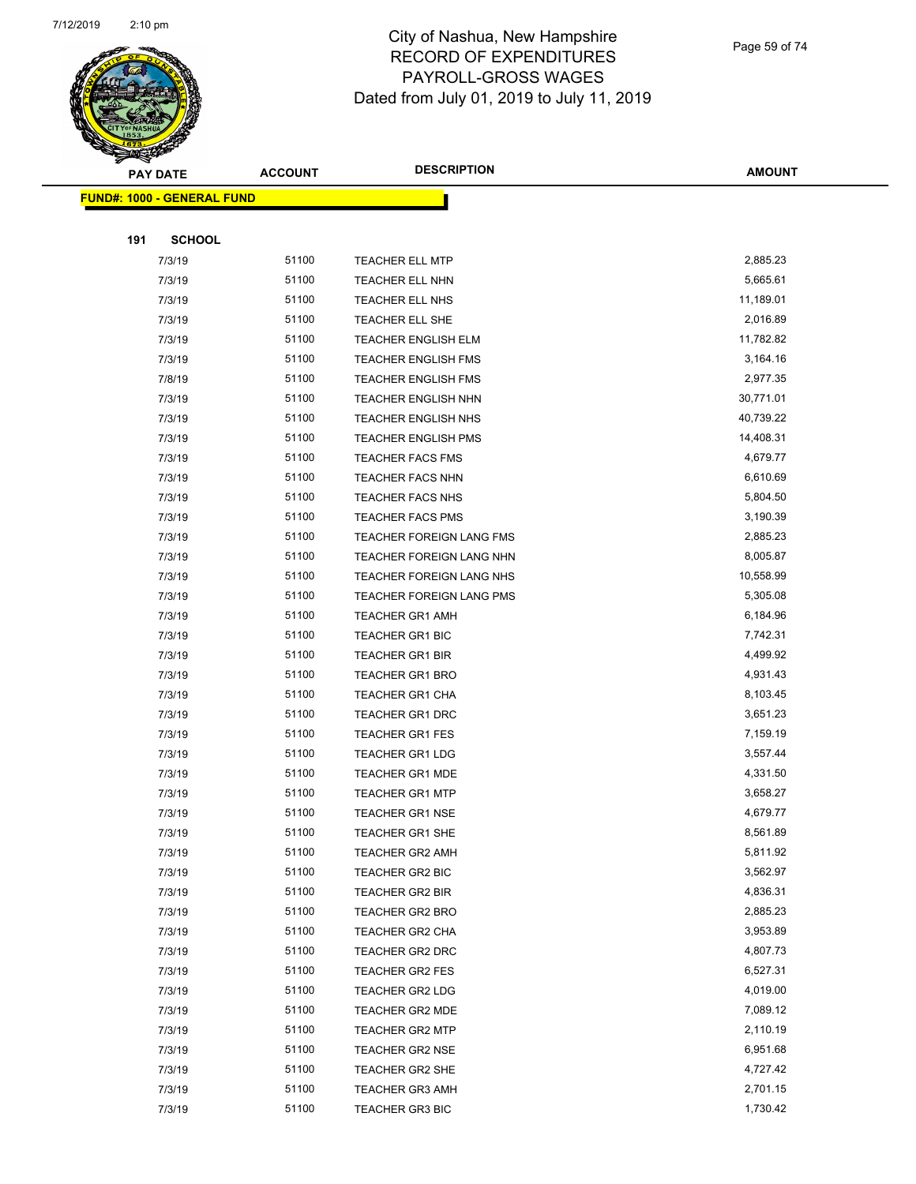# City of Nashua, New Hampshire
## RECORD OF EXPENDITURES
## PAYROLL-GROSS WAGES
## Dated from July 01, 2019 to July 11, 2019

| PAY DATE | ACCOUNT | DESCRIPTION | AMOUNT |
|---|---|---|---|

**FUND#: 1000 - GENERAL FUND**

**191 SCHOOL**

| PAY DATE | ACCOUNT | DESCRIPTION | AMOUNT |
|---|---|---|---|
| 7/3/19 | 51100 | TEACHER ELL MTP | 2,885.23 |
| 7/3/19 | 51100 | TEACHER ELL NHN | 5,665.61 |
| 7/3/19 | 51100 | TEACHER ELL NHS | 11,189.01 |
| 7/3/19 | 51100 | TEACHER ELL SHE | 2,016.89 |
| 7/3/19 | 51100 | TEACHER ENGLISH ELM | 11,782.82 |
| 7/3/19 | 51100 | TEACHER ENGLISH FMS | 3,164.16 |
| 7/8/19 | 51100 | TEACHER ENGLISH FMS | 2,977.35 |
| 7/3/19 | 51100 | TEACHER ENGLISH NHN | 30,771.01 |
| 7/3/19 | 51100 | TEACHER ENGLISH NHS | 40,739.22 |
| 7/3/19 | 51100 | TEACHER ENGLISH PMS | 14,408.31 |
| 7/3/19 | 51100 | TEACHER FACS FMS | 4,679.77 |
| 7/3/19 | 51100 | TEACHER FACS NHN | 6,610.69 |
| 7/3/19 | 51100 | TEACHER FACS NHS | 5,804.50 |
| 7/3/19 | 51100 | TEACHER FACS PMS | 3,190.39 |
| 7/3/19 | 51100 | TEACHER FOREIGN LANG FMS | 2,885.23 |
| 7/3/19 | 51100 | TEACHER FOREIGN LANG NHN | 8,005.87 |
| 7/3/19 | 51100 | TEACHER FOREIGN LANG NHS | 10,558.99 |
| 7/3/19 | 51100 | TEACHER FOREIGN LANG PMS | 5,305.08 |
| 7/3/19 | 51100 | TEACHER GR1 AMH | 6,184.96 |
| 7/3/19 | 51100 | TEACHER GR1 BIC | 7,742.31 |
| 7/3/19 | 51100 | TEACHER GR1 BIR | 4,499.92 |
| 7/3/19 | 51100 | TEACHER GR1 BRO | 4,931.43 |
| 7/3/19 | 51100 | TEACHER GR1 CHA | 8,103.45 |
| 7/3/19 | 51100 | TEACHER GR1 DRC | 3,651.23 |
| 7/3/19 | 51100 | TEACHER GR1 FES | 7,159.19 |
| 7/3/19 | 51100 | TEACHER GR1 LDG | 3,557.44 |
| 7/3/19 | 51100 | TEACHER GR1 MDE | 4,331.50 |
| 7/3/19 | 51100 | TEACHER GR1 MTP | 3,658.27 |
| 7/3/19 | 51100 | TEACHER GR1 NSE | 4,679.77 |
| 7/3/19 | 51100 | TEACHER GR1 SHE | 8,561.89 |
| 7/3/19 | 51100 | TEACHER GR2 AMH | 5,811.92 |
| 7/3/19 | 51100 | TEACHER GR2 BIC | 3,562.97 |
| 7/3/19 | 51100 | TEACHER GR2 BIR | 4,836.31 |
| 7/3/19 | 51100 | TEACHER GR2 BRO | 2,885.23 |
| 7/3/19 | 51100 | TEACHER GR2 CHA | 3,953.89 |
| 7/3/19 | 51100 | TEACHER GR2 DRC | 4,807.73 |
| 7/3/19 | 51100 | TEACHER GR2 FES | 6,527.31 |
| 7/3/19 | 51100 | TEACHER GR2 LDG | 4,019.00 |
| 7/3/19 | 51100 | TEACHER GR2 MDE | 7,089.12 |
| 7/3/19 | 51100 | TEACHER GR2 MTP | 2,110.19 |
| 7/3/19 | 51100 | TEACHER GR2 NSE | 6,951.68 |
| 7/3/19 | 51100 | TEACHER GR2 SHE | 4,727.42 |
| 7/3/19 | 51100 | TEACHER GR3 AMH | 2,701.15 |
| 7/3/19 | 51100 | TEACHER GR3 BIC | 1,730.42 |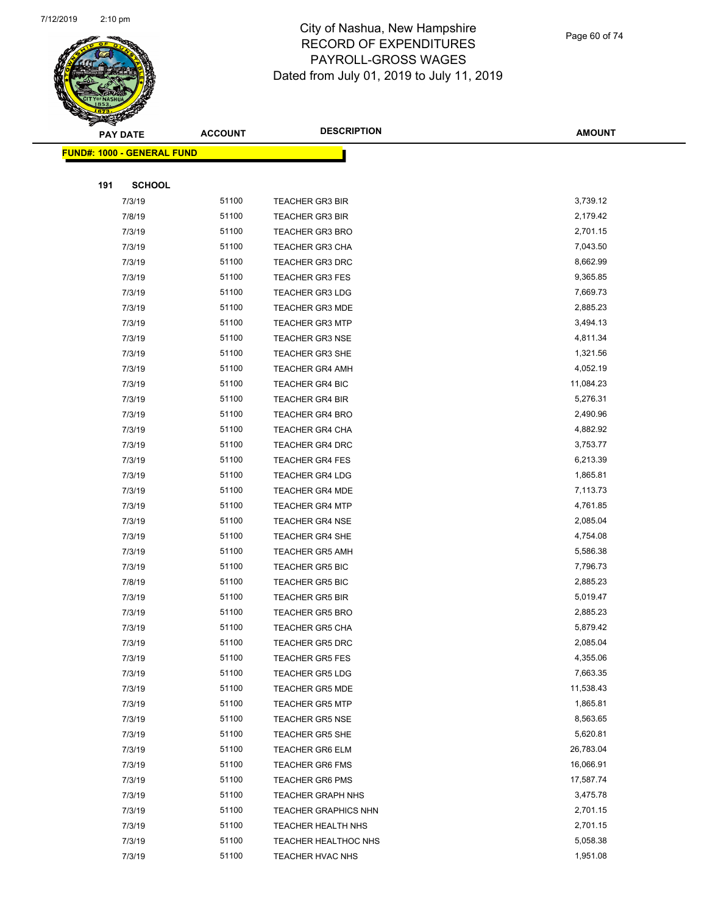# City of Nashua, New Hampshire
# RECORD OF EXPENDITURES
# PAYROLL-GROSS WAGES
# Dated from July 01, 2019 to July 11, 2019

| PAY DATE | ACCOUNT | DESCRIPTION | AMOUNT |
|---|---|---|---|

**FUND#: 1000 - GENERAL FUND**

**191 SCHOOL**

| PAY DATE | ACCOUNT | DESCRIPTION | AMOUNT |
|---|---|---|---|
| 7/3/19 | 51100 | TEACHER GR3 BIR | 3,739.12 |
| 7/8/19 | 51100 | TEACHER GR3 BIR | 2,179.42 |
| 7/3/19 | 51100 | TEACHER GR3 BRO | 2,701.15 |
| 7/3/19 | 51100 | TEACHER GR3 CHA | 7,043.50 |
| 7/3/19 | 51100 | TEACHER GR3 DRC | 8,662.99 |
| 7/3/19 | 51100 | TEACHER GR3 FES | 9,365.85 |
| 7/3/19 | 51100 | TEACHER GR3 LDG | 7,669.73 |
| 7/3/19 | 51100 | TEACHER GR3 MDE | 2,885.23 |
| 7/3/19 | 51100 | TEACHER GR3 MTP | 3,494.13 |
| 7/3/19 | 51100 | TEACHER GR3 NSE | 4,811.34 |
| 7/3/19 | 51100 | TEACHER GR3 SHE | 1,321.56 |
| 7/3/19 | 51100 | TEACHER GR4 AMH | 4,052.19 |
| 7/3/19 | 51100 | TEACHER GR4 BIC | 11,084.23 |
| 7/3/19 | 51100 | TEACHER GR4 BIR | 5,276.31 |
| 7/3/19 | 51100 | TEACHER GR4 BRO | 2,490.96 |
| 7/3/19 | 51100 | TEACHER GR4 CHA | 4,882.92 |
| 7/3/19 | 51100 | TEACHER GR4 DRC | 3,753.77 |
| 7/3/19 | 51100 | TEACHER GR4 FES | 6,213.39 |
| 7/3/19 | 51100 | TEACHER GR4 LDG | 1,865.81 |
| 7/3/19 | 51100 | TEACHER GR4 MDE | 7,113.73 |
| 7/3/19 | 51100 | TEACHER GR4 MTP | 4,761.85 |
| 7/3/19 | 51100 | TEACHER GR4 NSE | 2,085.04 |
| 7/3/19 | 51100 | TEACHER GR4 SHE | 4,754.08 |
| 7/3/19 | 51100 | TEACHER GR5 AMH | 5,586.38 |
| 7/3/19 | 51100 | TEACHER GR5 BIC | 7,796.73 |
| 7/8/19 | 51100 | TEACHER GR5 BIC | 2,885.23 |
| 7/3/19 | 51100 | TEACHER GR5 BIR | 5,019.47 |
| 7/3/19 | 51100 | TEACHER GR5 BRO | 2,885.23 |
| 7/3/19 | 51100 | TEACHER GR5 CHA | 5,879.42 |
| 7/3/19 | 51100 | TEACHER GR5 DRC | 2,085.04 |
| 7/3/19 | 51100 | TEACHER GR5 FES | 4,355.06 |
| 7/3/19 | 51100 | TEACHER GR5 LDG | 7,663.35 |
| 7/3/19 | 51100 | TEACHER GR5 MDE | 11,538.43 |
| 7/3/19 | 51100 | TEACHER GR5 MTP | 1,865.81 |
| 7/3/19 | 51100 | TEACHER GR5 NSE | 8,563.65 |
| 7/3/19 | 51100 | TEACHER GR5 SHE | 5,620.81 |
| 7/3/19 | 51100 | TEACHER GR6 ELM | 26,783.04 |
| 7/3/19 | 51100 | TEACHER GR6 FMS | 16,066.91 |
| 7/3/19 | 51100 | TEACHER GR6 PMS | 17,587.74 |
| 7/3/19 | 51100 | TEACHER GRAPH NHS | 3,475.78 |
| 7/3/19 | 51100 | TEACHER GRAPHICS NHN | 2,701.15 |
| 7/3/19 | 51100 | TEACHER HEALTH NHS | 2,701.15 |
| 7/3/19 | 51100 | TEACHER HEALTHOC NHS | 5,058.38 |
| 7/3/19 | 51100 | TEACHER HVAC NHS | 1,951.08 |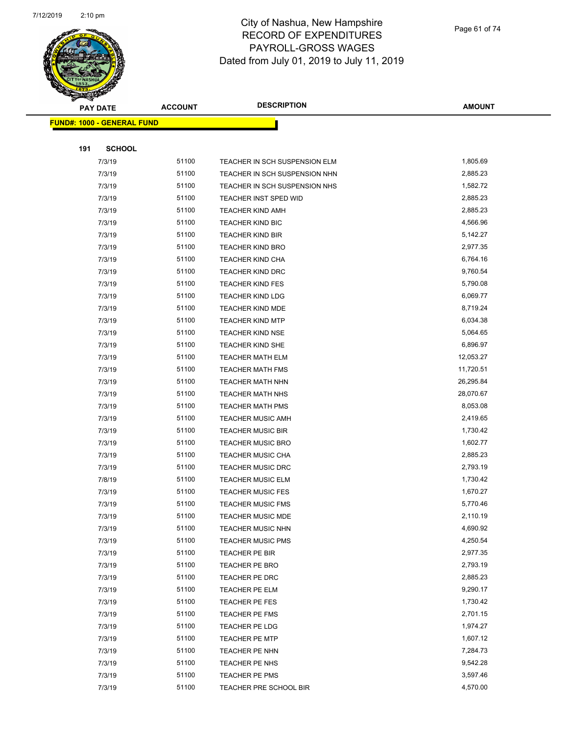# City of Nashua, New Hampshire
## RECORD OF EXPENDITURES
## PAYROLL-GROSS WAGES
### Dated from July 01, 2019 to July 11, 2019

| PAY DATE | ACCOUNT | DESCRIPTION | AMOUNT |
|---|---|---|---|
| **FUND#: 1000 - GENERAL FUND** | | | |
| **191 SCHOOL** | | | |
| 7/3/19 | 51100 | TEACHER IN SCH SUSPENSION ELM | 1,805.69 |
| 7/3/19 | 51100 | TEACHER IN SCH SUSPENSION NHN | 2,885.23 |
| 7/3/19 | 51100 | TEACHER IN SCH SUSPENSION NHS | 1,582.72 |
| 7/3/19 | 51100 | TEACHER INST SPED WID | 2,885.23 |
| 7/3/19 | 51100 | TEACHER KIND AMH | 2,885.23 |
| 7/3/19 | 51100 | TEACHER KIND BIC | 4,566.96 |
| 7/3/19 | 51100 | TEACHER KIND BIR | 5,142.27 |
| 7/3/19 | 51100 | TEACHER KIND BRO | 2,977.35 |
| 7/3/19 | 51100 | TEACHER KIND CHA | 6,764.16 |
| 7/3/19 | 51100 | TEACHER KIND DRC | 9,760.54 |
| 7/3/19 | 51100 | TEACHER KIND FES | 5,790.08 |
| 7/3/19 | 51100 | TEACHER KIND LDG | 6,069.77 |
| 7/3/19 | 51100 | TEACHER KIND MDE | 8,719.24 |
| 7/3/19 | 51100 | TEACHER KIND MTP | 6,034.38 |
| 7/3/19 | 51100 | TEACHER KIND NSE | 5,064.65 |
| 7/3/19 | 51100 | TEACHER KIND SHE | 6,896.97 |
| 7/3/19 | 51100 | TEACHER MATH ELM | 12,053.27 |
| 7/3/19 | 51100 | TEACHER MATH FMS | 11,720.51 |
| 7/3/19 | 51100 | TEACHER MATH NHN | 26,295.84 |
| 7/3/19 | 51100 | TEACHER MATH NHS | 28,070.67 |
| 7/3/19 | 51100 | TEACHER MATH PMS | 8,053.08 |
| 7/3/19 | 51100 | TEACHER MUSIC AMH | 2,419.65 |
| 7/3/19 | 51100 | TEACHER MUSIC BIR | 1,730.42 |
| 7/3/19 | 51100 | TEACHER MUSIC BRO | 1,602.77 |
| 7/3/19 | 51100 | TEACHER MUSIC CHA | 2,885.23 |
| 7/3/19 | 51100 | TEACHER MUSIC DRC | 2,793.19 |
| 7/8/19 | 51100 | TEACHER MUSIC ELM | 1,730.42 |
| 7/3/19 | 51100 | TEACHER MUSIC FES | 1,670.27 |
| 7/3/19 | 51100 | TEACHER MUSIC FMS | 5,770.46 |
| 7/3/19 | 51100 | TEACHER MUSIC MDE | 2,110.19 |
| 7/3/19 | 51100 | TEACHER MUSIC NHN | 4,690.92 |
| 7/3/19 | 51100 | TEACHER MUSIC PMS | 4,250.54 |
| 7/3/19 | 51100 | TEACHER PE BIR | 2,977.35 |
| 7/3/19 | 51100 | TEACHER PE BRO | 2,793.19 |
| 7/3/19 | 51100 | TEACHER PE DRC | 2,885.23 |
| 7/3/19 | 51100 | TEACHER PE ELM | 9,290.17 |
| 7/3/19 | 51100 | TEACHER PE FES | 1,730.42 |
| 7/3/19 | 51100 | TEACHER PE FMS | 2,701.15 |
| 7/3/19 | 51100 | TEACHER PE LDG | 1,974.27 |
| 7/3/19 | 51100 | TEACHER PE MTP | 1,607.12 |
| 7/3/19 | 51100 | TEACHER PE NHN | 7,284.73 |
| 7/3/19 | 51100 | TEACHER PE NHS | 9,542.28 |
| 7/3/19 | 51100 | TEACHER PE PMS | 3,597.46 |
| 7/3/19 | 51100 | TEACHER PRE SCHOOL BIR | 4,570.00 |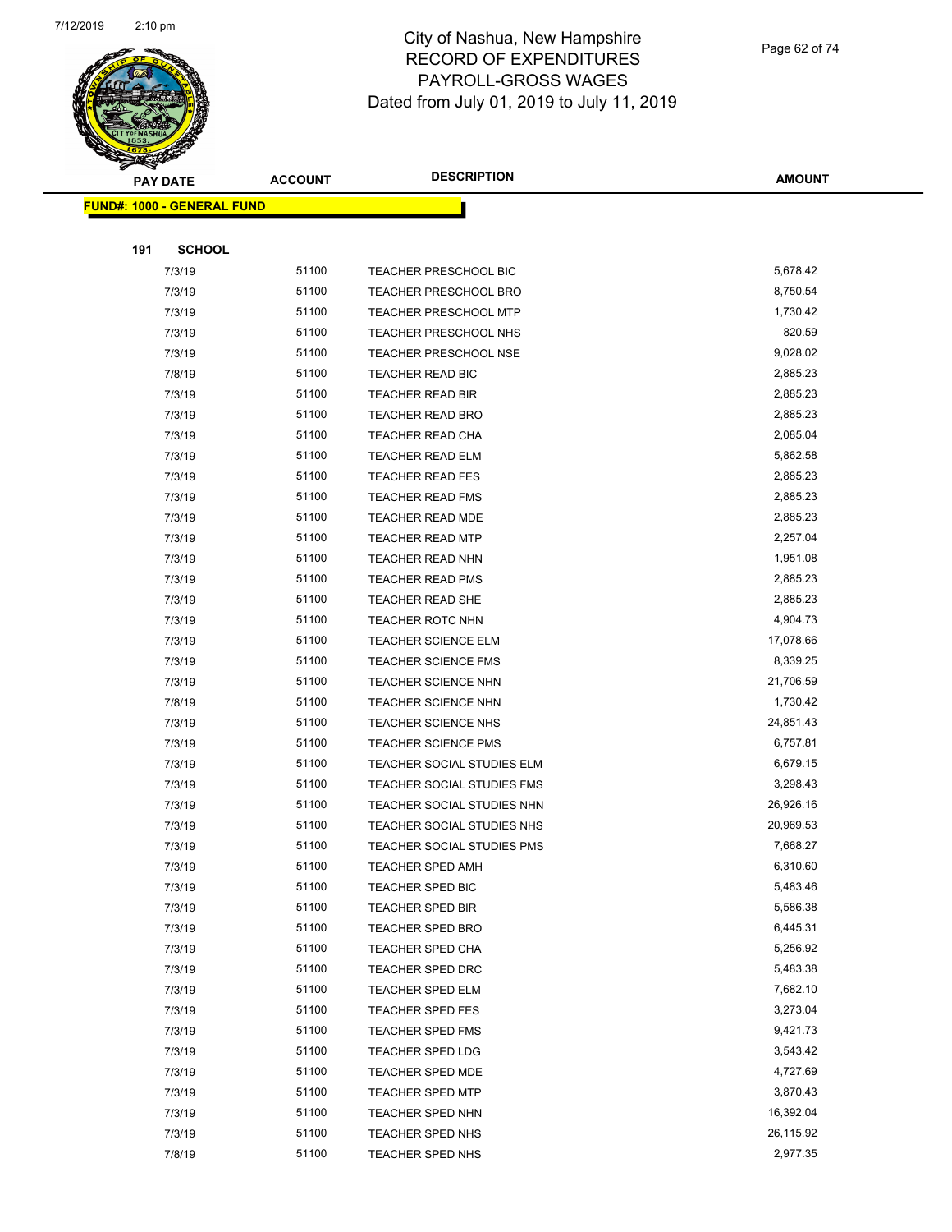# City of Nashua, New Hampshire
## RECORD OF EXPENDITURES
## PAYROLL-GROSS WAGES
## Dated from July 01, 2019 to July 11, 2019

**FUND#: 1000 - GENERAL FUND**

**191 SCHOOL**

| PAY DATE | ACCOUNT | DESCRIPTION | AMOUNT |
|---|---|---|---|
| 7/3/19 | 51100 | TEACHER PRESCHOOL BIC | 5,678.42 |
| 7/3/19 | 51100 | TEACHER PRESCHOOL BRO | 8,750.54 |
| 7/3/19 | 51100 | TEACHER PRESCHOOL MTP | 1,730.42 |
| 7/3/19 | 51100 | TEACHER PRESCHOOL NHS | 820.59 |
| 7/3/19 | 51100 | TEACHER PRESCHOOL NSE | 9,028.02 |
| 7/8/19 | 51100 | TEACHER READ BIC | 2,885.23 |
| 7/3/19 | 51100 | TEACHER READ BIR | 2,885.23 |
| 7/3/19 | 51100 | TEACHER READ BRO | 2,885.23 |
| 7/3/19 | 51100 | TEACHER READ CHA | 2,085.04 |
| 7/3/19 | 51100 | TEACHER READ ELM | 5,862.58 |
| 7/3/19 | 51100 | TEACHER READ FES | 2,885.23 |
| 7/3/19 | 51100 | TEACHER READ FMS | 2,885.23 |
| 7/3/19 | 51100 | TEACHER READ MDE | 2,885.23 |
| 7/3/19 | 51100 | TEACHER READ MTP | 2,257.04 |
| 7/3/19 | 51100 | TEACHER READ NHN | 1,951.08 |
| 7/3/19 | 51100 | TEACHER READ PMS | 2,885.23 |
| 7/3/19 | 51100 | TEACHER READ SHE | 2,885.23 |
| 7/3/19 | 51100 | TEACHER ROTC NHN | 4,904.73 |
| 7/3/19 | 51100 | TEACHER SCIENCE ELM | 17,078.66 |
| 7/3/19 | 51100 | TEACHER SCIENCE FMS | 8,339.25 |
| 7/3/19 | 51100 | TEACHER SCIENCE NHN | 21,706.59 |
| 7/8/19 | 51100 | TEACHER SCIENCE NHN | 1,730.42 |
| 7/3/19 | 51100 | TEACHER SCIENCE NHS | 24,851.43 |
| 7/3/19 | 51100 | TEACHER SCIENCE PMS | 6,757.81 |
| 7/3/19 | 51100 | TEACHER SOCIAL STUDIES ELM | 6,679.15 |
| 7/3/19 | 51100 | TEACHER SOCIAL STUDIES FMS | 3,298.43 |
| 7/3/19 | 51100 | TEACHER SOCIAL STUDIES NHN | 26,926.16 |
| 7/3/19 | 51100 | TEACHER SOCIAL STUDIES NHS | 20,969.53 |
| 7/3/19 | 51100 | TEACHER SOCIAL STUDIES PMS | 7,668.27 |
| 7/3/19 | 51100 | TEACHER SPED AMH | 6,310.60 |
| 7/3/19 | 51100 | TEACHER SPED BIC | 5,483.46 |
| 7/3/19 | 51100 | TEACHER SPED BIR | 5,586.38 |
| 7/3/19 | 51100 | TEACHER SPED BRO | 6,445.31 |
| 7/3/19 | 51100 | TEACHER SPED CHA | 5,256.92 |
| 7/3/19 | 51100 | TEACHER SPED DRC | 5,483.38 |
| 7/3/19 | 51100 | TEACHER SPED ELM | 7,682.10 |
| 7/3/19 | 51100 | TEACHER SPED FES | 3,273.04 |
| 7/3/19 | 51100 | TEACHER SPED FMS | 9,421.73 |
| 7/3/19 | 51100 | TEACHER SPED LDG | 3,543.42 |
| 7/3/19 | 51100 | TEACHER SPED MDE | 4,727.69 |
| 7/3/19 | 51100 | TEACHER SPED MTP | 3,870.43 |
| 7/3/19 | 51100 | TEACHER SPED NHN | 16,392.04 |
| 7/3/19 | 51100 | TEACHER SPED NHS | 26,115.92 |
| 7/8/19 | 51100 | TEACHER SPED NHS | 2,977.35 |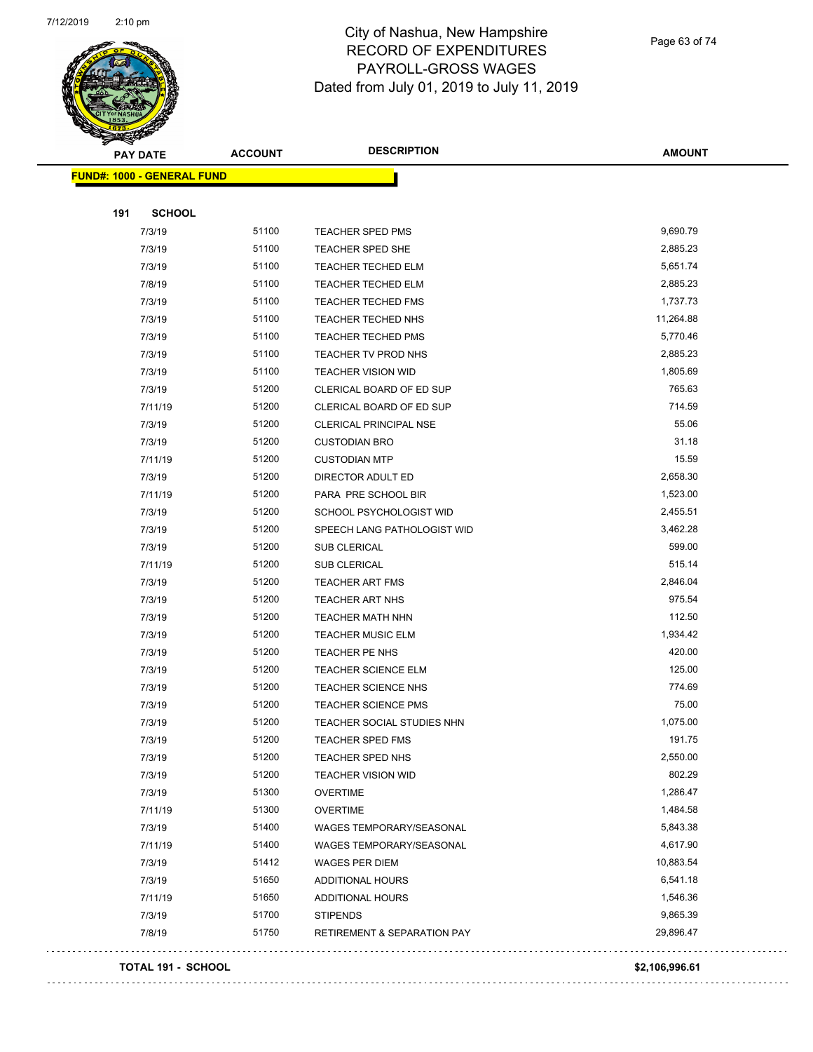# City of Nashua, New Hampshire
## RECORD OF EXPENDITURES
## PAYROLL-GROSS WAGES
### Dated from July 01, 2019 to July 11, 2019

**FUND#: 1000 - GENERAL FUND**

**191 SCHOOL**

| PAY DATE | ACCOUNT | DESCRIPTION | AMOUNT |
|---|---|---|---|
| 7/3/19 | 51100 | TEACHER SPED PMS | 9,690.79 |
| 7/3/19 | 51100 | TEACHER SPED SHE | 2,885.23 |
| 7/3/19 | 51100 | TEACHER TECHED ELM | 5,651.74 |
| 7/8/19 | 51100 | TEACHER TECHED ELM | 2,885.23 |
| 7/3/19 | 51100 | TEACHER TECHED FMS | 1,737.73 |
| 7/3/19 | 51100 | TEACHER TECHED NHS | 11,264.88 |
| 7/3/19 | 51100 | TEACHER TECHED PMS | 5,770.46 |
| 7/3/19 | 51100 | TEACHER TV PROD NHS | 2,885.23 |
| 7/3/19 | 51100 | TEACHER VISION WID | 1,805.69 |
| 7/3/19 | 51200 | CLERICAL BOARD OF ED SUP | 765.63 |
| 7/11/19 | 51200 | CLERICAL BOARD OF ED SUP | 714.59 |
| 7/3/19 | 51200 | CLERICAL PRINCIPAL NSE | 55.06 |
| 7/3/19 | 51200 | CUSTODIAN BRO | 31.18 |
| 7/11/19 | 51200 | CUSTODIAN MTP | 15.59 |
| 7/3/19 | 51200 | DIRECTOR ADULT ED | 2,658.30 |
| 7/11/19 | 51200 | PARA PRE SCHOOL BIR | 1,523.00 |
| 7/3/19 | 51200 | SCHOOL PSYCHOLOGIST WID | 2,455.51 |
| 7/3/19 | 51200 | SPEECH LANG PATHOLOGIST WID | 3,462.28 |
| 7/3/19 | 51200 | SUB CLERICAL | 599.00 |
| 7/11/19 | 51200 | SUB CLERICAL | 515.14 |
| 7/3/19 | 51200 | TEACHER ART FMS | 2,846.04 |
| 7/3/19 | 51200 | TEACHER ART NHS | 975.54 |
| 7/3/19 | 51200 | TEACHER MATH NHN | 112.50 |
| 7/3/19 | 51200 | TEACHER MUSIC ELM | 1,934.42 |
| 7/3/19 | 51200 | TEACHER PE NHS | 420.00 |
| 7/3/19 | 51200 | TEACHER SCIENCE ELM | 125.00 |
| 7/3/19 | 51200 | TEACHER SCIENCE NHS | 774.69 |
| 7/3/19 | 51200 | TEACHER SCIENCE PMS | 75.00 |
| 7/3/19 | 51200 | TEACHER SOCIAL STUDIES NHN | 1,075.00 |
| 7/3/19 | 51200 | TEACHER SPED FMS | 191.75 |
| 7/3/19 | 51200 | TEACHER SPED NHS | 2,550.00 |
| 7/3/19 | 51200 | TEACHER VISION WID | 802.29 |
| 7/3/19 | 51300 | OVERTIME | 1,286.47 |
| 7/11/19 | 51300 | OVERTIME | 1,484.58 |
| 7/3/19 | 51400 | WAGES TEMPORARY/SEASONAL | 5,843.38 |
| 7/11/19 | 51400 | WAGES TEMPORARY/SEASONAL | 4,617.90 |
| 7/3/19 | 51412 | WAGES PER DIEM | 10,883.54 |
| 7/3/19 | 51650 | ADDITIONAL HOURS | 6,541.18 |
| 7/11/19 | 51650 | ADDITIONAL HOURS | 1,546.36 |
| 7/3/19 | 51700 | STIPENDS | 9,865.39 |
| 7/8/19 | 51750 | RETIREMENT & SEPARATION PAY | 29,896.47 |

**TOTAL 191 - SCHOOL** **$2,106,996.61**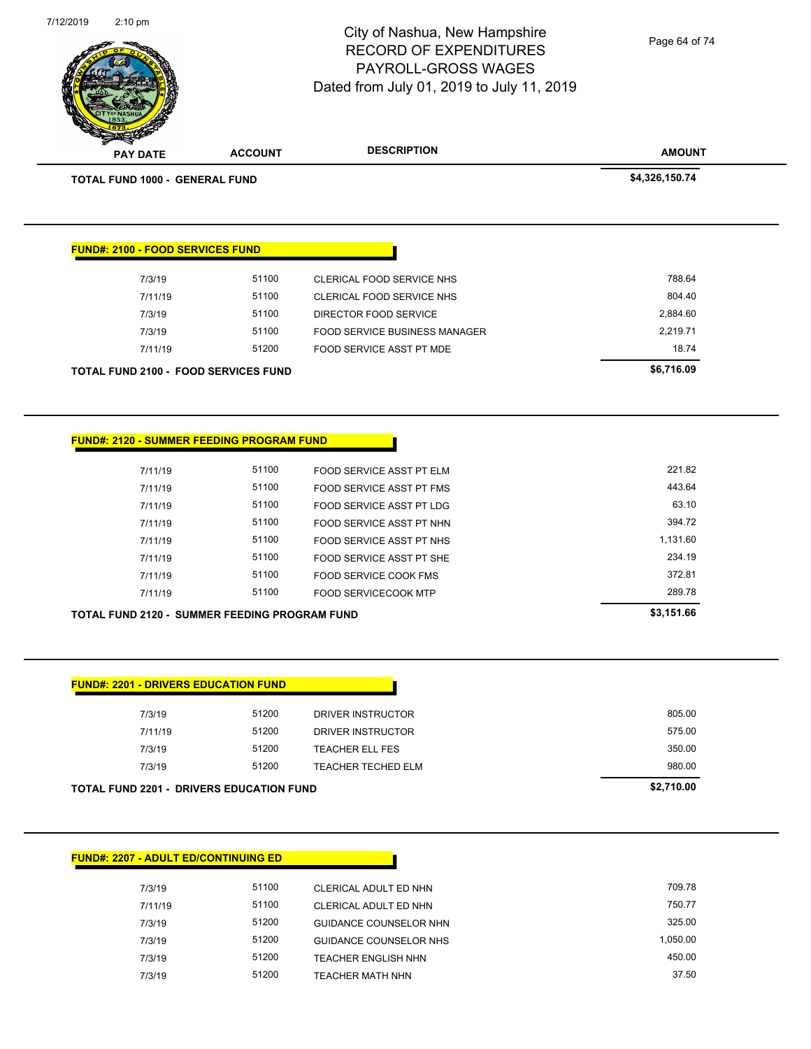# City of Nashua, New Hampshire
## RECORD OF EXPENDITURES
## PAYROLL-GROSS WAGES
## Dated from July 01, 2019 to July 11, 2019

| PAY DATE | ACCOUNT | DESCRIPTION | AMOUNT |
|---|---|---|---|
| **TOTAL FUND 1000 - GENERAL FUND** | | | **$4,326,150.74** |

**FUND#: 2100 - FOOD SERVICES FUND**

| PAY DATE | ACCOUNT | DESCRIPTION | AMOUNT |
|---|---|---|---|
| 7/3/19 | 51100 | CLERICAL FOOD SERVICE NHS | 788.64 |
| 7/11/19 | 51100 | CLERICAL FOOD SERVICE NHS | 804.40 |
| 7/3/19 | 51100 | DIRECTOR FOOD SERVICE | 2,884.60 |
| 7/3/19 | 51100 | FOOD SERVICE BUSINESS MANAGER | 2,219.71 |
| 7/11/19 | 51200 | FOOD SERVICE ASST PT MDE | 18.74 |
| **TOTAL FUND 2100 - FOOD SERVICES FUND** | | | **$6,716.09** |

**FUND#: 2120 - SUMMER FEEDING PROGRAM FUND**

| PAY DATE | ACCOUNT | DESCRIPTION | AMOUNT |
|---|---|---|---|
| 7/11/19 | 51100 | FOOD SERVICE ASST PT ELM | 221.82 |
| 7/11/19 | 51100 | FOOD SERVICE ASST PT FMS | 443.64 |
| 7/11/19 | 51100 | FOOD SERVICE ASST PT LDG | 63.10 |
| 7/11/19 | 51100 | FOOD SERVICE ASST PT NHN | 394.72 |
| 7/11/19 | 51100 | FOOD SERVICE ASST PT NHS | 1,131.60 |
| 7/11/19 | 51100 | FOOD SERVICE ASST PT SHE | 234.19 |
| 7/11/19 | 51100 | FOOD SERVICE COOK FMS | 372.81 |
| 7/11/19 | 51100 | FOOD SERVICECOOK MTP | 289.78 |
| **TOTAL FUND 2120 - SUMMER FEEDING PROGRAM FUND** | | | **$3,151.66** |

**FUND#: 2201 - DRIVERS EDUCATION FUND**

| PAY DATE | ACCOUNT | DESCRIPTION | AMOUNT |
|---|---|---|---|
| 7/3/19 | 51200 | DRIVER INSTRUCTOR | 805.00 |
| 7/11/19 | 51200 | DRIVER INSTRUCTOR | 575.00 |
| 7/3/19 | 51200 | TEACHER ELL FES | 350.00 |
| 7/3/19 | 51200 | TEACHER TECHED ELM | 980.00 |
| **TOTAL FUND 2201 - DRIVERS EDUCATION FUND** | | | **$2,710.00** |

**FUND#: 2207 - ADULT ED/CONTINUING ED**

| PAY DATE | ACCOUNT | DESCRIPTION | AMOUNT |
|---|---|---|---|
| 7/3/19 | 51100 | CLERICAL ADULT ED NHN | 709.78 |
| 7/11/19 | 51100 | CLERICAL ADULT ED NHN | 750.77 |
| 7/3/19 | 51200 | GUIDANCE COUNSELOR NHN | 325.00 |
| 7/3/19 | 51200 | GUIDANCE COUNSELOR NHS | 1,050.00 |
| 7/3/19 | 51200 | TEACHER ENGLISH NHN | 450.00 |
| 7/3/19 | 51200 | TEACHER MATH NHN | 37.50 |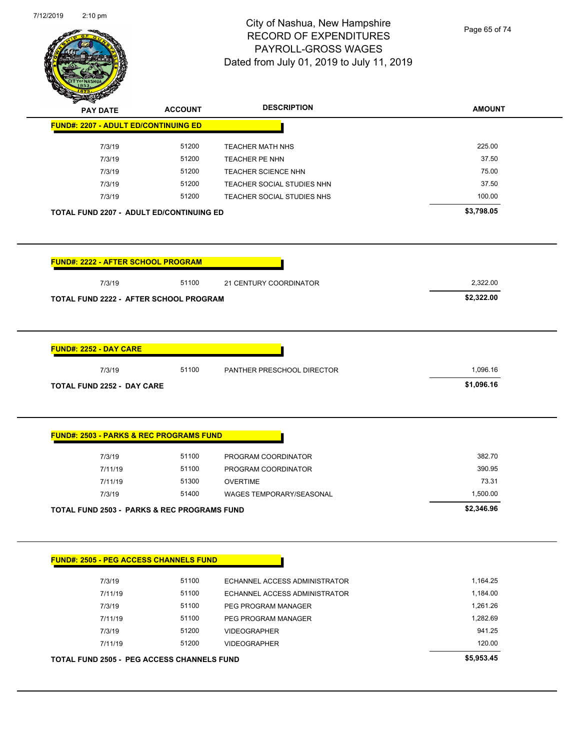# City of Nashua, New Hampshire
## RECORD OF EXPENDITURES
## PAYROLL-GROSS WAGES
## Dated from July 01, 2019 to July 11, 2019

| PAY DATE | ACCOUNT | DESCRIPTION | AMOUNT |
|---|---|---|---|
| **FUND#: 2207 - ADULT ED/CONTINUING ED** | | | |
| 7/3/19 | 51200 | TEACHER MATH NHS | 225.00 |
| 7/3/19 | 51200 | TEACHER PE NHN | 37.50 |
| 7/3/19 | 51200 | TEACHER SCIENCE NHN | 75.00 |
| 7/3/19 | 51200 | TEACHER SOCIAL STUDIES NHN | 37.50 |
| 7/3/19 | 51200 | TEACHER SOCIAL STUDIES NHS | 100.00 |
| **TOTAL FUND 2207 - ADULT ED/CONTINUING ED** | | | **$3,798.05** |

| PAY DATE | ACCOUNT | DESCRIPTION | AMOUNT |
|---|---|---|---|
| **FUND#: 2222 - AFTER SCHOOL PROGRAM** | | | |
| 7/3/19 | 51100 | 21 CENTURY COORDINATOR | 2,322.00 |
| **TOTAL FUND 2222 - AFTER SCHOOL PROGRAM** | | | **$2,322.00** |

| PAY DATE | ACCOUNT | DESCRIPTION | AMOUNT |
|---|---|---|---|
| **FUND#: 2252 - DAY CARE** | | | |
| 7/3/19 | 51100 | PANTHER PRESCHOOL DIRECTOR | 1,096.16 |
| **TOTAL FUND 2252 - DAY CARE** | | | **$1,096.16** |

| PAY DATE | ACCOUNT | DESCRIPTION | AMOUNT |
|---|---|---|---|
| **FUND#: 2503 - PARKS & REC PROGRAMS FUND** | | | |
| 7/3/19 | 51100 | PROGRAM COORDINATOR | 382.70 |
| 7/11/19 | 51100 | PROGRAM COORDINATOR | 390.95 |
| 7/11/19 | 51300 | OVERTIME | 73.31 |
| 7/3/19 | 51400 | WAGES TEMPORARY/SEASONAL | 1,500.00 |
| **TOTAL FUND 2503 - PARKS & REC PROGRAMS FUND** | | | **$2,346.96** |

| PAY DATE | ACCOUNT | DESCRIPTION | AMOUNT |
|---|---|---|---|
| **FUND#: 2505 - PEG ACCESS CHANNELS FUND** | | | |
| 7/3/19 | 51100 | ECHANNEL ACCESS ADMINISTRATOR | 1,164.25 |
| 7/11/19 | 51100 | ECHANNEL ACCESS ADMINISTRATOR | 1,184.00 |
| 7/3/19 | 51100 | PEG PROGRAM MANAGER | 1,261.26 |
| 7/11/19 | 51100 | PEG PROGRAM MANAGER | 1,282.69 |
| 7/3/19 | 51200 | VIDEOGRAPHER | 941.25 |
| 7/11/19 | 51200 | VIDEOGRAPHER | 120.00 |
| **TOTAL FUND 2505 - PEG ACCESS CHANNELS FUND** | | | **$5,953.45** |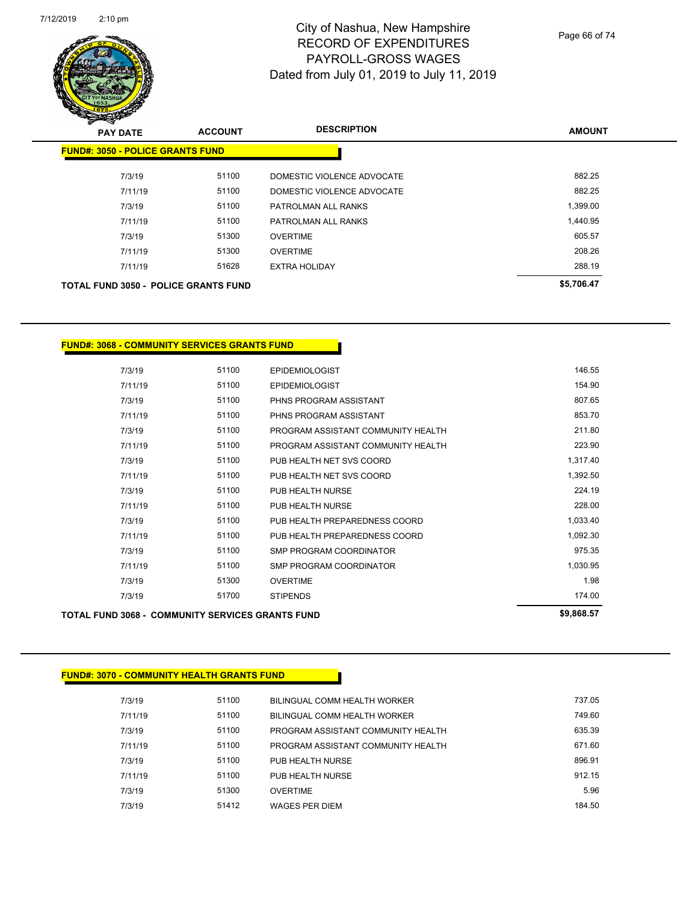# City of Nashua, New Hampshire
## RECORD OF EXPENDITURES
## PAYROLL-GROSS WAGES
## Dated from July 01, 2019 to July 11, 2019

| PAY DATE | ACCOUNT | DESCRIPTION | AMOUNT |
|---|---|---|---|
| **FUND#: 3050 - POLICE GRANTS FUND** | | | |
| 7/3/19 | 51100 | DOMESTIC VIOLENCE ADVOCATE | 882.25 |
| 7/11/19 | 51100 | DOMESTIC VIOLENCE ADVOCATE | 882.25 |
| 7/3/19 | 51100 | PATROLMAN ALL RANKS | 1,399.00 |
| 7/11/19 | 51100 | PATROLMAN ALL RANKS | 1,440.95 |
| 7/3/19 | 51300 | OVERTIME | 605.57 |
| 7/11/19 | 51300 | OVERTIME | 208.26 |
| 7/11/19 | 51628 | EXTRA HOLIDAY | 288.19 |
| **TOTAL FUND 3050 - POLICE GRANTS FUND** | | | **$5,706.47** |

| PAY DATE | ACCOUNT | DESCRIPTION | AMOUNT |
|---|---|---|---|
| **FUND#: 3068 - COMMUNITY SERVICES GRANTS FUND** | | | |
| 7/3/19 | 51100 | EPIDEMIOLOGIST | 146.55 |
| 7/11/19 | 51100 | EPIDEMIOLOGIST | 154.90 |
| 7/3/19 | 51100 | PHNS PROGRAM ASSISTANT | 807.65 |
| 7/11/19 | 51100 | PHNS PROGRAM ASSISTANT | 853.70 |
| 7/3/19 | 51100 | PROGRAM ASSISTANT COMMUNITY HEALTH | 211.80 |
| 7/11/19 | 51100 | PROGRAM ASSISTANT COMMUNITY HEALTH | 223.90 |
| 7/3/19 | 51100 | PUB HEALTH NET SVS COORD | 1,317.40 |
| 7/11/19 | 51100 | PUB HEALTH NET SVS COORD | 1,392.50 |
| 7/3/19 | 51100 | PUB HEALTH NURSE | 224.19 |
| 7/11/19 | 51100 | PUB HEALTH NURSE | 228.00 |
| 7/3/19 | 51100 | PUB HEALTH PREPAREDNESS COORD | 1,033.40 |
| 7/11/19 | 51100 | PUB HEALTH PREPAREDNESS COORD | 1,092.30 |
| 7/3/19 | 51100 | SMP PROGRAM COORDINATOR | 975.35 |
| 7/11/19 | 51100 | SMP PROGRAM COORDINATOR | 1,030.95 |
| 7/3/19 | 51300 | OVERTIME | 1.98 |
| 7/3/19 | 51700 | STIPENDS | 174.00 |
| **TOTAL FUND 3068 - COMMUNITY SERVICES GRANTS FUND** | | | **$9,868.57** |

| PAY DATE | ACCOUNT | DESCRIPTION | AMOUNT |
|---|---|---|---|
| **FUND#: 3070 - COMMUNITY HEALTH GRANTS FUND** | | | |
| 7/3/19 | 51100 | BILINGUAL COMM HEALTH WORKER | 737.05 |
| 7/11/19 | 51100 | BILINGUAL COMM HEALTH WORKER | 749.60 |
| 7/3/19 | 51100 | PROGRAM ASSISTANT COMMUNITY HEALTH | 635.39 |
| 7/11/19 | 51100 | PROGRAM ASSISTANT COMMUNITY HEALTH | 671.60 |
| 7/3/19 | 51100 | PUB HEALTH NURSE | 896.91 |
| 7/11/19 | 51100 | PUB HEALTH NURSE | 912.15 |
| 7/3/19 | 51300 | OVERTIME | 5.96 |
| 7/3/19 | 51412 | WAGES PER DIEM | 184.50 |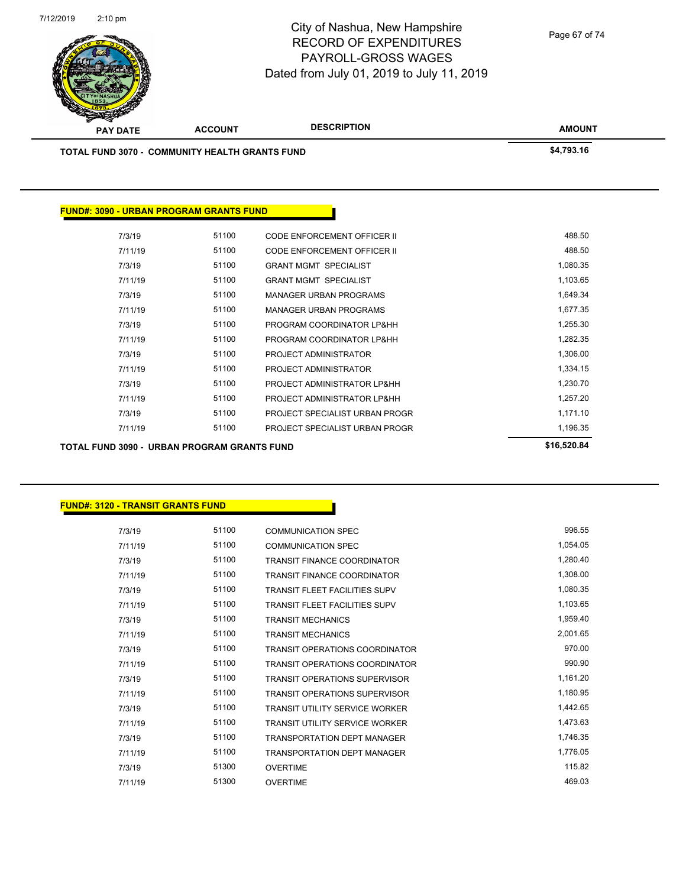| PAY DATE | ACCOUNT | DESCRIPTION | AMOUNT |
|---|---|---|---|
| **TOTAL FUND 3070 - COMMUNITY HEALTH GRANTS FUND** | | | **$4,793.16** |

**FUND#: 3090 - URBAN PROGRAM GRANTS FUND**

| PAY DATE | ACCOUNT | DESCRIPTION | AMOUNT |
|---|---|---|---|
| 7/3/19 | 51100 | CODE ENFORCEMENT OFFICER II | 488.50 |
| 7/11/19 | 51100 | CODE ENFORCEMENT OFFICER II | 488.50 |
| 7/3/19 | 51100 | GRANT MGMT SPECIALIST | 1,080.35 |
| 7/11/19 | 51100 | GRANT MGMT SPECIALIST | 1,103.65 |
| 7/3/19 | 51100 | MANAGER URBAN PROGRAMS | 1,649.34 |
| 7/11/19 | 51100 | MANAGER URBAN PROGRAMS | 1,677.35 |
| 7/3/19 | 51100 | PROGRAM COORDINATOR LP&HH | 1,255.30 |
| 7/11/19 | 51100 | PROGRAM COORDINATOR LP&HH | 1,282.35 |
| 7/3/19 | 51100 | PROJECT ADMINISTRATOR | 1,306.00 |
| 7/11/19 | 51100 | PROJECT ADMINISTRATOR | 1,334.15 |
| 7/3/19 | 51100 | PROJECT ADMINISTRATOR LP&HH | 1,230.70 |
| 7/11/19 | 51100 | PROJECT ADMINISTRATOR LP&HH | 1,257.20 |
| 7/3/19 | 51100 | PROJECT SPECIALIST URBAN PROGR | 1,171.10 |
| 7/11/19 | 51100 | PROJECT SPECIALIST URBAN PROGR | 1,196.35 |
| **TOTAL FUND 3090 - URBAN PROGRAM GRANTS FUND** | | | **$16,520.84** |

**FUND#: 3120 - TRANSIT GRANTS FUND**

| PAY DATE | ACCOUNT | DESCRIPTION | AMOUNT |
|---|---|---|---|
| 7/3/19 | 51100 | COMMUNICATION SPEC | 996.55 |
| 7/11/19 | 51100 | COMMUNICATION SPEC | 1,054.05 |
| 7/3/19 | 51100 | TRANSIT FINANCE COORDINATOR | 1,280.40 |
| 7/11/19 | 51100 | TRANSIT FINANCE COORDINATOR | 1,308.00 |
| 7/3/19 | 51100 | TRANSIT FLEET FACILITIES SUPV | 1,080.35 |
| 7/11/19 | 51100 | TRANSIT FLEET FACILITIES SUPV | 1,103.65 |
| 7/3/19 | 51100 | TRANSIT MECHANICS | 1,959.40 |
| 7/11/19 | 51100 | TRANSIT MECHANICS | 2,001.65 |
| 7/3/19 | 51100 | TRANSIT OPERATIONS COORDINATOR | 970.00 |
| 7/11/19 | 51100 | TRANSIT OPERATIONS COORDINATOR | 990.90 |
| 7/3/19 | 51100 | TRANSIT OPERATIONS SUPERVISOR | 1,161.20 |
| 7/11/19 | 51100 | TRANSIT OPERATIONS SUPERVISOR | 1,180.95 |
| 7/3/19 | 51100 | TRANSIT UTILITY SERVICE WORKER | 1,442.65 |
| 7/11/19 | 51100 | TRANSIT UTILITY SERVICE WORKER | 1,473.63 |
| 7/3/19 | 51100 | TRANSPORTATION DEPT MANAGER | 1,746.35 |
| 7/11/19 | 51100 | TRANSPORTATION DEPT MANAGER | 1,776.05 |
| 7/3/19 | 51300 | OVERTIME | 115.82 |
| 7/11/19 | 51300 | OVERTIME | 469.03 |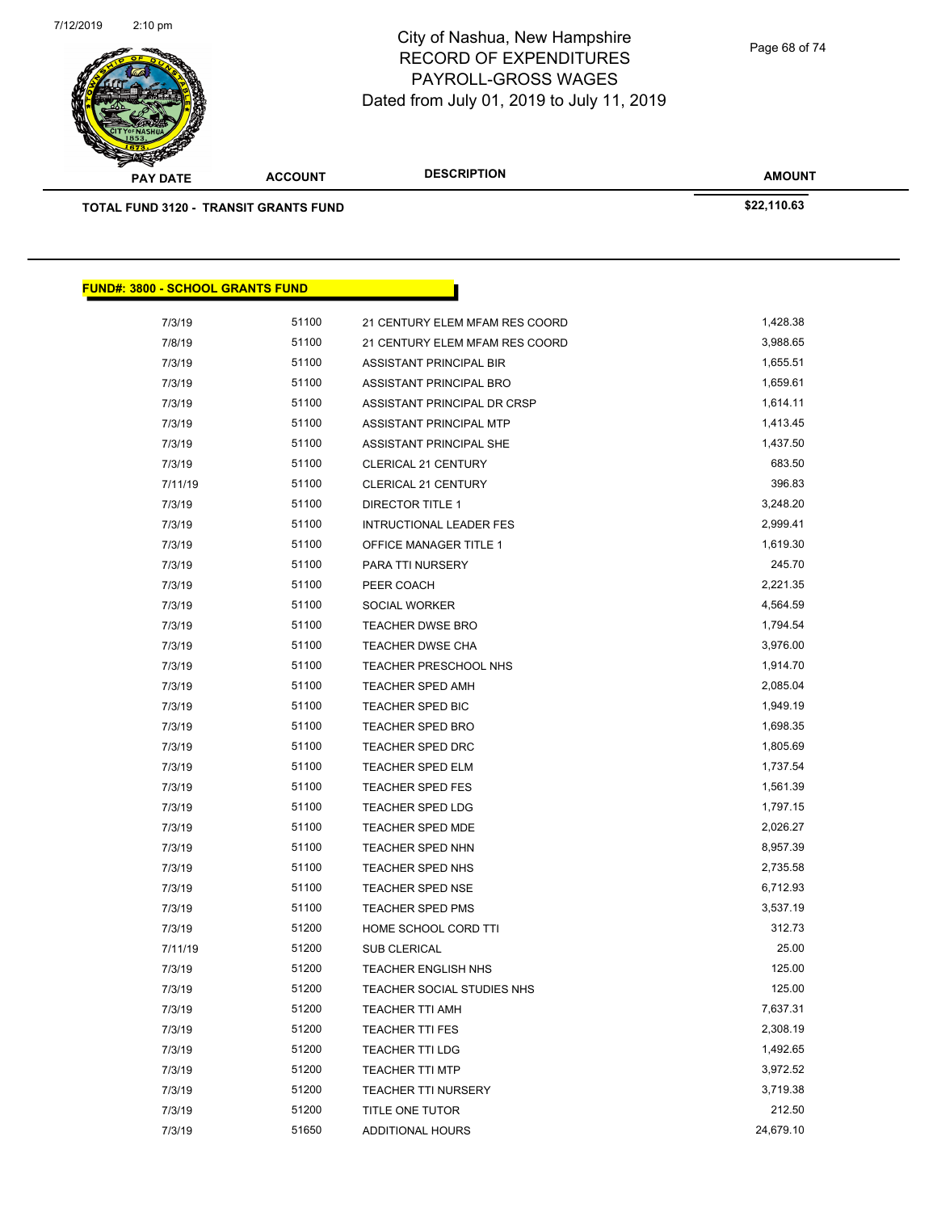City of Nashua, New Hampshire
RECORD OF EXPENDITURES
PAYROLL-GROSS WAGES
Dated from July 01, 2019 to July 11, 2019

| PAY DATE | ACCOUNT | DESCRIPTION | AMOUNT |
|---|---|---|---|
| **TOTAL FUND 3120 - TRANSIT GRANTS FUND** | | | **$22,110.63** |

## FUND#: 3800 - SCHOOL GRANTS FUND

| PAY DATE | ACCOUNT | DESCRIPTION | AMOUNT |
|---|---|---|---|
| 7/3/19 | 51100 | 21 CENTURY ELEM MFAM RES COORD | 1,428.38 |
| 7/8/19 | 51100 | 21 CENTURY ELEM MFAM RES COORD | 3,988.65 |
| 7/3/19 | 51100 | ASSISTANT PRINCIPAL BIR | 1,655.51 |
| 7/3/19 | 51100 | ASSISTANT PRINCIPAL BRO | 1,659.61 |
| 7/3/19 | 51100 | ASSISTANT PRINCIPAL DR CRSP | 1,614.11 |
| 7/3/19 | 51100 | ASSISTANT PRINCIPAL MTP | 1,413.45 |
| 7/3/19 | 51100 | ASSISTANT PRINCIPAL SHE | 1,437.50 |
| 7/3/19 | 51100 | CLERICAL 21 CENTURY | 683.50 |
| 7/11/19 | 51100 | CLERICAL 21 CENTURY | 396.83 |
| 7/3/19 | 51100 | DIRECTOR TITLE 1 | 3,248.20 |
| 7/3/19 | 51100 | INTRUCTIONAL LEADER FES | 2,999.41 |
| 7/3/19 | 51100 | OFFICE MANAGER TITLE 1 | 1,619.30 |
| 7/3/19 | 51100 | PARA TTI NURSERY | 245.70 |
| 7/3/19 | 51100 | PEER COACH | 2,221.35 |
| 7/3/19 | 51100 | SOCIAL WORKER | 4,564.59 |
| 7/3/19 | 51100 | TEACHER DWSE BRO | 1,794.54 |
| 7/3/19 | 51100 | TEACHER DWSE CHA | 3,976.00 |
| 7/3/19 | 51100 | TEACHER PRESCHOOL NHS | 1,914.70 |
| 7/3/19 | 51100 | TEACHER SPED AMH | 2,085.04 |
| 7/3/19 | 51100 | TEACHER SPED BIC | 1,949.19 |
| 7/3/19 | 51100 | TEACHER SPED BRO | 1,698.35 |
| 7/3/19 | 51100 | TEACHER SPED DRC | 1,805.69 |
| 7/3/19 | 51100 | TEACHER SPED ELM | 1,737.54 |
| 7/3/19 | 51100 | TEACHER SPED FES | 1,561.39 |
| 7/3/19 | 51100 | TEACHER SPED LDG | 1,797.15 |
| 7/3/19 | 51100 | TEACHER SPED MDE | 2,026.27 |
| 7/3/19 | 51100 | TEACHER SPED NHN | 8,957.39 |
| 7/3/19 | 51100 | TEACHER SPED NHS | 2,735.58 |
| 7/3/19 | 51100 | TEACHER SPED NSE | 6,712.93 |
| 7/3/19 | 51100 | TEACHER SPED PMS | 3,537.19 |
| 7/3/19 | 51200 | HOME SCHOOL CORD TTI | 312.73 |
| 7/11/19 | 51200 | SUB CLERICAL | 25.00 |
| 7/3/19 | 51200 | TEACHER ENGLISH NHS | 125.00 |
| 7/3/19 | 51200 | TEACHER SOCIAL STUDIES NHS | 125.00 |
| 7/3/19 | 51200 | TEACHER TTI AMH | 7,637.31 |
| 7/3/19 | 51200 | TEACHER TTI FES | 2,308.19 |
| 7/3/19 | 51200 | TEACHER TTI LDG | 1,492.65 |
| 7/3/19 | 51200 | TEACHER TTI MTP | 3,972.52 |
| 7/3/19 | 51200 | TEACHER TTI NURSERY | 3,719.38 |
| 7/3/19 | 51200 | TITLE ONE TUTOR | 212.50 |
| 7/3/19 | 51650 | ADDITIONAL HOURS | 24,679.10 |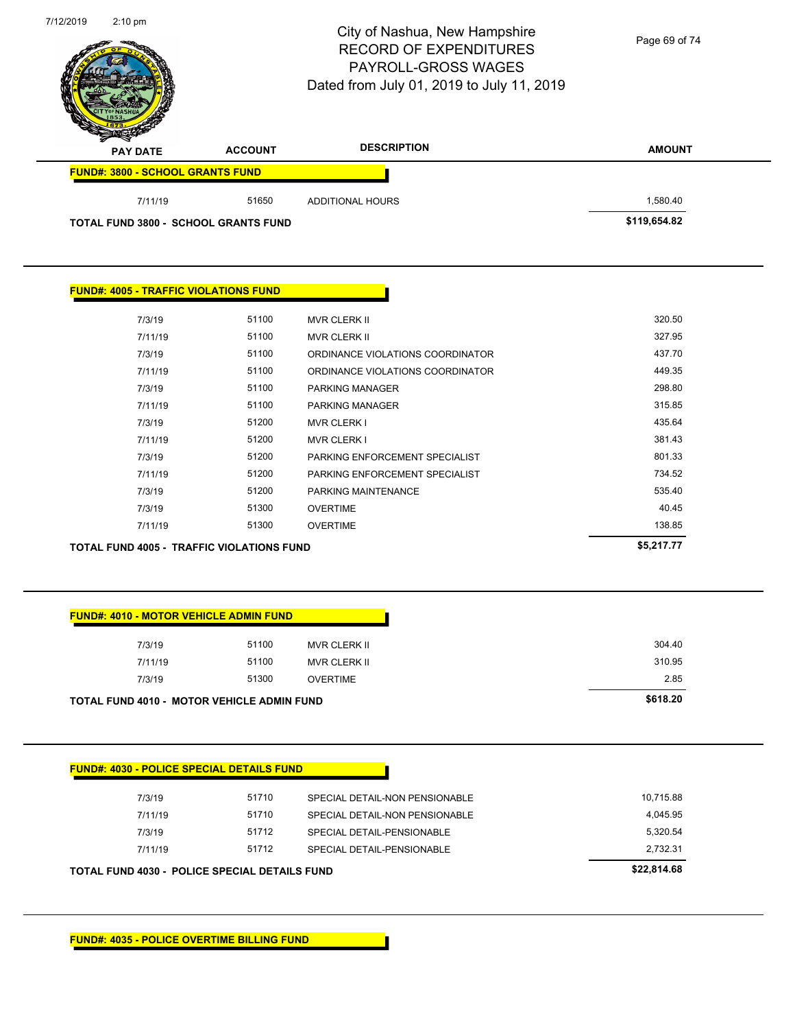City of Nashua, New Hampshire
RECORD OF EXPENDITURES
PAYROLL-GROSS WAGES
Dated from July 01, 2019 to July 11, 2019

| PAY DATE | ACCOUNT | DESCRIPTION | AMOUNT |
|---|---|---|---|
| **FUND#: 3800 - SCHOOL GRANTS FUND** | | | |
| 7/11/19 | 51650 | ADDITIONAL HOURS | 1,580.40 |
| **TOTAL FUND 3800 - SCHOOL GRANTS FUND** | | | **$119,654.82** |

**FUND#: 4005 - TRAFFIC VIOLATIONS FUND**

| PAY DATE | ACCOUNT | DESCRIPTION | AMOUNT |
|---|---|---|---|
| 7/3/19 | 51100 | MVR CLERK II | 320.50 |
| 7/11/19 | 51100 | MVR CLERK II | 327.95 |
| 7/3/19 | 51100 | ORDINANCE VIOLATIONS COORDINATOR | 437.70 |
| 7/11/19 | 51100 | ORDINANCE VIOLATIONS COORDINATOR | 449.35 |
| 7/3/19 | 51100 | PARKING MANAGER | 298.80 |
| 7/11/19 | 51100 | PARKING MANAGER | 315.85 |
| 7/3/19 | 51200 | MVR CLERK I | 435.64 |
| 7/11/19 | 51200 | MVR CLERK I | 381.43 |
| 7/3/19 | 51200 | PARKING ENFORCEMENT SPECIALIST | 801.33 |
| 7/11/19 | 51200 | PARKING ENFORCEMENT SPECIALIST | 734.52 |
| 7/3/19 | 51200 | PARKING MAINTENANCE | 535.40 |
| 7/3/19 | 51300 | OVERTIME | 40.45 |
| 7/11/19 | 51300 | OVERTIME | 138.85 |
| **TOTAL FUND 4005 - TRAFFIC VIOLATIONS FUND** | | | **$5,217.77** |

**FUND#: 4010 - MOTOR VEHICLE ADMIN FUND**

| PAY DATE | ACCOUNT | DESCRIPTION | AMOUNT |
|---|---|---|---|
| 7/3/19 | 51100 | MVR CLERK II | 304.40 |
| 7/11/19 | 51100 | MVR CLERK II | 310.95 |
| 7/3/19 | 51300 | OVERTIME | 2.85 |
| **TOTAL FUND 4010 - MOTOR VEHICLE ADMIN FUND** | | | **$618.20** |

**FUND#: 4030 - POLICE SPECIAL DETAILS FUND**

| PAY DATE | ACCOUNT | DESCRIPTION | AMOUNT |
|---|---|---|---|
| 7/3/19 | 51710 | SPECIAL DETAIL-NON PENSIONABLE | 10,715.88 |
| 7/11/19 | 51710 | SPECIAL DETAIL-NON PENSIONABLE | 4,045.95 |
| 7/3/19 | 51712 | SPECIAL DETAIL-PENSIONABLE | 5,320.54 |
| 7/11/19 | 51712 | SPECIAL DETAIL-PENSIONABLE | 2,732.31 |
| **TOTAL FUND 4030 - POLICE SPECIAL DETAILS FUND** | | | **$22,814.68** |

**FUND#: 4035 - POLICE OVERTIME BILLING FUND**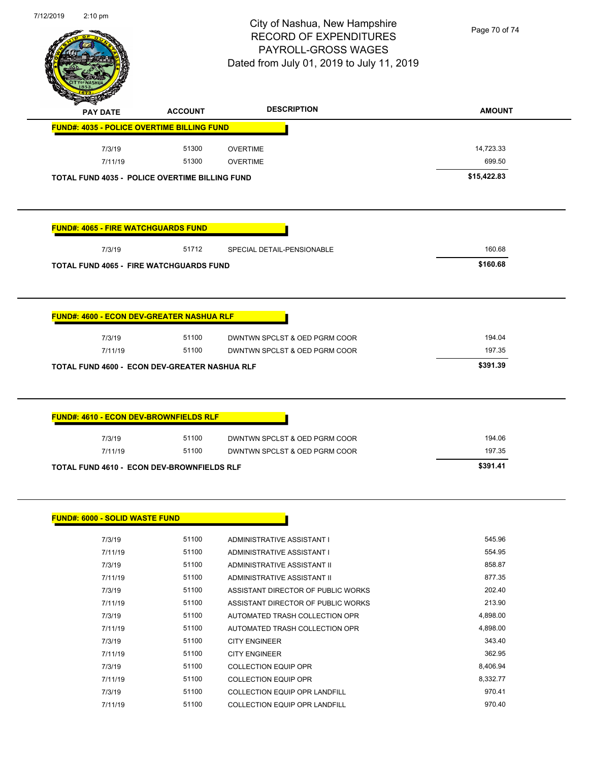City of Nashua, New Hampshire
RECORD OF EXPENDITURES
PAYROLL-GROSS WAGES
Dated from July 01, 2019 to July 11, 2019

| PAY DATE | ACCOUNT | DESCRIPTION | AMOUNT |
|---|---|---|---|
| **FUND#: 4035 - POLICE OVERTIME BILLING FUND** | | | |
| 7/3/19 | 51300 | OVERTIME | 14,723.33 |
| 7/11/19 | 51300 | OVERTIME | 699.50 |
| **TOTAL FUND 4035 - POLICE OVERTIME BILLING FUND** | | | **$15,422.83** |

| PAY DATE | ACCOUNT | DESCRIPTION | AMOUNT |
|---|---|---|---|
| **FUND#: 4065 - FIRE WATCHGUARDS FUND** | | | |
| 7/3/19 | 51712 | SPECIAL DETAIL-PENSIONABLE | 160.68 |
| **TOTAL FUND 4065 - FIRE WATCHGUARDS FUND** | | | **$160.68** |

| PAY DATE | ACCOUNT | DESCRIPTION | AMOUNT |
|---|---|---|---|
| **FUND#: 4600 - ECON DEV-GREATER NASHUA RLF** | | | |
| 7/3/19 | 51100 | DWNTWN SPCLST & OED PGRM COOR | 194.04 |
| 7/11/19 | 51100 | DWNTWN SPCLST & OED PGRM COOR | 197.35 |
| **TOTAL FUND 4600 - ECON DEV-GREATER NASHUA RLF** | | | **$391.39** |

| PAY DATE | ACCOUNT | DESCRIPTION | AMOUNT |
|---|---|---|---|
| **FUND#: 4610 - ECON DEV-BROWNFIELDS RLF** | | | |
| 7/3/19 | 51100 | DWNTWN SPCLST & OED PGRM COOR | 194.06 |
| 7/11/19 | 51100 | DWNTWN SPCLST & OED PGRM COOR | 197.35 |
| **TOTAL FUND 4610 - ECON DEV-BROWNFIELDS RLF** | | | **$391.41** |

| PAY DATE | ACCOUNT | DESCRIPTION | AMOUNT |
|---|---|---|---|
| **FUND#: 6000 - SOLID WASTE FUND** | | | |
| 7/3/19 | 51100 | ADMINISTRATIVE ASSISTANT I | 545.96 |
| 7/11/19 | 51100 | ADMINISTRATIVE ASSISTANT I | 554.95 |
| 7/3/19 | 51100 | ADMINISTRATIVE ASSISTANT II | 858.87 |
| 7/11/19 | 51100 | ADMINISTRATIVE ASSISTANT II | 877.35 |
| 7/3/19 | 51100 | ASSISTANT DIRECTOR OF PUBLIC WORKS | 202.40 |
| 7/11/19 | 51100 | ASSISTANT DIRECTOR OF PUBLIC WORKS | 213.90 |
| 7/3/19 | 51100 | AUTOMATED TRASH COLLECTION OPR | 4,898.00 |
| 7/11/19 | 51100 | AUTOMATED TRASH COLLECTION OPR | 4,898.00 |
| 7/3/19 | 51100 | CITY ENGINEER | 343.40 |
| 7/11/19 | 51100 | CITY ENGINEER | 362.95 |
| 7/3/19 | 51100 | COLLECTION EQUIP OPR | 8,406.94 |
| 7/11/19 | 51100 | COLLECTION EQUIP OPR | 8,332.77 |
| 7/3/19 | 51100 | COLLECTION EQUIP OPR LANDFILL | 970.41 |
| 7/11/19 | 51100 | COLLECTION EQUIP OPR LANDFILL | 970.40 |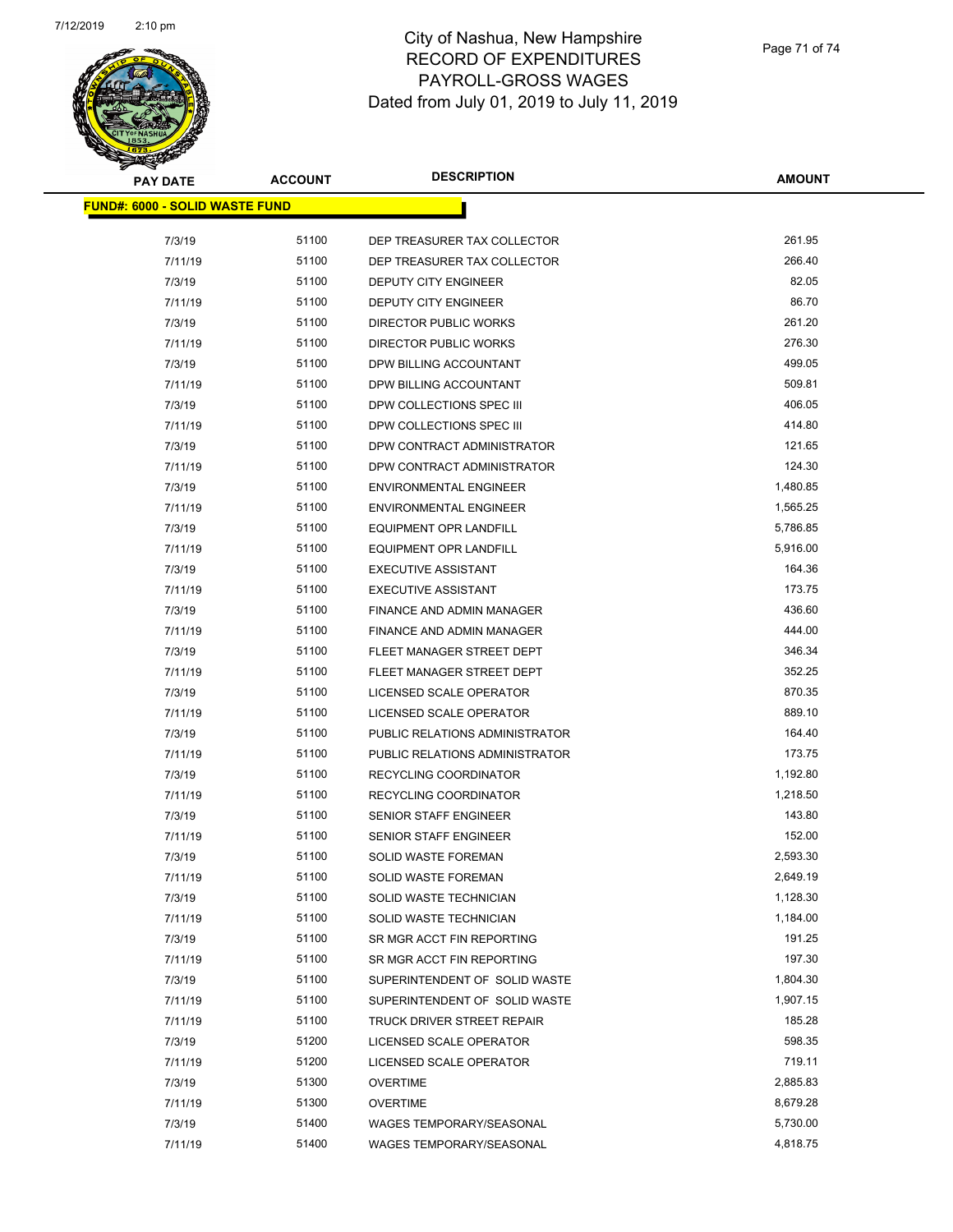# City of Nashua, New Hampshire
# RECORD OF EXPENDITURES
# PAYROLL-GROSS WAGES
# Dated from July 01, 2019 to July 11, 2019

| PAY DATE | ACCOUNT | DESCRIPTION | AMOUNT |
|---|---|---|---|
| **FUND#: 6000 - SOLID WASTE FUND** | | | |
| 7/3/19 | 51100 | DEP TREASURER TAX COLLECTOR | 261.95 |
| 7/11/19 | 51100 | DEP TREASURER TAX COLLECTOR | 266.40 |
| 7/3/19 | 51100 | DEPUTY CITY ENGINEER | 82.05 |
| 7/11/19 | 51100 | DEPUTY CITY ENGINEER | 86.70 |
| 7/3/19 | 51100 | DIRECTOR PUBLIC WORKS | 261.20 |
| 7/11/19 | 51100 | DIRECTOR PUBLIC WORKS | 276.30 |
| 7/3/19 | 51100 | DPW BILLING ACCOUNTANT | 499.05 |
| 7/11/19 | 51100 | DPW BILLING ACCOUNTANT | 509.81 |
| 7/3/19 | 51100 | DPW COLLECTIONS SPEC III | 406.05 |
| 7/11/19 | 51100 | DPW COLLECTIONS SPEC III | 414.80 |
| 7/3/19 | 51100 | DPW CONTRACT ADMINISTRATOR | 121.65 |
| 7/11/19 | 51100 | DPW CONTRACT ADMINISTRATOR | 124.30 |
| 7/3/19 | 51100 | ENVIRONMENTAL ENGINEER | 1,480.85 |
| 7/11/19 | 51100 | ENVIRONMENTAL ENGINEER | 1,565.25 |
| 7/3/19 | 51100 | EQUIPMENT OPR LANDFILL | 5,786.85 |
| 7/11/19 | 51100 | EQUIPMENT OPR LANDFILL | 5,916.00 |
| 7/3/19 | 51100 | EXECUTIVE ASSISTANT | 164.36 |
| 7/11/19 | 51100 | EXECUTIVE ASSISTANT | 173.75 |
| 7/3/19 | 51100 | FINANCE AND ADMIN MANAGER | 436.60 |
| 7/11/19 | 51100 | FINANCE AND ADMIN MANAGER | 444.00 |
| 7/3/19 | 51100 | FLEET MANAGER STREET DEPT | 346.34 |
| 7/11/19 | 51100 | FLEET MANAGER STREET DEPT | 352.25 |
| 7/3/19 | 51100 | LICENSED SCALE OPERATOR | 870.35 |
| 7/11/19 | 51100 | LICENSED SCALE OPERATOR | 889.10 |
| 7/3/19 | 51100 | PUBLIC RELATIONS ADMINISTRATOR | 164.40 |
| 7/11/19 | 51100 | PUBLIC RELATIONS ADMINISTRATOR | 173.75 |
| 7/3/19 | 51100 | RECYCLING COORDINATOR | 1,192.80 |
| 7/11/19 | 51100 | RECYCLING COORDINATOR | 1,218.50 |
| 7/3/19 | 51100 | SENIOR STAFF ENGINEER | 143.80 |
| 7/11/19 | 51100 | SENIOR STAFF ENGINEER | 152.00 |
| 7/3/19 | 51100 | SOLID WASTE FOREMAN | 2,593.30 |
| 7/11/19 | 51100 | SOLID WASTE FOREMAN | 2,649.19 |
| 7/3/19 | 51100 | SOLID WASTE TECHNICIAN | 1,128.30 |
| 7/11/19 | 51100 | SOLID WASTE TECHNICIAN | 1,184.00 |
| 7/3/19 | 51100 | SR MGR ACCT FIN REPORTING | 191.25 |
| 7/11/19 | 51100 | SR MGR ACCT FIN REPORTING | 197.30 |
| 7/3/19 | 51100 | SUPERINTENDENT OF SOLID WASTE | 1,804.30 |
| 7/11/19 | 51100 | SUPERINTENDENT OF SOLID WASTE | 1,907.15 |
| 7/11/19 | 51100 | TRUCK DRIVER STREET REPAIR | 185.28 |
| 7/3/19 | 51200 | LICENSED SCALE OPERATOR | 598.35 |
| 7/11/19 | 51200 | LICENSED SCALE OPERATOR | 719.11 |
| 7/3/19 | 51300 | OVERTIME | 2,885.83 |
| 7/11/19 | 51300 | OVERTIME | 8,679.28 |
| 7/3/19 | 51400 | WAGES TEMPORARY/SEASONAL | 5,730.00 |
| 7/11/19 | 51400 | WAGES TEMPORARY/SEASONAL | 4,818.75 |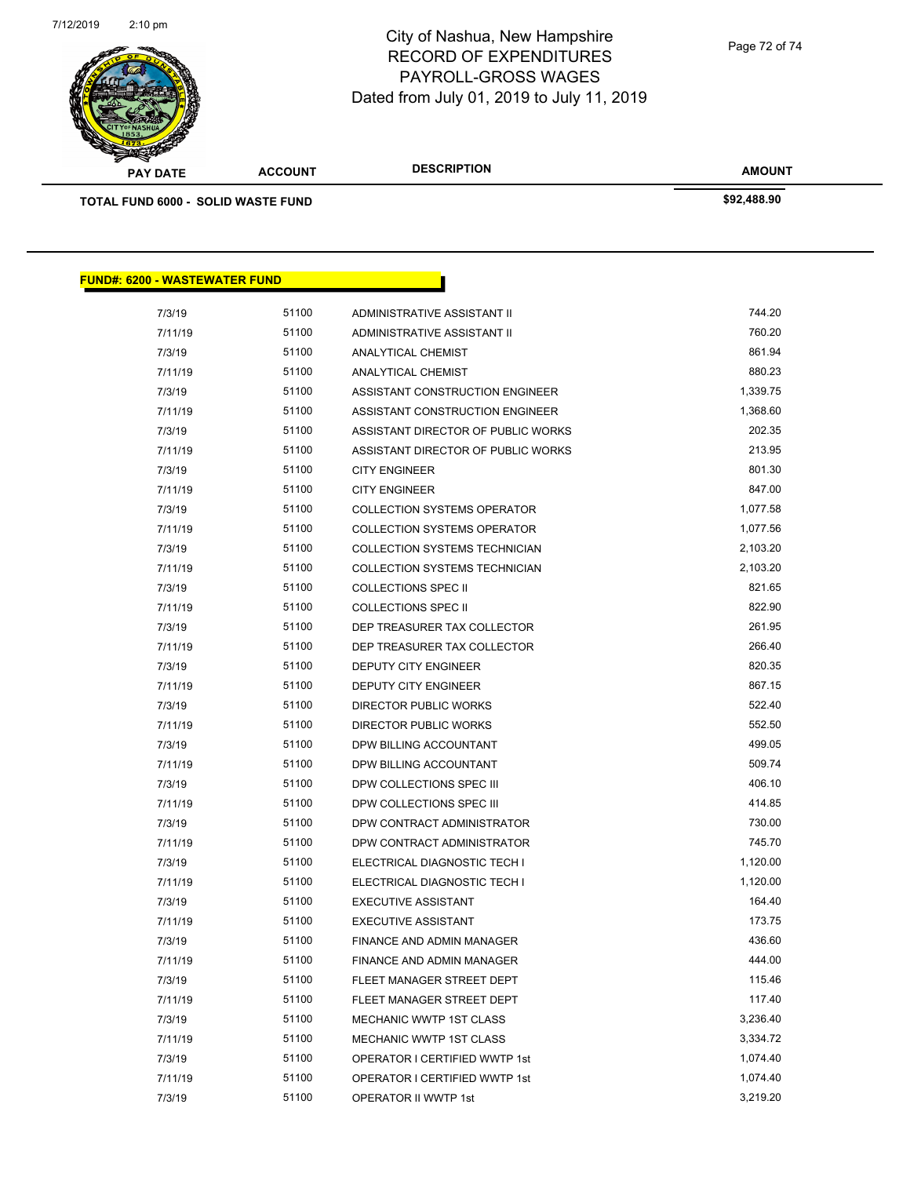| PAY DATE | ACCOUNT | DESCRIPTION | AMOUNT |
|---|---|---|---|
| **TOTAL FUND 6000 - SOLID WASTE FUND** | | | **$92,488.90** |

**FUND#: 6200 - WASTEWATER FUND**

| PAY DATE | ACCOUNT | DESCRIPTION | AMOUNT |
|---|---|---|---|
| 7/3/19 | 51100 | ADMINISTRATIVE ASSISTANT II | 744.20 |
| 7/11/19 | 51100 | ADMINISTRATIVE ASSISTANT II | 760.20 |
| 7/3/19 | 51100 | ANALYTICAL CHEMIST | 861.94 |
| 7/11/19 | 51100 | ANALYTICAL CHEMIST | 880.23 |
| 7/3/19 | 51100 | ASSISTANT CONSTRUCTION ENGINEER | 1,339.75 |
| 7/11/19 | 51100 | ASSISTANT CONSTRUCTION ENGINEER | 1,368.60 |
| 7/3/19 | 51100 | ASSISTANT DIRECTOR OF PUBLIC WORKS | 202.35 |
| 7/11/19 | 51100 | ASSISTANT DIRECTOR OF PUBLIC WORKS | 213.95 |
| 7/3/19 | 51100 | CITY ENGINEER | 801.30 |
| 7/11/19 | 51100 | CITY ENGINEER | 847.00 |
| 7/3/19 | 51100 | COLLECTION SYSTEMS OPERATOR | 1,077.58 |
| 7/11/19 | 51100 | COLLECTION SYSTEMS OPERATOR | 1,077.56 |
| 7/3/19 | 51100 | COLLECTION SYSTEMS TECHNICIAN | 2,103.20 |
| 7/11/19 | 51100 | COLLECTION SYSTEMS TECHNICIAN | 2,103.20 |
| 7/3/19 | 51100 | COLLECTIONS SPEC II | 821.65 |
| 7/11/19 | 51100 | COLLECTIONS SPEC II | 822.90 |
| 7/3/19 | 51100 | DEP TREASURER TAX COLLECTOR | 261.95 |
| 7/11/19 | 51100 | DEP TREASURER TAX COLLECTOR | 266.40 |
| 7/3/19 | 51100 | DEPUTY CITY ENGINEER | 820.35 |
| 7/11/19 | 51100 | DEPUTY CITY ENGINEER | 867.15 |
| 7/3/19 | 51100 | DIRECTOR PUBLIC WORKS | 522.40 |
| 7/11/19 | 51100 | DIRECTOR PUBLIC WORKS | 552.50 |
| 7/3/19 | 51100 | DPW BILLING ACCOUNTANT | 499.05 |
| 7/11/19 | 51100 | DPW BILLING ACCOUNTANT | 509.74 |
| 7/3/19 | 51100 | DPW COLLECTIONS SPEC III | 406.10 |
| 7/11/19 | 51100 | DPW COLLECTIONS SPEC III | 414.85 |
| 7/3/19 | 51100 | DPW CONTRACT ADMINISTRATOR | 730.00 |
| 7/11/19 | 51100 | DPW CONTRACT ADMINISTRATOR | 745.70 |
| 7/3/19 | 51100 | ELECTRICAL DIAGNOSTIC TECH I | 1,120.00 |
| 7/11/19 | 51100 | ELECTRICAL DIAGNOSTIC TECH I | 1,120.00 |
| 7/3/19 | 51100 | EXECUTIVE ASSISTANT | 164.40 |
| 7/11/19 | 51100 | EXECUTIVE ASSISTANT | 173.75 |
| 7/3/19 | 51100 | FINANCE AND ADMIN MANAGER | 436.60 |
| 7/11/19 | 51100 | FINANCE AND ADMIN MANAGER | 444.00 |
| 7/3/19 | 51100 | FLEET MANAGER STREET DEPT | 115.46 |
| 7/11/19 | 51100 | FLEET MANAGER STREET DEPT | 117.40 |
| 7/3/19 | 51100 | MECHANIC WWTP 1ST CLASS | 3,236.40 |
| 7/11/19 | 51100 | MECHANIC WWTP 1ST CLASS | 3,334.72 |
| 7/3/19 | 51100 | OPERATOR I CERTIFIED WWTP 1st | 1,074.40 |
| 7/11/19 | 51100 | OPERATOR I CERTIFIED WWTP 1st | 1,074.40 |
| 7/3/19 | 51100 | OPERATOR II WWTP 1st | 3,219.20 |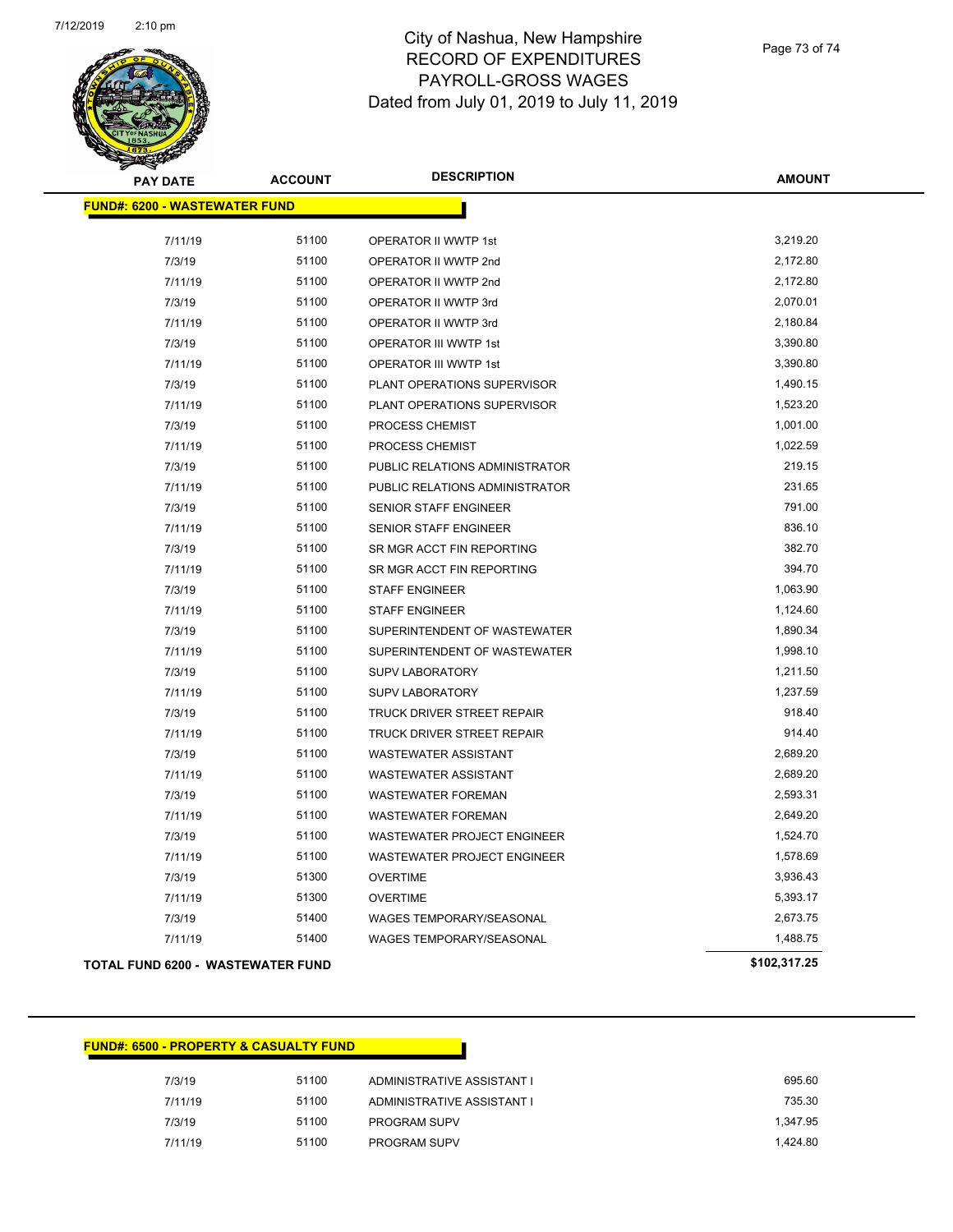# City of Nashua, New Hampshire
## RECORD OF EXPENDITURES
## PAYROLL-GROSS WAGES
### Dated from July 01, 2019 to July 11, 2019

| PAY DATE | ACCOUNT | DESCRIPTION | AMOUNT |
|---|---|---|---|
| **FUND#: 6200 - WASTEWATER FUND** | | | |
| 7/11/19 | 51100 | OPERATOR II WWTP 1st | 3,219.20 |
| 7/3/19 | 51100 | OPERATOR II WWTP 2nd | 2,172.80 |
| 7/11/19 | 51100 | OPERATOR II WWTP 2nd | 2,172.80 |
| 7/3/19 | 51100 | OPERATOR II WWTP 3rd | 2,070.01 |
| 7/11/19 | 51100 | OPERATOR II WWTP 3rd | 2,180.84 |
| 7/3/19 | 51100 | OPERATOR III WWTP 1st | 3,390.80 |
| 7/11/19 | 51100 | OPERATOR III WWTP 1st | 3,390.80 |
| 7/3/19 | 51100 | PLANT OPERATIONS SUPERVISOR | 1,490.15 |
| 7/11/19 | 51100 | PLANT OPERATIONS SUPERVISOR | 1,523.20 |
| 7/3/19 | 51100 | PROCESS CHEMIST | 1,001.00 |
| 7/11/19 | 51100 | PROCESS CHEMIST | 1,022.59 |
| 7/3/19 | 51100 | PUBLIC RELATIONS ADMINISTRATOR | 219.15 |
| 7/11/19 | 51100 | PUBLIC RELATIONS ADMINISTRATOR | 231.65 |
| 7/3/19 | 51100 | SENIOR STAFF ENGINEER | 791.00 |
| 7/11/19 | 51100 | SENIOR STAFF ENGINEER | 836.10 |
| 7/3/19 | 51100 | SR MGR ACCT FIN REPORTING | 382.70 |
| 7/11/19 | 51100 | SR MGR ACCT FIN REPORTING | 394.70 |
| 7/3/19 | 51100 | STAFF ENGINEER | 1,063.90 |
| 7/11/19 | 51100 | STAFF ENGINEER | 1,124.60 |
| 7/3/19 | 51100 | SUPERINTENDENT OF WASTEWATER | 1,890.34 |
| 7/11/19 | 51100 | SUPERINTENDENT OF WASTEWATER | 1,998.10 |
| 7/3/19 | 51100 | SUPV LABORATORY | 1,211.50 |
| 7/11/19 | 51100 | SUPV LABORATORY | 1,237.59 |
| 7/3/19 | 51100 | TRUCK DRIVER STREET REPAIR | 918.40 |
| 7/11/19 | 51100 | TRUCK DRIVER STREET REPAIR | 914.40 |
| 7/3/19 | 51100 | WASTEWATER ASSISTANT | 2,689.20 |
| 7/11/19 | 51100 | WASTEWATER ASSISTANT | 2,689.20 |
| 7/3/19 | 51100 | WASTEWATER FOREMAN | 2,593.31 |
| 7/11/19 | 51100 | WASTEWATER FOREMAN | 2,649.20 |
| 7/3/19 | 51100 | WASTEWATER PROJECT ENGINEER | 1,524.70 |
| 7/11/19 | 51100 | WASTEWATER PROJECT ENGINEER | 1,578.69 |
| 7/3/19 | 51300 | OVERTIME | 3,936.43 |
| 7/11/19 | 51300 | OVERTIME | 5,393.17 |
| 7/3/19 | 51400 | WAGES TEMPORARY/SEASONAL | 2,673.75 |
| 7/11/19 | 51400 | WAGES TEMPORARY/SEASONAL | 1,488.75 |
| **TOTAL FUND 6200 - WASTEWATER FUND** | | | **$102,317.25** |

| PAY DATE | ACCOUNT | DESCRIPTION | AMOUNT |
|---|---|---|---|
| **FUND#: 6500 - PROPERTY & CASUALTY FUND** | | | |
| 7/3/19 | 51100 | ADMINISTRATIVE ASSISTANT I | 695.60 |
| 7/11/19 | 51100 | ADMINISTRATIVE ASSISTANT I | 735.30 |
| 7/3/19 | 51100 | PROGRAM SUPV | 1,347.95 |
| 7/11/19 | 51100 | PROGRAM SUPV | 1,424.80 |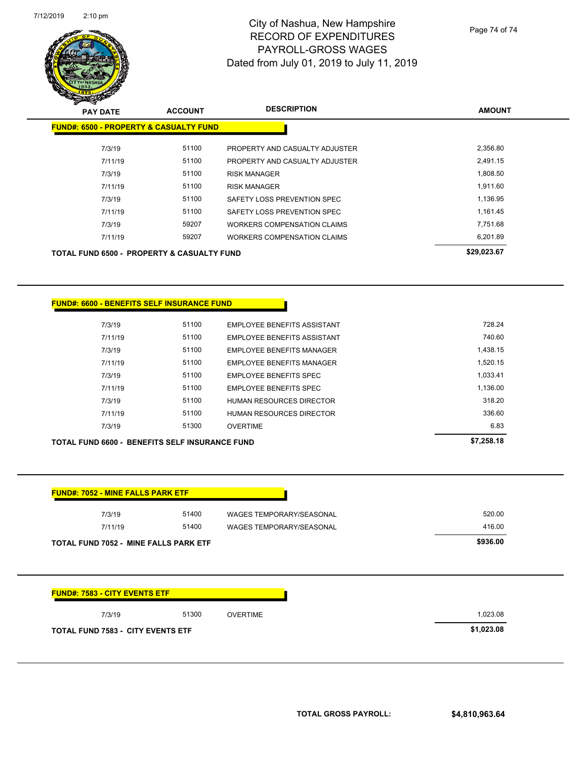# City of Nashua, New Hampshire
## RECORD OF EXPENDITURES
## PAYROLL-GROSS WAGES
### Dated from July 01, 2019 to July 11, 2019

| PAY DATE | ACCOUNT | DESCRIPTION | AMOUNT |
|---|---|---|---|
| **FUND#: 6500 - PROPERTY & CASUALTY FUND** | | | |
| 7/3/19 | 51100 | PROPERTY AND CASUALTY ADJUSTER | 2,356.80 |
| 7/11/19 | 51100 | PROPERTY AND CASUALTY ADJUSTER | 2,491.15 |
| 7/3/19 | 51100 | RISK MANAGER | 1,808.50 |
| 7/11/19 | 51100 | RISK MANAGER | 1,911.60 |
| 7/3/19 | 51100 | SAFETY LOSS PREVENTION SPEC | 1,136.95 |
| 7/11/19 | 51100 | SAFETY LOSS PREVENTION SPEC | 1,161.45 |
| 7/3/19 | 59207 | WORKERS COMPENSATION CLAIMS | 7,751.68 |
| 7/11/19 | 59207 | WORKERS COMPENSATION CLAIMS | 6,201.89 |
| **TOTAL FUND 6500 - PROPERTY & CASUALTY FUND** | | | **$29,023.67** |

| PAY DATE | ACCOUNT | DESCRIPTION | AMOUNT |
|---|---|---|---|
| **FUND#: 6600 - BENEFITS SELF INSURANCE FUND** | | | |
| 7/3/19 | 51100 | EMPLOYEE BENEFITS ASSISTANT | 728.24 |
| 7/11/19 | 51100 | EMPLOYEE BENEFITS ASSISTANT | 740.60 |
| 7/3/19 | 51100 | EMPLOYEE BENEFITS MANAGER | 1,438.15 |
| 7/11/19 | 51100 | EMPLOYEE BENEFITS MANAGER | 1,520.15 |
| 7/3/19 | 51100 | EMPLOYEE BENEFITS SPEC | 1,033.41 |
| 7/11/19 | 51100 | EMPLOYEE BENEFITS SPEC | 1,136.00 |
| 7/3/19 | 51100 | HUMAN RESOURCES DIRECTOR | 318.20 |
| 7/11/19 | 51100 | HUMAN RESOURCES DIRECTOR | 336.60 |
| 7/3/19 | 51300 | OVERTIME | 6.83 |
| **TOTAL FUND 6600 - BENEFITS SELF INSURANCE FUND** | | | **$7,258.18** |

| PAY DATE | ACCOUNT | DESCRIPTION | AMOUNT |
|---|---|---|---|
| **FUND#: 7052 - MINE FALLS PARK ETF** | | | |
| 7/3/19 | 51400 | WAGES TEMPORARY/SEASONAL | 520.00 |
| 7/11/19 | 51400 | WAGES TEMPORARY/SEASONAL | 416.00 |
| **TOTAL FUND 7052 - MINE FALLS PARK ETF** | | | **$936.00** |

| PAY DATE | ACCOUNT | DESCRIPTION | AMOUNT |
|---|---|---|---|
| **FUND#: 7583 - CITY EVENTS ETF** | | | |
| 7/3/19 | 51300 | OVERTIME | 1,023.08 |
| **TOTAL FUND 7583 - CITY EVENTS ETF** | | | **$1,023.08** |

**TOTAL GROSS PAYROLL: $4,810,963.64**